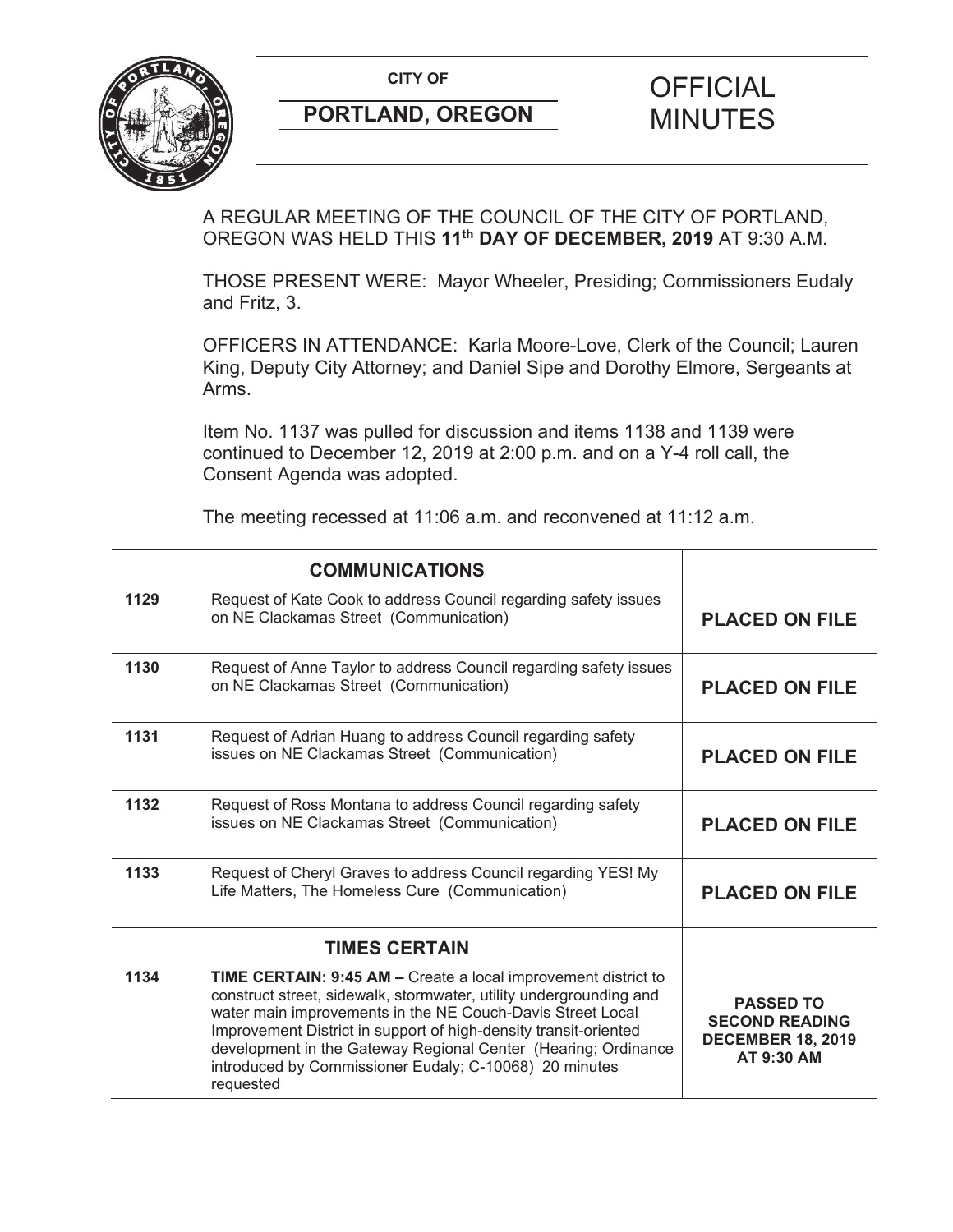**CITY OF**

**PORTLAND, OREGON**

# OFFICIAL MINUTES

A REGULAR MEETING OF THE COUNCIL OF THE CITY OF PORTLAND, OREGON WAS HELD THIS **11th DAY OF DECEMBER, 2019** AT 9:30 A.M.

THOSE PRESENT WERE: Mayor Wheeler, Presiding; Commissioners Eudaly and Fritz, 3.

OFFICERS IN ATTENDANCE: Karla Moore-Love, Clerk of the Council; Lauren King, Deputy City Attorney; and Daniel Sipe and Dorothy Elmore, Sergeants at Arms.

Item No. 1137 was pulled for discussion and items 1138 and 1139 were continued to December 12, 2019 at 2:00 p.m. and on a Y-4 roll call, the Consent Agenda was adopted.

The meeting recessed at 11:06 a.m. and reconvened at 11:12 a.m.

| | **COMMUNICATIONS** | |
|---|---|---|
| **1129** | Request of Kate Cook to address Council regarding safety issues on NE Clackamas Street (Communication) | **PLACED ON FILE** |
| **1130** | Request of Anne Taylor to address Council regarding safety issues on NE Clackamas Street (Communication) | **PLACED ON FILE** |
| **1131** | Request of Adrian Huang to address Council regarding safety issues on NE Clackamas Street (Communication) | **PLACED ON FILE** |
| **1132** | Request of Ross Montana to address Council regarding safety issues on NE Clackamas Street (Communication) | **PLACED ON FILE** |
| **1133** | Request of Cheryl Graves to address Council regarding YES! My Life Matters, The Homeless Cure (Communication) | **PLACED ON FILE** |
| | **TIMES CERTAIN** | |
| **1134** | **TIME CERTAIN: 9:45 AM –** Create a local improvement district to construct street, sidewalk, stormwater, utility undergrounding and water main improvements in the NE Couch-Davis Street Local Improvement District in support of high-density transit-oriented development in the Gateway Regional Center (Hearing; Ordinance introduced by Commissioner Eudaly; C-10068) 20 minutes requested | **PASSED TO SECOND READING DECEMBER 18, 2019 AT 9:30 AM** |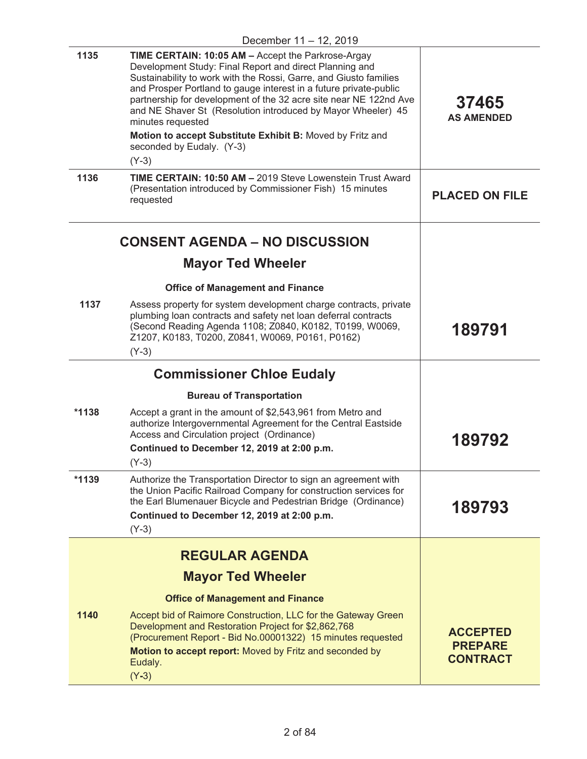December 11 – 12, 2019

| | | |
|---|---|---|
| 1135 | **TIME CERTAIN: 10:05 AM –** Accept the Parkrose-Argay Development Study: Final Report and direct Planning and Sustainability to work with the Rossi, Garre, and Giusto families and Prosper Portland to gauge interest in a future private-public partnership for development of the 32 acre site near NE 122nd Ave and NE Shaver St (Resolution introduced by Mayor Wheeler) 45 minutes requested<br>**Motion to accept Substitute Exhibit B:** Moved by Fritz and seconded by Eudaly. (Y-3)<br>(Y-3) | **37465**<br>**AS AMENDED** |
| 1136 | **TIME CERTAIN: 10:50 AM –** 2019 Steve Lowenstein Trust Award (Presentation introduced by Commissioner Fish) 15 minutes requested | **PLACED ON FILE** |

## CONSENT AGENDA – NO DISCUSSION

### Mayor Ted Wheeler

#### Office of Management and Finance

| | | |
|---|---|---|
| 1137 | Assess property for system development charge contracts, private plumbing loan contracts and safety net loan deferral contracts (Second Reading Agenda 1108; Z0840, K0182, T0199, W0069, Z1207, K0183, T0200, Z0841, W0069, P0161, P0162)<br>(Y-3) | **189791** |

### Commissioner Chloe Eudaly

#### Bureau of Transportation

| | | |
|---|---|---|
| *1138 | Accept a grant in the amount of $2,543,961 from Metro and authorize Intergovernmental Agreement for the Central Eastside Access and Circulation project (Ordinance)<br>**Continued to December 12, 2019 at 2:00 p.m.**<br>(Y-3) | **189792** |
| *1139 | Authorize the Transportation Director to sign an agreement with the Union Pacific Railroad Company for construction services for the Earl Blumenauer Bicycle and Pedestrian Bridge (Ordinance)<br>**Continued to December 12, 2019 at 2:00 p.m.**<br>(Y-3) | **189793** |

## REGULAR AGENDA

### Mayor Ted Wheeler

#### Office of Management and Finance

| | | |
|---|---|---|
| 1140 | Accept bid of Raimore Construction, LLC for the Gateway Green Development and Restoration Project for $2,862,768 (Procurement Report - Bid No.00001322) 15 minutes requested<br>**Motion to accept report:** Moved by Fritz and seconded by Eudaly.<br>(Y-3) | **ACCEPTED PREPARE CONTRACT** |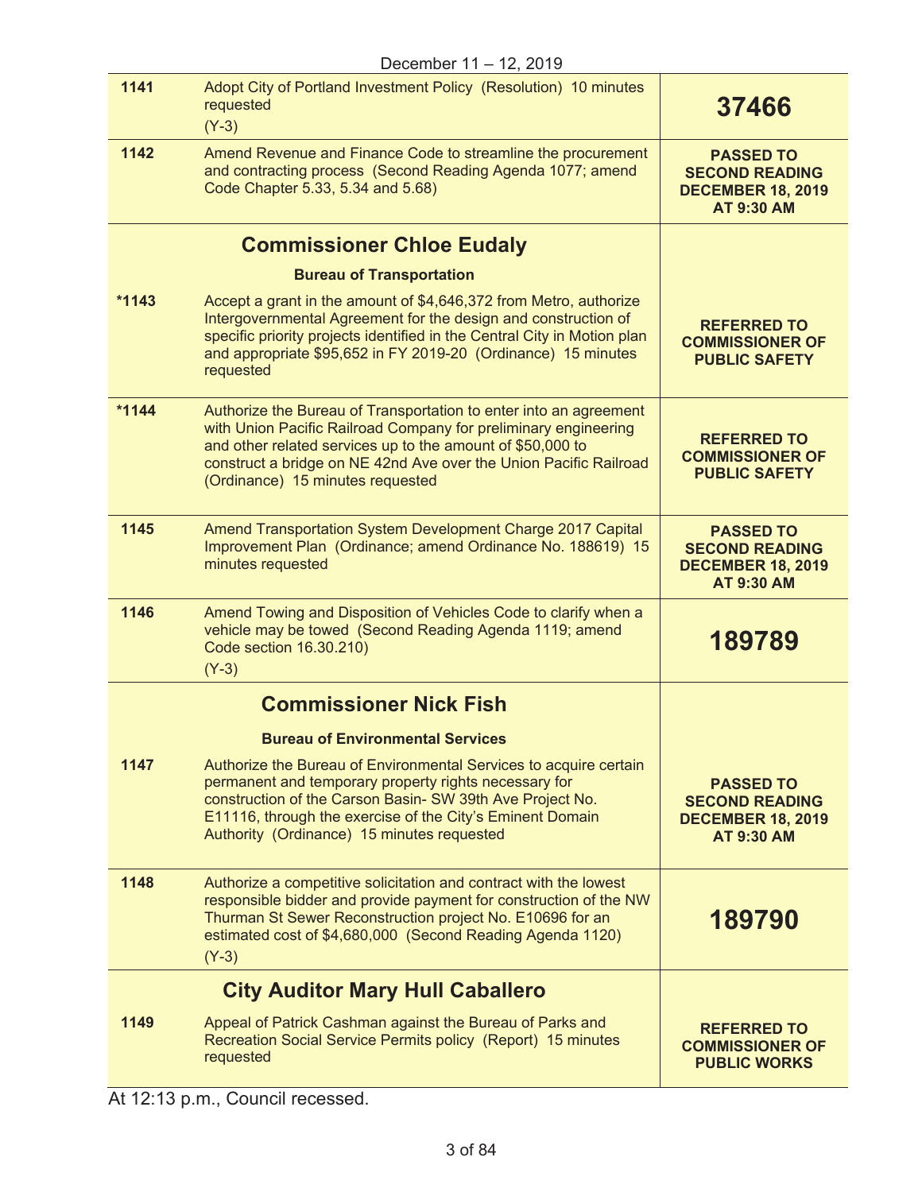December 11 – 12, 2019

| | | |
|---|---|---|
| 1141 | Adopt City of Portland Investment Policy (Resolution) 10 minutes requested<br>(Y-3) | **37466** |
| 1142 | Amend Revenue and Finance Code to streamline the procurement and contracting process (Second Reading Agenda 1077; amend Code Chapter 5.33, 5.34 and 5.68) | **PASSED TO SECOND READING DECEMBER 18, 2019 AT 9:30 AM** |
| | **Commissioner Chloe Eudaly**<br>**Bureau of Transportation** | |
| *1143 | Accept a grant in the amount of $4,646,372 from Metro, authorize Intergovernmental Agreement for the design and construction of specific priority projects identified in the Central City in Motion plan and appropriate $95,652 in FY 2019-20 (Ordinance) 15 minutes requested | **REFERRED TO COMMISSIONER OF PUBLIC SAFETY** |
| *1144 | Authorize the Bureau of Transportation to enter into an agreement with Union Pacific Railroad Company for preliminary engineering and other related services up to the amount of $50,000 to construct a bridge on NE 42nd Ave over the Union Pacific Railroad (Ordinance) 15 minutes requested | **REFERRED TO COMMISSIONER OF PUBLIC SAFETY** |
| 1145 | Amend Transportation System Development Charge 2017 Capital Improvement Plan (Ordinance; amend Ordinance No. 188619) 15 minutes requested | **PASSED TO SECOND READING DECEMBER 18, 2019 AT 9:30 AM** |
| 1146 | Amend Towing and Disposition of Vehicles Code to clarify when a vehicle may be towed (Second Reading Agenda 1119; amend Code section 16.30.210)<br>(Y-3) | **189789** |
| | **Commissioner Nick Fish**<br>**Bureau of Environmental Services** | |
| 1147 | Authorize the Bureau of Environmental Services to acquire certain permanent and temporary property rights necessary for construction of the Carson Basin- SW 39th Ave Project No. E11116, through the exercise of the City's Eminent Domain Authority (Ordinance) 15 minutes requested | **PASSED TO SECOND READING DECEMBER 18, 2019 AT 9:30 AM** |
| 1148 | Authorize a competitive solicitation and contract with the lowest responsible bidder and provide payment for construction of the NW Thurman St Sewer Reconstruction project No. E10696 for an estimated cost of $4,680,000 (Second Reading Agenda 1120)<br>(Y-3) | **189790** |
| | **City Auditor Mary Hull Caballero** | |
| 1149 | Appeal of Patrick Cashman against the Bureau of Parks and Recreation Social Service Permits policy (Report) 15 minutes requested | **REFERRED TO COMMISSIONER OF PUBLIC WORKS** |

At 12:13 p.m., Council recessed.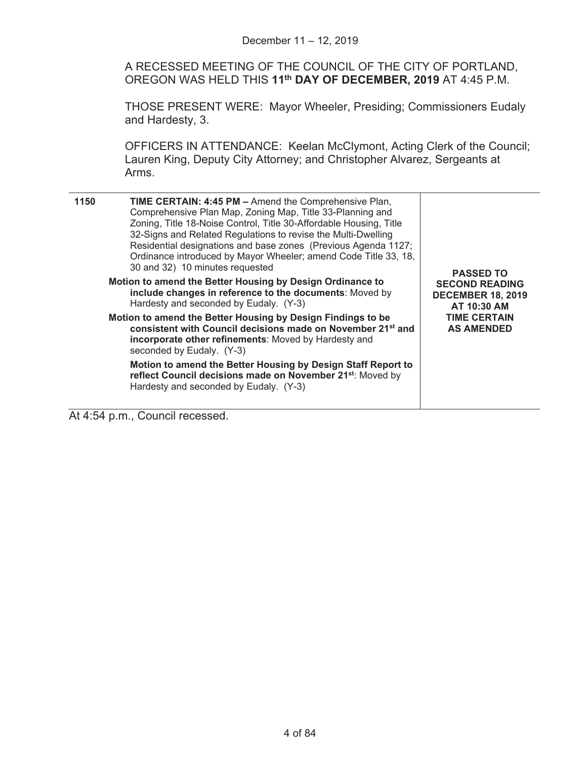December 11 – 12, 2019

A RECESSED MEETING OF THE COUNCIL OF THE CITY OF PORTLAND, OREGON WAS HELD THIS **11th DAY OF DECEMBER, 2019** AT 4:45 P.M.

THOSE PRESENT WERE: Mayor Wheeler, Presiding; Commissioners Eudaly and Hardesty, 3.

OFFICERS IN ATTENDANCE: Keelan McClymont, Acting Clerk of the Council; Lauren King, Deputy City Attorney; and Christopher Alvarez, Sergeants at Arms.

| | | |
|---|---|---|
| **1150** | **TIME CERTAIN: 4:45 PM –** Amend the Comprehensive Plan, Comprehensive Plan Map, Zoning Map, Title 33-Planning and Zoning, Title 18-Noise Control, Title 30-Affordable Housing, Title 32-Signs and Related Regulations to revise the Multi-Dwelling Residential designations and base zones (Previous Agenda 1127; Ordinance introduced by Mayor Wheeler; amend Code Title 33, 18, 30 and 32) 10 minutes requested<br><br>**Motion to amend the Better Housing by Design Ordinance to include changes in reference to the documents**: Moved by Hardesty and seconded by Eudaly. (Y-3)<br><br>**Motion to amend the Better Housing by Design Findings to be consistent with Council decisions made on November 21st and incorporate other refinements**: Moved by Hardesty and seconded by Eudaly. (Y-3)<br><br>**Motion to amend the Better Housing by Design Staff Report to reflect Council decisions made on November 21st**: Moved by Hardesty and seconded by Eudaly. (Y-3) | **PASSED TO SECOND READING DECEMBER 18, 2019 AT 10:30 AM TIME CERTAIN AS AMENDED** |

At 4:54 p.m., Council recessed.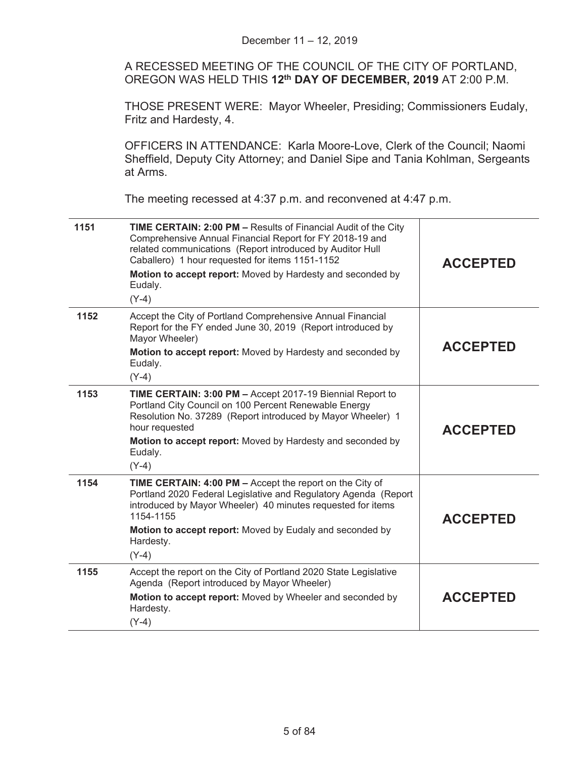December 11 – 12, 2019

A RECESSED MEETING OF THE COUNCIL OF THE CITY OF PORTLAND, OREGON WAS HELD THIS **12th DAY OF DECEMBER, 2019** AT 2:00 P.M.

THOSE PRESENT WERE: Mayor Wheeler, Presiding; Commissioners Eudaly, Fritz and Hardesty, 4.

OFFICERS IN ATTENDANCE: Karla Moore-Love, Clerk of the Council; Naomi Sheffield, Deputy City Attorney; and Daniel Sipe and Tania Kohlman, Sergeants at Arms.

The meeting recessed at 4:37 p.m. and reconvened at 4:47 p.m.

| | | |
|---|---|---|
| 1151 | **TIME CERTAIN: 2:00 PM –** Results of Financial Audit of the City Comprehensive Annual Financial Report for FY 2018-19 and related communications (Report introduced by Auditor Hull Caballero) 1 hour requested for items 1151-1152<br>**Motion to accept report:** Moved by Hardesty and seconded by Eudaly.<br>(Y-4) | **ACCEPTED** |
| 1152 | Accept the City of Portland Comprehensive Annual Financial Report for the FY ended June 30, 2019 (Report introduced by Mayor Wheeler)<br>**Motion to accept report:** Moved by Hardesty and seconded by Eudaly.<br>(Y-4) | **ACCEPTED** |
| 1153 | **TIME CERTAIN: 3:00 PM –** Accept 2017-19 Biennial Report to Portland City Council on 100 Percent Renewable Energy Resolution No. 37289 (Report introduced by Mayor Wheeler) 1 hour requested<br>**Motion to accept report:** Moved by Hardesty and seconded by Eudaly.<br>(Y-4) | **ACCEPTED** |
| 1154 | **TIME CERTAIN: 4:00 PM –** Accept the report on the City of Portland 2020 Federal Legislative and Regulatory Agenda (Report introduced by Mayor Wheeler) 40 minutes requested for items 1154-1155<br>**Motion to accept report:** Moved by Eudaly and seconded by Hardesty.<br>(Y-4) | **ACCEPTED** |
| 1155 | Accept the report on the City of Portland 2020 State Legislative Agenda (Report introduced by Mayor Wheeler)<br>**Motion to accept report:** Moved by Wheeler and seconded by Hardesty.<br>(Y-4) | **ACCEPTED** |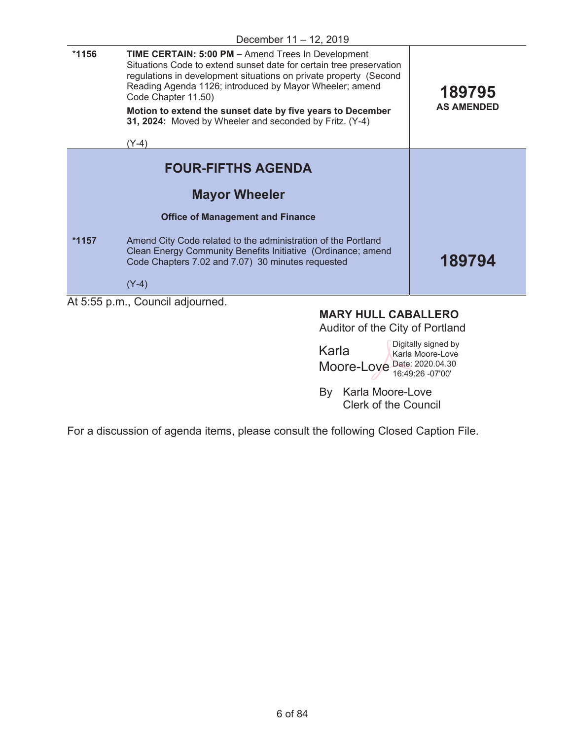December 11 – 12, 2019

| | | |
|---|---|---|
| *1156 | **TIME CERTAIN: 5:00 PM –** Amend Trees In Development Situations Code to extend sunset date for certain tree preservation regulations in development situations on private property (Second Reading Agenda 1126; introduced by Mayor Wheeler; amend Code Chapter 11.50)<br><br>**Motion to extend the sunset date by five years to December 31, 2024:** Moved by Wheeler and seconded by Fritz. (Y-4)<br><br>(Y-4) | **189795**<br>**AS AMENDED** |
| | **FOUR-FIFTHS AGENDA** | |
| | **Mayor Wheeler** | |
| | **Office of Management and Finance** | |
| *1157 | Amend City Code related to the administration of the Portland Clean Energy Community Benefits Initiative (Ordinance; amend Code Chapters 7.02 and 7.07) 30 minutes requested<br><br>(Y-4) | **189794** |

At 5:55 p.m., Council adjourned.

**MARY HULL CABALLERO**
Auditor of the City of Portland

Karla Moore-Love
Digitally signed by Karla Moore-Love
Date: 2020.04.30 16:49:26 -07'00'

By Karla Moore-Love
Clerk of the Council

For a discussion of agenda items, please consult the following Closed Caption File.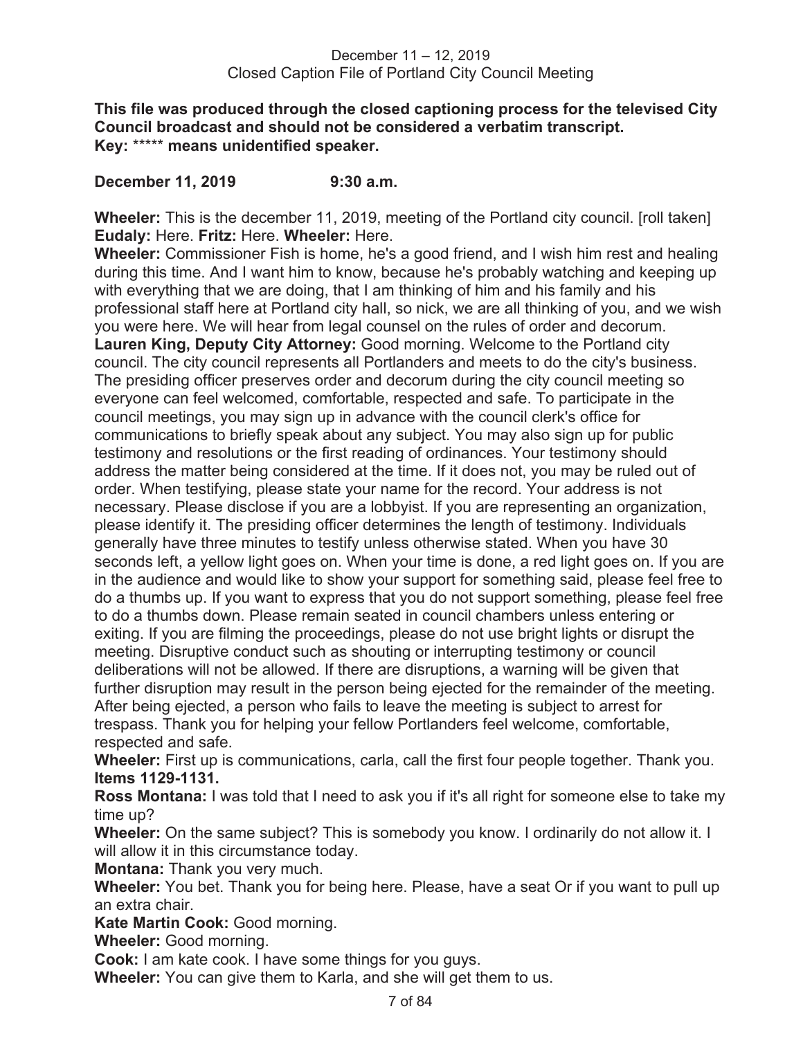December 11 – 12, 2019
Closed Caption File of Portland City Council Meeting

**This file was produced through the closed captioning process for the televised City Council broadcast and should not be considered a verbatim transcript.**
**Key:** ***** **means unidentified speaker.**

**December 11, 2019 9:30 a.m.**

**Wheeler:** This is the december 11, 2019, meeting of the Portland city council. [roll taken] **Eudaly:** Here. **Fritz:** Here. **Wheeler:** Here.

**Wheeler:** Commissioner Fish is home, he's a good friend, and I wish him rest and healing during this time. And I want him to know, because he's probably watching and keeping up with everything that we are doing, that I am thinking of him and his family and his professional staff here at Portland city hall, so nick, we are all thinking of you, and we wish you were here. We will hear from legal counsel on the rules of order and decorum.

**Lauren King, Deputy City Attorney:** Good morning. Welcome to the Portland city council. The city council represents all Portlanders and meets to do the city's business. The presiding officer preserves order and decorum during the city council meeting so everyone can feel welcomed, comfortable, respected and safe. To participate in the council meetings, you may sign up in advance with the council clerk's office for communications to briefly speak about any subject. You may also sign up for public testimony and resolutions or the first reading of ordinances. Your testimony should address the matter being considered at the time. If it does not, you may be ruled out of order. When testifying, please state your name for the record. Your address is not necessary. Please disclose if you are a lobbyist. If you are representing an organization, please identify it. The presiding officer determines the length of testimony. Individuals generally have three minutes to testify unless otherwise stated. When you have 30 seconds left, a yellow light goes on. When your time is done, a red light goes on. If you are in the audience and would like to show your support for something said, please feel free to do a thumbs up. If you want to express that you do not support something, please feel free to do a thumbs down. Please remain seated in council chambers unless entering or exiting. If you are filming the proceedings, please do not use bright lights or disrupt the meeting. Disruptive conduct such as shouting or interrupting testimony or council deliberations will not be allowed. If there are disruptions, a warning will be given that further disruption may result in the person being ejected for the remainder of the meeting. After being ejected, a person who fails to leave the meeting is subject to arrest for trespass. Thank you for helping your fellow Portlanders feel welcome, comfortable, respected and safe.

**Wheeler:** First up is communications, carla, call the first four people together. Thank you.

**Items 1129-1131.**

**Ross Montana:** I was told that I need to ask you if it's all right for someone else to take my time up?

**Wheeler:** On the same subject? This is somebody you know. I ordinarily do not allow it. I will allow it in this circumstance today.

**Montana:** Thank you very much.

**Wheeler:** You bet. Thank you for being here. Please, have a seat Or if you want to pull up an extra chair.

**Kate Martin Cook:** Good morning.

**Wheeler:** Good morning.

**Cook:** I am kate cook. I have some things for you guys.

**Wheeler:** You can give them to Karla, and she will get them to us.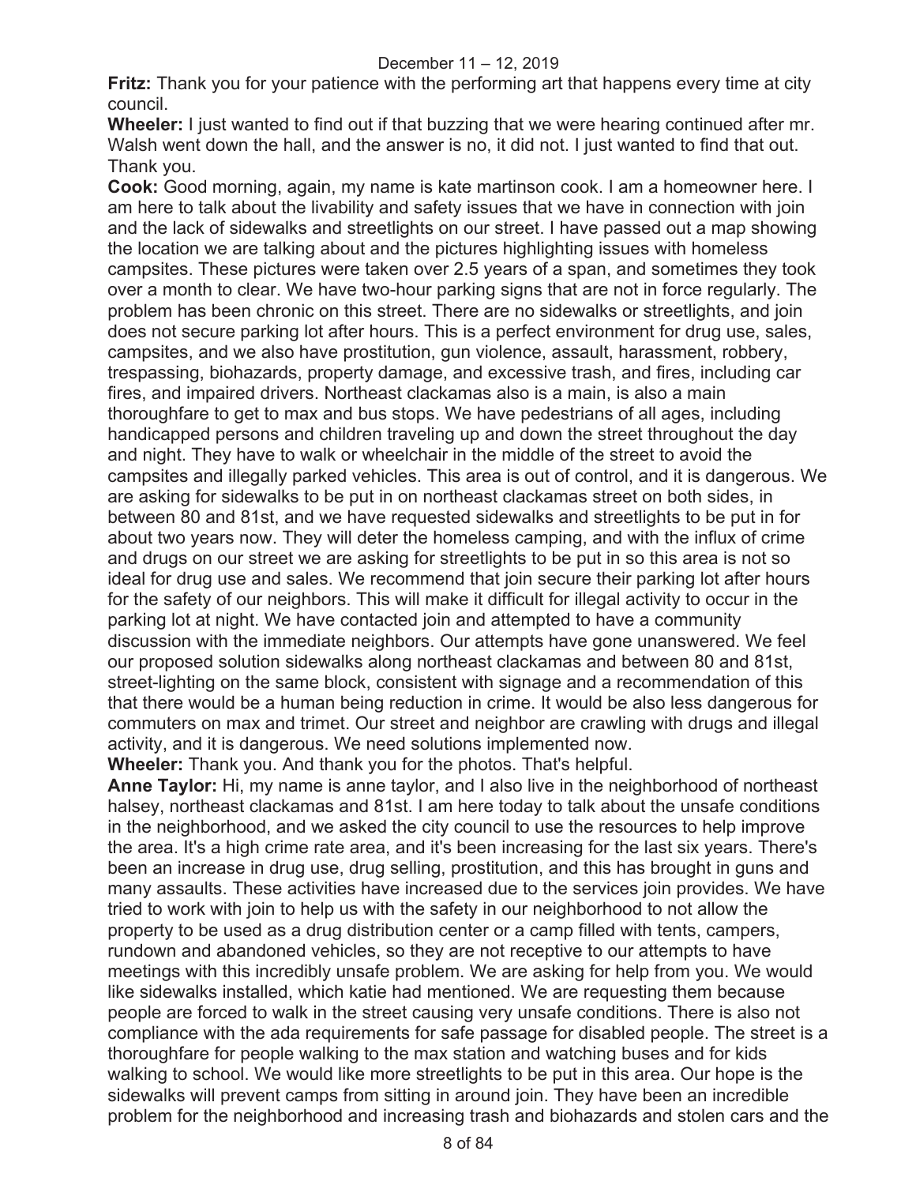**Fritz:** Thank you for your patience with the performing art that happens every time at city council.

**Wheeler:** I just wanted to find out if that buzzing that we were hearing continued after mr. Walsh went down the hall, and the answer is no, it did not. I just wanted to find that out. Thank you.

**Cook:** Good morning, again, my name is kate martinson cook. I am a homeowner here. I am here to talk about the livability and safety issues that we have in connection with join and the lack of sidewalks and streetlights on our street. I have passed out a map showing the location we are talking about and the pictures highlighting issues with homeless campsites. These pictures were taken over 2.5 years of a span, and sometimes they took over a month to clear. We have two-hour parking signs that are not in force regularly. The problem has been chronic on this street. There are no sidewalks or streetlights, and join does not secure parking lot after hours. This is a perfect environment for drug use, sales, campsites, and we also have prostitution, gun violence, assault, harassment, robbery, trespassing, biohazards, property damage, and excessive trash, and fires, including car fires, and impaired drivers. Northeast clackamas also is a main, is also a main thoroughfare to get to max and bus stops. We have pedestrians of all ages, including handicapped persons and children traveling up and down the street throughout the day and night. They have to walk or wheelchair in the middle of the street to avoid the campsites and illegally parked vehicles. This area is out of control, and it is dangerous. We are asking for sidewalks to be put in on northeast clackamas street on both sides, in between 80 and 81st, and we have requested sidewalks and streetlights to be put in for about two years now. They will deter the homeless camping, and with the influx of crime and drugs on our street we are asking for streetlights to be put in so this area is not so ideal for drug use and sales. We recommend that join secure their parking lot after hours for the safety of our neighbors. This will make it difficult for illegal activity to occur in the parking lot at night. We have contacted join and attempted to have a community discussion with the immediate neighbors. Our attempts have gone unanswered. We feel our proposed solution sidewalks along northeast clackamas and between 80 and 81st, street-lighting on the same block, consistent with signage and a recommendation of this that there would be a human being reduction in crime. It would be also less dangerous for commuters on max and trimet. Our street and neighbor are crawling with drugs and illegal activity, and it is dangerous. We need solutions implemented now.

**Wheeler:** Thank you. And thank you for the photos. That's helpful.

**Anne Taylor:** Hi, my name is anne taylor, and I also live in the neighborhood of northeast halsey, northeast clackamas and 81st. I am here today to talk about the unsafe conditions in the neighborhood, and we asked the city council to use the resources to help improve the area. It's a high crime rate area, and it's been increasing for the last six years. There's been an increase in drug use, drug selling, prostitution, and this has brought in guns and many assaults. These activities have increased due to the services join provides. We have tried to work with join to help us with the safety in our neighborhood to not allow the property to be used as a drug distribution center or a camp filled with tents, campers, rundown and abandoned vehicles, so they are not receptive to our attempts to have meetings with this incredibly unsafe problem. We are asking for help from you. We would like sidewalks installed, which katie had mentioned. We are requesting them because people are forced to walk in the street causing very unsafe conditions. There is also not compliance with the ada requirements for safe passage for disabled people. The street is a thoroughfare for people walking to the max station and watching buses and for kids walking to school. We would like more streetlights to be put in this area. Our hope is the sidewalks will prevent camps from sitting in around join. They have been an incredible problem for the neighborhood and increasing trash and biohazards and stolen cars and the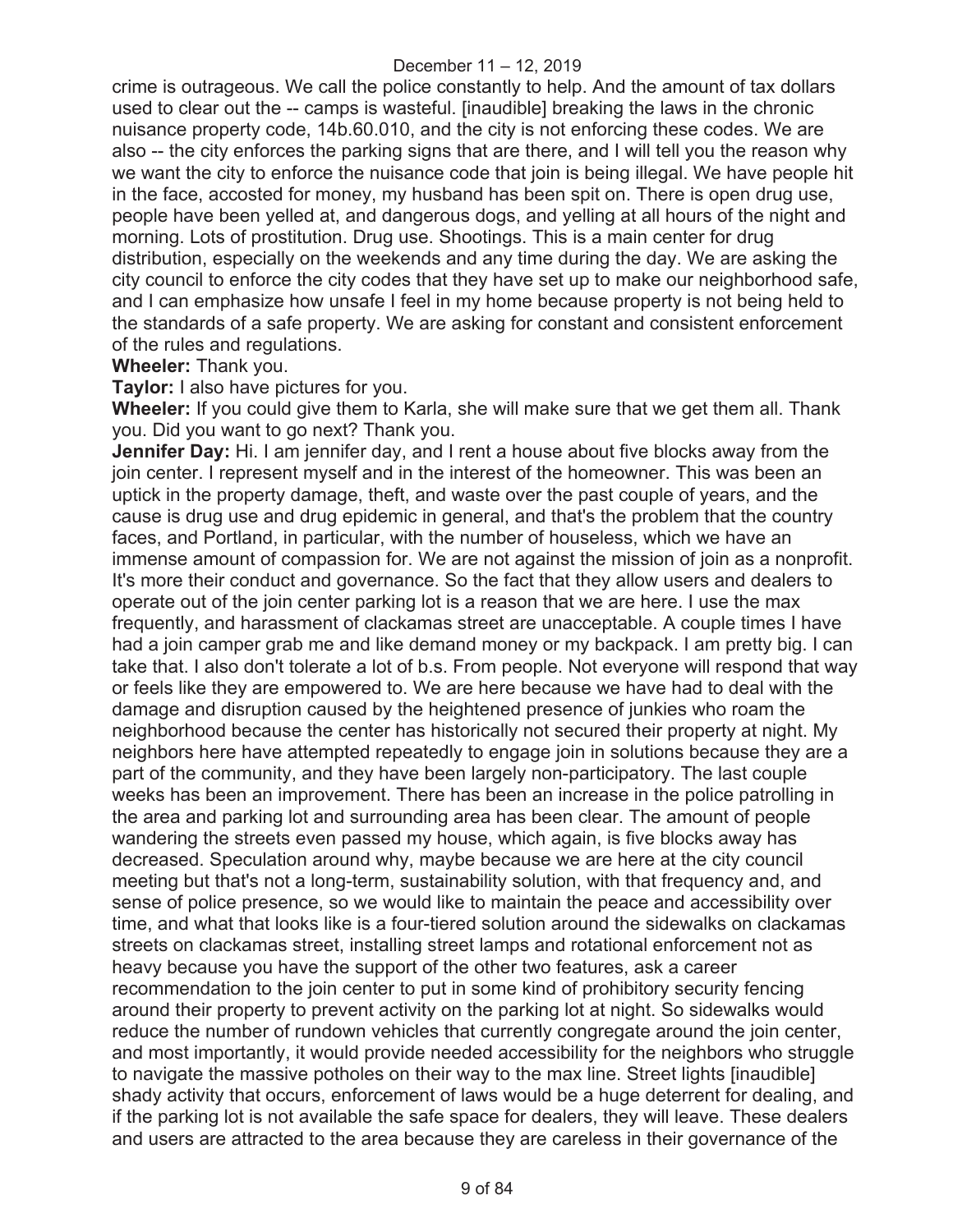crime is outrageous. We call the police constantly to help. And the amount of tax dollars used to clear out the -- camps is wasteful. [inaudible] breaking the laws in the chronic nuisance property code, 14b.60.010, and the city is not enforcing these codes. We are also -- the city enforces the parking signs that are there, and I will tell you the reason why we want the city to enforce the nuisance code that join is being illegal. We have people hit in the face, accosted for money, my husband has been spit on. There is open drug use, people have been yelled at, and dangerous dogs, and yelling at all hours of the night and morning. Lots of prostitution. Drug use. Shootings. This is a main center for drug distribution, especially on the weekends and any time during the day. We are asking the city council to enforce the city codes that they have set up to make our neighborhood safe, and I can emphasize how unsafe I feel in my home because property is not being held to the standards of a safe property. We are asking for constant and consistent enforcement of the rules and regulations.

**Wheeler:** Thank you.

**Taylor:** I also have pictures for you.

**Wheeler:** If you could give them to Karla, she will make sure that we get them all. Thank you. Did you want to go next? Thank you.

**Jennifer Day:** Hi. I am jennifer day, and I rent a house about five blocks away from the join center. I represent myself and in the interest of the homeowner. This was been an uptick in the property damage, theft, and waste over the past couple of years, and the cause is drug use and drug epidemic in general, and that's the problem that the country faces, and Portland, in particular, with the number of houseless, which we have an immense amount of compassion for. We are not against the mission of join as a nonprofit. It's more their conduct and governance. So the fact that they allow users and dealers to operate out of the join center parking lot is a reason that we are here. I use the max frequently, and harassment of clackamas street are unacceptable. A couple times I have had a join camper grab me and like demand money or my backpack. I am pretty big. I can take that. I also don't tolerate a lot of b.s. From people. Not everyone will respond that way or feels like they are empowered to. We are here because we have had to deal with the damage and disruption caused by the heightened presence of junkies who roam the neighborhood because the center has historically not secured their property at night. My neighbors here have attempted repeatedly to engage join in solutions because they are a part of the community, and they have been largely non-participatory. The last couple weeks has been an improvement. There has been an increase in the police patrolling in the area and parking lot and surrounding area has been clear. The amount of people wandering the streets even passed my house, which again, is five blocks away has decreased. Speculation around why, maybe because we are here at the city council meeting but that's not a long-term, sustainability solution, with that frequency and, and sense of police presence, so we would like to maintain the peace and accessibility over time, and what that looks like is a four-tiered solution around the sidewalks on clackamas streets on clackamas street, installing street lamps and rotational enforcement not as heavy because you have the support of the other two features, ask a career recommendation to the join center to put in some kind of prohibitory security fencing around their property to prevent activity on the parking lot at night. So sidewalks would reduce the number of rundown vehicles that currently congregate around the join center, and most importantly, it would provide needed accessibility for the neighbors who struggle to navigate the massive potholes on their way to the max line. Street lights [inaudible] shady activity that occurs, enforcement of laws would be a huge deterrent for dealing, and if the parking lot is not available the safe space for dealers, they will leave. These dealers and users are attracted to the area because they are careless in their governance of the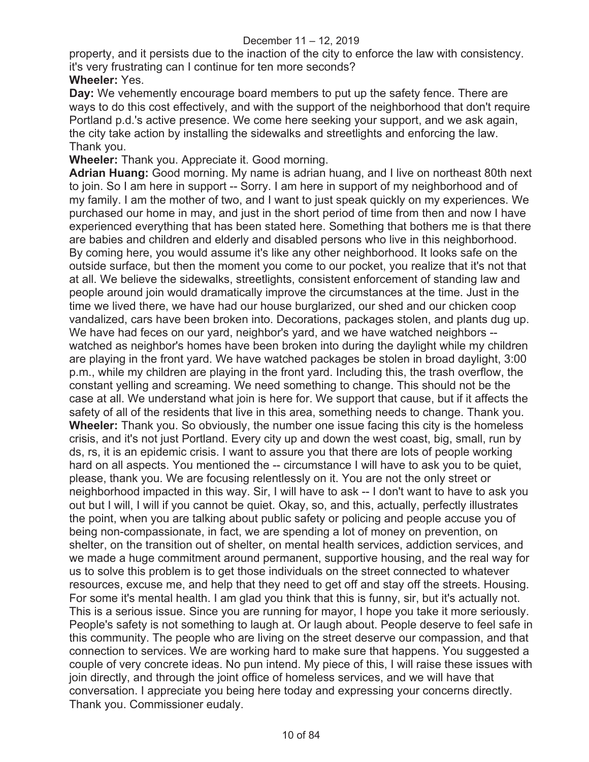property, and it persists due to the inaction of the city to enforce the law with consistency. it's very frustrating can I continue for ten more seconds?

**Wheeler:** Yes.

**Day:** We vehemently encourage board members to put up the safety fence. There are ways to do this cost effectively, and with the support of the neighborhood that don't require Portland p.d.'s active presence. We come here seeking your support, and we ask again, the city take action by installing the sidewalks and streetlights and enforcing the law. Thank you.

**Wheeler:** Thank you. Appreciate it. Good morning.

**Adrian Huang:** Good morning. My name is adrian huang, and I live on northeast 80th next to join. So I am here in support -- Sorry. I am here in support of my neighborhood and of my family. I am the mother of two, and I want to just speak quickly on my experiences. We purchased our home in may, and just in the short period of time from then and now I have experienced everything that has been stated here. Something that bothers me is that there are babies and children and elderly and disabled persons who live in this neighborhood. By coming here, you would assume it's like any other neighborhood. It looks safe on the outside surface, but then the moment you come to our pocket, you realize that it's not that at all. We believe the sidewalks, streetlights, consistent enforcement of standing law and people around join would dramatically improve the circumstances at the time. Just in the time we lived there, we have had our house burglarized, our shed and our chicken coop vandalized, cars have been broken into. Decorations, packages stolen, and plants dug up. We have had feces on our yard, neighbor's yard, and we have watched neighbors -- watched as neighbor's homes have been broken into during the daylight while my children are playing in the front yard. We have watched packages be stolen in broad daylight, 3:00 p.m., while my children are playing in the front yard. Including this, the trash overflow, the constant yelling and screaming. We need something to change. This should not be the case at all. We understand what join is here for. We support that cause, but if it affects the safety of all of the residents that live in this area, something needs to change. Thank you.

**Wheeler:** Thank you. So obviously, the number one issue facing this city is the homeless crisis, and it's not just Portland. Every city up and down the west coast, big, small, run by ds, rs, it is an epidemic crisis. I want to assure you that there are lots of people working hard on all aspects. You mentioned the -- circumstance I will have to ask you to be quiet, please, thank you. We are focusing relentlessly on it. You are not the only street or neighborhood impacted in this way. Sir, I will have to ask -- I don't want to have to ask you out but I will, I will if you cannot be quiet. Okay, so, and this, actually, perfectly illustrates the point, when you are talking about public safety or policing and people accuse you of being non-compassionate, in fact, we are spending a lot of money on prevention, on shelter, on the transition out of shelter, on mental health services, addiction services, and we made a huge commitment around permanent, supportive housing, and the real way for us to solve this problem is to get those individuals on the street connected to whatever resources, excuse me, and help that they need to get off and stay off the streets. Housing. For some it's mental health. I am glad you think that this is funny, sir, but it's actually not. This is a serious issue. Since you are running for mayor, I hope you take it more seriously. People's safety is not something to laugh at. Or laugh about. People deserve to feel safe in this community. The people who are living on the street deserve our compassion, and that connection to services. We are working hard to make sure that happens. You suggested a couple of very concrete ideas. No pun intend. My piece of this, I will raise these issues with join directly, and through the joint office of homeless services, and we will have that conversation. I appreciate you being here today and expressing your concerns directly. Thank you. Commissioner eudaly.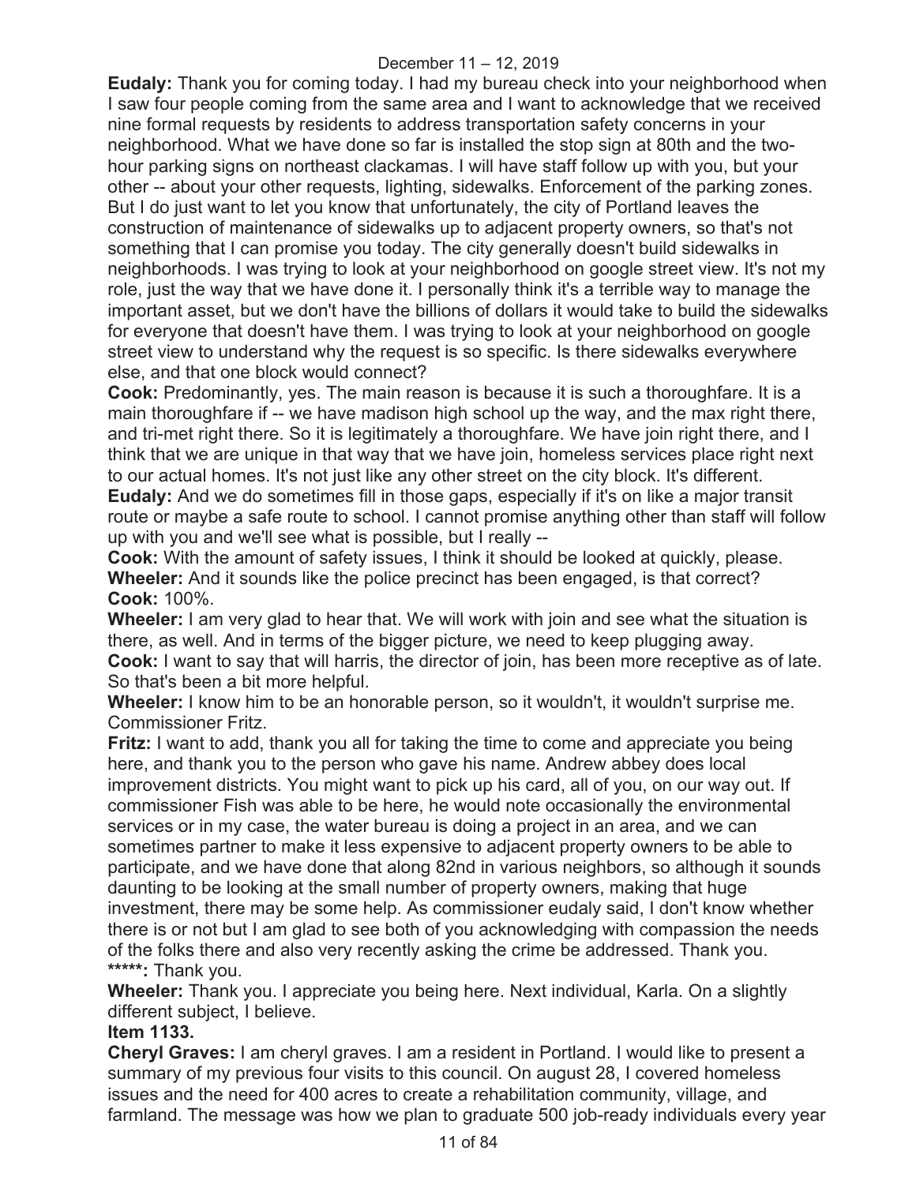**Eudaly:** Thank you for coming today. I had my bureau check into your neighborhood when I saw four people coming from the same area and I want to acknowledge that we received nine formal requests by residents to address transportation safety concerns in your neighborhood. What we have done so far is installed the stop sign at 80th and the two-hour parking signs on northeast clackamas. I will have staff follow up with you, but your other -- about your other requests, lighting, sidewalks. Enforcement of the parking zones. But I do just want to let you know that unfortunately, the city of Portland leaves the construction of maintenance of sidewalks up to adjacent property owners, so that's not something that I can promise you today. The city generally doesn't build sidewalks in neighborhoods. I was trying to look at your neighborhood on google street view. It's not my role, just the way that we have done it. I personally think it's a terrible way to manage the important asset, but we don't have the billions of dollars it would take to build the sidewalks for everyone that doesn't have them. I was trying to look at your neighborhood on google street view to understand why the request is so specific. Is there sidewalks everywhere else, and that one block would connect?

**Cook:** Predominantly, yes. The main reason is because it is such a thoroughfare. It is a main thoroughfare if -- we have madison high school up the way, and the max right there, and tri-met right there. So it is legitimately a thoroughfare. We have join right there, and I think that we are unique in that way that we have join, homeless services place right next to our actual homes. It's not just like any other street on the city block. It's different.

**Eudaly:** And we do sometimes fill in those gaps, especially if it's on like a major transit route or maybe a safe route to school. I cannot promise anything other than staff will follow up with you and we'll see what is possible, but I really --

**Cook:** With the amount of safety issues, I think it should be looked at quickly, please.

**Wheeler:** And it sounds like the police precinct has been engaged, is that correct?

**Cook:** 100%.

**Wheeler:** I am very glad to hear that. We will work with join and see what the situation is there, as well. And in terms of the bigger picture, we need to keep plugging away.

**Cook:** I want to say that will harris, the director of join, has been more receptive as of late. So that's been a bit more helpful.

**Wheeler:** I know him to be an honorable person, so it wouldn't, it wouldn't surprise me. Commissioner Fritz.

**Fritz:** I want to add, thank you all for taking the time to come and appreciate you being here, and thank you to the person who gave his name. Andrew abbey does local improvement districts. You might want to pick up his card, all of you, on our way out. If commissioner Fish was able to be here, he would note occasionally the environmental services or in my case, the water bureau is doing a project in an area, and we can sometimes partner to make it less expensive to adjacent property owners to be able to participate, and we have done that along 82nd in various neighbors, so although it sounds daunting to be looking at the small number of property owners, making that huge investment, there may be some help. As commissioner eudaly said, I don't know whether there is or not but I am glad to see both of you acknowledging with compassion the needs of the folks there and also very recently asking the crime be addressed. Thank you.

**\*\*\*\*\*:** Thank you.

**Wheeler:** Thank you. I appreciate you being here. Next individual, Karla. On a slightly different subject, I believe.

**Item 1133.**

**Cheryl Graves:** I am cheryl graves. I am a resident in Portland. I would like to present a summary of my previous four visits to this council. On august 28, I covered homeless issues and the need for 400 acres to create a rehabilitation community, village, and farmland. The message was how we plan to graduate 500 job-ready individuals every year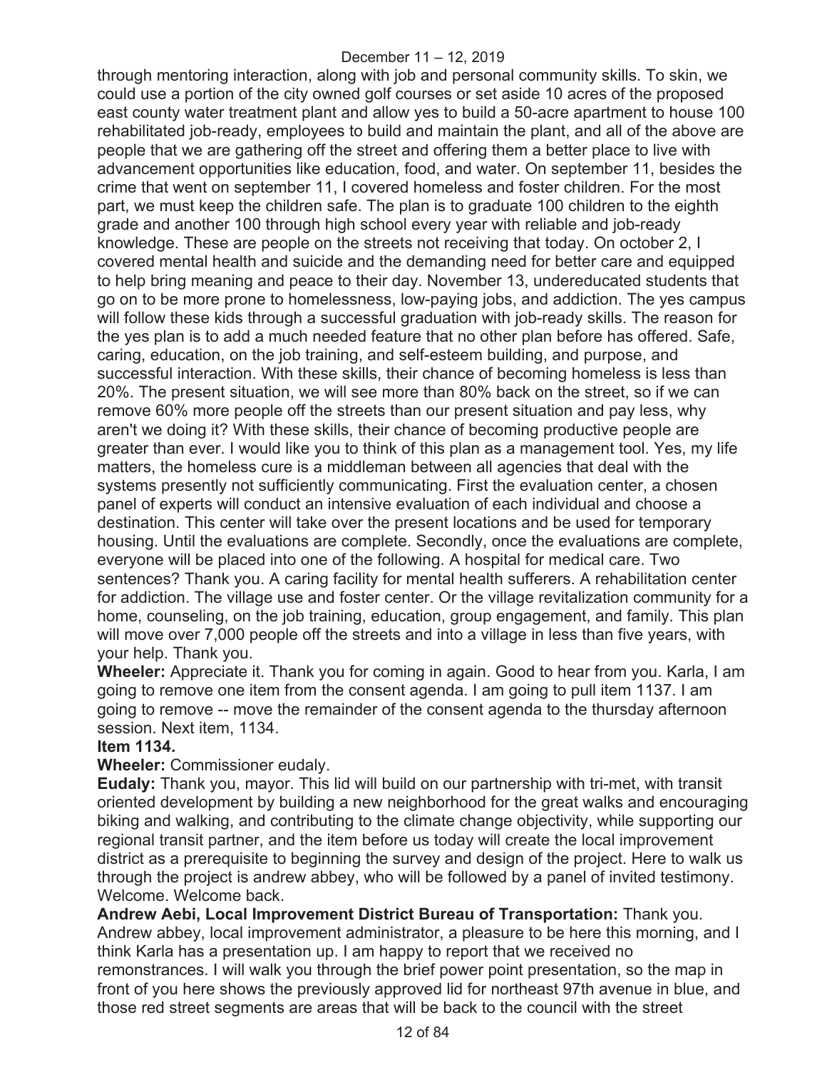through mentoring interaction, along with job and personal community skills. To skin, we could use a portion of the city owned golf courses or set aside 10 acres of the proposed east county water treatment plant and allow yes to build a 50-acre apartment to house 100 rehabilitated job-ready, employees to build and maintain the plant, and all of the above are people that we are gathering off the street and offering them a better place to live with advancement opportunities like education, food, and water. On september 11, besides the crime that went on september 11, I covered homeless and foster children. For the most part, we must keep the children safe. The plan is to graduate 100 children to the eighth grade and another 100 through high school every year with reliable and job-ready knowledge. These are people on the streets not receiving that today. On october 2, I covered mental health and suicide and the demanding need for better care and equipped to help bring meaning and peace to their day. November 13, undereducated students that go on to be more prone to homelessness, low-paying jobs, and addiction. The yes campus will follow these kids through a successful graduation with job-ready skills. The reason for the yes plan is to add a much needed feature that no other plan before has offered. Safe, caring, education, on the job training, and self-esteem building, and purpose, and successful interaction. With these skills, their chance of becoming homeless is less than 20%. The present situation, we will see more than 80% back on the street, so if we can remove 60% more people off the streets than our present situation and pay less, why aren't we doing it? With these skills, their chance of becoming productive people are greater than ever. I would like you to think of this plan as a management tool. Yes, my life matters, the homeless cure is a middleman between all agencies that deal with the systems presently not sufficiently communicating. First the evaluation center, a chosen panel of experts will conduct an intensive evaluation of each individual and choose a destination. This center will take over the present locations and be used for temporary housing. Until the evaluations are complete. Secondly, once the evaluations are complete, everyone will be placed into one of the following. A hospital for medical care. Two sentences? Thank you. A caring facility for mental health sufferers. A rehabilitation center for addiction. The village use and foster center. Or the village revitalization community for a home, counseling, on the job training, education, group engagement, and family. This plan will move over 7,000 people off the streets and into a village in less than five years, with your help. Thank you.

**Wheeler:** Appreciate it. Thank you for coming in again. Good to hear from you. Karla, I am going to remove one item from the consent agenda. I am going to pull item 1137. I am going to remove -- move the remainder of the consent agenda to the thursday afternoon session. Next item, 1134.

**Item 1134.**

**Wheeler:** Commissioner eudaly.

**Eudaly:** Thank you, mayor. This lid will build on our partnership with tri-met, with transit oriented development by building a new neighborhood for the great walks and encouraging biking and walking, and contributing to the climate change objectivity, while supporting our regional transit partner, and the item before us today will create the local improvement district as a prerequisite to beginning the survey and design of the project. Here to walk us through the project is andrew abbey, who will be followed by a panel of invited testimony. Welcome. Welcome back.

**Andrew Aebi, Local Improvement District Bureau of Transportation:** Thank you. Andrew abbey, local improvement administrator, a pleasure to be here this morning, and I think Karla has a presentation up. I am happy to report that we received no remonstrances. I will walk you through the brief power point presentation, so the map in front of you here shows the previously approved lid for northeast 97th avenue in blue, and those red street segments are areas that will be back to the council with the street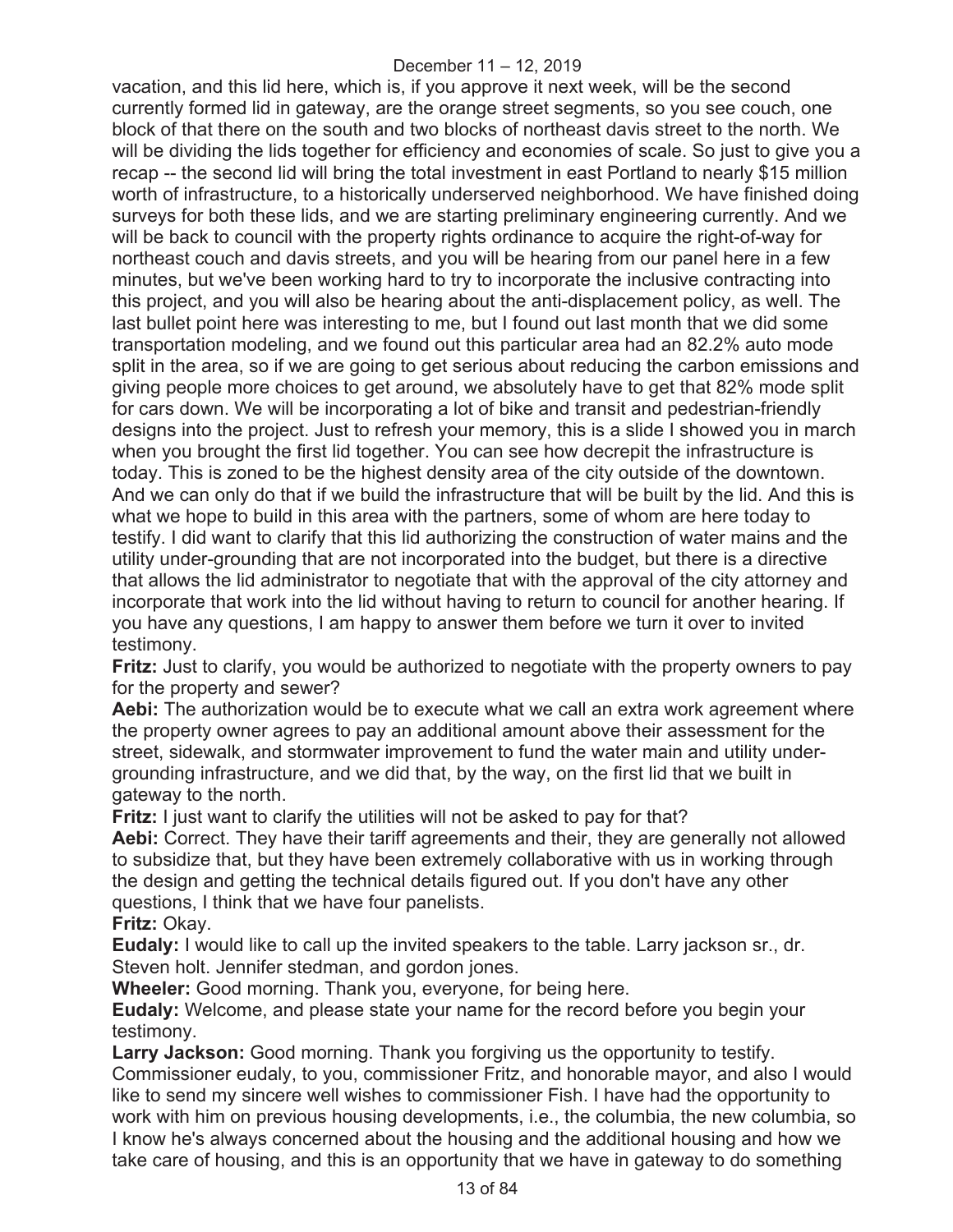vacation, and this lid here, which is, if you approve it next week, will be the second currently formed lid in gateway, are the orange street segments, so you see couch, one block of that there on the south and two blocks of northeast davis street to the north. We will be dividing the lids together for efficiency and economies of scale. So just to give you a recap -- the second lid will bring the total investment in east Portland to nearly $15 million worth of infrastructure, to a historically underserved neighborhood. We have finished doing surveys for both these lids, and we are starting preliminary engineering currently. And we will be back to council with the property rights ordinance to acquire the right-of-way for northeast couch and davis streets, and you will be hearing from our panel here in a few minutes, but we've been working hard to try to incorporate the inclusive contracting into this project, and you will also be hearing about the anti-displacement policy, as well. The last bullet point here was interesting to me, but I found out last month that we did some transportation modeling, and we found out this particular area had an 82.2% auto mode split in the area, so if we are going to get serious about reducing the carbon emissions and giving people more choices to get around, we absolutely have to get that 82% mode split for cars down. We will be incorporating a lot of bike and transit and pedestrian-friendly designs into the project. Just to refresh your memory, this is a slide I showed you in march when you brought the first lid together. You can see how decrepit the infrastructure is today. This is zoned to be the highest density area of the city outside of the downtown. And we can only do that if we build the infrastructure that will be built by the lid. And this is what we hope to build in this area with the partners, some of whom are here today to testify. I did want to clarify that this lid authorizing the construction of water mains and the utility under-grounding that are not incorporated into the budget, but there is a directive that allows the lid administrator to negotiate that with the approval of the city attorney and incorporate that work into the lid without having to return to council for another hearing. If you have any questions, I am happy to answer them before we turn it over to invited testimony.

**Fritz:** Just to clarify, you would be authorized to negotiate with the property owners to pay for the property and sewer?

**Aebi:** The authorization would be to execute what we call an extra work agreement where the property owner agrees to pay an additional amount above their assessment for the street, sidewalk, and stormwater improvement to fund the water main and utility under-grounding infrastructure, and we did that, by the way, on the first lid that we built in gateway to the north.

**Fritz:** I just want to clarify the utilities will not be asked to pay for that?

**Aebi:** Correct. They have their tariff agreements and their, they are generally not allowed to subsidize that, but they have been extremely collaborative with us in working through the design and getting the technical details figured out. If you don't have any other questions, I think that we have four panelists.

**Fritz:** Okay.

**Eudaly:** I would like to call up the invited speakers to the table. Larry jackson sr., dr. Steven holt. Jennifer stedman, and gordon jones.

**Wheeler:** Good morning. Thank you, everyone, for being here.

**Eudaly:** Welcome, and please state your name for the record before you begin your testimony.

**Larry Jackson:** Good morning. Thank you forgiving us the opportunity to testify. Commissioner eudaly, to you, commissioner Fritz, and honorable mayor, and also I would like to send my sincere well wishes to commissioner Fish. I have had the opportunity to work with him on previous housing developments, i.e., the columbia, the new columbia, so I know he's always concerned about the housing and the additional housing and how we take care of housing, and this is an opportunity that we have in gateway to do something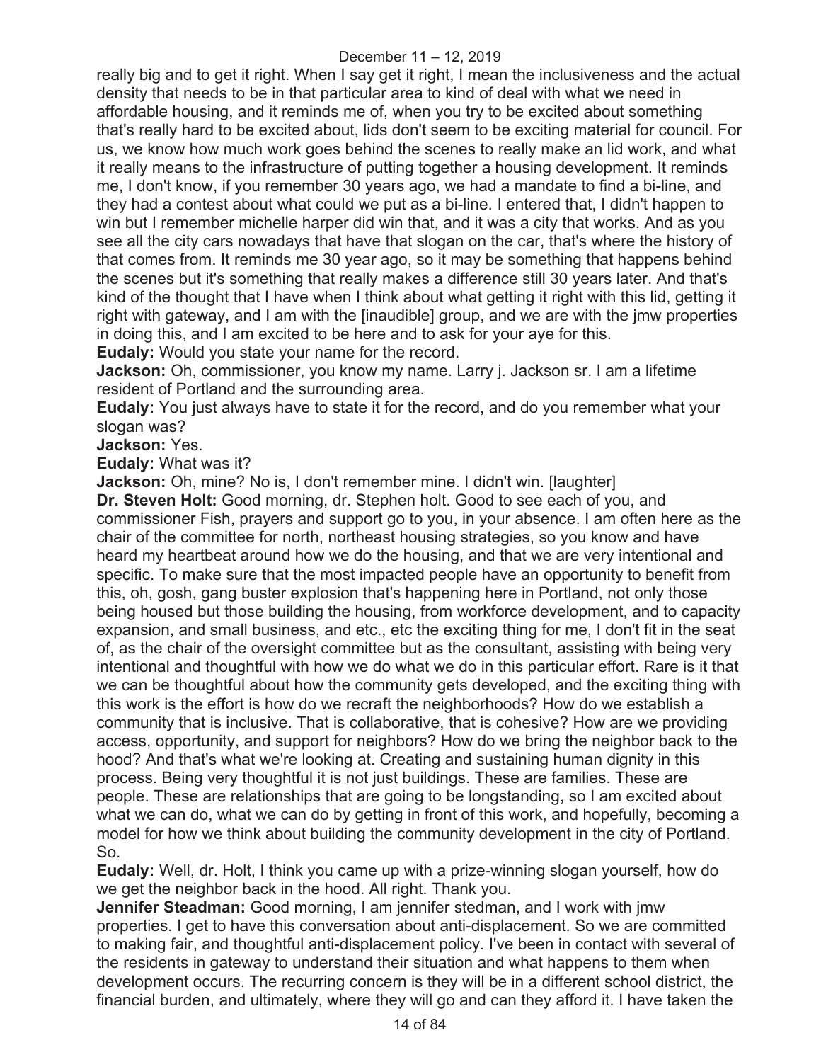really big and to get it right. When I say get it right, I mean the inclusiveness and the actual density that needs to be in that particular area to kind of deal with what we need in affordable housing, and it reminds me of, when you try to be excited about something that's really hard to be excited about, lids don't seem to be exciting material for council. For us, we know how much work goes behind the scenes to really make an lid work, and what it really means to the infrastructure of putting together a housing development. It reminds me, I don't know, if you remember 30 years ago, we had a mandate to find a bi-line, and they had a contest about what could we put as a bi-line. I entered that, I didn't happen to win but I remember michelle harper did win that, and it was a city that works. And as you see all the city cars nowadays that have that slogan on the car, that's where the history of that comes from. It reminds me 30 year ago, so it may be something that happens behind the scenes but it's something that really makes a difference still 30 years later. And that's kind of the thought that I have when I think about what getting it right with this lid, getting it right with gateway, and I am with the [inaudible] group, and we are with the jmw properties in doing this, and I am excited to be here and to ask for your aye for this.

**Eudaly:** Would you state your name for the record.

**Jackson:** Oh, commissioner, you know my name. Larry j. Jackson sr. I am a lifetime resident of Portland and the surrounding area.

**Eudaly:** You just always have to state it for the record, and do you remember what your slogan was?

**Jackson:** Yes.

**Eudaly:** What was it?

**Jackson:** Oh, mine? No is, I don't remember mine. I didn't win. [laughter]

**Dr. Steven Holt:** Good morning, dr. Stephen holt. Good to see each of you, and commissioner Fish, prayers and support go to you, in your absence. I am often here as the chair of the committee for north, northeast housing strategies, so you know and have heard my heartbeat around how we do the housing, and that we are very intentional and specific. To make sure that the most impacted people have an opportunity to benefit from this, oh, gosh, gang buster explosion that's happening here in Portland, not only those being housed but those building the housing, from workforce development, and to capacity expansion, and small business, and etc., etc the exciting thing for me, I don't fit in the seat of, as the chair of the oversight committee but as the consultant, assisting with being very intentional and thoughtful with how we do what we do in this particular effort. Rare is it that we can be thoughtful about how the community gets developed, and the exciting thing with this work is the effort is how do we recraft the neighborhoods? How do we establish a community that is inclusive. That is collaborative, that is cohesive? How are we providing access, opportunity, and support for neighbors? How do we bring the neighbor back to the hood? And that's what we're looking at. Creating and sustaining human dignity in this process. Being very thoughtful it is not just buildings. These are families. These are people. These are relationships that are going to be longstanding, so I am excited about what we can do, what we can do by getting in front of this work, and hopefully, becoming a model for how we think about building the community development in the city of Portland. So.

**Eudaly:** Well, dr. Holt, I think you came up with a prize-winning slogan yourself, how do we get the neighbor back in the hood. All right. Thank you.

**Jennifer Steadman:** Good morning, I am jennifer stedman, and I work with jmw properties. I get to have this conversation about anti-displacement. So we are committed to making fair, and thoughtful anti-displacement policy. I've been in contact with several of the residents in gateway to understand their situation and what happens to them when development occurs. The recurring concern is they will be in a different school district, the financial burden, and ultimately, where they will go and can they afford it. I have taken the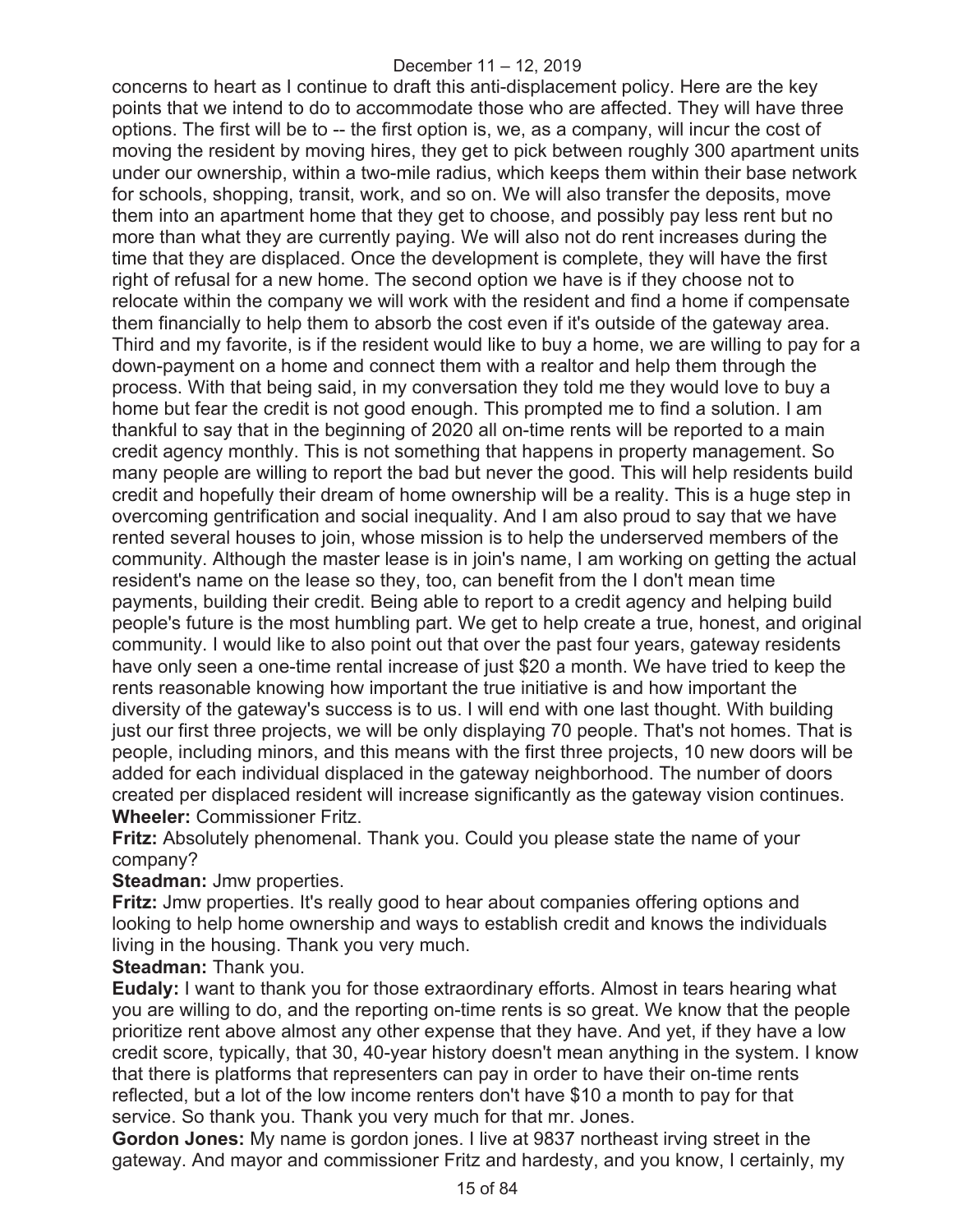concerns to heart as I continue to draft this anti-displacement policy. Here are the key points that we intend to do to accommodate those who are affected. They will have three options. The first will be to -- the first option is, we, as a company, will incur the cost of moving the resident by moving hires, they get to pick between roughly 300 apartment units under our ownership, within a two-mile radius, which keeps them within their base network for schools, shopping, transit, work, and so on. We will also transfer the deposits, move them into an apartment home that they get to choose, and possibly pay less rent but no more than what they are currently paying. We will also not do rent increases during the time that they are displaced. Once the development is complete, they will have the first right of refusal for a new home. The second option we have is if they choose not to relocate within the company we will work with the resident and find a home if compensate them financially to help them to absorb the cost even if it's outside of the gateway area. Third and my favorite, is if the resident would like to buy a home, we are willing to pay for a down-payment on a home and connect them with a realtor and help them through the process. With that being said, in my conversation they told me they would love to buy a home but fear the credit is not good enough. This prompted me to find a solution. I am thankful to say that in the beginning of 2020 all on-time rents will be reported to a main credit agency monthly. This is not something that happens in property management. So many people are willing to report the bad but never the good. This will help residents build credit and hopefully their dream of home ownership will be a reality. This is a huge step in overcoming gentrification and social inequality. And I am also proud to say that we have rented several houses to join, whose mission is to help the underserved members of the community. Although the master lease is in join's name, I am working on getting the actual resident's name on the lease so they, too, can benefit from the I don't mean time payments, building their credit. Being able to report to a credit agency and helping build people's future is the most humbling part. We get to help create a true, honest, and original community. I would like to also point out that over the past four years, gateway residents have only seen a one-time rental increase of just $20 a month. We have tried to keep the rents reasonable knowing how important the true initiative is and how important the diversity of the gateway's success is to us. I will end with one last thought. With building just our first three projects, we will be only displaying 70 people. That's not homes. That is people, including minors, and this means with the first three projects, 10 new doors will be added for each individual displaced in the gateway neighborhood. The number of doors created per displaced resident will increase significantly as the gateway vision continues.

**Wheeler:** Commissioner Fritz.

**Fritz:** Absolutely phenomenal. Thank you. Could you please state the name of your company?

**Steadman:** Jmw properties.

**Fritz:** Jmw properties. It's really good to hear about companies offering options and looking to help home ownership and ways to establish credit and knows the individuals living in the housing. Thank you very much.

**Steadman:** Thank you.

**Eudaly:** I want to thank you for those extraordinary efforts. Almost in tears hearing what you are willing to do, and the reporting on-time rents is so great. We know that the people prioritize rent above almost any other expense that they have. And yet, if they have a low credit score, typically, that 30, 40-year history doesn't mean anything in the system. I know that there is platforms that representers can pay in order to have their on-time rents reflected, but a lot of the low income renters don't have $10 a month to pay for that service. So thank you. Thank you very much for that mr. Jones.

**Gordon Jones:** My name is gordon jones. I live at 9837 northeast irving street in the gateway. And mayor and commissioner Fritz and hardesty, and you know, I certainly, my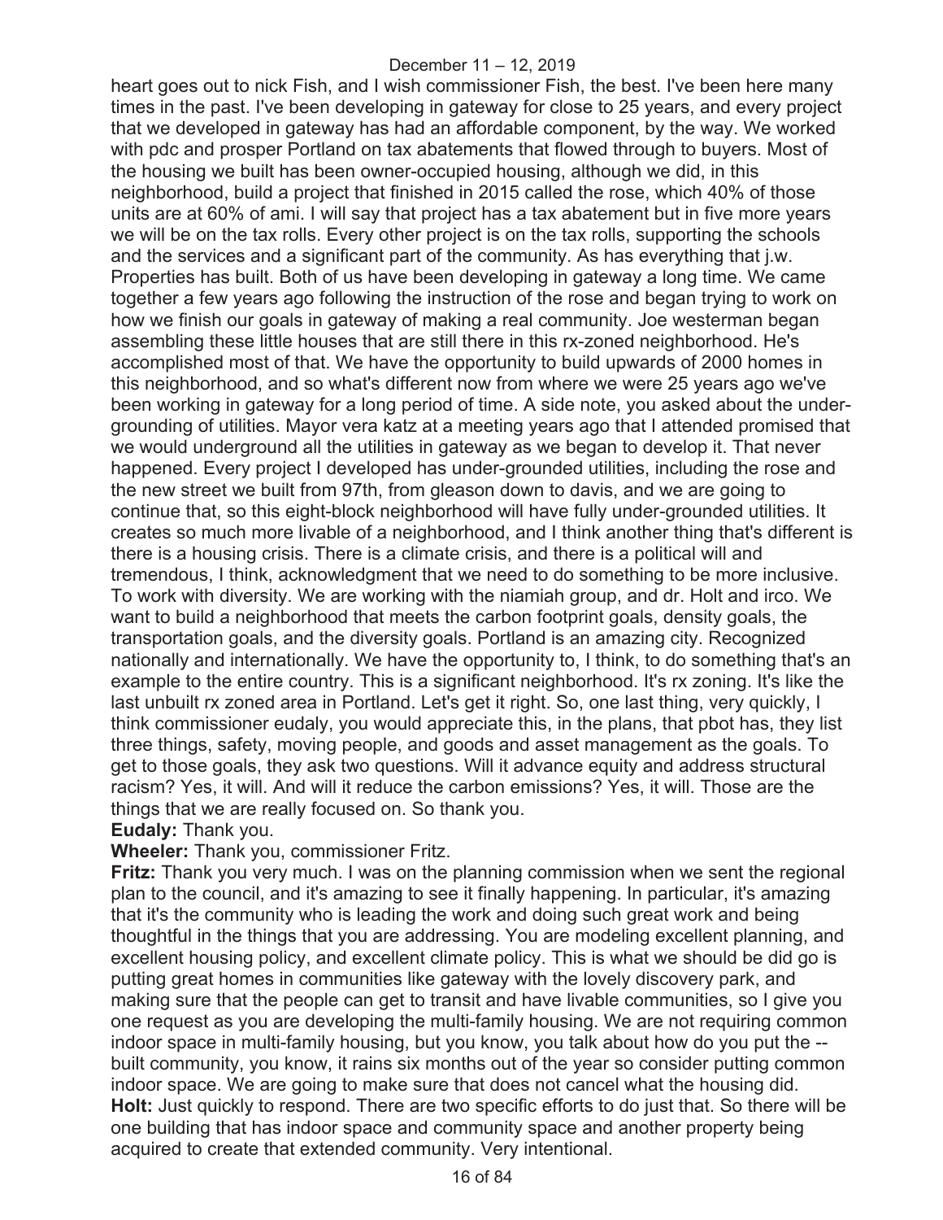heart goes out to nick Fish, and I wish commissioner Fish, the best. I've been here many times in the past. I've been developing in gateway for close to 25 years, and every project that we developed in gateway has had an affordable component, by the way. We worked with pdc and prosper Portland on tax abatements that flowed through to buyers. Most of the housing we built has been owner-occupied housing, although we did, in this neighborhood, build a project that finished in 2015 called the rose, which 40% of those units are at 60% of ami. I will say that project has a tax abatement but in five more years we will be on the tax rolls. Every other project is on the tax rolls, supporting the schools and the services and a significant part of the community. As has everything that j.w. Properties has built. Both of us have been developing in gateway a long time. We came together a few years ago following the instruction of the rose and began trying to work on how we finish our goals in gateway of making a real community. Joe westerman began assembling these little houses that are still there in this rx-zoned neighborhood. He's accomplished most of that. We have the opportunity to build upwards of 2000 homes in this neighborhood, and so what's different now from where we were 25 years ago we've been working in gateway for a long period of time. A side note, you asked about the under-grounding of utilities. Mayor vera katz at a meeting years ago that I attended promised that we would underground all the utilities in gateway as we began to develop it. That never happened. Every project I developed has under-grounded utilities, including the rose and the new street we built from 97th, from gleason down to davis, and we are going to continue that, so this eight-block neighborhood will have fully under-grounded utilities. It creates so much more livable of a neighborhood, and I think another thing that's different is there is a housing crisis. There is a climate crisis, and there is a political will and tremendous, I think, acknowledgment that we need to do something to be more inclusive. To work with diversity. We are working with the niamiah group, and dr. Holt and irco. We want to build a neighborhood that meets the carbon footprint goals, density goals, the transportation goals, and the diversity goals. Portland is an amazing city. Recognized nationally and internationally. We have the opportunity to, I think, to do something that's an example to the entire country. This is a significant neighborhood. It's rx zoning. It's like the last unbuilt rx zoned area in Portland. Let's get it right. So, one last thing, very quickly, I think commissioner eudaly, you would appreciate this, in the plans, that pbot has, they list three things, safety, moving people, and goods and asset management as the goals. To get to those goals, they ask two questions. Will it advance equity and address structural racism? Yes, it will. And will it reduce the carbon emissions? Yes, it will. Those are the things that we are really focused on. So thank you.

**Eudaly:** Thank you.

**Wheeler:** Thank you, commissioner Fritz.

**Fritz:** Thank you very much. I was on the planning commission when we sent the regional plan to the council, and it's amazing to see it finally happening. In particular, it's amazing that it's the community who is leading the work and doing such great work and being thoughtful in the things that you are addressing. You are modeling excellent planning, and excellent housing policy, and excellent climate policy. This is what we should be did go is putting great homes in communities like gateway with the lovely discovery park, and making sure that the people can get to transit and have livable communities, so I give you one request as you are developing the multi-family housing. We are not requiring common indoor space in multi-family housing, but you know, you talk about how do you put the -- built community, you know, it rains six months out of the year so consider putting common indoor space. We are going to make sure that does not cancel what the housing did.

**Holt:** Just quickly to respond. There are two specific efforts to do just that. So there will be one building that has indoor space and community space and another property being acquired to create that extended community. Very intentional.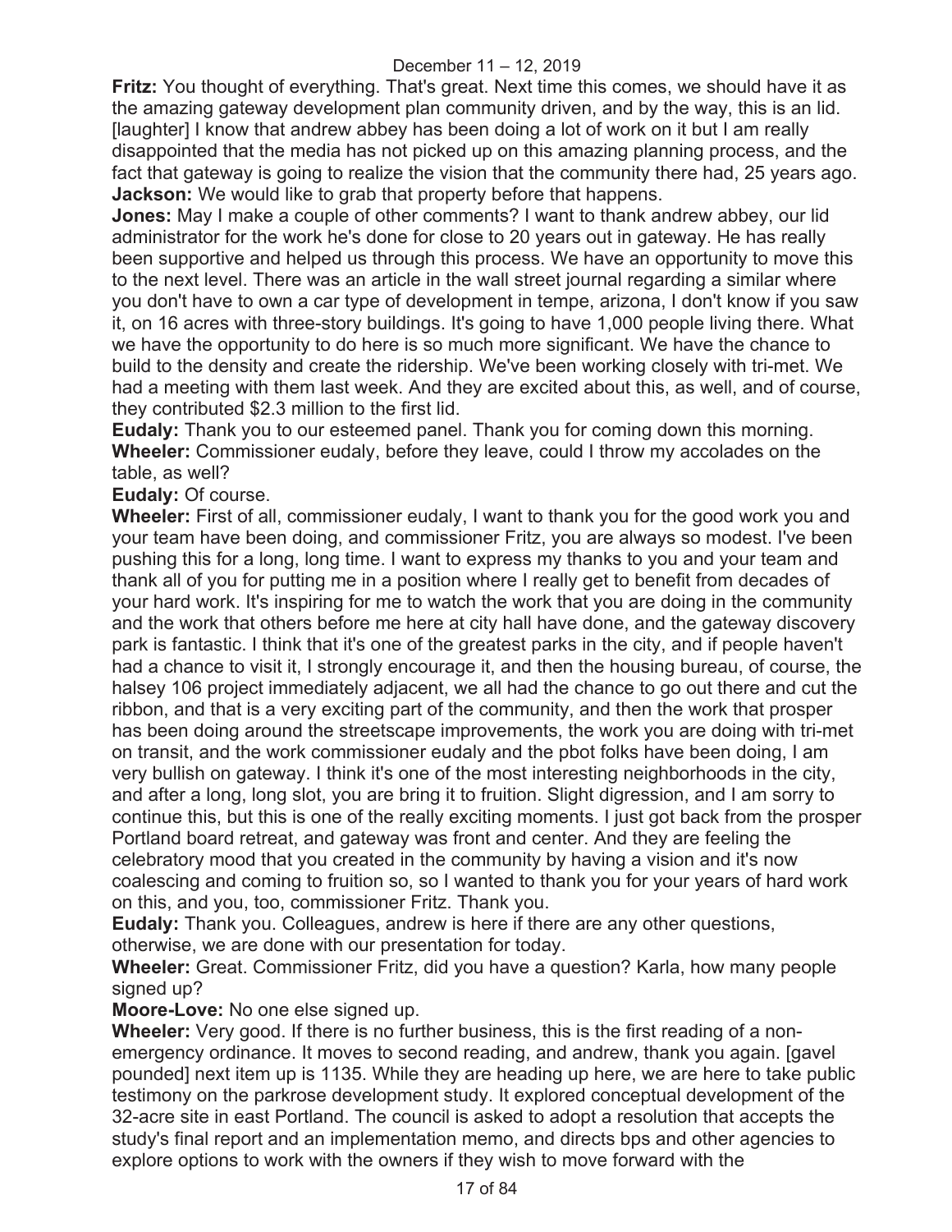**Fritz:** You thought of everything. That's great. Next time this comes, we should have it as the amazing gateway development plan community driven, and by the way, this is an lid. [laughter] I know that andrew abbey has been doing a lot of work on it but I am really disappointed that the media has not picked up on this amazing planning process, and the fact that gateway is going to realize the vision that the community there had, 25 years ago.
**Jackson:** We would like to grab that property before that happens.
**Jones:** May I make a couple of other comments? I want to thank andrew abbey, our lid administrator for the work he's done for close to 20 years out in gateway. He has really been supportive and helped us through this process. We have an opportunity to move this to the next level. There was an article in the wall street journal regarding a similar where you don't have to own a car type of development in tempe, arizona, I don't know if you saw it, on 16 acres with three-story buildings. It's going to have 1,000 people living there. What we have the opportunity to do here is so much more significant. We have the chance to build to the density and create the ridership. We've been working closely with tri-met. We had a meeting with them last week. And they are excited about this, as well, and of course, they contributed $2.3 million to the first lid.
**Eudaly:** Thank you to our esteemed panel. Thank you for coming down this morning.
**Wheeler:** Commissioner eudaly, before they leave, could I throw my accolades on the table, as well?
**Eudaly:** Of course.
**Wheeler:** First of all, commissioner eudaly, I want to thank you for the good work you and your team have been doing, and commissioner Fritz, you are always so modest. I've been pushing this for a long, long time. I want to express my thanks to you and your team and thank all of you for putting me in a position where I really get to benefit from decades of your hard work. It's inspiring for me to watch the work that you are doing in the community and the work that others before me here at city hall have done, and the gateway discovery park is fantastic. I think that it's one of the greatest parks in the city, and if people haven't had a chance to visit it, I strongly encourage it, and then the housing bureau, of course, the halsey 106 project immediately adjacent, we all had the chance to go out there and cut the ribbon, and that is a very exciting part of the community, and then the work that prosper has been doing around the streetscape improvements, the work you are doing with tri-met on transit, and the work commissioner eudaly and the pbot folks have been doing, I am very bullish on gateway. I think it's one of the most interesting neighborhoods in the city, and after a long, long slot, you are bring it to fruition. Slight digression, and I am sorry to continue this, but this is one of the really exciting moments. I just got back from the prosper Portland board retreat, and gateway was front and center. And they are feeling the celebratory mood that you created in the community by having a vision and it's now coalescing and coming to fruition so, so I wanted to thank you for your years of hard work on this, and you, too, commissioner Fritz. Thank you.
**Eudaly:** Thank you. Colleagues, andrew is here if there are any other questions, otherwise, we are done with our presentation for today.
**Wheeler:** Great. Commissioner Fritz, did you have a question? Karla, how many people signed up?
**Moore-Love:** No one else signed up.
**Wheeler:** Very good. If there is no further business, this is the first reading of a non-emergency ordinance. It moves to second reading, and andrew, thank you again. [gavel pounded] next item up is 1135. While they are heading up here, we are here to take public testimony on the parkrose development study. It explored conceptual development of the 32-acre site in east Portland. The council is asked to adopt a resolution that accepts the study's final report and an implementation memo, and directs bps and other agencies to explore options to work with the owners if they wish to move forward with the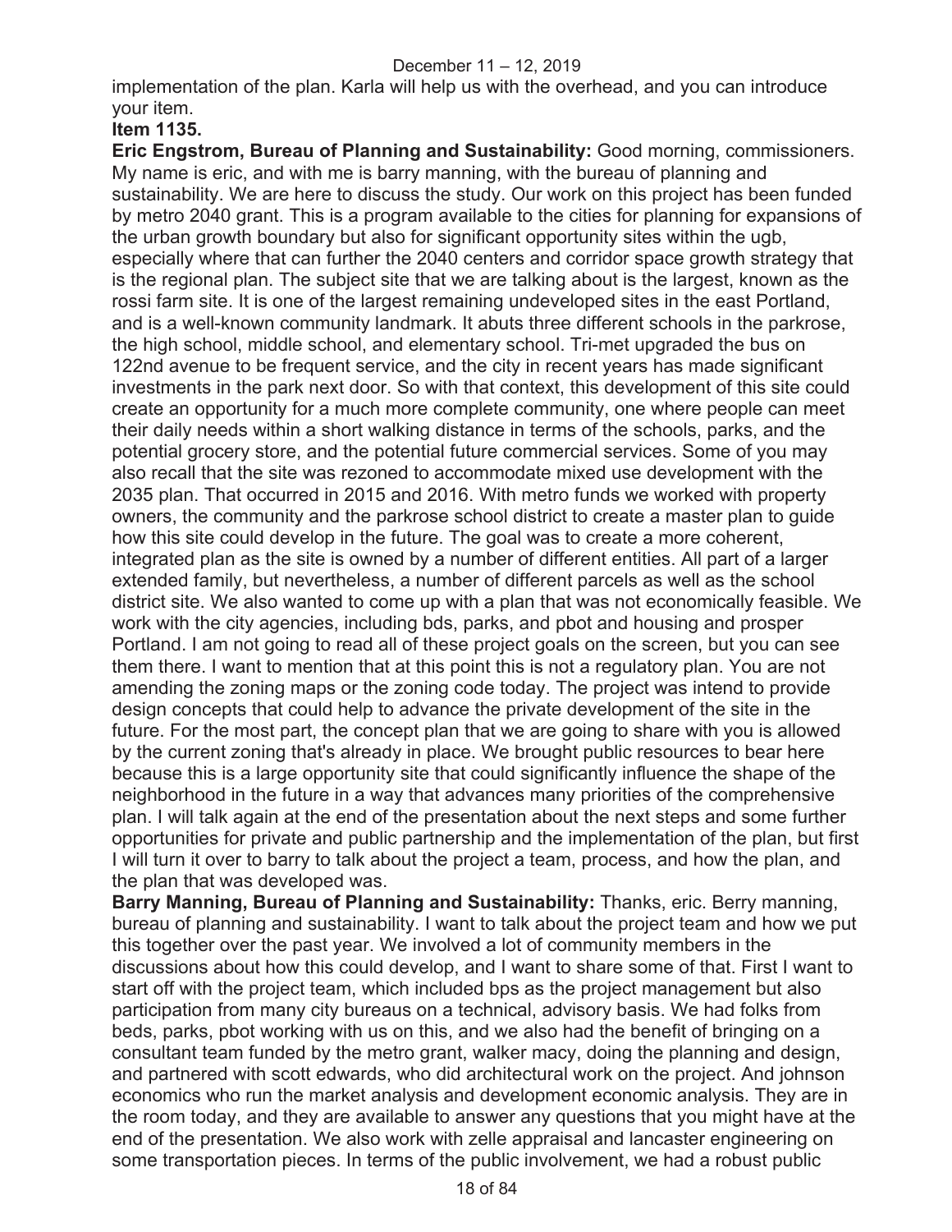implementation of the plan. Karla will help us with the overhead, and you can introduce your item.

**Item 1135.**

**Eric Engstrom, Bureau of Planning and Sustainability:** Good morning, commissioners. My name is eric, and with me is barry manning, with the bureau of planning and sustainability. We are here to discuss the study. Our work on this project has been funded by metro 2040 grant. This is a program available to the cities for planning for expansions of the urban growth boundary but also for significant opportunity sites within the ugb, especially where that can further the 2040 centers and corridor space growth strategy that is the regional plan. The subject site that we are talking about is the largest, known as the rossi farm site. It is one of the largest remaining undeveloped sites in the east Portland, and is a well-known community landmark. It abuts three different schools in the parkrose, the high school, middle school, and elementary school. Tri-met upgraded the bus on 122nd avenue to be frequent service, and the city in recent years has made significant investments in the park next door. So with that context, this development of this site could create an opportunity for a much more complete community, one where people can meet their daily needs within a short walking distance in terms of the schools, parks, and the potential grocery store, and the potential future commercial services. Some of you may also recall that the site was rezoned to accommodate mixed use development with the 2035 plan. That occurred in 2015 and 2016. With metro funds we worked with property owners, the community and the parkrose school district to create a master plan to guide how this site could develop in the future. The goal was to create a more coherent, integrated plan as the site is owned by a number of different entities. All part of a larger extended family, but nevertheless, a number of different parcels as well as the school district site. We also wanted to come up with a plan that was not economically feasible. We work with the city agencies, including bds, parks, and pbot and housing and prosper Portland. I am not going to read all of these project goals on the screen, but you can see them there. I want to mention that at this point this is not a regulatory plan. You are not amending the zoning maps or the zoning code today. The project was intend to provide design concepts that could help to advance the private development of the site in the future. For the most part, the concept plan that we are going to share with you is allowed by the current zoning that's already in place. We brought public resources to bear here because this is a large opportunity site that could significantly influence the shape of the neighborhood in the future in a way that advances many priorities of the comprehensive plan. I will talk again at the end of the presentation about the next steps and some further opportunities for private and public partnership and the implementation of the plan, but first I will turn it over to barry to talk about the project a team, process, and how the plan, and the plan that was developed was.

**Barry Manning, Bureau of Planning and Sustainability:** Thanks, eric. Berry manning, bureau of planning and sustainability. I want to talk about the project team and how we put this together over the past year. We involved a lot of community members in the discussions about how this could develop, and I want to share some of that. First I want to start off with the project team, which included bps as the project management but also participation from many city bureaus on a technical, advisory basis. We had folks from beds, parks, pbot working with us on this, and we also had the benefit of bringing on a consultant team funded by the metro grant, walker macy, doing the planning and design, and partnered with scott edwards, who did architectural work on the project. And johnson economics who run the market analysis and development economic analysis. They are in the room today, and they are available to answer any questions that you might have at the end of the presentation. We also work with zelle appraisal and lancaster engineering on some transportation pieces. In terms of the public involvement, we had a robust public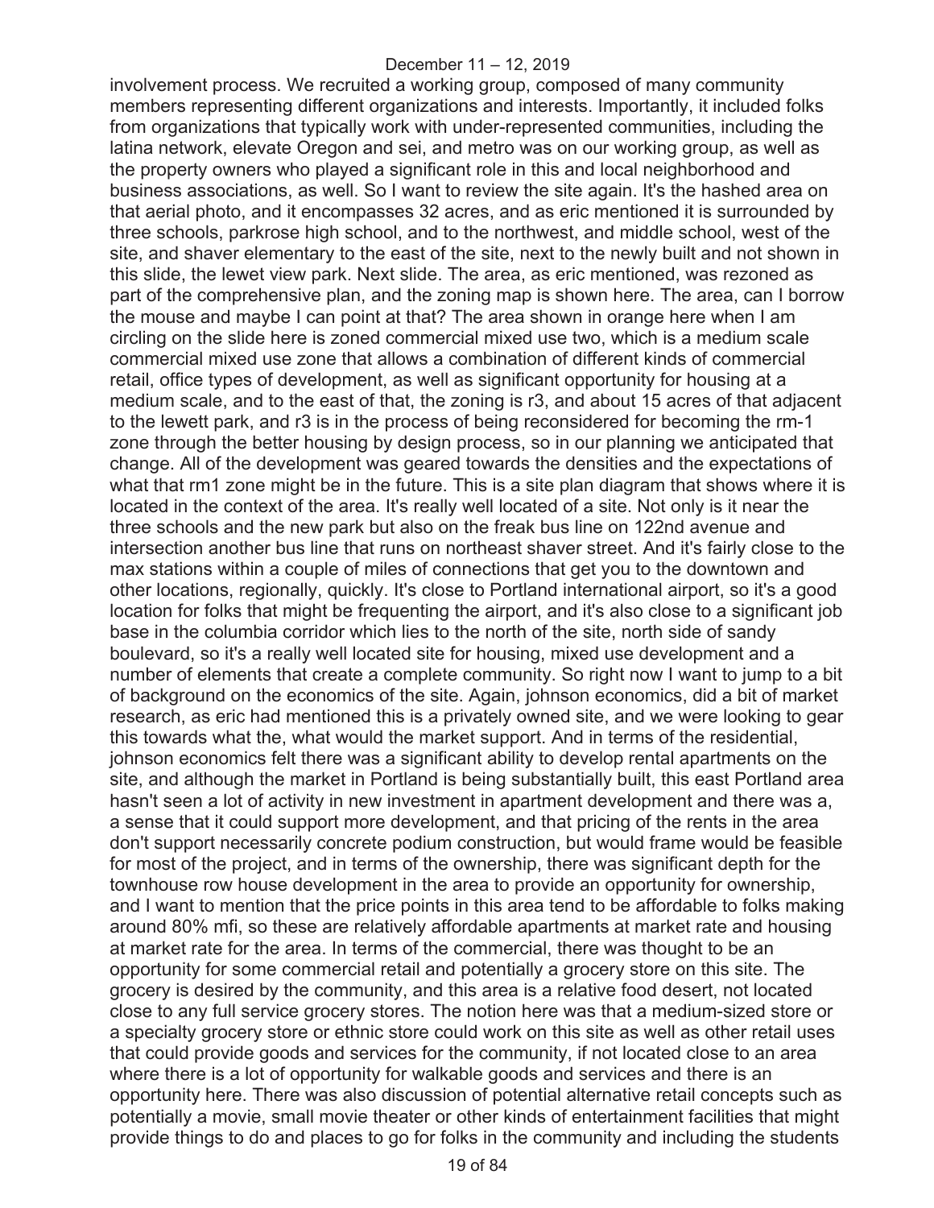involvement process. We recruited a working group, composed of many community members representing different organizations and interests. Importantly, it included folks from organizations that typically work with under-represented communities, including the latina network, elevate Oregon and sei, and metro was on our working group, as well as the property owners who played a significant role in this and local neighborhood and business associations, as well. So I want to review the site again. It's the hashed area on that aerial photo, and it encompasses 32 acres, and as eric mentioned it is surrounded by three schools, parkrose high school, and to the northwest, and middle school, west of the site, and shaver elementary to the east of the site, next to the newly built and not shown in this slide, the lewet view park. Next slide. The area, as eric mentioned, was rezoned as part of the comprehensive plan, and the zoning map is shown here. The area, can I borrow the mouse and maybe I can point at that? The area shown in orange here when I am circling on the slide here is zoned commercial mixed use two, which is a medium scale commercial mixed use zone that allows a combination of different kinds of commercial retail, office types of development, as well as significant opportunity for housing at a medium scale, and to the east of that, the zoning is r3, and about 15 acres of that adjacent to the lewett park, and r3 is in the process of being reconsidered for becoming the rm-1 zone through the better housing by design process, so in our planning we anticipated that change. All of the development was geared towards the densities and the expectations of what that rm1 zone might be in the future. This is a site plan diagram that shows where it is located in the context of the area. It's really well located of a site. Not only is it near the three schools and the new park but also on the freak bus line on 122nd avenue and intersection another bus line that runs on northeast shaver street. And it's fairly close to the max stations within a couple of miles of connections that get you to the downtown and other locations, regionally, quickly. It's close to Portland international airport, so it's a good location for folks that might be frequenting the airport, and it's also close to a significant job base in the columbia corridor which lies to the north of the site, north side of sandy boulevard, so it's a really well located site for housing, mixed use development and a number of elements that create a complete community. So right now I want to jump to a bit of background on the economics of the site. Again, johnson economics, did a bit of market research, as eric had mentioned this is a privately owned site, and we were looking to gear this towards what the, what would the market support. And in terms of the residential, johnson economics felt there was a significant ability to develop rental apartments on the site, and although the market in Portland is being substantially built, this east Portland area hasn't seen a lot of activity in new investment in apartment development and there was a, a sense that it could support more development, and that pricing of the rents in the area don't support necessarily concrete podium construction, but would frame would be feasible for most of the project, and in terms of the ownership, there was significant depth for the townhouse row house development in the area to provide an opportunity for ownership, and I want to mention that the price points in this area tend to be affordable to folks making around 80% mfi, so these are relatively affordable apartments at market rate and housing at market rate for the area. In terms of the commercial, there was thought to be an opportunity for some commercial retail and potentially a grocery store on this site. The grocery is desired by the community, and this area is a relative food desert, not located close to any full service grocery stores. The notion here was that a medium-sized store or a specialty grocery store or ethnic store could work on this site as well as other retail uses that could provide goods and services for the community, if not located close to an area where there is a lot of opportunity for walkable goods and services and there is an opportunity here. There was also discussion of potential alternative retail concepts such as potentially a movie, small movie theater or other kinds of entertainment facilities that might provide things to do and places to go for folks in the community and including the students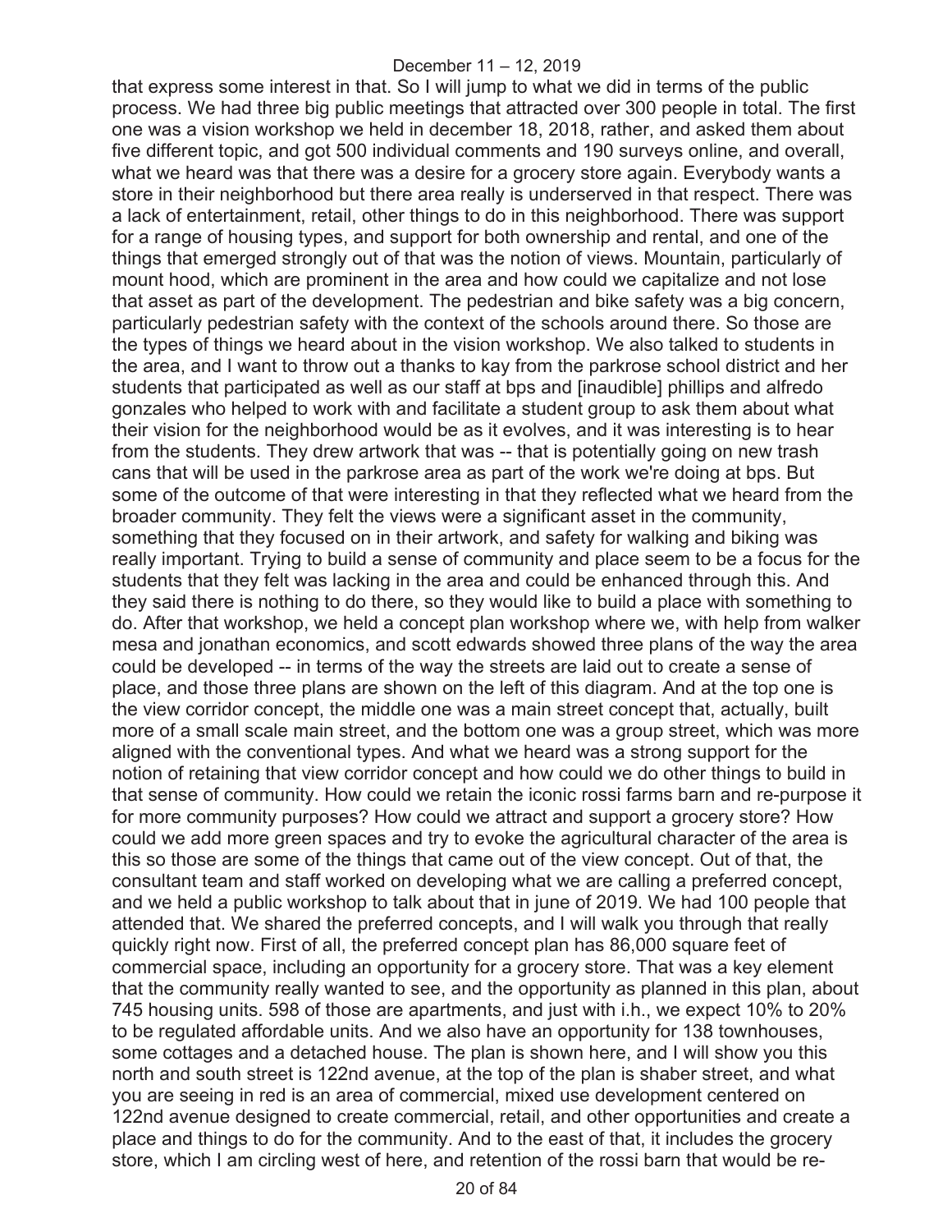that express some interest in that. So I will jump to what we did in terms of the public process. We had three big public meetings that attracted over 300 people in total. The first one was a vision workshop we held in december 18, 2018, rather, and asked them about five different topic, and got 500 individual comments and 190 surveys online, and overall, what we heard was that there was a desire for a grocery store again. Everybody wants a store in their neighborhood but there area really is underserved in that respect. There was a lack of entertainment, retail, other things to do in this neighborhood. There was support for a range of housing types, and support for both ownership and rental, and one of the things that emerged strongly out of that was the notion of views. Mountain, particularly of mount hood, which are prominent in the area and how could we capitalize and not lose that asset as part of the development. The pedestrian and bike safety was a big concern, particularly pedestrian safety with the context of the schools around there. So those are the types of things we heard about in the vision workshop. We also talked to students in the area, and I want to throw out a thanks to kay from the parkrose school district and her students that participated as well as our staff at bps and [inaudible] phillips and alfredo gonzales who helped to work with and facilitate a student group to ask them about what their vision for the neighborhood would be as it evolves, and it was interesting is to hear from the students. They drew artwork that was -- that is potentially going on new trash cans that will be used in the parkrose area as part of the work we're doing at bps. But some of the outcome of that were interesting in that they reflected what we heard from the broader community. They felt the views were a significant asset in the community, something that they focused on in their artwork, and safety for walking and biking was really important. Trying to build a sense of community and place seem to be a focus for the students that they felt was lacking in the area and could be enhanced through this. And they said there is nothing to do there, so they would like to build a place with something to do. After that workshop, we held a concept plan workshop where we, with help from walker mesa and jonathan economics, and scott edwards showed three plans of the way the area could be developed -- in terms of the way the streets are laid out to create a sense of place, and those three plans are shown on the left of this diagram. And at the top one is the view corridor concept, the middle one was a main street concept that, actually, built more of a small scale main street, and the bottom one was a group street, which was more aligned with the conventional types. And what we heard was a strong support for the notion of retaining that view corridor concept and how could we do other things to build in that sense of community. How could we retain the iconic rossi farms barn and re-purpose it for more community purposes? How could we attract and support a grocery store? How could we add more green spaces and try to evoke the agricultural character of the area is this so those are some of the things that came out of the view concept. Out of that, the consultant team and staff worked on developing what we are calling a preferred concept, and we held a public workshop to talk about that in june of 2019. We had 100 people that attended that. We shared the preferred concepts, and I will walk you through that really quickly right now. First of all, the preferred concept plan has 86,000 square feet of commercial space, including an opportunity for a grocery store. That was a key element that the community really wanted to see, and the opportunity as planned in this plan, about 745 housing units. 598 of those are apartments, and just with i.h., we expect 10% to 20% to be regulated affordable units. And we also have an opportunity for 138 townhouses, some cottages and a detached house. The plan is shown here, and I will show you this north and south street is 122nd avenue, at the top of the plan is shaber street, and what you are seeing in red is an area of commercial, mixed use development centered on 122nd avenue designed to create commercial, retail, and other opportunities and create a place and things to do for the community. And to the east of that, it includes the grocery store, which I am circling west of here, and retention of the rossi barn that would be re-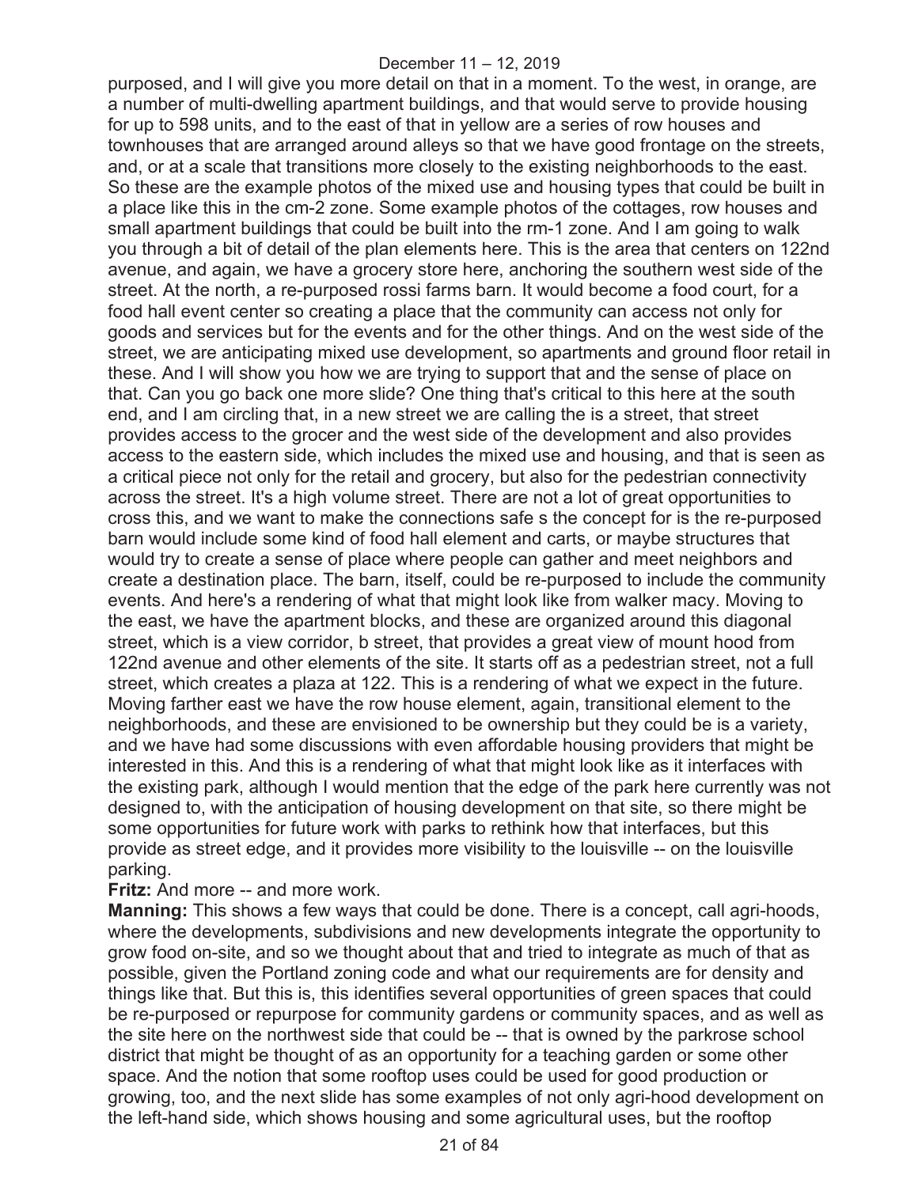purposed, and I will give you more detail on that in a moment. To the west, in orange, are a number of multi-dwelling apartment buildings, and that would serve to provide housing for up to 598 units, and to the east of that in yellow are a series of row houses and townhouses that are arranged around alleys so that we have good frontage on the streets, and, or at a scale that transitions more closely to the existing neighborhoods to the east. So these are the example photos of the mixed use and housing types that could be built in a place like this in the cm-2 zone. Some example photos of the cottages, row houses and small apartment buildings that could be built into the rm-1 zone. And I am going to walk you through a bit of detail of the plan elements here. This is the area that centers on 122nd avenue, and again, we have a grocery store here, anchoring the southern west side of the street. At the north, a re-purposed rossi farms barn. It would become a food court, for a food hall event center so creating a place that the community can access not only for goods and services but for the events and for the other things. And on the west side of the street, we are anticipating mixed use development, so apartments and ground floor retail in these. And I will show you how we are trying to support that and the sense of place on that. Can you go back one more slide? One thing that's critical to this here at the south end, and I am circling that, in a new street we are calling the is a street, that street provides access to the grocer and the west side of the development and also provides access to the eastern side, which includes the mixed use and housing, and that is seen as a critical piece not only for the retail and grocery, but also for the pedestrian connectivity across the street. It's a high volume street. There are not a lot of great opportunities to cross this, and we want to make the connections safe s the concept for is the re-purposed barn would include some kind of food hall element and carts, or maybe structures that would try to create a sense of place where people can gather and meet neighbors and create a destination place. The barn, itself, could be re-purposed to include the community events. And here's a rendering of what that might look like from walker macy. Moving to the east, we have the apartment blocks, and these are organized around this diagonal street, which is a view corridor, b street, that provides a great view of mount hood from 122nd avenue and other elements of the site. It starts off as a pedestrian street, not a full street, which creates a plaza at 122. This is a rendering of what we expect in the future. Moving farther east we have the row house element, again, transitional element to the neighborhoods, and these are envisioned to be ownership but they could be is a variety, and we have had some discussions with even affordable housing providers that might be interested in this. And this is a rendering of what that might look like as it interfaces with the existing park, although I would mention that the edge of the park here currently was not designed to, with the anticipation of housing development on that site, so there might be some opportunities for future work with parks to rethink how that interfaces, but this provide as street edge, and it provides more visibility to the louisville -- on the louisville parking.

**Fritz:** And more -- and more work.

**Manning:** This shows a few ways that could be done. There is a concept, call agri-hoods, where the developments, subdivisions and new developments integrate the opportunity to grow food on-site, and so we thought about that and tried to integrate as much of that as possible, given the Portland zoning code and what our requirements are for density and things like that. But this is, this identifies several opportunities of green spaces that could be re-purposed or repurpose for community gardens or community spaces, and as well as the site here on the northwest side that could be -- that is owned by the parkrose school district that might be thought of as an opportunity for a teaching garden or some other space. And the notion that some rooftop uses could be used for good production or growing, too, and the next slide has some examples of not only agri-hood development on the left-hand side, which shows housing and some agricultural uses, but the rooftop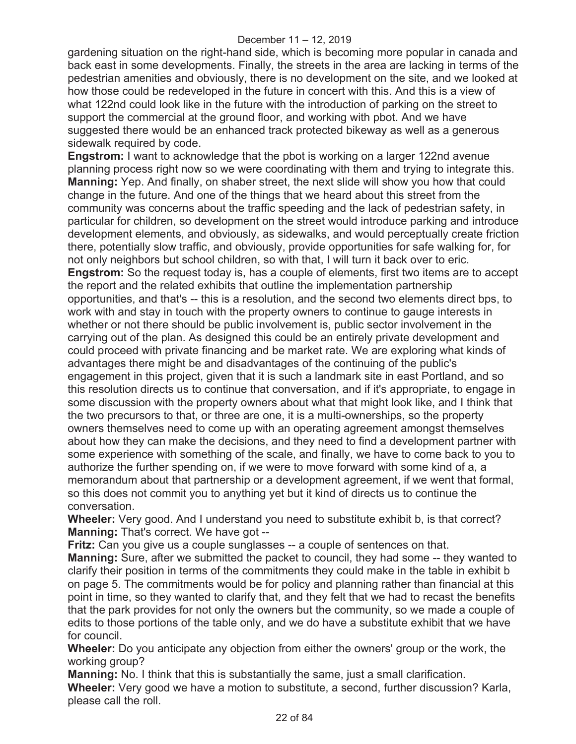gardening situation on the right-hand side, which is becoming more popular in canada and back east in some developments. Finally, the streets in the area are lacking in terms of the pedestrian amenities and obviously, there is no development on the site, and we looked at how those could be redeveloped in the future in concert with this. And this is a view of what 122nd could look like in the future with the introduction of parking on the street to support the commercial at the ground floor, and working with pbot. And we have suggested there would be an enhanced track protected bikeway as well as a generous sidewalk required by code.

**Engstrom:** I want to acknowledge that the pbot is working on a larger 122nd avenue planning process right now so we were coordinating with them and trying to integrate this.

**Manning:** Yep. And finally, on shaber street, the next slide will show you how that could change in the future. And one of the things that we heard about this street from the community was concerns about the traffic speeding and the lack of pedestrian safety, in particular for children, so development on the street would introduce parking and introduce development elements, and obviously, as sidewalks, and would perceptually create friction there, potentially slow traffic, and obviously, provide opportunities for safe walking for, for not only neighbors but school children, so with that, I will turn it back over to eric.

**Engstrom:** So the request today is, has a couple of elements, first two items are to accept the report and the related exhibits that outline the implementation partnership opportunities, and that's -- this is a resolution, and the second two elements direct bps, to work with and stay in touch with the property owners to continue to gauge interests in whether or not there should be public involvement is, public sector involvement in the carrying out of the plan. As designed this could be an entirely private development and could proceed with private financing and be market rate. We are exploring what kinds of advantages there might be and disadvantages of the continuing of the public's engagement in this project, given that it is such a landmark site in east Portland, and so this resolution directs us to continue that conversation, and if it's appropriate, to engage in some discussion with the property owners about what that might look like, and I think that the two precursors to that, or three are one, it is a multi-ownerships, so the property owners themselves need to come up with an operating agreement amongst themselves about how they can make the decisions, and they need to find a development partner with some experience with something of the scale, and finally, we have to come back to you to authorize the further spending on, if we were to move forward with some kind of a, a memorandum about that partnership or a development agreement, if we went that formal, so this does not commit you to anything yet but it kind of directs us to continue the conversation.

**Wheeler:** Very good. And I understand you need to substitute exhibit b, is that correct?

**Manning:** That's correct. We have got --

**Fritz:** Can you give us a couple sunglasses -- a couple of sentences on that.

**Manning:** Sure, after we submitted the packet to council, they had some -- they wanted to clarify their position in terms of the commitments they could make in the table in exhibit b on page 5. The commitments would be for policy and planning rather than financial at this point in time, so they wanted to clarify that, and they felt that we had to recast the benefits that the park provides for not only the owners but the community, so we made a couple of edits to those portions of the table only, and we do have a substitute exhibit that we have for council.

**Wheeler:** Do you anticipate any objection from either the owners' group or the work, the working group?

**Manning:** No. I think that this is substantially the same, just a small clarification.

**Wheeler:** Very good we have a motion to substitute, a second, further discussion? Karla, please call the roll.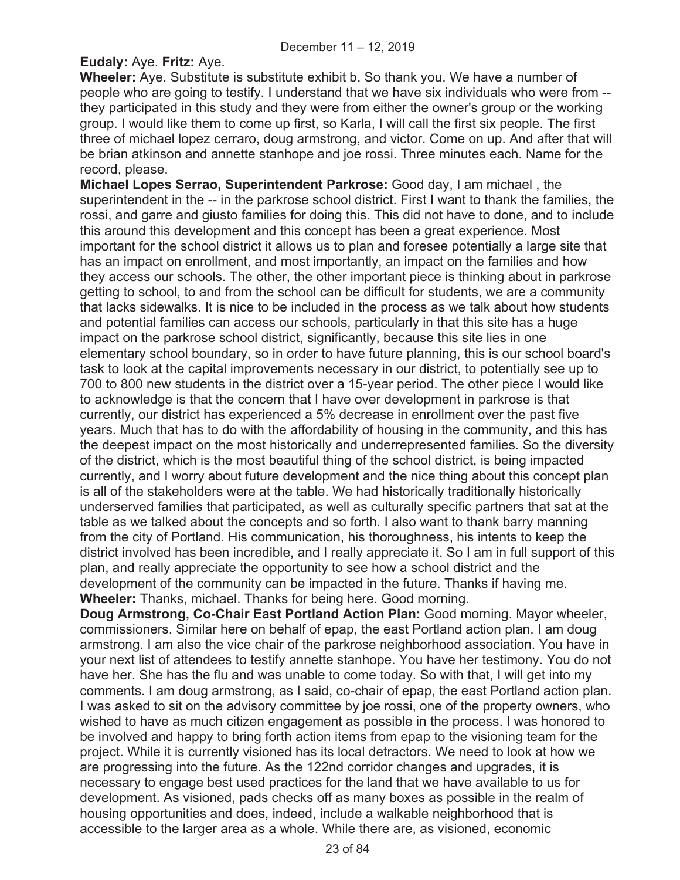**Eudaly:** Aye. **Fritz:** Aye.

**Wheeler:** Aye. Substitute is substitute exhibit b. So thank you. We have a number of people who are going to testify. I understand that we have six individuals who were from -- they participated in this study and they were from either the owner's group or the working group. I would like them to come up first, so Karla, I will call the first six people. The first three of michael lopez cerraro, doug armstrong, and victor. Come on up. And after that will be brian atkinson and annette stanhope and joe rossi. Three minutes each. Name for the record, please.

**Michael Lopes Serrao, Superintendent Parkrose:** Good day, I am michael , the superintendent in the -- in the parkrose school district. First I want to thank the families, the rossi, and garre and giusto families for doing this. This did not have to done, and to include this around this development and this concept has been a great experience. Most important for the school district it allows us to plan and foresee potentially a large site that has an impact on enrollment, and most importantly, an impact on the families and how they access our schools. The other, the other important piece is thinking about in parkrose getting to school, to and from the school can be difficult for students, we are a community that lacks sidewalks. It is nice to be included in the process as we talk about how students and potential families can access our schools, particularly in that this site has a huge impact on the parkrose school district, significantly, because this site lies in one elementary school boundary, so in order to have future planning, this is our school board's task to look at the capital improvements necessary in our district, to potentially see up to 700 to 800 new students in the district over a 15-year period. The other piece I would like to acknowledge is that the concern that I have over development in parkrose is that currently, our district has experienced a 5% decrease in enrollment over the past five years. Much that has to do with the affordability of housing in the community, and this has the deepest impact on the most historically and underrepresented families. So the diversity of the district, which is the most beautiful thing of the school district, is being impacted currently, and I worry about future development and the nice thing about this concept plan is all of the stakeholders were at the table. We had historically traditionally historically underserved families that participated, as well as culturally specific partners that sat at the table as we talked about the concepts and so forth. I also want to thank barry manning from the city of Portland. His communication, his thoroughness, his intents to keep the district involved has been incredible, and I really appreciate it. So I am in full support of this plan, and really appreciate the opportunity to see how a school district and the development of the community can be impacted in the future. Thanks if having me.

**Wheeler:** Thanks, michael. Thanks for being here. Good morning.

**Doug Armstrong, Co-Chair East Portland Action Plan:** Good morning. Mayor wheeler, commissioners. Similar here on behalf of epap, the east Portland action plan. I am doug armstrong. I am also the vice chair of the parkrose neighborhood association. You have in your next list of attendees to testify annette stanhope. You have her testimony. You do not have her. She has the flu and was unable to come today. So with that, I will get into my comments. I am doug armstrong, as I said, co-chair of epap, the east Portland action plan. I was asked to sit on the advisory committee by joe rossi, one of the property owners, who wished to have as much citizen engagement as possible in the process. I was honored to be involved and happy to bring forth action items from epap to the visioning team for the project. While it is currently visioned has its local detractors. We need to look at how we are progressing into the future. As the 122nd corridor changes and upgrades, it is necessary to engage best used practices for the land that we have available to us for development. As visioned, pads checks off as many boxes as possible in the realm of housing opportunities and does, indeed, include a walkable neighborhood that is accessible to the larger area as a whole. While there are, as visioned, economic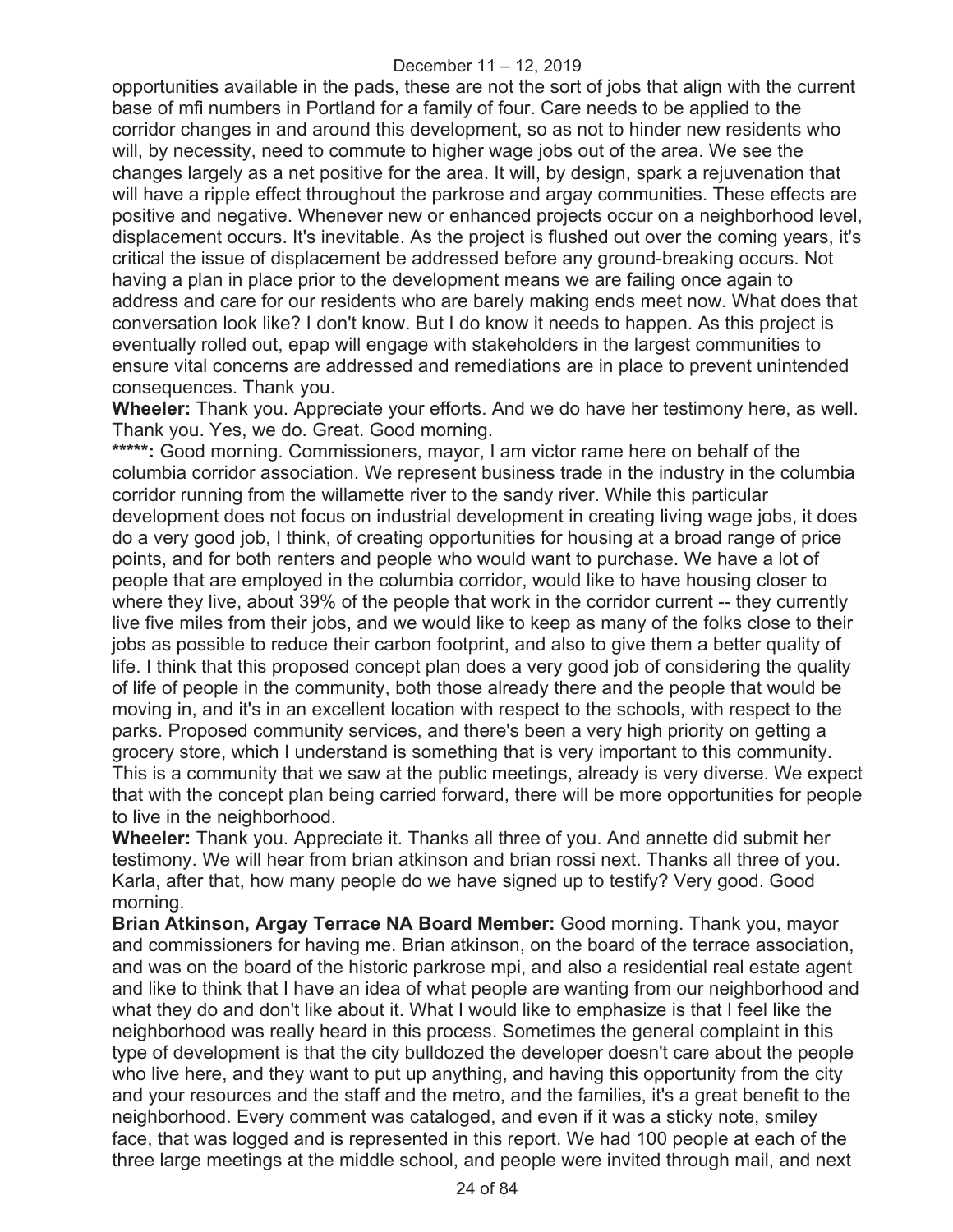opportunities available in the pads, these are not the sort of jobs that align with the current base of mfi numbers in Portland for a family of four. Care needs to be applied to the corridor changes in and around this development, so as not to hinder new residents who will, by necessity, need to commute to higher wage jobs out of the area. We see the changes largely as a net positive for the area. It will, by design, spark a rejuvenation that will have a ripple effect throughout the parkrose and argay communities. These effects are positive and negative. Whenever new or enhanced projects occur on a neighborhood level, displacement occurs. It's inevitable. As the project is flushed out over the coming years, it's critical the issue of displacement be addressed before any ground-breaking occurs. Not having a plan in place prior to the development means we are failing once again to address and care for our residents who are barely making ends meet now. What does that conversation look like? I don't know. But I do know it needs to happen. As this project is eventually rolled out, epap will engage with stakeholders in the largest communities to ensure vital concerns are addressed and remediations are in place to prevent unintended consequences. Thank you.

**Wheeler:** Thank you. Appreciate your efforts. And we do have her testimony here, as well. Thank you. Yes, we do. Great. Good morning.

**\*\*\*\*\*:** Good morning. Commissioners, mayor, I am victor rame here on behalf of the columbia corridor association. We represent business trade in the industry in the columbia corridor running from the willamette river to the sandy river. While this particular development does not focus on industrial development in creating living wage jobs, it does do a very good job, I think, of creating opportunities for housing at a broad range of price points, and for both renters and people who would want to purchase. We have a lot of people that are employed in the columbia corridor, would like to have housing closer to where they live, about 39% of the people that work in the corridor current -- they currently live five miles from their jobs, and we would like to keep as many of the folks close to their jobs as possible to reduce their carbon footprint, and also to give them a better quality of life. I think that this proposed concept plan does a very good job of considering the quality of life of people in the community, both those already there and the people that would be moving in, and it's in an excellent location with respect to the schools, with respect to the parks. Proposed community services, and there's been a very high priority on getting a grocery store, which I understand is something that is very important to this community. This is a community that we saw at the public meetings, already is very diverse. We expect that with the concept plan being carried forward, there will be more opportunities for people to live in the neighborhood.

**Wheeler:** Thank you. Appreciate it. Thanks all three of you. And annette did submit her testimony. We will hear from brian atkinson and brian rossi next. Thanks all three of you. Karla, after that, how many people do we have signed up to testify? Very good. Good morning.

**Brian Atkinson, Argay Terrace NA Board Member:** Good morning. Thank you, mayor and commissioners for having me. Brian atkinson, on the board of the terrace association, and was on the board of the historic parkrose mpi, and also a residential real estate agent and like to think that I have an idea of what people are wanting from our neighborhood and what they do and don't like about it. What I would like to emphasize is that I feel like the neighborhood was really heard in this process. Sometimes the general complaint in this type of development is that the city bulldozed the developer doesn't care about the people who live here, and they want to put up anything, and having this opportunity from the city and your resources and the staff and the metro, and the families, it's a great benefit to the neighborhood. Every comment was cataloged, and even if it was a sticky note, smiley face, that was logged and is represented in this report. We had 100 people at each of the three large meetings at the middle school, and people were invited through mail, and next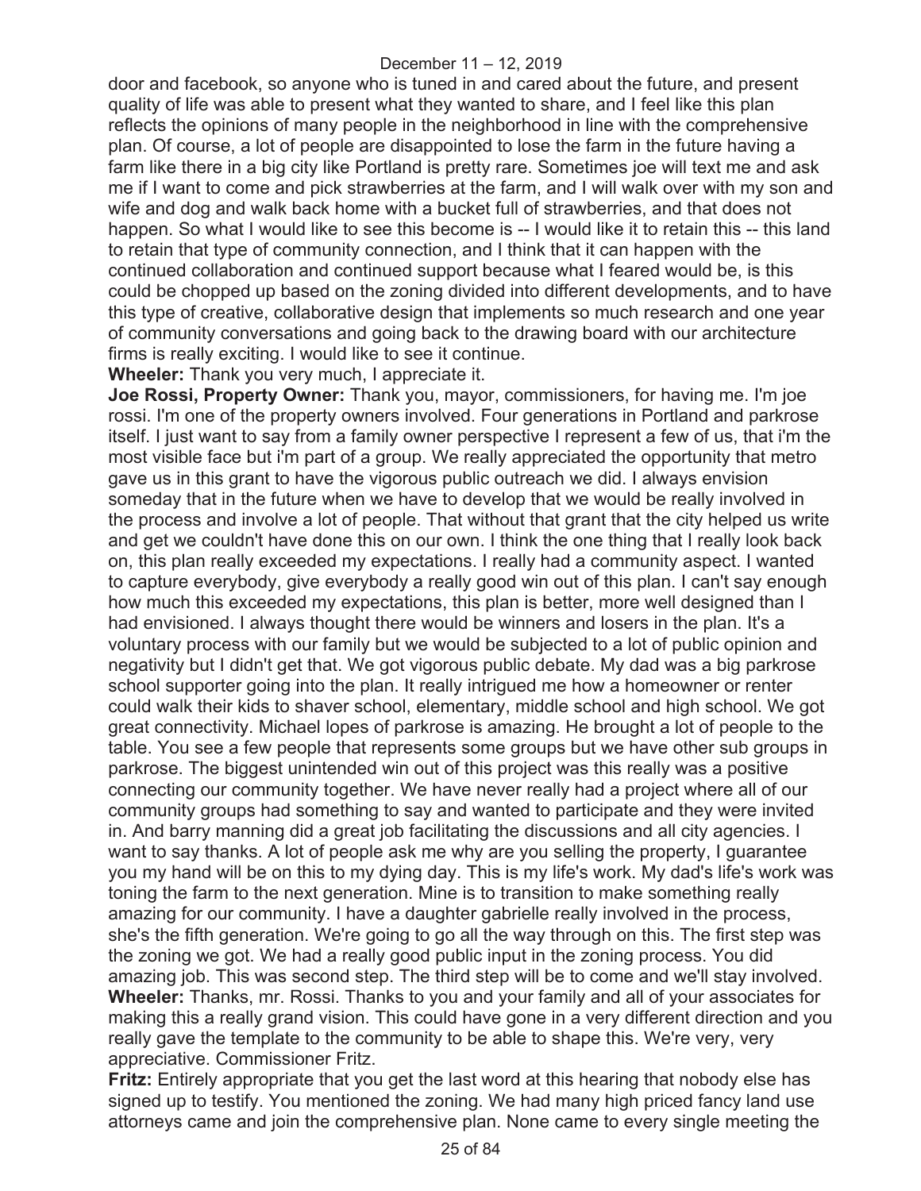door and facebook, so anyone who is tuned in and cared about the future, and present quality of life was able to present what they wanted to share, and I feel like this plan reflects the opinions of many people in the neighborhood in line with the comprehensive plan. Of course, a lot of people are disappointed to lose the farm in the future having a farm like there in a big city like Portland is pretty rare. Sometimes joe will text me and ask me if I want to come and pick strawberries at the farm, and I will walk over with my son and wife and dog and walk back home with a bucket full of strawberries, and that does not happen. So what I would like to see this become is -- I would like it to retain this -- this land to retain that type of community connection, and I think that it can happen with the continued collaboration and continued support because what I feared would be, is this could be chopped up based on the zoning divided into different developments, and to have this type of creative, collaborative design that implements so much research and one year of community conversations and going back to the drawing board with our architecture firms is really exciting. I would like to see it continue.

**Wheeler:** Thank you very much, I appreciate it.

**Joe Rossi, Property Owner:** Thank you, mayor, commissioners, for having me. I'm joe rossi. I'm one of the property owners involved. Four generations in Portland and parkrose itself. I just want to say from a family owner perspective I represent a few of us, that i'm the most visible face but i'm part of a group. We really appreciated the opportunity that metro gave us in this grant to have the vigorous public outreach we did. I always envision someday that in the future when we have to develop that we would be really involved in the process and involve a lot of people. That without that grant that the city helped us write and get we couldn't have done this on our own. I think the one thing that I really look back on, this plan really exceeded my expectations. I really had a community aspect. I wanted to capture everybody, give everybody a really good win out of this plan. I can't say enough how much this exceeded my expectations, this plan is better, more well designed than I had envisioned. I always thought there would be winners and losers in the plan. It's a voluntary process with our family but we would be subjected to a lot of public opinion and negativity but I didn't get that. We got vigorous public debate. My dad was a big parkrose school supporter going into the plan. It really intrigued me how a homeowner or renter could walk their kids to shaver school, elementary, middle school and high school. We got great connectivity. Michael lopes of parkrose is amazing. He brought a lot of people to the table. You see a few people that represents some groups but we have other sub groups in parkrose. The biggest unintended win out of this project was this really was a positive connecting our community together. We have never really had a project where all of our community groups had something to say and wanted to participate and they were invited in. And barry manning did a great job facilitating the discussions and all city agencies. I want to say thanks. A lot of people ask me why are you selling the property, I guarantee you my hand will be on this to my dying day. This is my life's work. My dad's life's work was toning the farm to the next generation. Mine is to transition to make something really amazing for our community. I have a daughter gabrielle really involved in the process, she's the fifth generation. We're going to go all the way through on this. The first step was the zoning we got. We had a really good public input in the zoning process. You did amazing job. This was second step. The third step will be to come and we'll stay involved.

**Wheeler:** Thanks, mr. Rossi. Thanks to you and your family and all of your associates for making this a really grand vision. This could have gone in a very different direction and you really gave the template to the community to be able to shape this. We're very, very appreciative. Commissioner Fritz.

**Fritz:** Entirely appropriate that you get the last word at this hearing that nobody else has signed up to testify. You mentioned the zoning. We had many high priced fancy land use attorneys came and join the comprehensive plan. None came to every single meeting the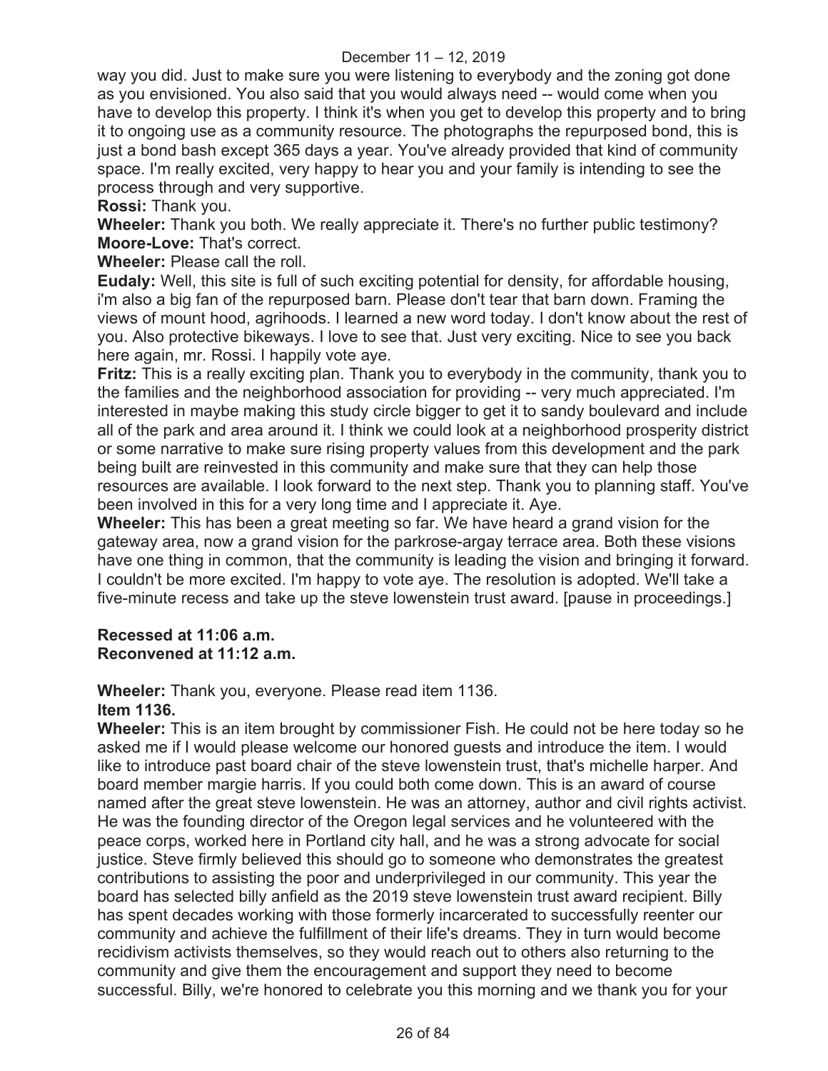way you did. Just to make sure you were listening to everybody and the zoning got done as you envisioned. You also said that you would always need -- would come when you have to develop this property. I think it's when you get to develop this property and to bring it to ongoing use as a community resource. The photographs the repurposed bond, this is just a bond bash except 365 days a year. You've already provided that kind of community space. I'm really excited, very happy to hear you and your family is intending to see the process through and very supportive.

**Rossi:** Thank you.

**Wheeler:** Thank you both. We really appreciate it. There's no further public testimony?

**Moore-Love:** That's correct.

**Wheeler:** Please call the roll.

**Eudaly:** Well, this site is full of such exciting potential for density, for affordable housing, i'm also a big fan of the repurposed barn. Please don't tear that barn down. Framing the views of mount hood, agrihoods. I learned a new word today. I don't know about the rest of you. Also protective bikeways. I love to see that. Just very exciting. Nice to see you back here again, mr. Rossi. I happily vote aye.

**Fritz:** This is a really exciting plan. Thank you to everybody in the community, thank you to the families and the neighborhood association for providing -- very much appreciated. I'm interested in maybe making this study circle bigger to get it to sandy boulevard and include all of the park and area around it. I think we could look at a neighborhood prosperity district or some narrative to make sure rising property values from this development and the park being built are reinvested in this community and make sure that they can help those resources are available. I look forward to the next step. Thank you to planning staff. You've been involved in this for a very long time and I appreciate it. Aye.

**Wheeler:** This has been a great meeting so far. We have heard a grand vision for the gateway area, now a grand vision for the parkrose-argay terrace area. Both these visions have one thing in common, that the community is leading the vision and bringing it forward. I couldn't be more excited. I'm happy to vote aye. The resolution is adopted. We'll take a five-minute recess and take up the steve lowenstein trust award. [pause in proceedings.]

**Recessed at 11:06 a.m.**
**Reconvened at 11:12 a.m.**

**Wheeler:** Thank you, everyone. Please read item 1136.

**Item 1136.**

**Wheeler:** This is an item brought by commissioner Fish. He could not be here today so he asked me if I would please welcome our honored guests and introduce the item. I would like to introduce past board chair of the steve lowenstein trust, that's michelle harper. And board member margie harris. If you could both come down. This is an award of course named after the great steve lowenstein. He was an attorney, author and civil rights activist. He was the founding director of the Oregon legal services and he volunteered with the peace corps, worked here in Portland city hall, and he was a strong advocate for social justice. Steve firmly believed this should go to someone who demonstrates the greatest contributions to assisting the poor and underprivileged in our community. This year the board has selected billy anfield as the 2019 steve lowenstein trust award recipient. Billy has spent decades working with those formerly incarcerated to successfully reenter our community and achieve the fulfillment of their life's dreams. They in turn would become recidivism activists themselves, so they would reach out to others also returning to the community and give them the encouragement and support they need to become successful. Billy, we're honored to celebrate you this morning and we thank you for your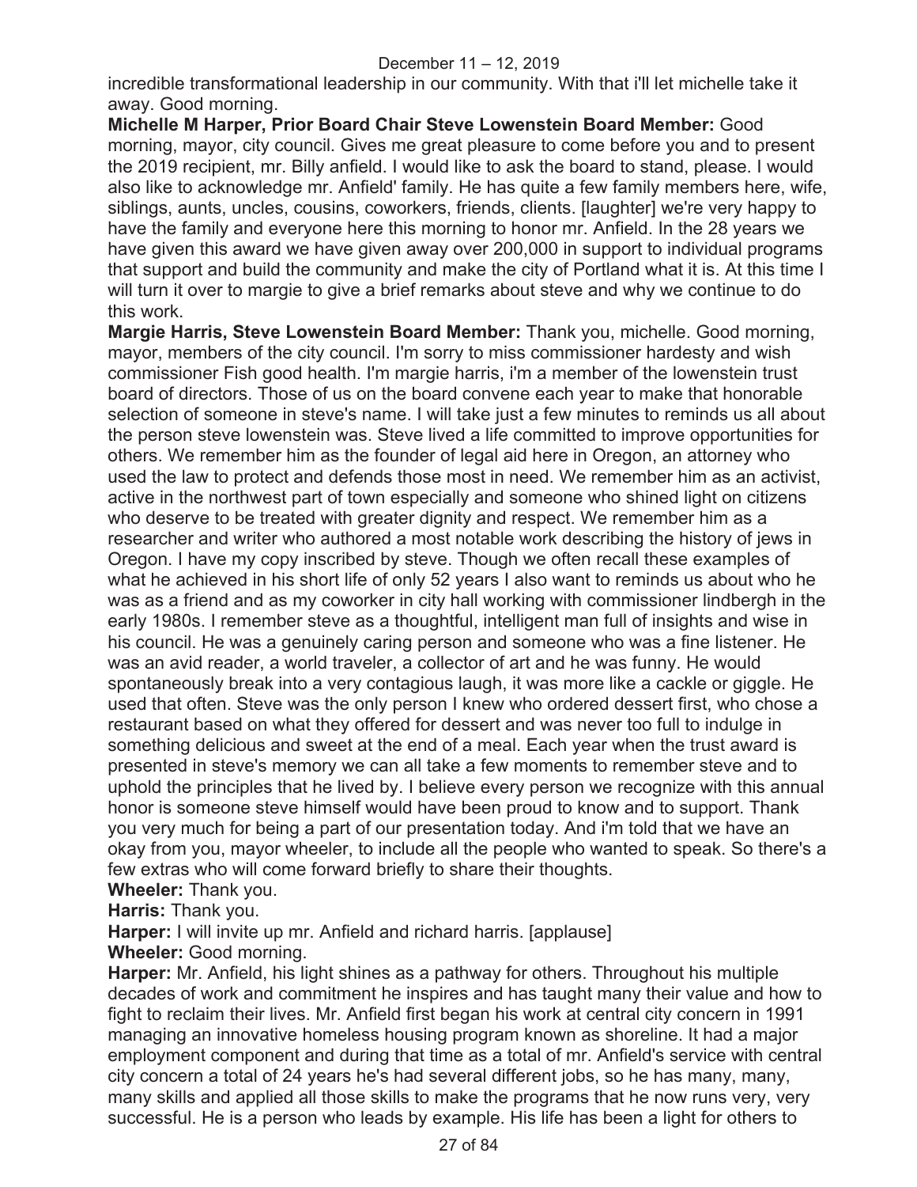incredible transformational leadership in our community. With that i'll let michelle take it away. Good morning.

**Michelle M Harper, Prior Board Chair Steve Lowenstein Board Member:** Good morning, mayor, city council. Gives me great pleasure to come before you and to present the 2019 recipient, mr. Billy anfield. I would like to ask the board to stand, please. I would also like to acknowledge mr. Anfield' family. He has quite a few family members here, wife, siblings, aunts, uncles, cousins, coworkers, friends, clients. [laughter] we're very happy to have the family and everyone here this morning to honor mr. Anfield. In the 28 years we have given this award we have given away over 200,000 in support to individual programs that support and build the community and make the city of Portland what it is. At this time I will turn it over to margie to give a brief remarks about steve and why we continue to do this work.

**Margie Harris, Steve Lowenstein Board Member:** Thank you, michelle. Good morning, mayor, members of the city council. I'm sorry to miss commissioner hardesty and wish commissioner Fish good health. I'm margie harris, i'm a member of the lowenstein trust board of directors. Those of us on the board convene each year to make that honorable selection of someone in steve's name. I will take just a few minutes to reminds us all about the person steve lowenstein was. Steve lived a life committed to improve opportunities for others. We remember him as the founder of legal aid here in Oregon, an attorney who used the law to protect and defends those most in need. We remember him as an activist, active in the northwest part of town especially and someone who shined light on citizens who deserve to be treated with greater dignity and respect. We remember him as a researcher and writer who authored a most notable work describing the history of jews in Oregon. I have my copy inscribed by steve. Though we often recall these examples of what he achieved in his short life of only 52 years I also want to reminds us about who he was as a friend and as my coworker in city hall working with commissioner lindbergh in the early 1980s. I remember steve as a thoughtful, intelligent man full of insights and wise in his council. He was a genuinely caring person and someone who was a fine listener. He was an avid reader, a world traveler, a collector of art and he was funny. He would spontaneously break into a very contagious laugh, it was more like a cackle or giggle. He used that often. Steve was the only person I knew who ordered dessert first, who chose a restaurant based on what they offered for dessert and was never too full to indulge in something delicious and sweet at the end of a meal. Each year when the trust award is presented in steve's memory we can all take a few moments to remember steve and to uphold the principles that he lived by. I believe every person we recognize with this annual honor is someone steve himself would have been proud to know and to support. Thank you very much for being a part of our presentation today. And i'm told that we have an okay from you, mayor wheeler, to include all the people who wanted to speak. So there's a few extras who will come forward briefly to share their thoughts.

**Wheeler:** Thank you.

**Harris:** Thank you.

**Harper:** I will invite up mr. Anfield and richard harris. [applause]

**Wheeler:** Good morning.

**Harper:** Mr. Anfield, his light shines as a pathway for others. Throughout his multiple decades of work and commitment he inspires and has taught many their value and how to fight to reclaim their lives. Mr. Anfield first began his work at central city concern in 1991 managing an innovative homeless housing program known as shoreline. It had a major employment component and during that time as a total of mr. Anfield's service with central city concern a total of 24 years he's had several different jobs, so he has many, many, many skills and applied all those skills to make the programs that he now runs very, very successful. He is a person who leads by example. His life has been a light for others to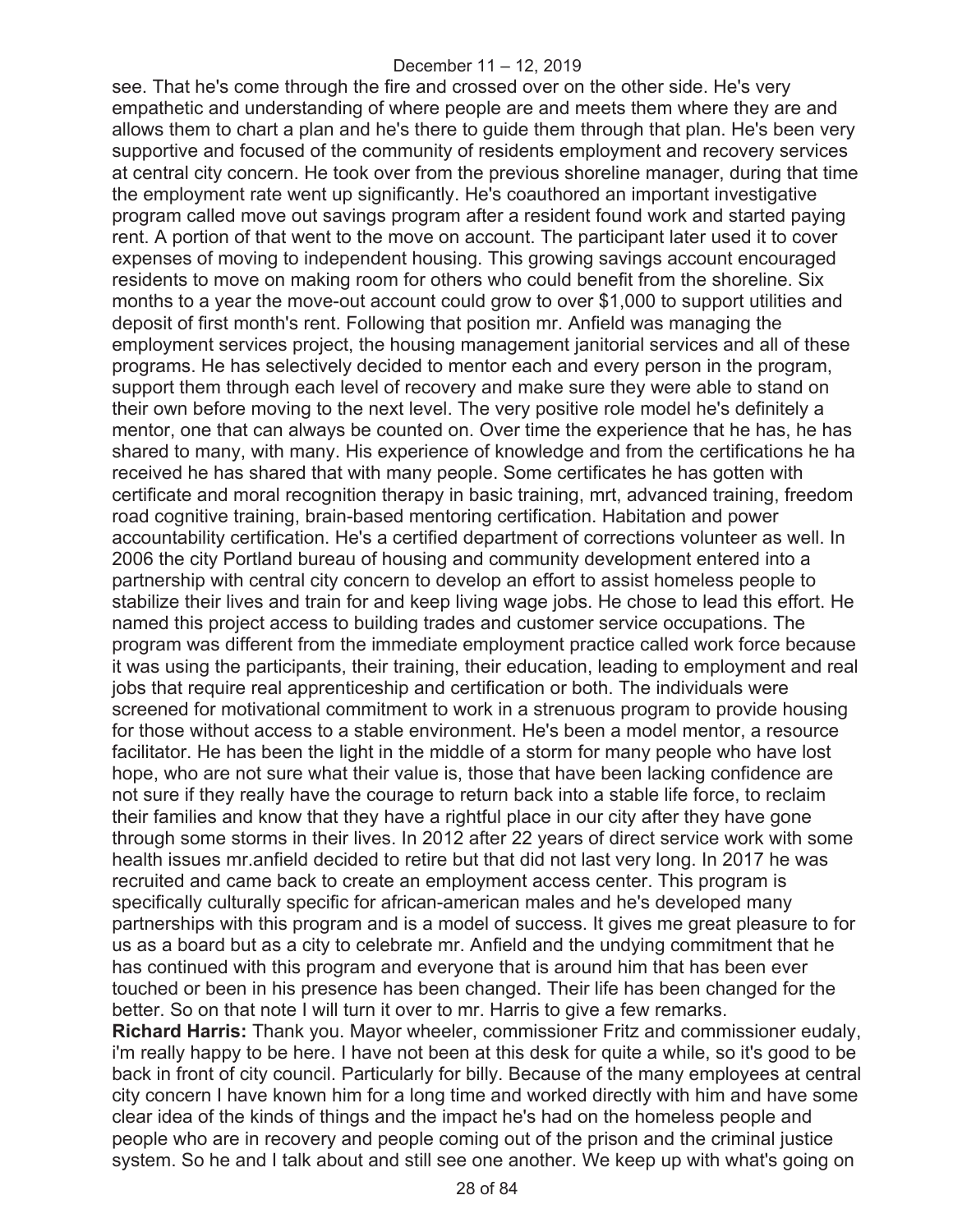see. That he's come through the fire and crossed over on the other side. He's very empathetic and understanding of where people are and meets them where they are and allows them to chart a plan and he's there to guide them through that plan. He's been very supportive and focused of the community of residents employment and recovery services at central city concern. He took over from the previous shoreline manager, during that time the employment rate went up significantly. He's coauthored an important investigative program called move out savings program after a resident found work and started paying rent. A portion of that went to the move on account. The participant later used it to cover expenses of moving to independent housing. This growing savings account encouraged residents to move on making room for others who could benefit from the shoreline. Six months to a year the move-out account could grow to over $1,000 to support utilities and deposit of first month's rent. Following that position mr. Anfield was managing the employment services project, the housing management janitorial services and all of these programs. He has selectively decided to mentor each and every person in the program, support them through each level of recovery and make sure they were able to stand on their own before moving to the next level. The very positive role model he's definitely a mentor, one that can always be counted on. Over time the experience that he has, he has shared to many, with many. His experience of knowledge and from the certifications he ha received he has shared that with many people. Some certificates he has gotten with certificate and moral recognition therapy in basic training, mrt, advanced training, freedom road cognitive training, brain-based mentoring certification. Habitation and power accountability certification. He's a certified department of corrections volunteer as well. In 2006 the city Portland bureau of housing and community development entered into a partnership with central city concern to develop an effort to assist homeless people to stabilize their lives and train for and keep living wage jobs. He chose to lead this effort. He named this project access to building trades and customer service occupations. The program was different from the immediate employment practice called work force because it was using the participants, their training, their education, leading to employment and real jobs that require real apprenticeship and certification or both. The individuals were screened for motivational commitment to work in a strenuous program to provide housing for those without access to a stable environment. He's been a model mentor, a resource facilitator. He has been the light in the middle of a storm for many people who have lost hope, who are not sure what their value is, those that have been lacking confidence are not sure if they really have the courage to return back into a stable life force, to reclaim their families and know that they have a rightful place in our city after they have gone through some storms in their lives. In 2012 after 22 years of direct service work with some health issues mr.anfield decided to retire but that did not last very long. In 2017 he was recruited and came back to create an employment access center. This program is specifically culturally specific for african-american males and he's developed many partnerships with this program and is a model of success. It gives me great pleasure to for us as a board but as a city to celebrate mr. Anfield and the undying commitment that he has continued with this program and everyone that is around him that has been ever touched or been in his presence has been changed. Their life has been changed for the better. So on that note I will turn it over to mr. Harris to give a few remarks.

**Richard Harris:** Thank you. Mayor wheeler, commissioner Fritz and commissioner eudaly, i'm really happy to be here. I have not been at this desk for quite a while, so it's good to be back in front of city council. Particularly for billy. Because of the many employees at central city concern I have known him for a long time and worked directly with him and have some clear idea of the kinds of things and the impact he's had on the homeless people and people who are in recovery and people coming out of the prison and the criminal justice system. So he and I talk about and still see one another. We keep up with what's going on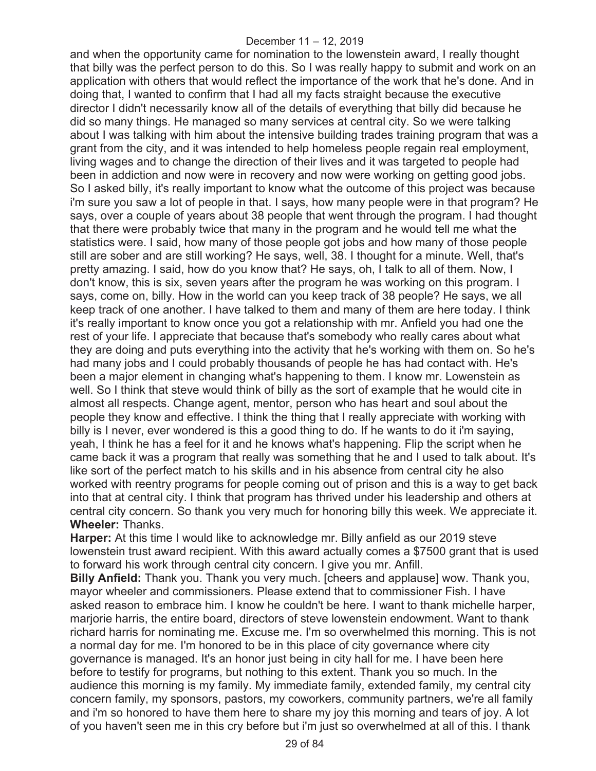and when the opportunity came for nomination to the lowenstein award, I really thought that billy was the perfect person to do this. So I was really happy to submit and work on an application with others that would reflect the importance of the work that he's done. And in doing that, I wanted to confirm that I had all my facts straight because the executive director I didn't necessarily know all of the details of everything that billy did because he did so many things. He managed so many services at central city. So we were talking about I was talking with him about the intensive building trades training program that was a grant from the city, and it was intended to help homeless people regain real employment, living wages and to change the direction of their lives and it was targeted to people had been in addiction and now were in recovery and now were working on getting good jobs. So I asked billy, it's really important to know what the outcome of this project was because i'm sure you saw a lot of people in that. I says, how many people were in that program? He says, over a couple of years about 38 people that went through the program. I had thought that there were probably twice that many in the program and he would tell me what the statistics were. I said, how many of those people got jobs and how many of those people still are sober and are still working? He says, well, 38. I thought for a minute. Well, that's pretty amazing. I said, how do you know that? He says, oh, I talk to all of them. Now, I don't know, this is six, seven years after the program he was working on this program. I says, come on, billy. How in the world can you keep track of 38 people? He says, we all keep track of one another. I have talked to them and many of them are here today. I think it's really important to know once you got a relationship with mr. Anfield you had one the rest of your life. I appreciate that because that's somebody who really cares about what they are doing and puts everything into the activity that he's working with them on. So he's had many jobs and I could probably thousands of people he has had contact with. He's been a major element in changing what's happening to them. I know mr. Lowenstein as well. So I think that steve would think of billy as the sort of example that he would cite in almost all respects. Change agent, mentor, person who has heart and soul about the people they know and effective. I think the thing that I really appreciate with working with billy is I never, ever wondered is this a good thing to do. If he wants to do it i'm saying, yeah, I think he has a feel for it and he knows what's happening. Flip the script when he came back it was a program that really was something that he and I used to talk about. It's like sort of the perfect match to his skills and in his absence from central city he also worked with reentry programs for people coming out of prison and this is a way to get back into that at central city. I think that program has thrived under his leadership and others at central city concern. So thank you very much for honoring billy this week. We appreciate it.

**Wheeler:** Thanks.

**Harper:** At this time I would like to acknowledge mr. Billy anfield as our 2019 steve lowenstein trust award recipient. With this award actually comes a $7500 grant that is used to forward his work through central city concern. I give you mr. Anfill.

**Billy Anfield:** Thank you. Thank you very much. [cheers and applause] wow. Thank you, mayor wheeler and commissioners. Please extend that to commissioner Fish. I have asked reason to embrace him. I know he couldn't be here. I want to thank michelle harper, marjorie harris, the entire board, directors of steve lowenstein endowment. Want to thank richard harris for nominating me. Excuse me. I'm so overwhelmed this morning. This is not a normal day for me. I'm honored to be in this place of city governance where city governance is managed. It's an honor just being in city hall for me. I have been here before to testify for programs, but nothing to this extent. Thank you so much. In the audience this morning is my family. My immediate family, extended family, my central city concern family, my sponsors, pastors, my coworkers, community partners, we're all family and i'm so honored to have them here to share my joy this morning and tears of joy. A lot of you haven't seen me in this cry before but i'm just so overwhelmed at all of this. I thank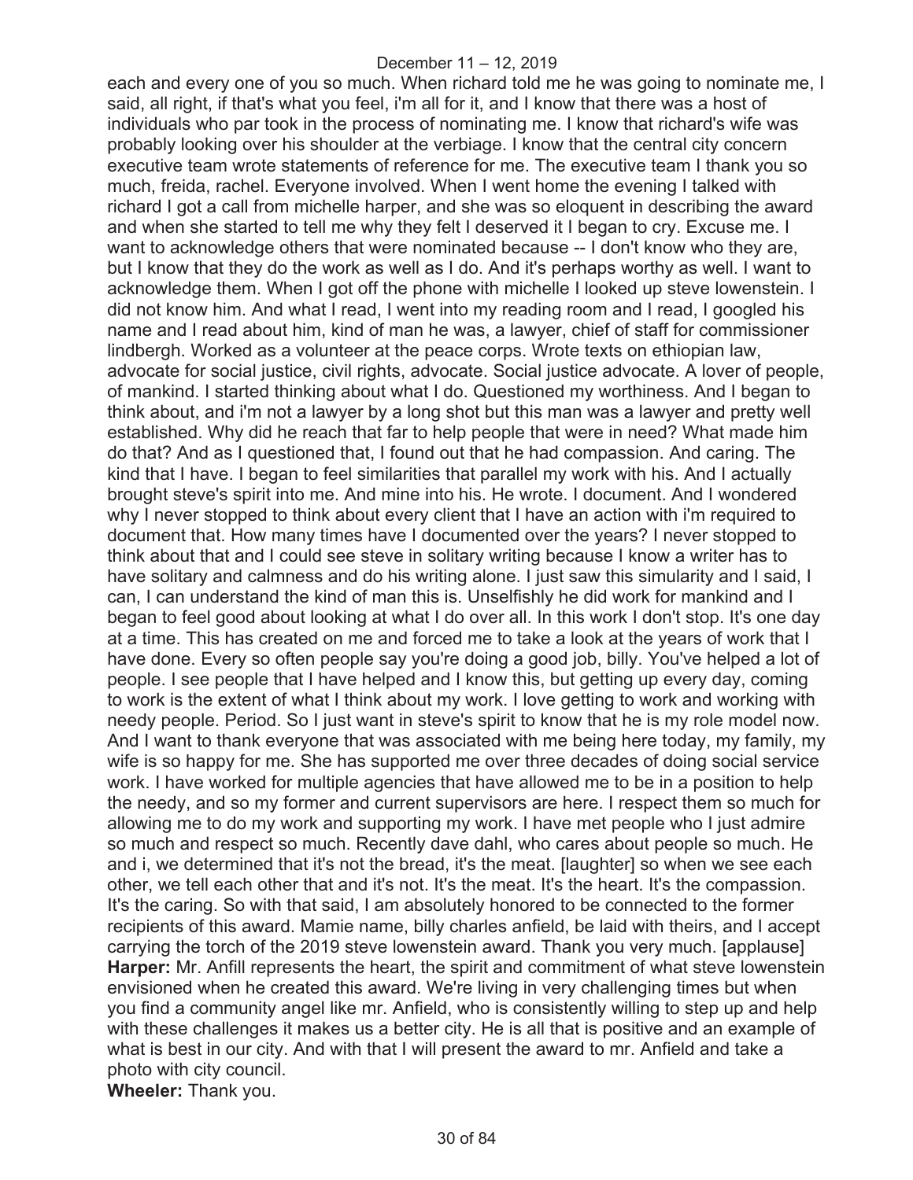each and every one of you so much. When richard told me he was going to nominate me, I said, all right, if that's what you feel, i'm all for it, and I know that there was a host of individuals who par took in the process of nominating me. I know that richard's wife was probably looking over his shoulder at the verbiage. I know that the central city concern executive team wrote statements of reference for me. The executive team I thank you so much, freida, rachel. Everyone involved. When I went home the evening I talked with richard I got a call from michelle harper, and she was so eloquent in describing the award and when she started to tell me why they felt I deserved it I began to cry. Excuse me. I want to acknowledge others that were nominated because -- I don't know who they are, but I know that they do the work as well as I do. And it's perhaps worthy as well. I want to acknowledge them. When I got off the phone with michelle I looked up steve lowenstein. I did not know him. And what I read, I went into my reading room and I read, I googled his name and I read about him, kind of man he was, a lawyer, chief of staff for commissioner lindbergh. Worked as a volunteer at the peace corps. Wrote texts on ethiopian law, advocate for social justice, civil rights, advocate. Social justice advocate. A lover of people, of mankind. I started thinking about what I do. Questioned my worthiness. And I began to think about, and i'm not a lawyer by a long shot but this man was a lawyer and pretty well established. Why did he reach that far to help people that were in need? What made him do that? And as I questioned that, I found out that he had compassion. And caring. The kind that I have. I began to feel similarities that parallel my work with his. And I actually brought steve's spirit into me. And mine into his. He wrote. I document. And I wondered why I never stopped to think about every client that I have an action with i'm required to document that. How many times have I documented over the years? I never stopped to think about that and I could see steve in solitary writing because I know a writer has to have solitary and calmness and do his writing alone. I just saw this simularity and I said, I can, I can understand the kind of man this is. Unselfishly he did work for mankind and I began to feel good about looking at what I do over all. In this work I don't stop. It's one day at a time. This has created on me and forced me to take a look at the years of work that I have done. Every so often people say you're doing a good job, billy. You've helped a lot of people. I see people that I have helped and I know this, but getting up every day, coming to work is the extent of what I think about my work. I love getting to work and working with needy people. Period. So I just want in steve's spirit to know that he is my role model now. And I want to thank everyone that was associated with me being here today, my family, my wife is so happy for me. She has supported me over three decades of doing social service work. I have worked for multiple agencies that have allowed me to be in a position to help the needy, and so my former and current supervisors are here. I respect them so much for allowing me to do my work and supporting my work. I have met people who I just admire so much and respect so much. Recently dave dahl, who cares about people so much. He and i, we determined that it's not the bread, it's the meat. [laughter] so when we see each other, we tell each other that and it's not. It's the meat. It's the heart. It's the compassion. It's the caring. So with that said, I am absolutely honored to be connected to the former recipients of this award. Mamie name, billy charles anfield, be laid with theirs, and I accept carrying the torch of the 2019 steve lowenstein award. Thank you very much. [applause]

**Harper:** Mr. Anfill represents the heart, the spirit and commitment of what steve lowenstein envisioned when he created this award. We're living in very challenging times but when you find a community angel like mr. Anfield, who is consistently willing to step up and help with these challenges it makes us a better city. He is all that is positive and an example of what is best in our city. And with that I will present the award to mr. Anfield and take a photo with city council.

**Wheeler:** Thank you.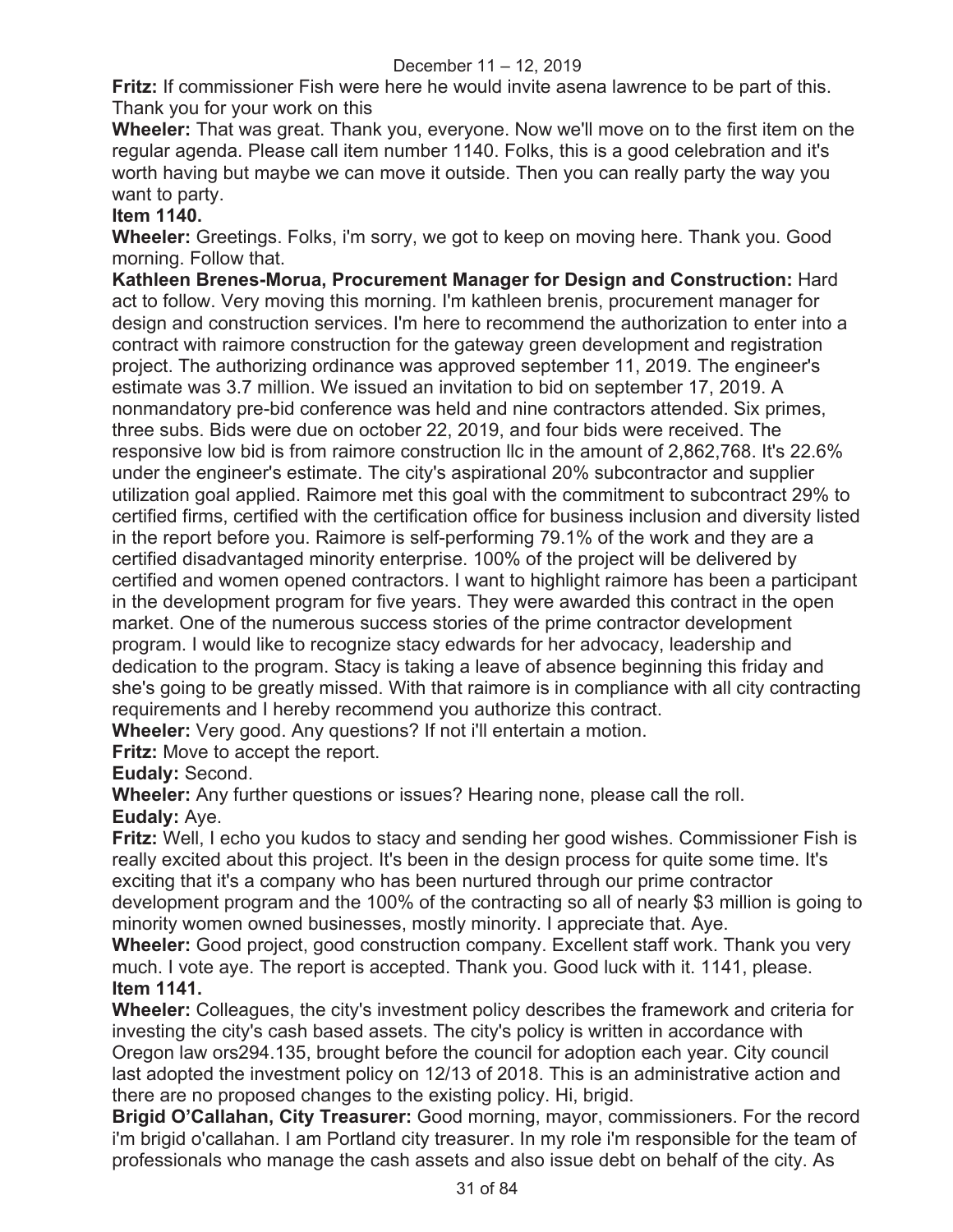**Fritz:** If commissioner Fish were here he would invite asena lawrence to be part of this. Thank you for your work on this

**Wheeler:** That was great. Thank you, everyone. Now we'll move on to the first item on the regular agenda. Please call item number 1140. Folks, this is a good celebration and it's worth having but maybe we can move it outside. Then you can really party the way you want to party.

**Item 1140.**

**Wheeler:** Greetings. Folks, i'm sorry, we got to keep on moving here. Thank you. Good morning. Follow that.

**Kathleen Brenes-Morua, Procurement Manager for Design and Construction:** Hard act to follow. Very moving this morning. I'm kathleen brenis, procurement manager for design and construction services. I'm here to recommend the authorization to enter into a contract with raimore construction for the gateway green development and registration project. The authorizing ordinance was approved september 11, 2019. The engineer's estimate was 3.7 million. We issued an invitation to bid on september 17, 2019. A nonmandatory pre-bid conference was held and nine contractors attended. Six primes, three subs. Bids were due on october 22, 2019, and four bids were received. The responsive low bid is from raimore construction llc in the amount of 2,862,768. It's 22.6% under the engineer's estimate. The city's aspirational 20% subcontractor and supplier utilization goal applied. Raimore met this goal with the commitment to subcontract 29% to certified firms, certified with the certification office for business inclusion and diversity listed in the report before you. Raimore is self-performing 79.1% of the work and they are a certified disadvantaged minority enterprise. 100% of the project will be delivered by certified and women opened contractors. I want to highlight raimore has been a participant in the development program for five years. They were awarded this contract in the open market. One of the numerous success stories of the prime contractor development program. I would like to recognize stacy edwards for her advocacy, leadership and dedication to the program. Stacy is taking a leave of absence beginning this friday and she's going to be greatly missed. With that raimore is in compliance with all city contracting requirements and I hereby recommend you authorize this contract.

**Wheeler:** Very good. Any questions? If not i'll entertain a motion.

**Fritz:** Move to accept the report.

**Eudaly:** Second.

**Wheeler:** Any further questions or issues? Hearing none, please call the roll.

**Eudaly:** Aye.

**Fritz:** Well, I echo you kudos to stacy and sending her good wishes. Commissioner Fish is really excited about this project. It's been in the design process for quite some time. It's exciting that it's a company who has been nurtured through our prime contractor development program and the 100% of the contracting so all of nearly $3 million is going to minority women owned businesses, mostly minority. I appreciate that. Aye.

**Wheeler:** Good project, good construction company. Excellent staff work. Thank you very much. I vote aye. The report is accepted. Thank you. Good luck with it. 1141, please.

**Item 1141.**

**Wheeler:** Colleagues, the city's investment policy describes the framework and criteria for investing the city's cash based assets. The city's policy is written in accordance with Oregon law ors294.135, brought before the council for adoption each year. City council last adopted the investment policy on 12/13 of 2018. This is an administrative action and there are no proposed changes to the existing policy. Hi, brigid.

**Brigid O'Callahan, City Treasurer:** Good morning, mayor, commissioners. For the record i'm brigid o'callahan. I am Portland city treasurer. In my role i'm responsible for the team of professionals who manage the cash assets and also issue debt on behalf of the city. As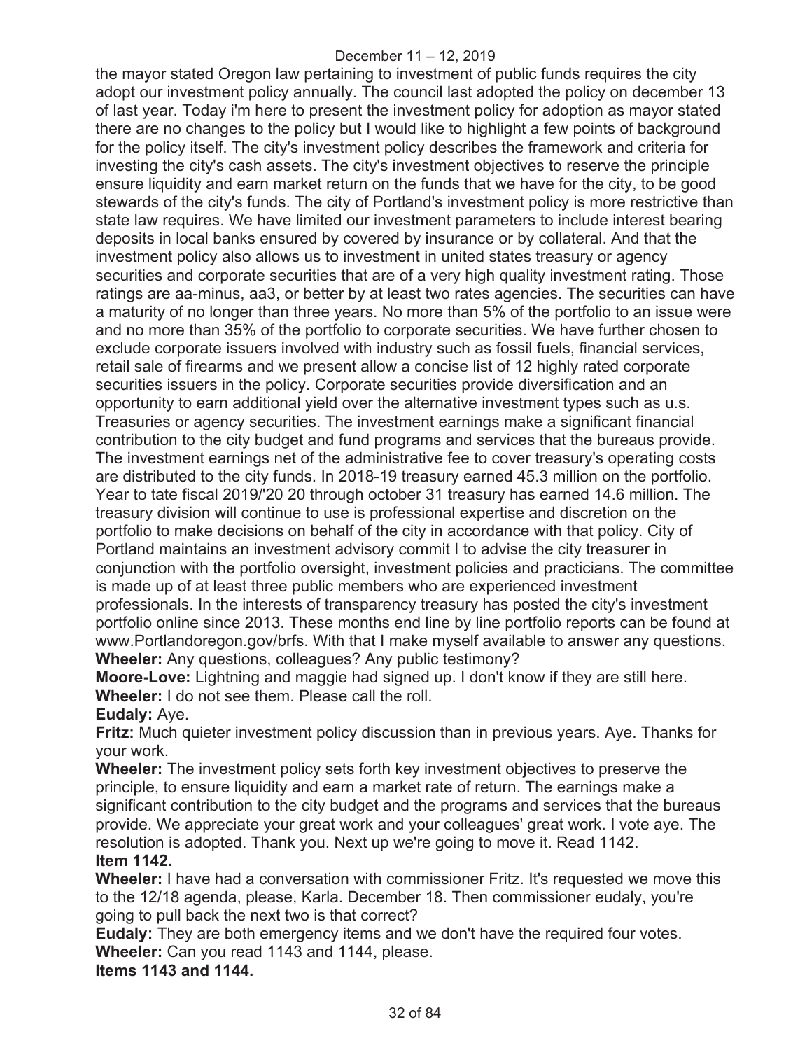the mayor stated Oregon law pertaining to investment of public funds requires the city adopt our investment policy annually. The council last adopted the policy on december 13 of last year. Today i'm here to present the investment policy for adoption as mayor stated there are no changes to the policy but I would like to highlight a few points of background for the policy itself. The city's investment policy describes the framework and criteria for investing the city's cash assets. The city's investment objectives to reserve the principle ensure liquidity and earn market return on the funds that we have for the city, to be good stewards of the city's funds. The city of Portland's investment policy is more restrictive than state law requires. We have limited our investment parameters to include interest bearing deposits in local banks ensured by covered by insurance or by collateral. And that the investment policy also allows us to investment in united states treasury or agency securities and corporate securities that are of a very high quality investment rating. Those ratings are aa-minus, aa3, or better by at least two rates agencies. The securities can have a maturity of no longer than three years. No more than 5% of the portfolio to an issue were and no more than 35% of the portfolio to corporate securities. We have further chosen to exclude corporate issuers involved with industry such as fossil fuels, financial services, retail sale of firearms and we present allow a concise list of 12 highly rated corporate securities issuers in the policy. Corporate securities provide diversification and an opportunity to earn additional yield over the alternative investment types such as u.s. Treasuries or agency securities. The investment earnings make a significant financial contribution to the city budget and fund programs and services that the bureaus provide. The investment earnings net of the administrative fee to cover treasury's operating costs are distributed to the city funds. In 2018-19 treasury earned 45.3 million on the portfolio. Year to tate fiscal 2019/'20 20 through october 31 treasury has earned 14.6 million. The treasury division will continue to use is professional expertise and discretion on the portfolio to make decisions on behalf of the city in accordance with that policy. City of Portland maintains an investment advisory commit I to advise the city treasurer in conjunction with the portfolio oversight, investment policies and practicians. The committee is made up of at least three public members who are experienced investment professionals. In the interests of transparency treasury has posted the city's investment portfolio online since 2013. These months end line by line portfolio reports can be found at www.Portlandoregon.gov/brfs. With that I make myself available to answer any questions.

**Wheeler:** Any questions, colleagues? Any public testimony?

**Moore-Love:** Lightning and maggie had signed up. I don't know if they are still here.

**Wheeler:** I do not see them. Please call the roll.

**Eudaly:** Aye.

**Fritz:** Much quieter investment policy discussion than in previous years. Aye. Thanks for your work.

**Wheeler:** The investment policy sets forth key investment objectives to preserve the principle, to ensure liquidity and earn a market rate of return. The earnings make a significant contribution to the city budget and the programs and services that the bureaus provide. We appreciate your great work and your colleagues' great work. I vote aye. The resolution is adopted. Thank you. Next up we're going to move it. Read 1142.

**Item 1142.**

**Wheeler:** I have had a conversation with commissioner Fritz. It's requested we move this to the 12/18 agenda, please, Karla. December 18. Then commissioner eudaly, you're going to pull back the next two is that correct?

**Eudaly:** They are both emergency items and we don't have the required four votes.

**Wheeler:** Can you read 1143 and 1144, please.

**Items 1143 and 1144.**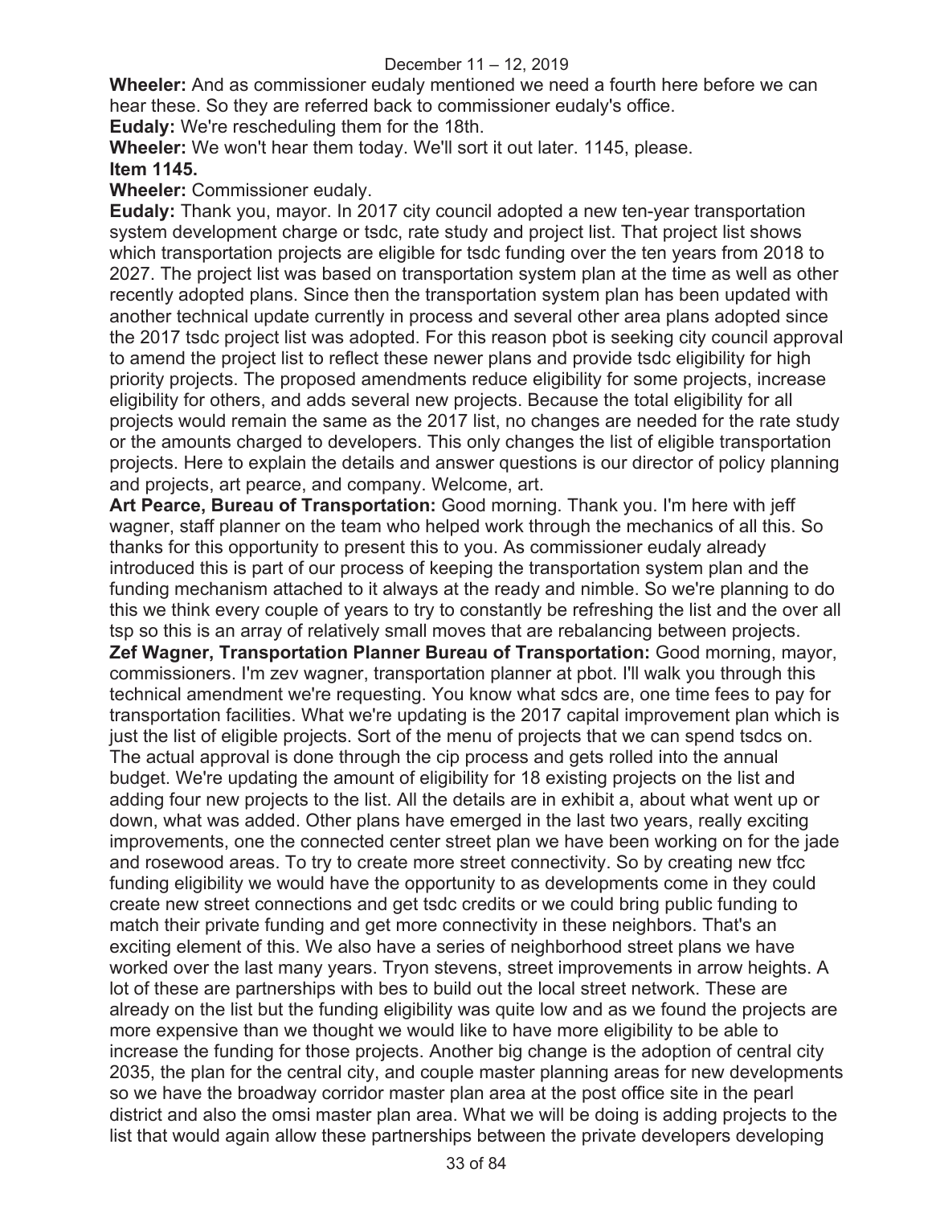**Wheeler:** And as commissioner eudaly mentioned we need a fourth here before we can hear these. So they are referred back to commissioner eudaly's office.

**Eudaly:** We're rescheduling them for the 18th.

**Wheeler:** We won't hear them today. We'll sort it out later. 1145, please.

**Item 1145.**

**Wheeler:** Commissioner eudaly.

**Eudaly:** Thank you, mayor. In 2017 city council adopted a new ten-year transportation system development charge or tsdc, rate study and project list. That project list shows which transportation projects are eligible for tsdc funding over the ten years from 2018 to 2027. The project list was based on transportation system plan at the time as well as other recently adopted plans. Since then the transportation system plan has been updated with another technical update currently in process and several other area plans adopted since the 2017 tsdc project list was adopted. For this reason pbot is seeking city council approval to amend the project list to reflect these newer plans and provide tsdc eligibility for high priority projects. The proposed amendments reduce eligibility for some projects, increase eligibility for others, and adds several new projects. Because the total eligibility for all projects would remain the same as the 2017 list, no changes are needed for the rate study or the amounts charged to developers. This only changes the list of eligible transportation projects. Here to explain the details and answer questions is our director of policy planning and projects, art pearce, and company. Welcome, art.

**Art Pearce, Bureau of Transportation:** Good morning. Thank you. I'm here with jeff wagner, staff planner on the team who helped work through the mechanics of all this. So thanks for this opportunity to present this to you. As commissioner eudaly already introduced this is part of our process of keeping the transportation system plan and the funding mechanism attached to it always at the ready and nimble. So we're planning to do this we think every couple of years to try to constantly be refreshing the list and the over all tsp so this is an array of relatively small moves that are rebalancing between projects.

**Zef Wagner, Transportation Planner Bureau of Transportation:** Good morning, mayor, commissioners. I'm zev wagner, transportation planner at pbot. I'll walk you through this technical amendment we're requesting. You know what sdcs are, one time fees to pay for transportation facilities. What we're updating is the 2017 capital improvement plan which is just the list of eligible projects. Sort of the menu of projects that we can spend tsdcs on. The actual approval is done through the cip process and gets rolled into the annual budget. We're updating the amount of eligibility for 18 existing projects on the list and adding four new projects to the list. All the details are in exhibit a, about what went up or down, what was added. Other plans have emerged in the last two years, really exciting improvements, one the connected center street plan we have been working on for the jade and rosewood areas. To try to create more street connectivity. So by creating new tfcc funding eligibility we would have the opportunity to as developments come in they could create new street connections and get tsdc credits or we could bring public funding to match their private funding and get more connectivity in these neighbors. That's an exciting element of this. We also have a series of neighborhood street plans we have worked over the last many years. Tryon stevens, street improvements in arrow heights. A lot of these are partnerships with bes to build out the local street network. These are already on the list but the funding eligibility was quite low and as we found the projects are more expensive than we thought we would like to have more eligibility to be able to increase the funding for those projects. Another big change is the adoption of central city 2035, the plan for the central city, and couple master planning areas for new developments so we have the broadway corridor master plan area at the post office site in the pearl district and also the omsi master plan area. What we will be doing is adding projects to the list that would again allow these partnerships between the private developers developing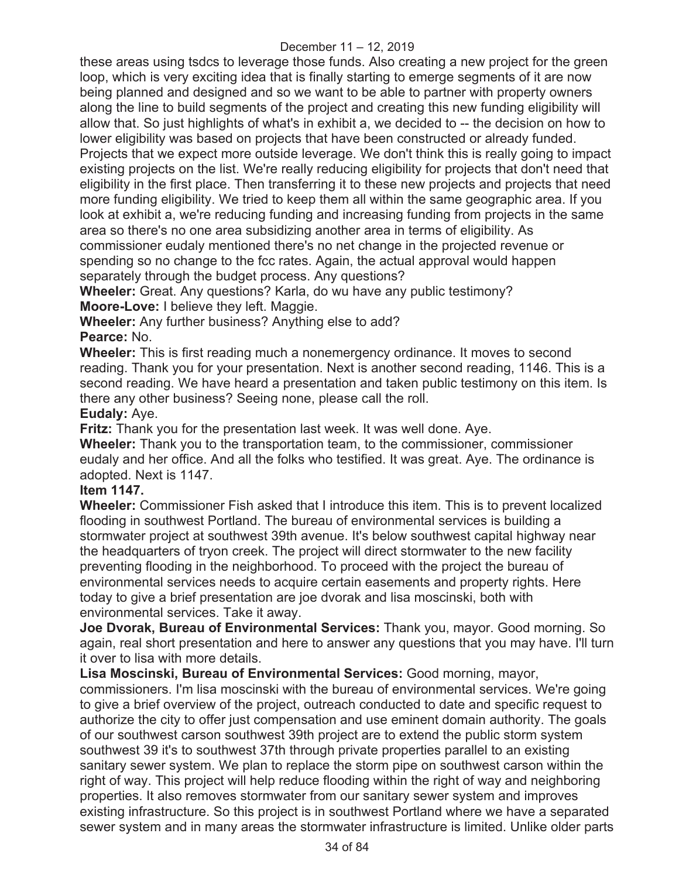these areas using tsdcs to leverage those funds. Also creating a new project for the green loop, which is very exciting idea that is finally starting to emerge segments of it are now being planned and designed and so we want to be able to partner with property owners along the line to build segments of the project and creating this new funding eligibility will allow that. So just highlights of what's in exhibit a, we decided to -- the decision on how to lower eligibility was based on projects that have been constructed or already funded. Projects that we expect more outside leverage. We don't think this is really going to impact existing projects on the list. We're really reducing eligibility for projects that don't need that eligibility in the first place. Then transferring it to these new projects and projects that need more funding eligibility. We tried to keep them all within the same geographic area. If you look at exhibit a, we're reducing funding and increasing funding from projects in the same area so there's no one area subsidizing another area in terms of eligibility. As commissioner eudaly mentioned there's no net change in the projected revenue or spending so no change to the fcc rates. Again, the actual approval would happen separately through the budget process. Any questions?

**Wheeler:** Great. Any questions? Karla, do wu have any public testimony?

**Moore-Love:** I believe they left. Maggie.

**Wheeler:** Any further business? Anything else to add?

**Pearce:** No.

**Wheeler:** This is first reading much a nonemergency ordinance. It moves to second reading. Thank you for your presentation. Next is another second reading, 1146. This is a second reading. We have heard a presentation and taken public testimony on this item. Is there any other business? Seeing none, please call the roll.

**Eudaly:** Aye.

**Fritz:** Thank you for the presentation last week. It was well done. Aye.

**Wheeler:** Thank you to the transportation team, to the commissioner, commissioner eudaly and her office. And all the folks who testified. It was great. Aye. The ordinance is adopted. Next is 1147.

**Item 1147.**

**Wheeler:** Commissioner Fish asked that I introduce this item. This is to prevent localized flooding in southwest Portland. The bureau of environmental services is building a stormwater project at southwest 39th avenue. It's below southwest capital highway near the headquarters of tryon creek. The project will direct stormwater to the new facility preventing flooding in the neighborhood. To proceed with the project the bureau of environmental services needs to acquire certain easements and property rights. Here today to give a brief presentation are joe dvorak and lisa moscinski, both with environmental services. Take it away.

**Joe Dvorak, Bureau of Environmental Services:** Thank you, mayor. Good morning. So again, real short presentation and here to answer any questions that you may have. I'll turn it over to lisa with more details.

**Lisa Moscinski, Bureau of Environmental Services:** Good morning, mayor, commissioners. I'm lisa moscinski with the bureau of environmental services. We're going to give a brief overview of the project, outreach conducted to date and specific request to authorize the city to offer just compensation and use eminent domain authority. The goals of our southwest carson southwest 39th project are to extend the public storm system southwest 39 it's to southwest 37th through private properties parallel to an existing sanitary sewer system. We plan to replace the storm pipe on southwest carson within the right of way. This project will help reduce flooding within the right of way and neighboring properties. It also removes stormwater from our sanitary sewer system and improves existing infrastructure. So this project is in southwest Portland where we have a separated sewer system and in many areas the stormwater infrastructure is limited. Unlike older parts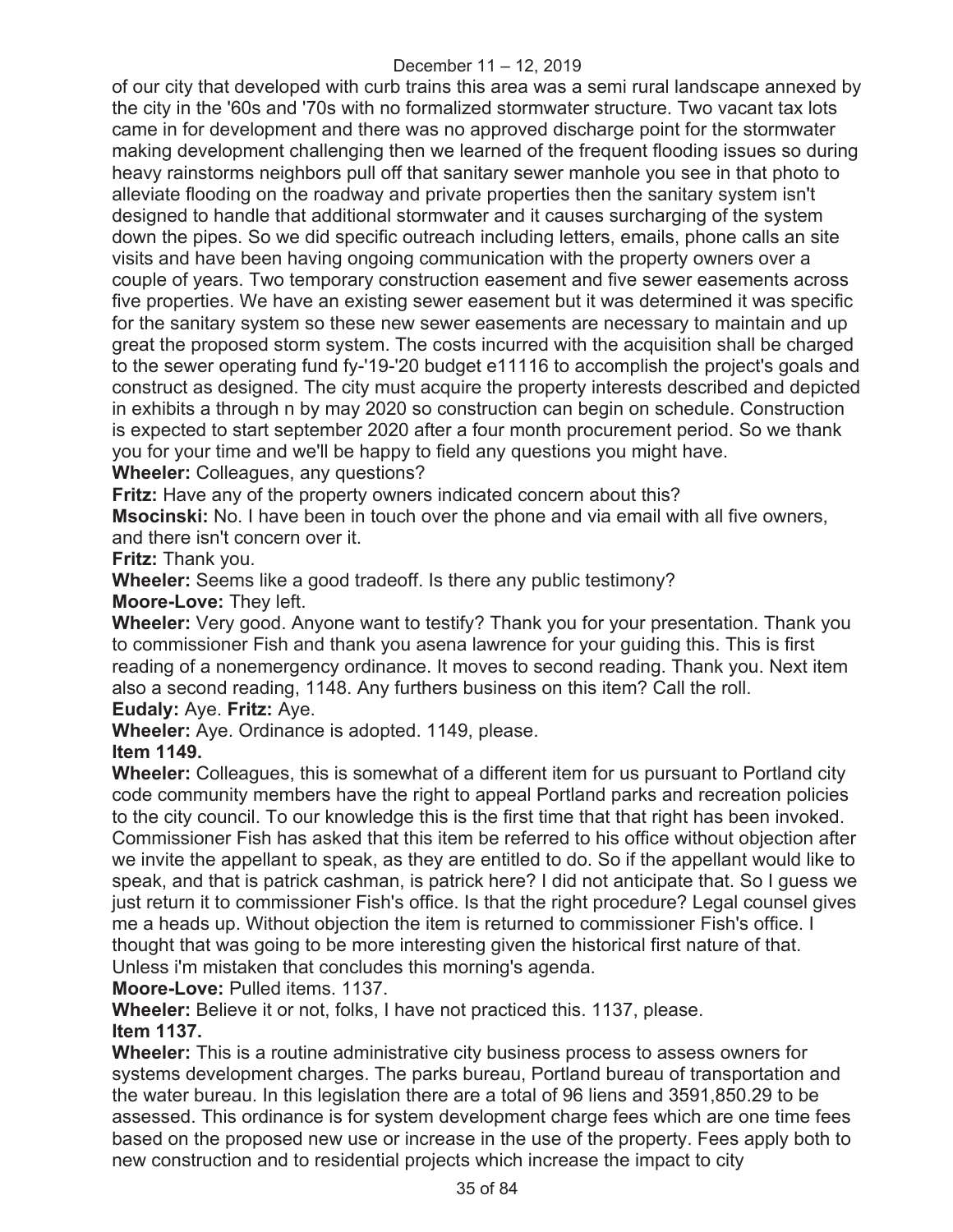of our city that developed with curb trains this area was a semi rural landscape annexed by the city in the '60s and '70s with no formalized stormwater structure. Two vacant tax lots came in for development and there was no approved discharge point for the stormwater making development challenging then we learned of the frequent flooding issues so during heavy rainstorms neighbors pull off that sanitary sewer manhole you see in that photo to alleviate flooding on the roadway and private properties then the sanitary system isn't designed to handle that additional stormwater and it causes surcharging of the system down the pipes. So we did specific outreach including letters, emails, phone calls an site visits and have been having ongoing communication with the property owners over a couple of years. Two temporary construction easement and five sewer easements across five properties. We have an existing sewer easement but it was determined it was specific for the sanitary system so these new sewer easements are necessary to maintain and up great the proposed storm system. The costs incurred with the acquisition shall be charged to the sewer operating fund fy-'19-'20 budget e11116 to accomplish the project's goals and construct as designed. The city must acquire the property interests described and depicted in exhibits a through n by may 2020 so construction can begin on schedule. Construction is expected to start september 2020 after a four month procurement period. So we thank you for your time and we'll be happy to field any questions you might have.

**Wheeler:** Colleagues, any questions?

**Fritz:** Have any of the property owners indicated concern about this?

**Msocinski:** No. I have been in touch over the phone and via email with all five owners, and there isn't concern over it.

**Fritz:** Thank you.

**Wheeler:** Seems like a good tradeoff. Is there any public testimony?

**Moore-Love:** They left.

**Wheeler:** Very good. Anyone want to testify? Thank you for your presentation. Thank you to commissioner Fish and thank you asena lawrence for your guiding this. This is first reading of a nonemergency ordinance. It moves to second reading. Thank you. Next item also a second reading, 1148. Any furthers business on this item? Call the roll.

**Eudaly:** Aye. **Fritz:** Aye.

**Wheeler:** Aye. Ordinance is adopted. 1149, please.

**Item 1149.**

**Wheeler:** Colleagues, this is somewhat of a different item for us pursuant to Portland city code community members have the right to appeal Portland parks and recreation policies to the city council. To our knowledge this is the first time that that right has been invoked. Commissioner Fish has asked that this item be referred to his office without objection after we invite the appellant to speak, as they are entitled to do. So if the appellant would like to speak, and that is patrick cashman, is patrick here? I did not anticipate that. So I guess we just return it to commissioner Fish's office. Is that the right procedure? Legal counsel gives me a heads up. Without objection the item is returned to commissioner Fish's office. I thought that was going to be more interesting given the historical first nature of that. Unless i'm mistaken that concludes this morning's agenda.

**Moore-Love:** Pulled items. 1137.

**Wheeler:** Believe it or not, folks, I have not practiced this. 1137, please.

**Item 1137.**

**Wheeler:** This is a routine administrative city business process to assess owners for systems development charges. The parks bureau, Portland bureau of transportation and the water bureau. In this legislation there are a total of 96 liens and 3591,850.29 to be assessed. This ordinance is for system development charge fees which are one time fees based on the proposed new use or increase in the use of the property. Fees apply both to new construction and to residential projects which increase the impact to city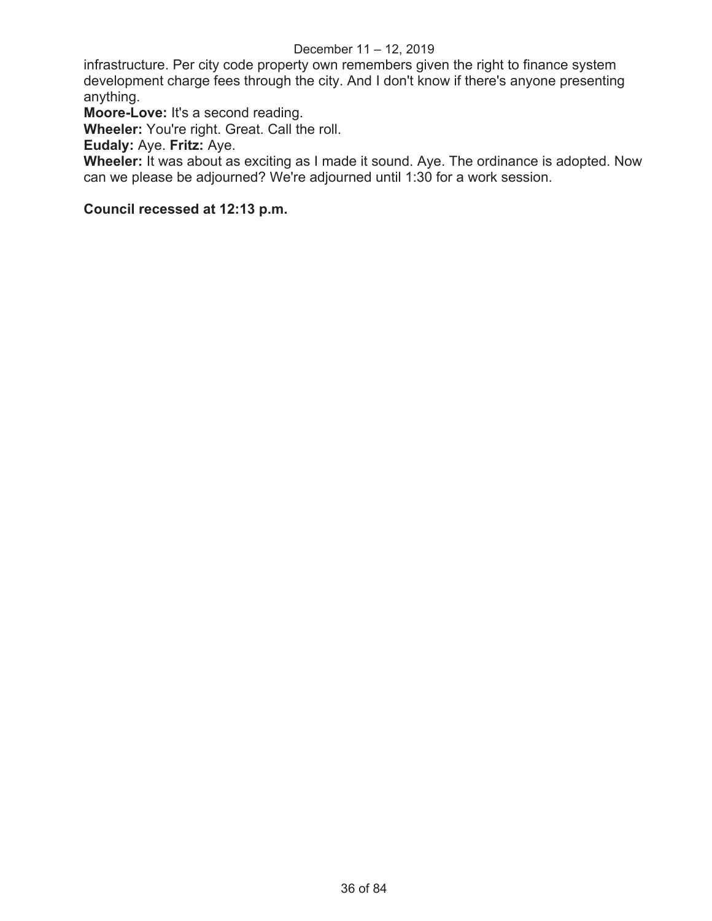infrastructure. Per city code property own remembers given the right to finance system development charge fees through the city. And I don't know if there's anyone presenting anything.

**Moore-Love:** It's a second reading.

**Wheeler:** You're right. Great. Call the roll.

**Eudaly:** Aye. **Fritz:** Aye.

**Wheeler:** It was about as exciting as I made it sound. Aye. The ordinance is adopted. Now can we please be adjourned? We're adjourned until 1:30 for a work session.

**Council recessed at 12:13 p.m.**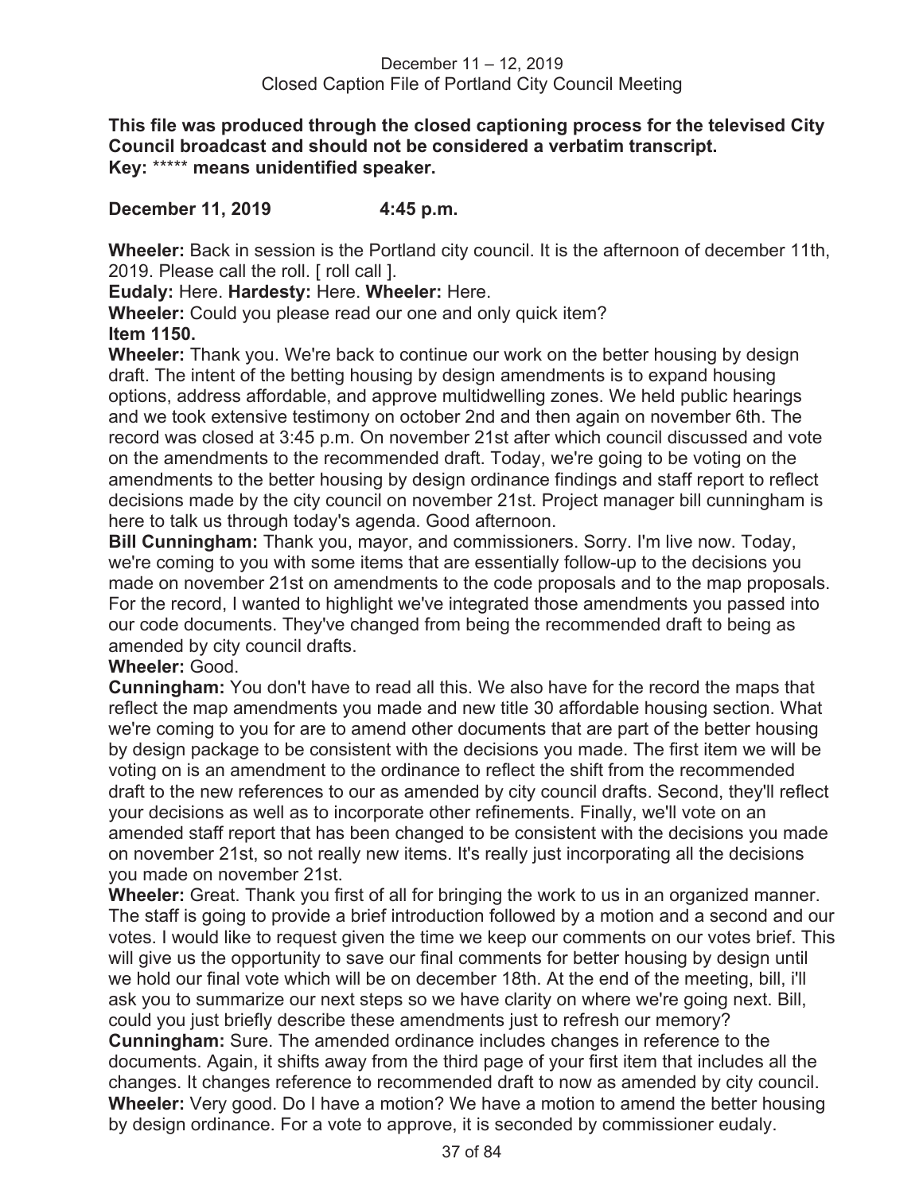December 11 – 12, 2019
Closed Caption File of Portland City Council Meeting

**This file was produced through the closed captioning process for the televised City Council broadcast and should not be considered a verbatim transcript.**
**Key:** ***** **means unidentified speaker.**

**December 11, 2019 4:45 p.m.**

**Wheeler:** Back in session is the Portland city council. It is the afternoon of december 11th, 2019. Please call the roll. [ roll call ].
**Eudaly:** Here. **Hardesty:** Here. **Wheeler:** Here.
**Wheeler:** Could you please read our one and only quick item?
**Item 1150.**
**Wheeler:** Thank you. We're back to continue our work on the better housing by design draft. The intent of the betting housing by design amendments is to expand housing options, address affordable, and approve multidwelling zones. We held public hearings and we took extensive testimony on october 2nd and then again on november 6th. The record was closed at 3:45 p.m. On november 21st after which council discussed and vote on the amendments to the recommended draft. Today, we're going to be voting on the amendments to the better housing by design ordinance findings and staff report to reflect decisions made by the city council on november 21st. Project manager bill cunningham is here to talk us through today's agenda. Good afternoon.
**Bill Cunningham:** Thank you, mayor, and commissioners. Sorry. I'm live now. Today, we're coming to you with some items that are essentially follow-up to the decisions you made on november 21st on amendments to the code proposals and to the map proposals. For the record, I wanted to highlight we've integrated those amendments you passed into our code documents. They've changed from being the recommended draft to being as amended by city council drafts.
**Wheeler:** Good.
**Cunningham:** You don't have to read all this. We also have for the record the maps that reflect the map amendments you made and new title 30 affordable housing section. What we're coming to you for are to amend other documents that are part of the better housing by design package to be consistent with the decisions you made. The first item we will be voting on is an amendment to the ordinance to reflect the shift from the recommended draft to the new references to our as amended by city council drafts. Second, they'll reflect your decisions as well as to incorporate other refinements. Finally, we'll vote on an amended staff report that has been changed to be consistent with the decisions you made on november 21st, so not really new items. It's really just incorporating all the decisions you made on november 21st.
**Wheeler:** Great. Thank you first of all for bringing the work to us in an organized manner. The staff is going to provide a brief introduction followed by a motion and a second and our votes. I would like to request given the time we keep our comments on our votes brief. This will give us the opportunity to save our final comments for better housing by design until we hold our final vote which will be on december 18th. At the end of the meeting, bill, i'll ask you to summarize our next steps so we have clarity on where we're going next. Bill, could you just briefly describe these amendments just to refresh our memory?
**Cunningham:** Sure. The amended ordinance includes changes in reference to the documents. Again, it shifts away from the third page of your first item that includes all the changes. It changes reference to recommended draft to now as amended by city council.
**Wheeler:** Very good. Do I have a motion? We have a motion to amend the better housing by design ordinance. For a vote to approve, it is seconded by commissioner eudaly.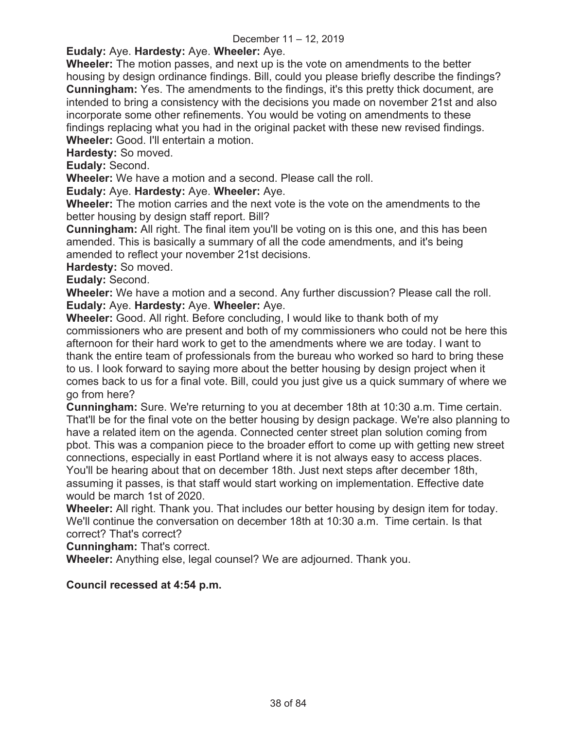**Eudaly:** Aye. **Hardesty:** Aye. **Wheeler:** Aye.

**Wheeler:** The motion passes, and next up is the vote on amendments to the better housing by design ordinance findings. Bill, could you please briefly describe the findings?

**Cunningham:** Yes. The amendments to the findings, it's this pretty thick document, are intended to bring a consistency with the decisions you made on november 21st and also incorporate some other refinements. You would be voting on amendments to these findings replacing what you had in the original packet with these new revised findings.

**Wheeler:** Good. I'll entertain a motion.

**Hardesty:** So moved.

**Eudaly:** Second.

**Wheeler:** We have a motion and a second. Please call the roll.

**Eudaly:** Aye. **Hardesty:** Aye. **Wheeler:** Aye.

**Wheeler:** The motion carries and the next vote is the vote on the amendments to the better housing by design staff report. Bill?

**Cunningham:** All right. The final item you'll be voting on is this one, and this has been amended. This is basically a summary of all the code amendments, and it's being amended to reflect your november 21st decisions.

**Hardesty:** So moved.

**Eudaly:** Second.

**Wheeler:** We have a motion and a second. Any further discussion? Please call the roll.

**Eudaly:** Aye. **Hardesty:** Aye. **Wheeler:** Aye.

**Wheeler:** Good. All right. Before concluding, I would like to thank both of my commissioners who are present and both of my commissioners who could not be here this afternoon for their hard work to get to the amendments where we are today. I want to thank the entire team of professionals from the bureau who worked so hard to bring these to us. I look forward to saying more about the better housing by design project when it comes back to us for a final vote. Bill, could you just give us a quick summary of where we go from here?

**Cunningham:** Sure. We're returning to you at december 18th at 10:30 a.m. Time certain. That'll be for the final vote on the better housing by design package. We're also planning to have a related item on the agenda. Connected center street plan solution coming from pbot. This was a companion piece to the broader effort to come up with getting new street connections, especially in east Portland where it is not always easy to access places. You'll be hearing about that on december 18th. Just next steps after december 18th, assuming it passes, is that staff would start working on implementation. Effective date would be march 1st of 2020.

**Wheeler:** All right. Thank you. That includes our better housing by design item for today. We'll continue the conversation on december 18th at 10:30 a.m. Time certain. Is that correct? That's correct?

**Cunningham:** That's correct.

**Wheeler:** Anything else, legal counsel? We are adjourned. Thank you.

**Council recessed at 4:54 p.m.**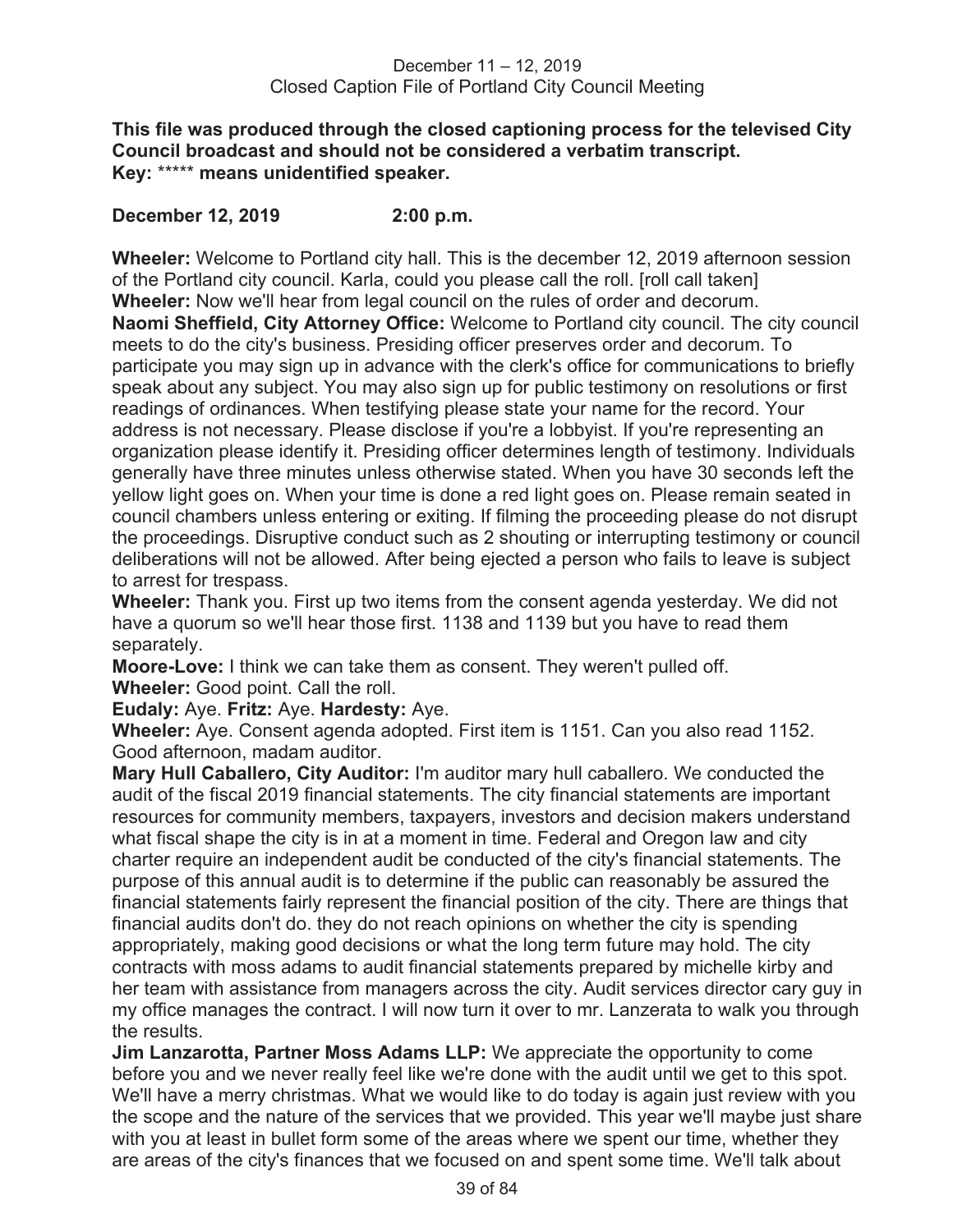**This file was produced through the closed captioning process for the televised City Council broadcast and should not be considered a verbatim transcript.**
**Key:** ***** **means unidentified speaker.**

**December 12, 2019 2:00 p.m.**

**Wheeler:** Welcome to Portland city hall. This is the december 12, 2019 afternoon session of the Portland city council. Karla, could you please call the roll. [roll call taken]

**Wheeler:** Now we'll hear from legal council on the rules of order and decorum.

**Naomi Sheffield, City Attorney Office:** Welcome to Portland city council. The city council meets to do the city's business. Presiding officer preserves order and decorum. To participate you may sign up in advance with the clerk's office for communications to briefly speak about any subject. You may also sign up for public testimony on resolutions or first readings of ordinances. When testifying please state your name for the record. Your address is not necessary. Please disclose if you're a lobbyist. If you're representing an organization please identify it. Presiding officer determines length of testimony. Individuals generally have three minutes unless otherwise stated. When you have 30 seconds left the yellow light goes on. When your time is done a red light goes on. Please remain seated in council chambers unless entering or exiting. If filming the proceeding please do not disrupt the proceedings. Disruptive conduct such as 2 shouting or interrupting testimony or council deliberations will not be allowed. After being ejected a person who fails to leave is subject to arrest for trespass.

**Wheeler:** Thank you. First up two items from the consent agenda yesterday. We did not have a quorum so we'll hear those first. 1138 and 1139 but you have to read them separately.

**Moore-Love:** I think we can take them as consent. They weren't pulled off.

**Wheeler:** Good point. Call the roll.

**Eudaly:** Aye. **Fritz:** Aye. **Hardesty:** Aye.

**Wheeler:** Aye. Consent agenda adopted. First item is 1151. Can you also read 1152. Good afternoon, madam auditor.

**Mary Hull Caballero, City Auditor:** I'm auditor mary hull caballero. We conducted the audit of the fiscal 2019 financial statements. The city financial statements are important resources for community members, taxpayers, investors and decision makers understand what fiscal shape the city is in at a moment in time. Federal and Oregon law and city charter require an independent audit be conducted of the city's financial statements. The purpose of this annual audit is to determine if the public can reasonably be assured the financial statements fairly represent the financial position of the city. There are things that financial audits don't do. they do not reach opinions on whether the city is spending appropriately, making good decisions or what the long term future may hold. The city contracts with moss adams to audit financial statements prepared by michelle kirby and her team with assistance from managers across the city. Audit services director cary guy in my office manages the contract. I will now turn it over to mr. Lanzerata to walk you through the results.

**Jim Lanzarotta, Partner Moss Adams LLP:** We appreciate the opportunity to come before you and we never really feel like we're done with the audit until we get to this spot. We'll have a merry christmas. What we would like to do today is again just review with you the scope and the nature of the services that we provided. This year we'll maybe just share with you at least in bullet form some of the areas where we spent our time, whether they are areas of the city's finances that we focused on and spent some time. We'll talk about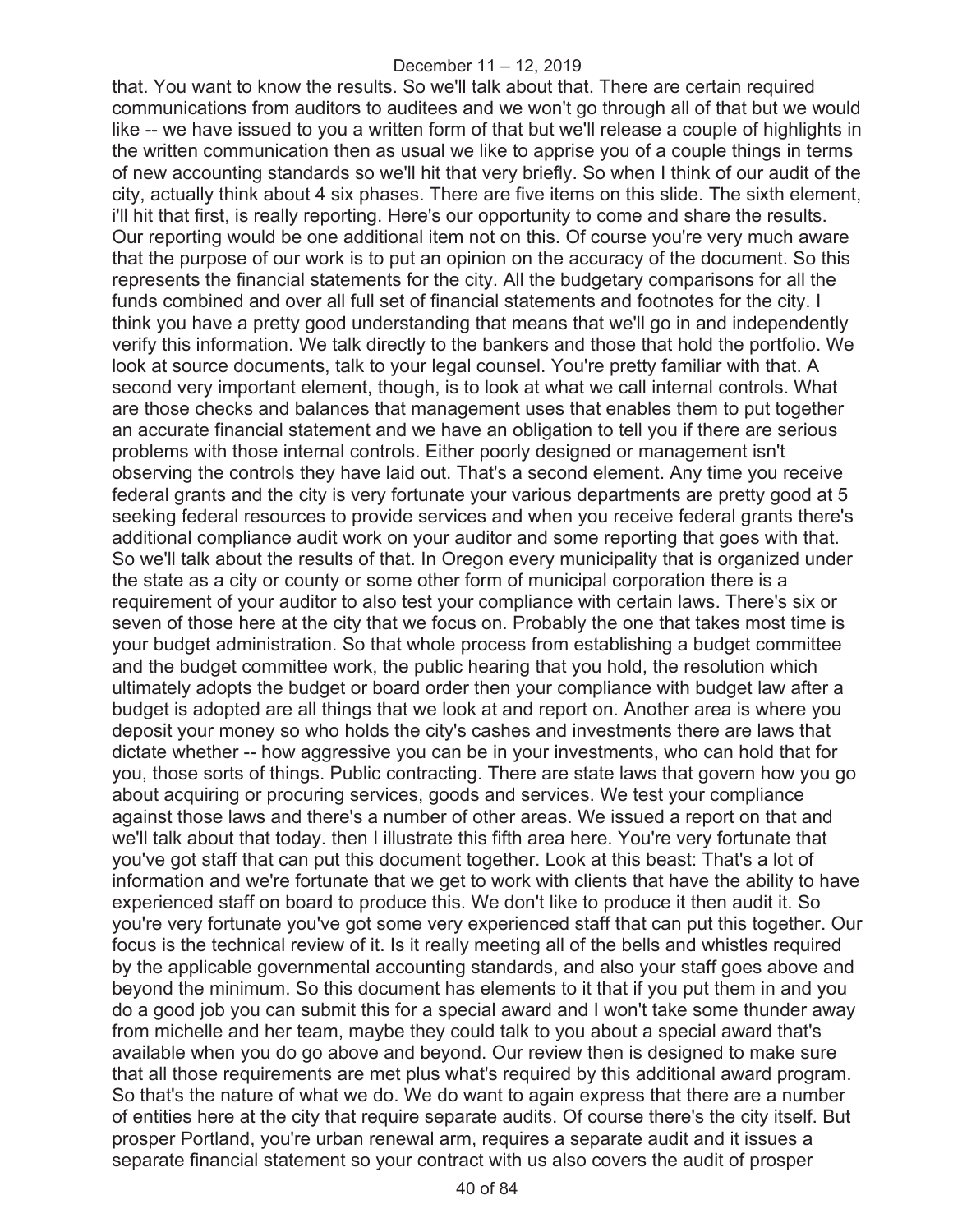that. You want to know the results. So we'll talk about that. There are certain required communications from auditors to auditees and we won't go through all of that but we would like -- we have issued to you a written form of that but we'll release a couple of highlights in the written communication then as usual we like to apprise you of a couple things in terms of new accounting standards so we'll hit that very briefly. So when I think of our audit of the city, actually think about 4 six phases. There are five items on this slide. The sixth element, i'll hit that first, is really reporting. Here's our opportunity to come and share the results. Our reporting would be one additional item not on this. Of course you're very much aware that the purpose of our work is to put an opinion on the accuracy of the document. So this represents the financial statements for the city. All the budgetary comparisons for all the funds combined and over all full set of financial statements and footnotes for the city. I think you have a pretty good understanding that means that we'll go in and independently verify this information. We talk directly to the bankers and those that hold the portfolio. We look at source documents, talk to your legal counsel. You're pretty familiar with that. A second very important element, though, is to look at what we call internal controls. What are those checks and balances that management uses that enables them to put together an accurate financial statement and we have an obligation to tell you if there are serious problems with those internal controls. Either poorly designed or management isn't observing the controls they have laid out. That's a second element. Any time you receive federal grants and the city is very fortunate your various departments are pretty good at 5 seeking federal resources to provide services and when you receive federal grants there's additional compliance audit work on your auditor and some reporting that goes with that. So we'll talk about the results of that. In Oregon every municipality that is organized under the state as a city or county or some other form of municipal corporation there is a requirement of your auditor to also test your compliance with certain laws. There's six or seven of those here at the city that we focus on. Probably the one that takes most time is your budget administration. So that whole process from establishing a budget committee and the budget committee work, the public hearing that you hold, the resolution which ultimately adopts the budget or board order then your compliance with budget law after a budget is adopted are all things that we look at and report on. Another area is where you deposit your money so who holds the city's cashes and investments there are laws that dictate whether -- how aggressive you can be in your investments, who can hold that for you, those sorts of things. Public contracting. There are state laws that govern how you go about acquiring or procuring services, goods and services. We test your compliance against those laws and there's a number of other areas. We issued a report on that and we'll talk about that today. then I illustrate this fifth area here. You're very fortunate that you've got staff that can put this document together. Look at this beast: That's a lot of information and we're fortunate that we get to work with clients that have the ability to have experienced staff on board to produce this. We don't like to produce it then audit it. So you're very fortunate you've got some very experienced staff that can put this together. Our focus is the technical review of it. Is it really meeting all of the bells and whistles required by the applicable governmental accounting standards, and also your staff goes above and beyond the minimum. So this document has elements to it that if you put them in and you do a good job you can submit this for a special award and I won't take some thunder away from michelle and her team, maybe they could talk to you about a special award that's available when you do go above and beyond. Our review then is designed to make sure that all those requirements are met plus what's required by this additional award program. So that's the nature of what we do. We do want to again express that there are a number of entities here at the city that require separate audits. Of course there's the city itself. But prosper Portland, you're urban renewal arm, requires a separate audit and it issues a separate financial statement so your contract with us also covers the audit of prosper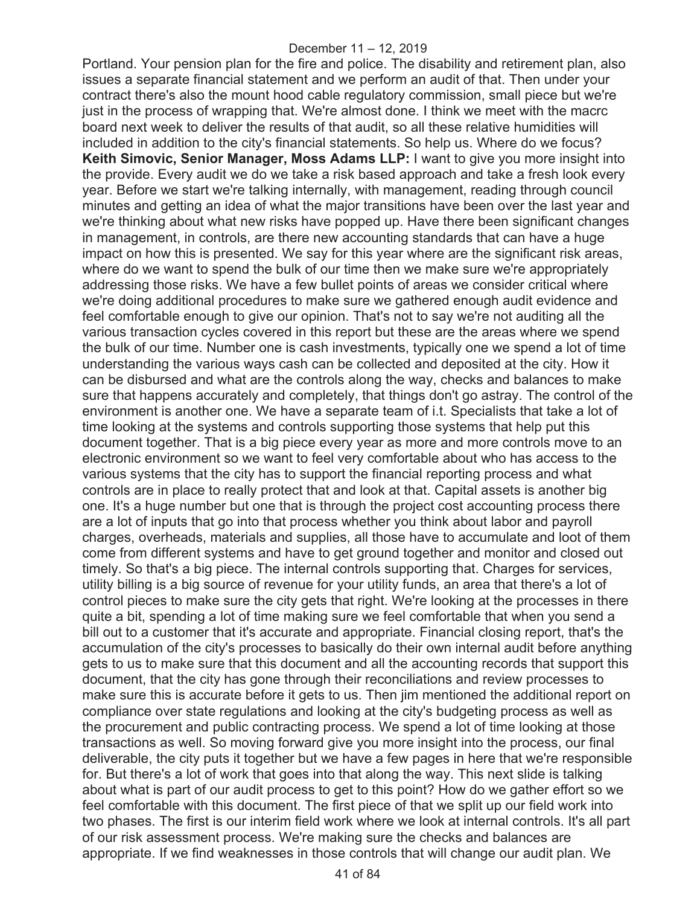Portland. Your pension plan for the fire and police. The disability and retirement plan, also issues a separate financial statement and we perform an audit of that. Then under your contract there's also the mount hood cable regulatory commission, small piece but we're just in the process of wrapping that. We're almost done. I think we meet with the macrc board next week to deliver the results of that audit, so all these relative humidities will included in addition to the city's financial statements. So help us. Where do we focus?

**Keith Simovic, Senior Manager, Moss Adams LLP:** I want to give you more insight into the provide. Every audit we do we take a risk based approach and take a fresh look every year. Before we start we're talking internally, with management, reading through council minutes and getting an idea of what the major transitions have been over the last year and we're thinking about what new risks have popped up. Have there been significant changes in management, in controls, are there new accounting standards that can have a huge impact on how this is presented. We say for this year where are the significant risk areas, where do we want to spend the bulk of our time then we make sure we're appropriately addressing those risks. We have a few bullet points of areas we consider critical where we're doing additional procedures to make sure we gathered enough audit evidence and feel comfortable enough to give our opinion. That's not to say we're not auditing all the various transaction cycles covered in this report but these are the areas where we spend the bulk of our time. Number one is cash investments, typically one we spend a lot of time understanding the various ways cash can be collected and deposited at the city. How it can be disbursed and what are the controls along the way, checks and balances to make sure that happens accurately and completely, that things don't go astray. The control of the environment is another one. We have a separate team of i.t. Specialists that take a lot of time looking at the systems and controls supporting those systems that help put this document together. That is a big piece every year as more and more controls move to an electronic environment so we want to feel very comfortable about who has access to the various systems that the city has to support the financial reporting process and what controls are in place to really protect that and look at that. Capital assets is another big one. It's a huge number but one that is through the project cost accounting process there are a lot of inputs that go into that process whether you think about labor and payroll charges, overheads, materials and supplies, all those have to accumulate and loot of them come from different systems and have to get ground together and monitor and closed out timely. So that's a big piece. The internal controls supporting that. Charges for services, utility billing is a big source of revenue for your utility funds, an area that there's a lot of control pieces to make sure the city gets that right. We're looking at the processes in there quite a bit, spending a lot of time making sure we feel comfortable that when you send a bill out to a customer that it's accurate and appropriate. Financial closing report, that's the accumulation of the city's processes to basically do their own internal audit before anything gets to us to make sure that this document and all the accounting records that support this document, that the city has gone through their reconciliations and review processes to make sure this is accurate before it gets to us. Then jim mentioned the additional report on compliance over state regulations and looking at the city's budgeting process as well as the procurement and public contracting process. We spend a lot of time looking at those transactions as well. So moving forward give you more insight into the process, our final deliverable, the city puts it together but we have a few pages in here that we're responsible for. But there's a lot of work that goes into that along the way. This next slide is talking about what is part of our audit process to get to this point? How do we gather effort so we feel comfortable with this document. The first piece of that we split up our field work into two phases. The first is our interim field work where we look at internal controls. It's all part of our risk assessment process. We're making sure the checks and balances are appropriate. If we find weaknesses in those controls that will change our audit plan. We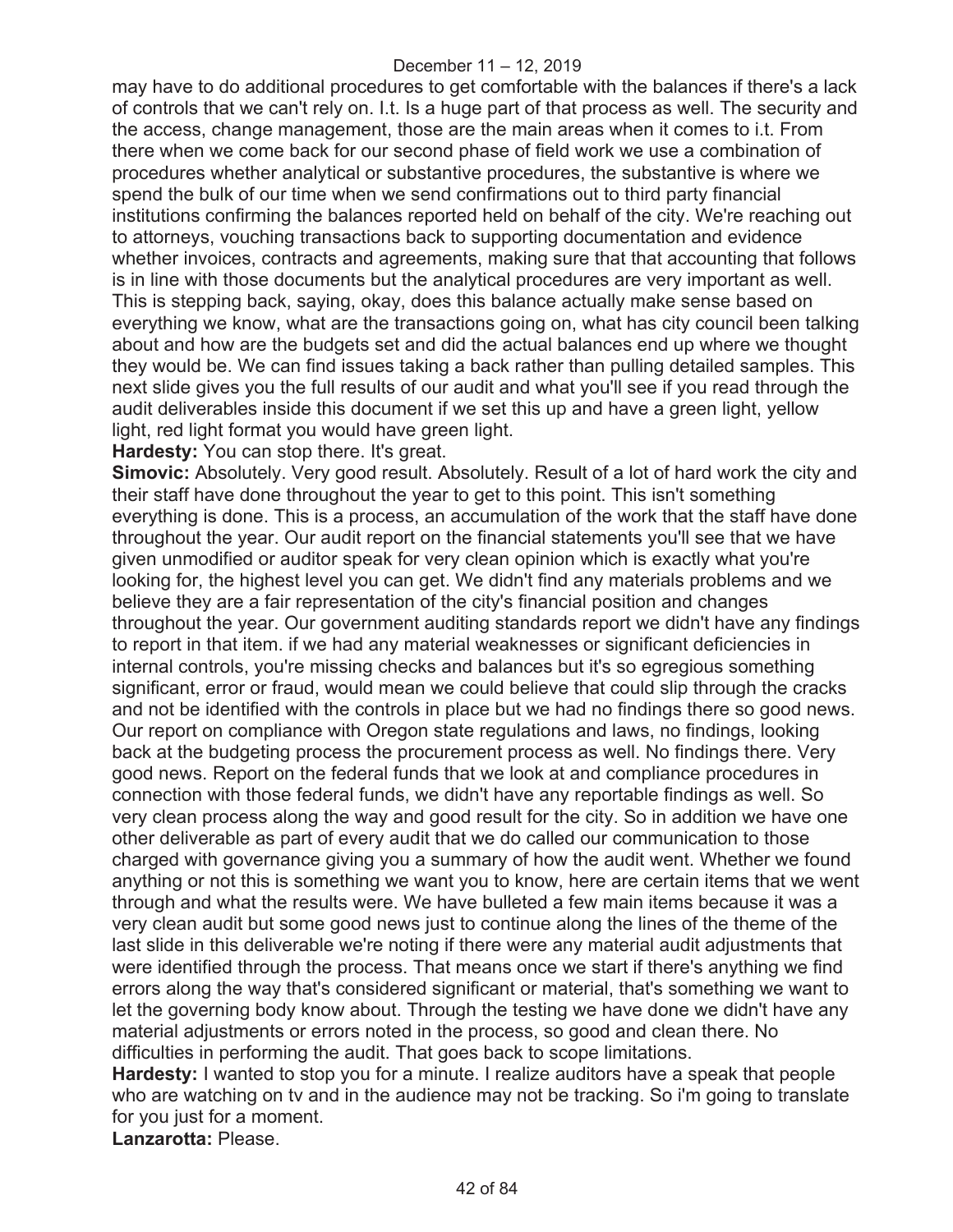may have to do additional procedures to get comfortable with the balances if there's a lack of controls that we can't rely on. I.t. Is a huge part of that process as well. The security and the access, change management, those are the main areas when it comes to i.t. From there when we come back for our second phase of field work we use a combination of procedures whether analytical or substantive procedures, the substantive is where we spend the bulk of our time when we send confirmations out to third party financial institutions confirming the balances reported held on behalf of the city. We're reaching out to attorneys, vouching transactions back to supporting documentation and evidence whether invoices, contracts and agreements, making sure that that accounting that follows is in line with those documents but the analytical procedures are very important as well. This is stepping back, saying, okay, does this balance actually make sense based on everything we know, what are the transactions going on, what has city council been talking about and how are the budgets set and did the actual balances end up where we thought they would be. We can find issues taking a back rather than pulling detailed samples. This next slide gives you the full results of our audit and what you'll see if you read through the audit deliverables inside this document if we set this up and have a green light, yellow light, red light format you would have green light.

**Hardesty:** You can stop there. It's great.

**Simovic:** Absolutely. Very good result. Absolutely. Result of a lot of hard work the city and their staff have done throughout the year to get to this point. This isn't something everything is done. This is a process, an accumulation of the work that the staff have done throughout the year. Our audit report on the financial statements you'll see that we have given unmodified or auditor speak for very clean opinion which is exactly what you're looking for, the highest level you can get. We didn't find any materials problems and we believe they are a fair representation of the city's financial position and changes throughout the year. Our government auditing standards report we didn't have any findings to report in that item. if we had any material weaknesses or significant deficiencies in internal controls, you're missing checks and balances but it's so egregious something significant, error or fraud, would mean we could believe that could slip through the cracks and not be identified with the controls in place but we had no findings there so good news. Our report on compliance with Oregon state regulations and laws, no findings, looking back at the budgeting process the procurement process as well. No findings there. Very good news. Report on the federal funds that we look at and compliance procedures in connection with those federal funds, we didn't have any reportable findings as well. So very clean process along the way and good result for the city. So in addition we have one other deliverable as part of every audit that we do called our communication to those charged with governance giving you a summary of how the audit went. Whether we found anything or not this is something we want you to know, here are certain items that we went through and what the results were. We have bulleted a few main items because it was a very clean audit but some good news just to continue along the lines of the theme of the last slide in this deliverable we're noting if there were any material audit adjustments that were identified through the process. That means once we start if there's anything we find errors along the way that's considered significant or material, that's something we want to let the governing body know about. Through the testing we have done we didn't have any material adjustments or errors noted in the process, so good and clean there. No difficulties in performing the audit. That goes back to scope limitations.

**Hardesty:** I wanted to stop you for a minute. I realize auditors have a speak that people who are watching on tv and in the audience may not be tracking. So i'm going to translate for you just for a moment.

**Lanzarotta:** Please.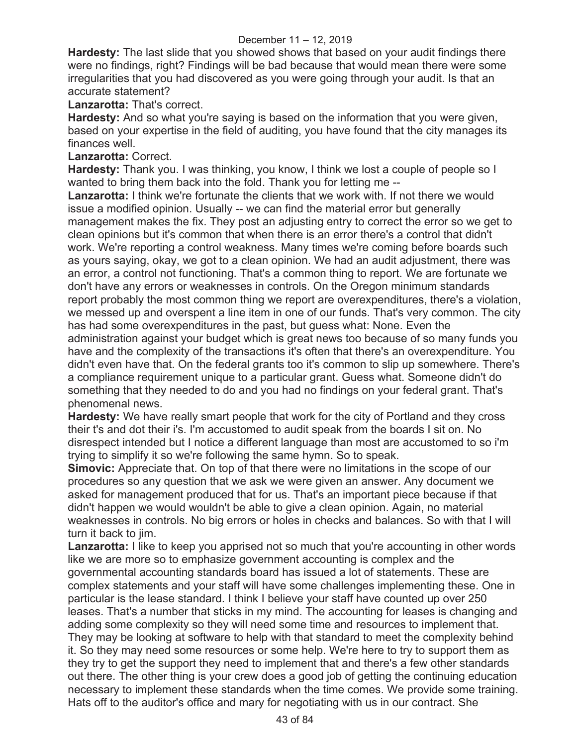**Hardesty:** The last slide that you showed shows that based on your audit findings there were no findings, right? Findings will be bad because that would mean there were some irregularities that you had discovered as you were going through your audit. Is that an accurate statement?

**Lanzarotta:** That's correct.

**Hardesty:** And so what you're saying is based on the information that you were given, based on your expertise in the field of auditing, you have found that the city manages its finances well.

**Lanzarotta:** Correct.

**Hardesty:** Thank you. I was thinking, you know, I think we lost a couple of people so I wanted to bring them back into the fold. Thank you for letting me --

**Lanzarotta:** I think we're fortunate the clients that we work with. If not there we would issue a modified opinion. Usually -- we can find the material error but generally management makes the fix. They post an adjusting entry to correct the error so we get to clean opinions but it's common that when there is an error there's a control that didn't work. We're reporting a control weakness. Many times we're coming before boards such as yours saying, okay, we got to a clean opinion. We had an audit adjustment, there was an error, a control not functioning. That's a common thing to report. We are fortunate we don't have any errors or weaknesses in controls. On the Oregon minimum standards report probably the most common thing we report are overexpenditures, there's a violation, we messed up and overspent a line item in one of our funds. That's very common. The city has had some overexpenditures in the past, but guess what: None. Even the administration against your budget which is great news too because of so many funds you have and the complexity of the transactions it's often that there's an overexpenditure. You didn't even have that. On the federal grants too it's common to slip up somewhere. There's a compliance requirement unique to a particular grant. Guess what. Someone didn't do something that they needed to do and you had no findings on your federal grant. That's phenomenal news.

**Hardesty:** We have really smart people that work for the city of Portland and they cross their t's and dot their i's. I'm accustomed to audit speak from the boards I sit on. No disrespect intended but I notice a different language than most are accustomed to so i'm trying to simplify it so we're following the same hymn. So to speak.

**Simovic:** Appreciate that. On top of that there were no limitations in the scope of our procedures so any question that we ask we were given an answer. Any document we asked for management produced that for us. That's an important piece because if that didn't happen we would wouldn't be able to give a clean opinion. Again, no material weaknesses in controls. No big errors or holes in checks and balances. So with that I will turn it back to jim.

**Lanzarotta:** I like to keep you apprised not so much that you're accounting in other words like we are more so to emphasize government accounting is complex and the governmental accounting standards board has issued a lot of statements. These are complex statements and your staff will have some challenges implementing these. One in particular is the lease standard. I think I believe your staff have counted up over 250 leases. That's a number that sticks in my mind. The accounting for leases is changing and adding some complexity so they will need some time and resources to implement that. They may be looking at software to help with that standard to meet the complexity behind it. So they may need some resources or some help. We're here to try to support them as they try to get the support they need to implement that and there's a few other standards out there. The other thing is your crew does a good job of getting the continuing education necessary to implement these standards when the time comes. We provide some training. Hats off to the auditor's office and mary for negotiating with us in our contract. She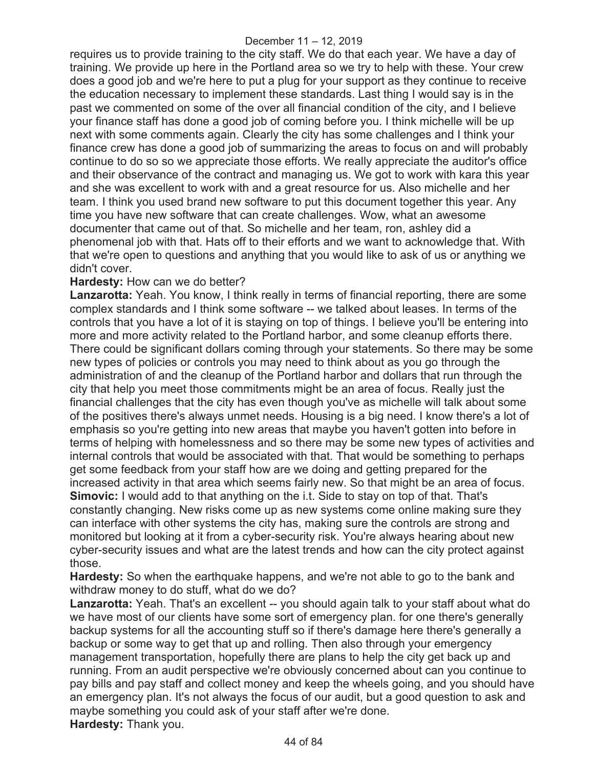requires us to provide training to the city staff. We do that each year. We have a day of training. We provide up here in the Portland area so we try to help with these. Your crew does a good job and we're here to put a plug for your support as they continue to receive the education necessary to implement these standards. Last thing I would say is in the past we commented on some of the over all financial condition of the city, and I believe your finance staff has done a good job of coming before you. I think michelle will be up next with some comments again. Clearly the city has some challenges and I think your finance crew has done a good job of summarizing the areas to focus on and will probably continue to do so so we appreciate those efforts. We really appreciate the auditor's office and their observance of the contract and managing us. We got to work with kara this year and she was excellent to work with and a great resource for us. Also michelle and her team. I think you used brand new software to put this document together this year. Any time you have new software that can create challenges. Wow, what an awesome documenter that came out of that. So michelle and her team, ron, ashley did a phenomenal job with that. Hats off to their efforts and we want to acknowledge that. With that we're open to questions and anything that you would like to ask of us or anything we didn't cover.

**Hardesty:** How can we do better?

**Lanzarotta:** Yeah. You know, I think really in terms of financial reporting, there are some complex standards and I think some software -- we talked about leases. In terms of the controls that you have a lot of it is staying on top of things. I believe you'll be entering into more and more activity related to the Portland harbor, and some cleanup efforts there. There could be significant dollars coming through your statements. So there may be some new types of policies or controls you may need to think about as you go through the administration of and the cleanup of the Portland harbor and dollars that run through the city that help you meet those commitments might be an area of focus. Really just the financial challenges that the city has even though you've as michelle will talk about some of the positives there's always unmet needs. Housing is a big need. I know there's a lot of emphasis so you're getting into new areas that maybe you haven't gotten into before in terms of helping with homelessness and so there may be some new types of activities and internal controls that would be associated with that. That would be something to perhaps get some feedback from your staff how are we doing and getting prepared for the increased activity in that area which seems fairly new. So that might be an area of focus.

**Simovic:** I would add to that anything on the i.t. Side to stay on top of that. That's constantly changing. New risks come up as new systems come online making sure they can interface with other systems the city has, making sure the controls are strong and monitored but looking at it from a cyber-security risk. You're always hearing about new cyber-security issues and what are the latest trends and how can the city protect against those.

**Hardesty:** So when the earthquake happens, and we're not able to go to the bank and withdraw money to do stuff, what do we do?

**Lanzarotta:** Yeah. That's an excellent -- you should again talk to your staff about what do we have most of our clients have some sort of emergency plan. for one there's generally backup systems for all the accounting stuff so if there's damage here there's generally a backup or some way to get that up and rolling. Then also through your emergency management transportation, hopefully there are plans to help the city get back up and running. From an audit perspective we're obviously concerned about can you continue to pay bills and pay staff and collect money and keep the wheels going, and you should have an emergency plan. It's not always the focus of our audit, but a good question to ask and maybe something you could ask of your staff after we're done.

**Hardesty:** Thank you.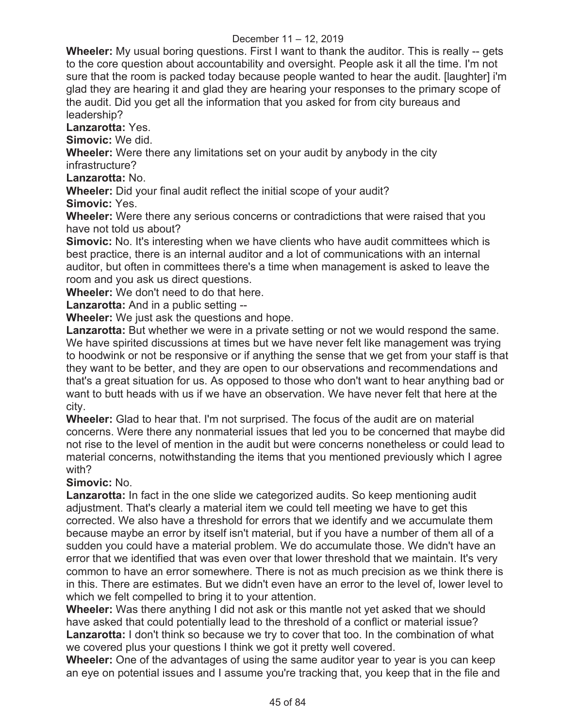**Wheeler:** My usual boring questions. First I want to thank the auditor. This is really -- gets to the core question about accountability and oversight. People ask it all the time. I'm not sure that the room is packed today because people wanted to hear the audit. [laughter] i'm glad they are hearing it and glad they are hearing your responses to the primary scope of the audit. Did you get all the information that you asked for from city bureaus and leadership?

**Lanzarotta:** Yes.

**Simovic:** We did.

**Wheeler:** Were there any limitations set on your audit by anybody in the city infrastructure?

**Lanzarotta:** No.

**Wheeler:** Did your final audit reflect the initial scope of your audit?

**Simovic:** Yes.

**Wheeler:** Were there any serious concerns or contradictions that were raised that you have not told us about?

**Simovic:** No. It's interesting when we have clients who have audit committees which is best practice, there is an internal auditor and a lot of communications with an internal auditor, but often in committees there's a time when management is asked to leave the room and you ask us direct questions.

**Wheeler:** We don't need to do that here.

**Lanzarotta:** And in a public setting --

**Wheeler:** We just ask the questions and hope.

**Lanzarotta:** But whether we were in a private setting or not we would respond the same. We have spirited discussions at times but we have never felt like management was trying to hoodwink or not be responsive or if anything the sense that we get from your staff is that they want to be better, and they are open to our observations and recommendations and that's a great situation for us. As opposed to those who don't want to hear anything bad or want to butt heads with us if we have an observation. We have never felt that here at the city.

**Wheeler:** Glad to hear that. I'm not surprised. The focus of the audit are on material concerns. Were there any nonmaterial issues that led you to be concerned that maybe did not rise to the level of mention in the audit but were concerns nonetheless or could lead to material concerns, notwithstanding the items that you mentioned previously which I agree with?

**Simovic:** No.

**Lanzarotta:** In fact in the one slide we categorized audits. So keep mentioning audit adjustment. That's clearly a material item we could tell meeting we have to get this corrected. We also have a threshold for errors that we identify and we accumulate them because maybe an error by itself isn't material, but if you have a number of them all of a sudden you could have a material problem. We do accumulate those. We didn't have an error that we identified that was even over that lower threshold that we maintain. It's very common to have an error somewhere. There is not as much precision as we think there is in this. There are estimates. But we didn't even have an error to the level of, lower level to which we felt compelled to bring it to your attention.

**Wheeler:** Was there anything I did not ask or this mantle not yet asked that we should have asked that could potentially lead to the threshold of a conflict or material issue?

**Lanzarotta:** I don't think so because we try to cover that too. In the combination of what we covered plus your questions I think we got it pretty well covered.

**Wheeler:** One of the advantages of using the same auditor year to year is you can keep an eye on potential issues and I assume you're tracking that, you keep that in the file and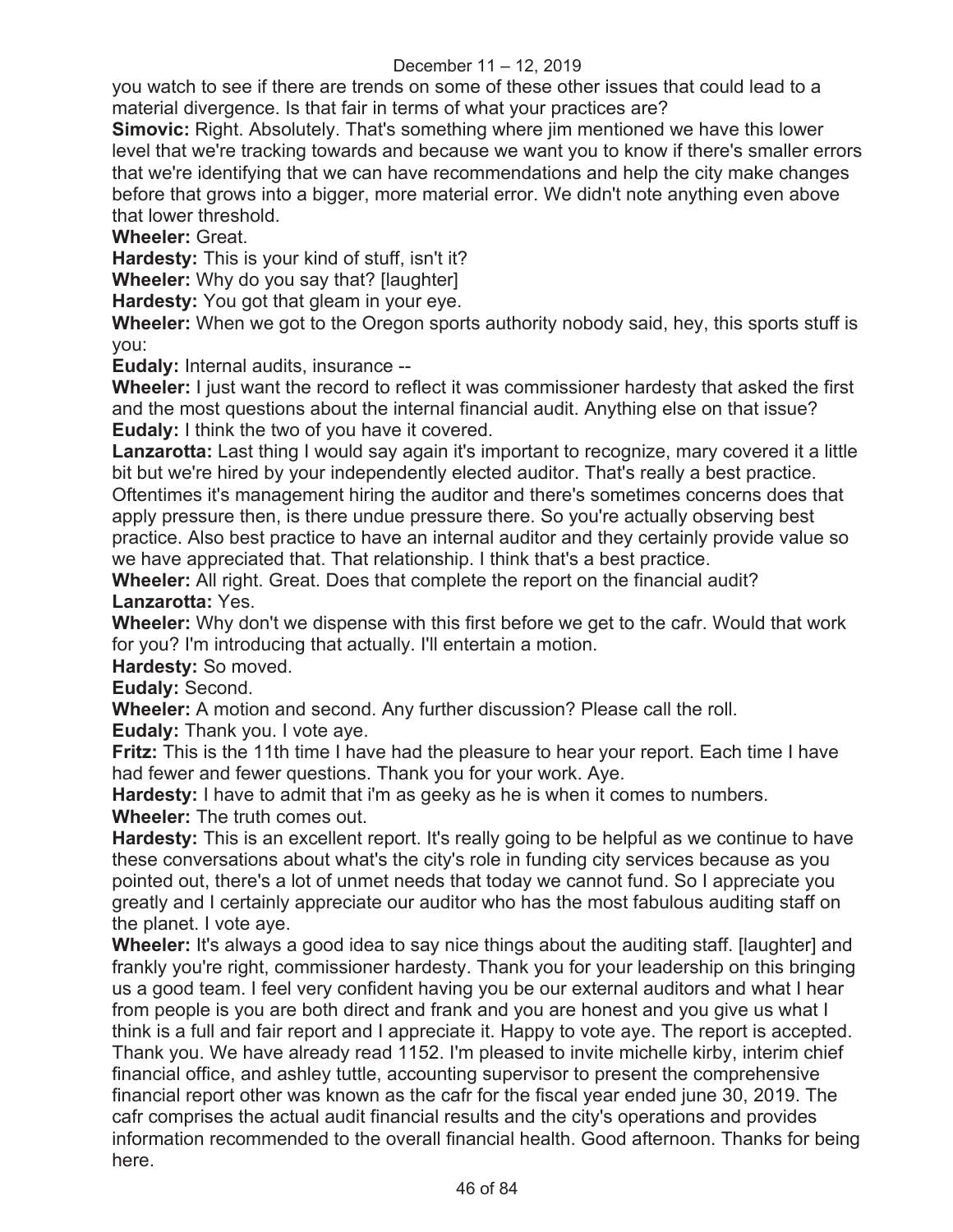you watch to see if there are trends on some of these other issues that could lead to a material divergence. Is that fair in terms of what your practices are?

**Simovic:** Right. Absolutely. That's something where jim mentioned we have this lower level that we're tracking towards and because we want you to know if there's smaller errors that we're identifying that we can have recommendations and help the city make changes before that grows into a bigger, more material error. We didn't note anything even above that lower threshold.

**Wheeler:** Great.

**Hardesty:** This is your kind of stuff, isn't it?

**Wheeler:** Why do you say that? [laughter]

**Hardesty:** You got that gleam in your eye.

**Wheeler:** When we got to the Oregon sports authority nobody said, hey, this sports stuff is you:

**Eudaly:** Internal audits, insurance --

**Wheeler:** I just want the record to reflect it was commissioner hardesty that asked the first and the most questions about the internal financial audit. Anything else on that issue?

**Eudaly:** I think the two of you have it covered.

**Lanzarotta:** Last thing I would say again it's important to recognize, mary covered it a little bit but we're hired by your independently elected auditor. That's really a best practice. Oftentimes it's management hiring the auditor and there's sometimes concerns does that apply pressure then, is there undue pressure there. So you're actually observing best practice. Also best practice to have an internal auditor and they certainly provide value so we have appreciated that. That relationship. I think that's a best practice.

**Wheeler:** All right. Great. Does that complete the report on the financial audit?

**Lanzarotta:** Yes.

**Wheeler:** Why don't we dispense with this first before we get to the cafr. Would that work for you? I'm introducing that actually. I'll entertain a motion.

**Hardesty:** So moved.

**Eudaly:** Second.

**Wheeler:** A motion and second. Any further discussion? Please call the roll.

**Eudaly:** Thank you. I vote aye.

**Fritz:** This is the 11th time I have had the pleasure to hear your report. Each time I have had fewer and fewer questions. Thank you for your work. Aye.

**Hardesty:** I have to admit that i'm as geeky as he is when it comes to numbers.

**Wheeler:** The truth comes out.

**Hardesty:** This is an excellent report. It's really going to be helpful as we continue to have these conversations about what's the city's role in funding city services because as you pointed out, there's a lot of unmet needs that today we cannot fund. So I appreciate you greatly and I certainly appreciate our auditor who has the most fabulous auditing staff on the planet. I vote aye.

**Wheeler:** It's always a good idea to say nice things about the auditing staff. [laughter] and frankly you're right, commissioner hardesty. Thank you for your leadership on this bringing us a good team. I feel very confident having you be our external auditors and what I hear from people is you are both direct and frank and you are honest and you give us what I think is a full and fair report and I appreciate it. Happy to vote aye. The report is accepted. Thank you. We have already read 1152. I'm pleased to invite michelle kirby, interim chief financial office, and ashley tuttle, accounting supervisor to present the comprehensive financial report other was known as the cafr for the fiscal year ended june 30, 2019. The cafr comprises the actual audit financial results and the city's operations and provides information recommended to the overall financial health. Good afternoon. Thanks for being here.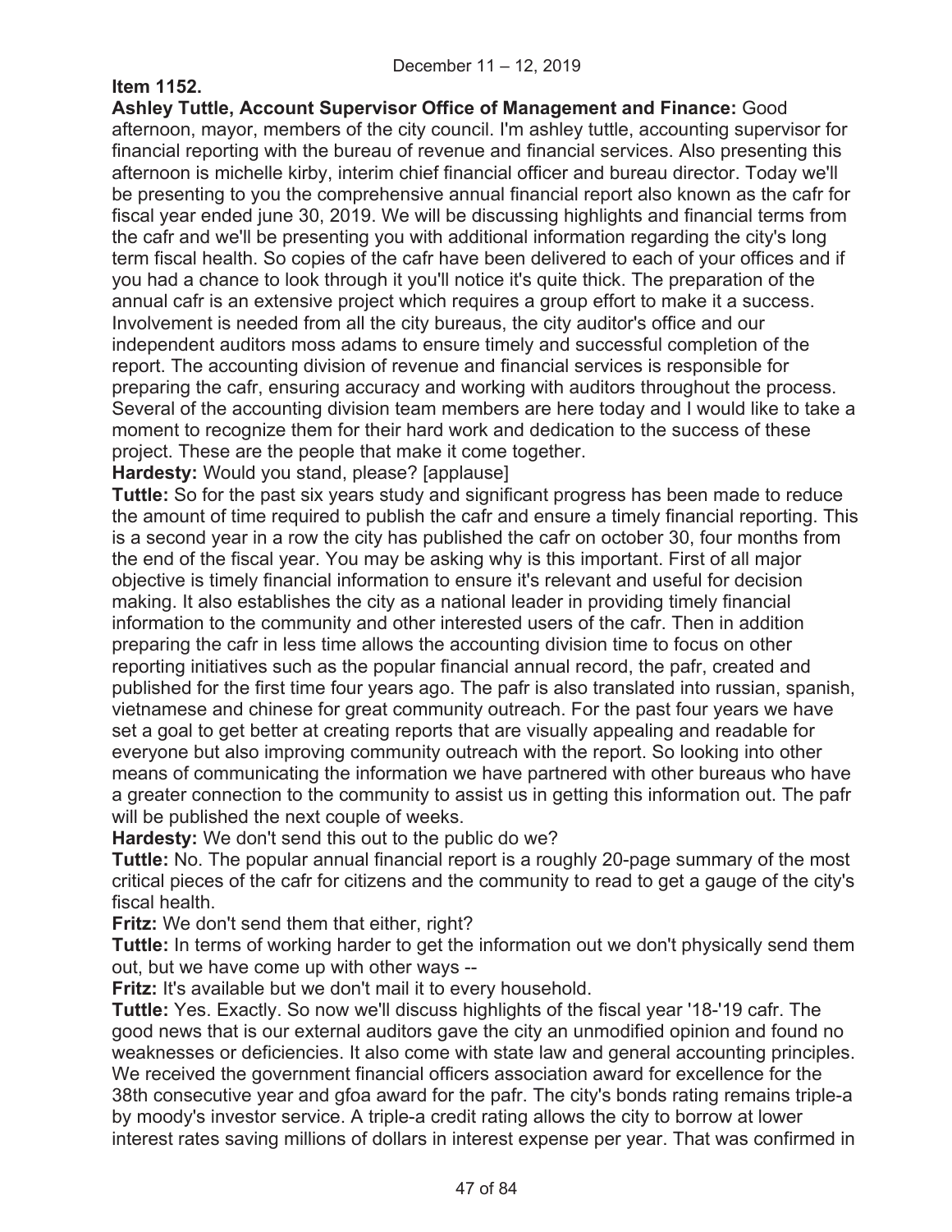**Item 1152.**

**Ashley Tuttle, Account Supervisor Office of Management and Finance:** Good afternoon, mayor, members of the city council. I'm ashley tuttle, accounting supervisor for financial reporting with the bureau of revenue and financial services. Also presenting this afternoon is michelle kirby, interim chief financial officer and bureau director. Today we'll be presenting to you the comprehensive annual financial report also known as the cafr for fiscal year ended june 30, 2019. We will be discussing highlights and financial terms from the cafr and we'll be presenting you with additional information regarding the city's long term fiscal health. So copies of the cafr have been delivered to each of your offices and if you had a chance to look through it you'll notice it's quite thick. The preparation of the annual cafr is an extensive project which requires a group effort to make it a success. Involvement is needed from all the city bureaus, the city auditor's office and our independent auditors moss adams to ensure timely and successful completion of the report. The accounting division of revenue and financial services is responsible for preparing the cafr, ensuring accuracy and working with auditors throughout the process. Several of the accounting division team members are here today and I would like to take a moment to recognize them for their hard work and dedication to the success of these project. These are the people that make it come together.

**Hardesty:** Would you stand, please? [applause]

**Tuttle:** So for the past six years study and significant progress has been made to reduce the amount of time required to publish the cafr and ensure a timely financial reporting. This is a second year in a row the city has published the cafr on october 30, four months from the end of the fiscal year. You may be asking why is this important. First of all major objective is timely financial information to ensure it's relevant and useful for decision making. It also establishes the city as a national leader in providing timely financial information to the community and other interested users of the cafr. Then in addition preparing the cafr in less time allows the accounting division time to focus on other reporting initiatives such as the popular financial annual record, the pafr, created and published for the first time four years ago. The pafr is also translated into russian, spanish, vietnamese and chinese for great community outreach. For the past four years we have set a goal to get better at creating reports that are visually appealing and readable for everyone but also improving community outreach with the report. So looking into other means of communicating the information we have partnered with other bureaus who have a greater connection to the community to assist us in getting this information out. The pafr will be published the next couple of weeks.

**Hardesty:** We don't send this out to the public do we?

**Tuttle:** No. The popular annual financial report is a roughly 20-page summary of the most critical pieces of the cafr for citizens and the community to read to get a gauge of the city's fiscal health.

**Fritz:** We don't send them that either, right?

**Tuttle:** In terms of working harder to get the information out we don't physically send them out, but we have come up with other ways --

**Fritz:** It's available but we don't mail it to every household.

**Tuttle:** Yes. Exactly. So now we'll discuss highlights of the fiscal year '18-'19 cafr. The good news that is our external auditors gave the city an unmodified opinion and found no weaknesses or deficiencies. It also come with state law and general accounting principles. We received the government financial officers association award for excellence for the 38th consecutive year and gfoa award for the pafr. The city's bonds rating remains triple-a by moody's investor service. A triple-a credit rating allows the city to borrow at lower interest rates saving millions of dollars in interest expense per year. That was confirmed in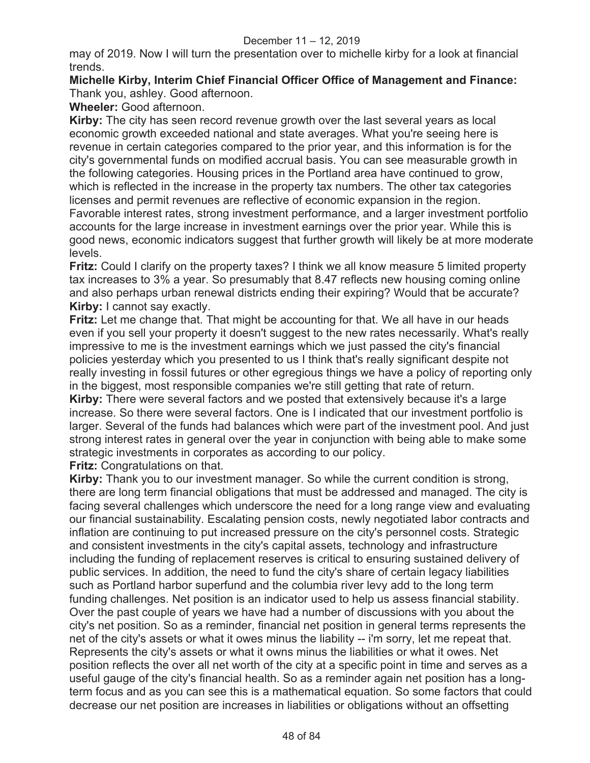may of 2019. Now I will turn the presentation over to michelle kirby for a look at financial trends.

**Michelle Kirby, Interim Chief Financial Officer Office of Management and Finance:** Thank you, ashley. Good afternoon.

**Wheeler:** Good afternoon.

**Kirby:** The city has seen record revenue growth over the last several years as local economic growth exceeded national and state averages. What you're seeing here is revenue in certain categories compared to the prior year, and this information is for the city's governmental funds on modified accrual basis. You can see measurable growth in the following categories. Housing prices in the Portland area have continued to grow, which is reflected in the increase in the property tax numbers. The other tax categories licenses and permit revenues are reflective of economic expansion in the region. Favorable interest rates, strong investment performance, and a larger investment portfolio accounts for the large increase in investment earnings over the prior year. While this is good news, economic indicators suggest that further growth will likely be at more moderate levels.

**Fritz:** Could I clarify on the property taxes? I think we all know measure 5 limited property tax increases to 3% a year. So presumably that 8.47 reflects new housing coming online and also perhaps urban renewal districts ending their expiring? Would that be accurate?

**Kirby:** I cannot say exactly.

**Fritz:** Let me change that. That might be accounting for that. We all have in our heads even if you sell your property it doesn't suggest to the new rates necessarily. What's really impressive to me is the investment earnings which we just passed the city's financial policies yesterday which you presented to us I think that's really significant despite not really investing in fossil futures or other egregious things we have a policy of reporting only in the biggest, most responsible companies we're still getting that rate of return.

**Kirby:** There were several factors and we posted that extensively because it's a large increase. So there were several factors. One is I indicated that our investment portfolio is larger. Several of the funds had balances which were part of the investment pool. And just strong interest rates in general over the year in conjunction with being able to make some strategic investments in corporates as according to our policy.

**Fritz:** Congratulations on that.

**Kirby:** Thank you to our investment manager. So while the current condition is strong, there are long term financial obligations that must be addressed and managed. The city is facing several challenges which underscore the need for a long range view and evaluating our financial sustainability. Escalating pension costs, newly negotiated labor contracts and inflation are continuing to put increased pressure on the city's personnel costs. Strategic and consistent investments in the city's capital assets, technology and infrastructure including the funding of replacement reserves is critical to ensuring sustained delivery of public services. In addition, the need to fund the city's share of certain legacy liabilities such as Portland harbor superfund and the columbia river levy add to the long term funding challenges. Net position is an indicator used to help us assess financial stability. Over the past couple of years we have had a number of discussions with you about the city's net position. So as a reminder, financial net position in general terms represents the net of the city's assets or what it owes minus the liability -- i'm sorry, let me repeat that. Represents the city's assets or what it owns minus the liabilities or what it owes. Net position reflects the over all net worth of the city at a specific point in time and serves as a useful gauge of the city's financial health. So as a reminder again net position has a long-term focus and as you can see this is a mathematical equation. So some factors that could decrease our net position are increases in liabilities or obligations without an offsetting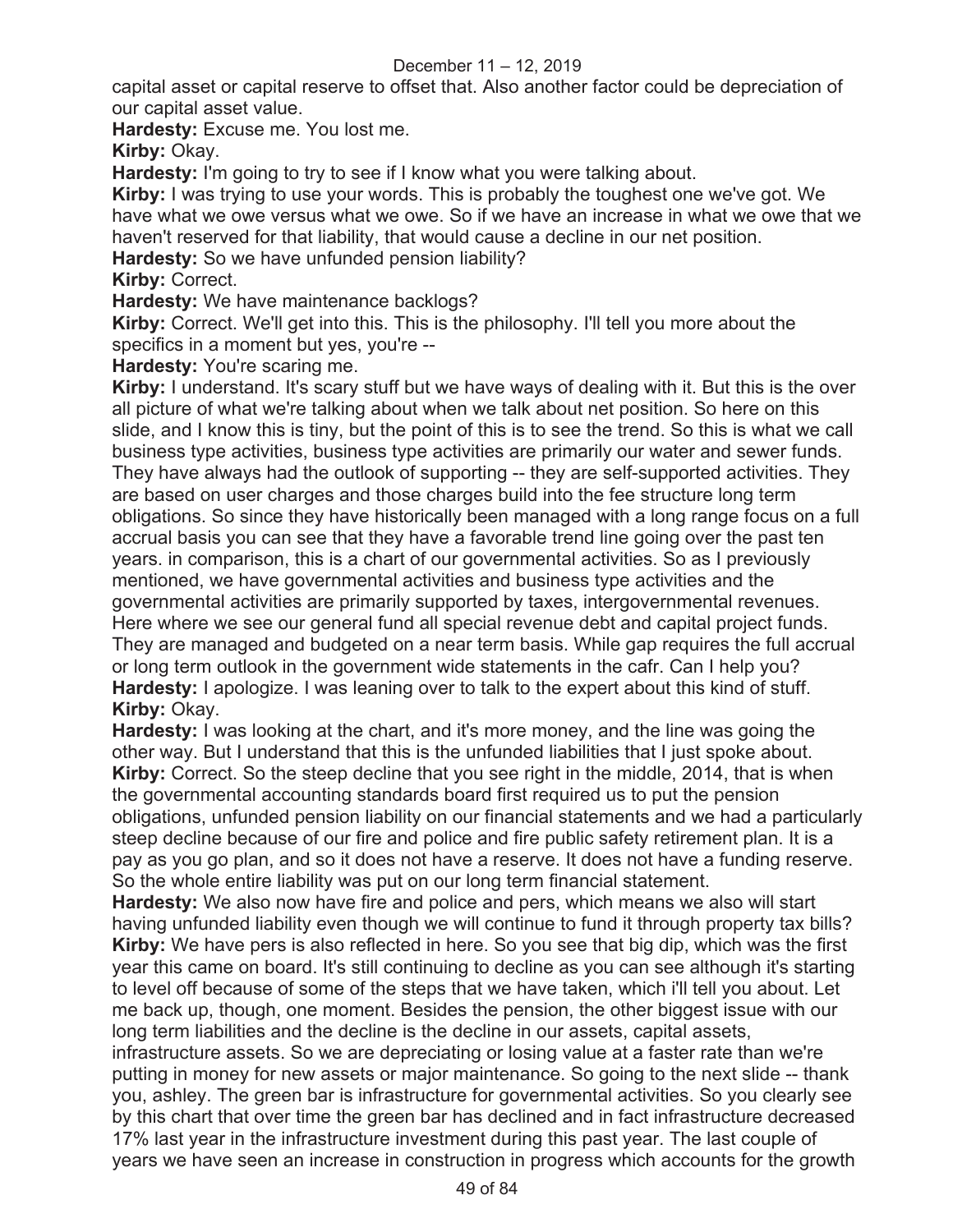capital asset or capital reserve to offset that. Also another factor could be depreciation of our capital asset value.

**Hardesty:** Excuse me. You lost me.

**Kirby:** Okay.

**Hardesty:** I'm going to try to see if I know what you were talking about.

**Kirby:** I was trying to use your words. This is probably the toughest one we've got. We have what we owe versus what we owe. So if we have an increase in what we owe that we haven't reserved for that liability, that would cause a decline in our net position.

**Hardesty:** So we have unfunded pension liability?

**Kirby:** Correct.

**Hardesty:** We have maintenance backlogs?

**Kirby:** Correct. We'll get into this. This is the philosophy. I'll tell you more about the specifics in a moment but yes, you're --

**Hardesty:** You're scaring me.

**Kirby:** I understand. It's scary stuff but we have ways of dealing with it. But this is the over all picture of what we're talking about when we talk about net position. So here on this slide, and I know this is tiny, but the point of this is to see the trend. So this is what we call business type activities, business type activities are primarily our water and sewer funds. They have always had the outlook of supporting -- they are self-supported activities. They are based on user charges and those charges build into the fee structure long term obligations. So since they have historically been managed with a long range focus on a full accrual basis you can see that they have a favorable trend line going over the past ten years. in comparison, this is a chart of our governmental activities. So as I previously mentioned, we have governmental activities and business type activities and the governmental activities are primarily supported by taxes, intergovernmental revenues. Here where we see our general fund all special revenue debt and capital project funds. They are managed and budgeted on a near term basis. While gap requires the full accrual or long term outlook in the government wide statements in the cafr. Can I help you?

**Hardesty:** I apologize. I was leaning over to talk to the expert about this kind of stuff.

**Kirby:** Okay.

**Hardesty:** I was looking at the chart, and it's more money, and the line was going the other way. But I understand that this is the unfunded liabilities that I just spoke about.

**Kirby:** Correct. So the steep decline that you see right in the middle, 2014, that is when the governmental accounting standards board first required us to put the pension obligations, unfunded pension liability on our financial statements and we had a particularly steep decline because of our fire and police and fire public safety retirement plan. It is a pay as you go plan, and so it does not have a reserve. It does not have a funding reserve. So the whole entire liability was put on our long term financial statement.

**Hardesty:** We also now have fire and police and pers, which means we also will start having unfunded liability even though we will continue to fund it through property tax bills?

**Kirby:** We have pers is also reflected in here. So you see that big dip, which was the first year this came on board. It's still continuing to decline as you can see although it's starting to level off because of some of the steps that we have taken, which i'll tell you about. Let me back up, though, one moment. Besides the pension, the other biggest issue with our long term liabilities and the decline is the decline in our assets, capital assets, infrastructure assets. So we are depreciating or losing value at a faster rate than we're putting in money for new assets or major maintenance. So going to the next slide -- thank you, ashley. The green bar is infrastructure for governmental activities. So you clearly see by this chart that over time the green bar has declined and in fact infrastructure decreased 17% last year in the infrastructure investment during this past year. The last couple of years we have seen an increase in construction in progress which accounts for the growth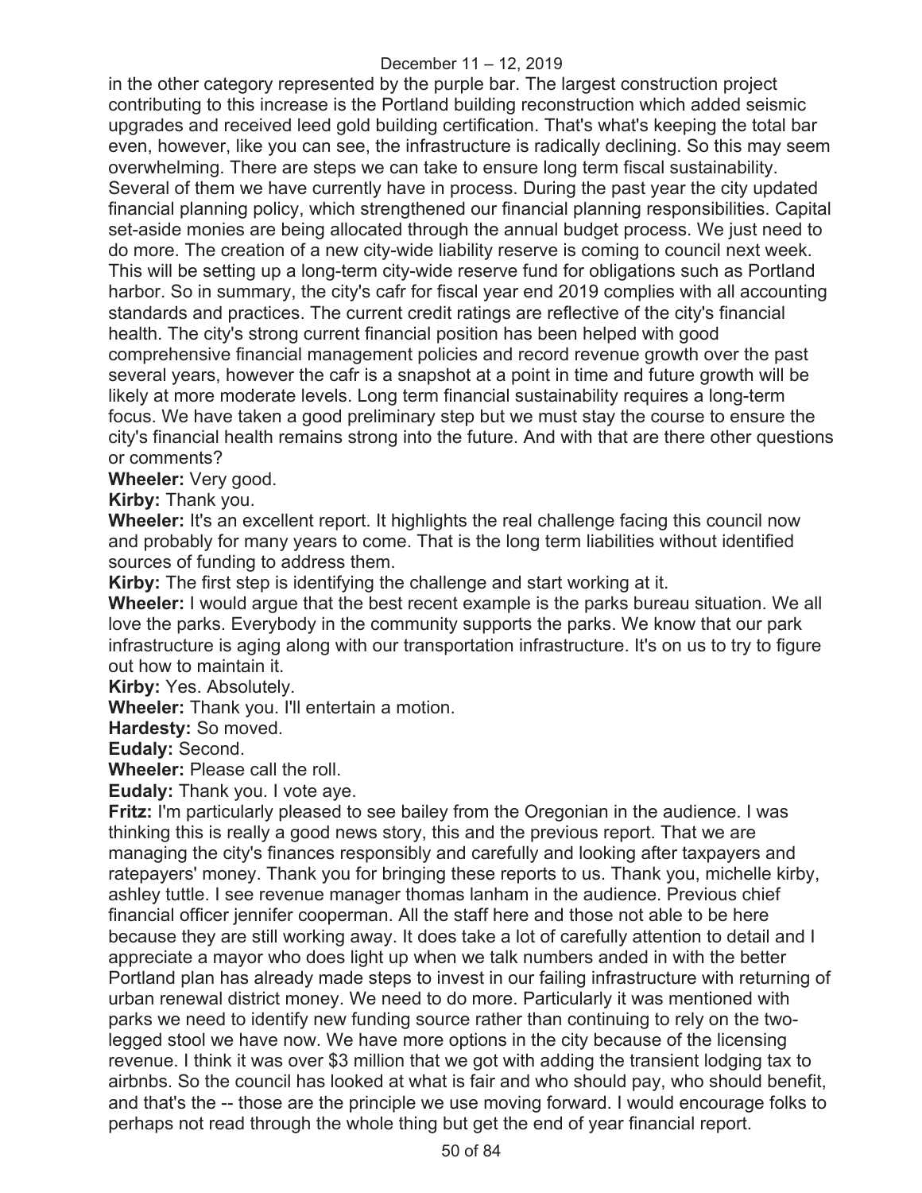in the other category represented by the purple bar. The largest construction project contributing to this increase is the Portland building reconstruction which added seismic upgrades and received leed gold building certification. That's what's keeping the total bar even, however, like you can see, the infrastructure is radically declining. So this may seem overwhelming. There are steps we can take to ensure long term fiscal sustainability. Several of them we have currently have in process. During the past year the city updated financial planning policy, which strengthened our financial planning responsibilities. Capital set-aside monies are being allocated through the annual budget process. We just need to do more. The creation of a new city-wide liability reserve is coming to council next week. This will be setting up a long-term city-wide reserve fund for obligations such as Portland harbor. So in summary, the city's cafr for fiscal year end 2019 complies with all accounting standards and practices. The current credit ratings are reflective of the city's financial health. The city's strong current financial position has been helped with good comprehensive financial management policies and record revenue growth over the past several years, however the cafr is a snapshot at a point in time and future growth will be likely at more moderate levels. Long term financial sustainability requires a long-term focus. We have taken a good preliminary step but we must stay the course to ensure the city's financial health remains strong into the future. And with that are there other questions or comments?

**Wheeler:** Very good.

**Kirby:** Thank you.

**Wheeler:** It's an excellent report. It highlights the real challenge facing this council now and probably for many years to come. That is the long term liabilities without identified sources of funding to address them.

**Kirby:** The first step is identifying the challenge and start working at it.

**Wheeler:** I would argue that the best recent example is the parks bureau situation. We all love the parks. Everybody in the community supports the parks. We know that our park infrastructure is aging along with our transportation infrastructure. It's on us to try to figure out how to maintain it.

**Kirby:** Yes. Absolutely.

**Wheeler:** Thank you. I'll entertain a motion.

**Hardesty:** So moved.

**Eudaly:** Second.

**Wheeler:** Please call the roll.

**Eudaly:** Thank you. I vote aye.

**Fritz:** I'm particularly pleased to see bailey from the Oregonian in the audience. I was thinking this is really a good news story, this and the previous report. That we are managing the city's finances responsibly and carefully and looking after taxpayers and ratepayers' money. Thank you for bringing these reports to us. Thank you, michelle kirby, ashley tuttle. I see revenue manager thomas lanham in the audience. Previous chief financial officer jennifer cooperman. All the staff here and those not able to be here because they are still working away. It does take a lot of carefully attention to detail and I appreciate a mayor who does light up when we talk numbers anded in with the better Portland plan has already made steps to invest in our failing infrastructure with returning of urban renewal district money. We need to do more. Particularly it was mentioned with parks we need to identify new funding source rather than continuing to rely on the two-legged stool we have now. We have more options in the city because of the licensing revenue. I think it was over $3 million that we got with adding the transient lodging tax to airbnbs. So the council has looked at what is fair and who should pay, who should benefit, and that's the -- those are the principle we use moving forward. I would encourage folks to perhaps not read through the whole thing but get the end of year financial report.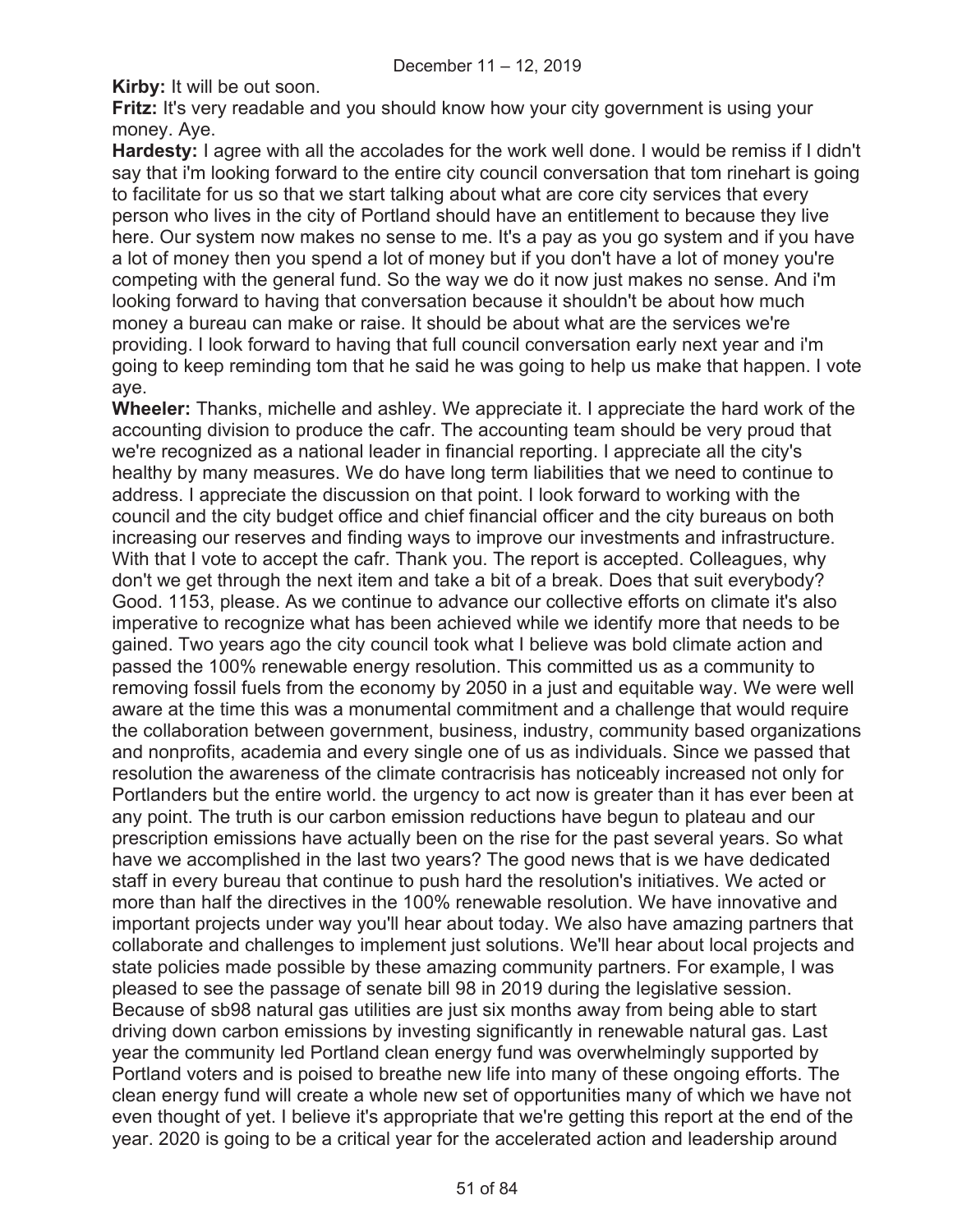**Kirby:** It will be out soon.

**Fritz:** It's very readable and you should know how your city government is using your money. Aye.

**Hardesty:** I agree with all the accolades for the work well done. I would be remiss if I didn't say that i'm looking forward to the entire city council conversation that tom rinehart is going to facilitate for us so that we start talking about what are core city services that every person who lives in the city of Portland should have an entitlement to because they live here. Our system now makes no sense to me. It's a pay as you go system and if you have a lot of money then you spend a lot of money but if you don't have a lot of money you're competing with the general fund. So the way we do it now just makes no sense. And i'm looking forward to having that conversation because it shouldn't be about how much money a bureau can make or raise. It should be about what are the services we're providing. I look forward to having that full council conversation early next year and i'm going to keep reminding tom that he said he was going to help us make that happen. I vote aye.

**Wheeler:** Thanks, michelle and ashley. We appreciate it. I appreciate the hard work of the accounting division to produce the cafr. The accounting team should be very proud that we're recognized as a national leader in financial reporting. I appreciate all the city's healthy by many measures. We do have long term liabilities that we need to continue to address. I appreciate the discussion on that point. I look forward to working with the council and the city budget office and chief financial officer and the city bureaus on both increasing our reserves and finding ways to improve our investments and infrastructure. With that I vote to accept the cafr. Thank you. The report is accepted. Colleagues, why don't we get through the next item and take a bit of a break. Does that suit everybody? Good. 1153, please. As we continue to advance our collective efforts on climate it's also imperative to recognize what has been achieved while we identify more that needs to be gained. Two years ago the city council took what I believe was bold climate action and passed the 100% renewable energy resolution. This committed us as a community to removing fossil fuels from the economy by 2050 in a just and equitable way. We were well aware at the time this was a monumental commitment and a challenge that would require the collaboration between government, business, industry, community based organizations and nonprofits, academia and every single one of us as individuals. Since we passed that resolution the awareness of the climate contracrisis has noticeably increased not only for Portlanders but the entire world. the urgency to act now is greater than it has ever been at any point. The truth is our carbon emission reductions have begun to plateau and our prescription emissions have actually been on the rise for the past several years. So what have we accomplished in the last two years? The good news that is we have dedicated staff in every bureau that continue to push hard the resolution's initiatives. We acted or more than half the directives in the 100% renewable resolution. We have innovative and important projects under way you'll hear about today. We also have amazing partners that collaborate and challenges to implement just solutions. We'll hear about local projects and state policies made possible by these amazing community partners. For example, I was pleased to see the passage of senate bill 98 in 2019 during the legislative session. Because of sb98 natural gas utilities are just six months away from being able to start driving down carbon emissions by investing significantly in renewable natural gas. Last year the community led Portland clean energy fund was overwhelmingly supported by Portland voters and is poised to breathe new life into many of these ongoing efforts. The clean energy fund will create a whole new set of opportunities many of which we have not even thought of yet. I believe it's appropriate that we're getting this report at the end of the year. 2020 is going to be a critical year for the accelerated action and leadership around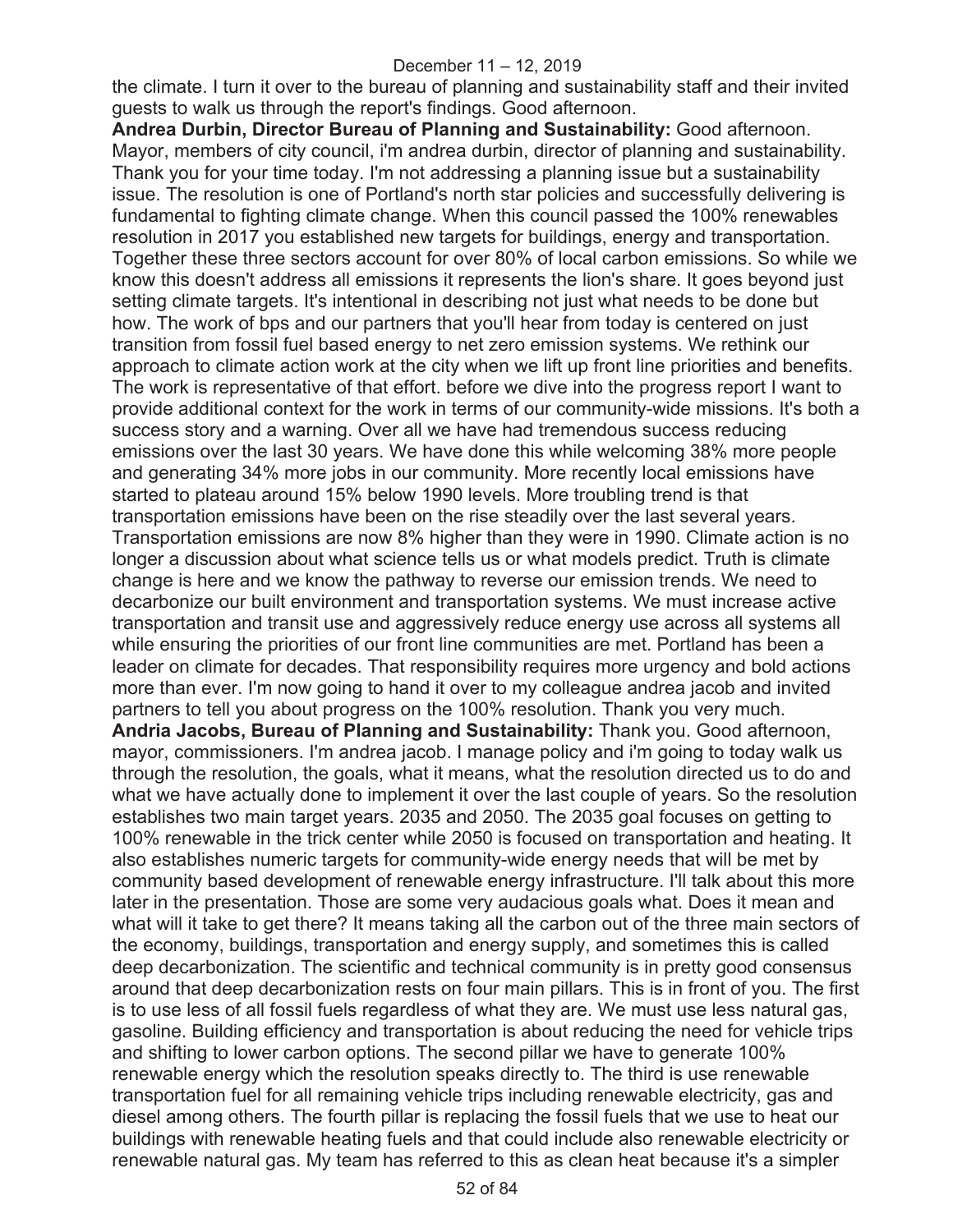the climate. I turn it over to the bureau of planning and sustainability staff and their invited guests to walk us through the report's findings. Good afternoon.

**Andrea Durbin, Director Bureau of Planning and Sustainability:** Good afternoon. Mayor, members of city council, i'm andrea durbin, director of planning and sustainability. Thank you for your time today. I'm not addressing a planning issue but a sustainability issue. The resolution is one of Portland's north star policies and successfully delivering is fundamental to fighting climate change. When this council passed the 100% renewables resolution in 2017 you established new targets for buildings, energy and transportation. Together these three sectors account for over 80% of local carbon emissions. So while we know this doesn't address all emissions it represents the lion's share. It goes beyond just setting climate targets. It's intentional in describing not just what needs to be done but how. The work of bps and our partners that you'll hear from today is centered on just transition from fossil fuel based energy to net zero emission systems. We rethink our approach to climate action work at the city when we lift up front line priorities and benefits. The work is representative of that effort. before we dive into the progress report I want to provide additional context for the work in terms of our community-wide missions. It's both a success story and a warning. Over all we have had tremendous success reducing emissions over the last 30 years. We have done this while welcoming 38% more people and generating 34% more jobs in our community. More recently local emissions have started to plateau around 15% below 1990 levels. More troubling trend is that transportation emissions have been on the rise steadily over the last several years. Transportation emissions are now 8% higher than they were in 1990. Climate action is no longer a discussion about what science tells us or what models predict. Truth is climate change is here and we know the pathway to reverse our emission trends. We need to decarbonize our built environment and transportation systems. We must increase active transportation and transit use and aggressively reduce energy use across all systems all while ensuring the priorities of our front line communities are met. Portland has been a leader on climate for decades. That responsibility requires more urgency and bold actions more than ever. I'm now going to hand it over to my colleague andrea jacob and invited partners to tell you about progress on the 100% resolution. Thank you very much.

**Andria Jacobs, Bureau of Planning and Sustainability:** Thank you. Good afternoon, mayor, commissioners. I'm andrea jacob. I manage policy and i'm going to today walk us through the resolution, the goals, what it means, what the resolution directed us to do and what we have actually done to implement it over the last couple of years. So the resolution establishes two main target years. 2035 and 2050. The 2035 goal focuses on getting to 100% renewable in the trick center while 2050 is focused on transportation and heating. It also establishes numeric targets for community-wide energy needs that will be met by community based development of renewable energy infrastructure. I'll talk about this more later in the presentation. Those are some very audacious goals what. Does it mean and what will it take to get there? It means taking all the carbon out of the three main sectors of the economy, buildings, transportation and energy supply, and sometimes this is called deep decarbonization. The scientific and technical community is in pretty good consensus around that deep decarbonization rests on four main pillars. This is in front of you. The first is to use less of all fossil fuels regardless of what they are. We must use less natural gas, gasoline. Building efficiency and transportation is about reducing the need for vehicle trips and shifting to lower carbon options. The second pillar we have to generate 100% renewable energy which the resolution speaks directly to. The third is use renewable transportation fuel for all remaining vehicle trips including renewable electricity, gas and diesel among others. The fourth pillar is replacing the fossil fuels that we use to heat our buildings with renewable heating fuels and that could include also renewable electricity or renewable natural gas. My team has referred to this as clean heat because it's a simpler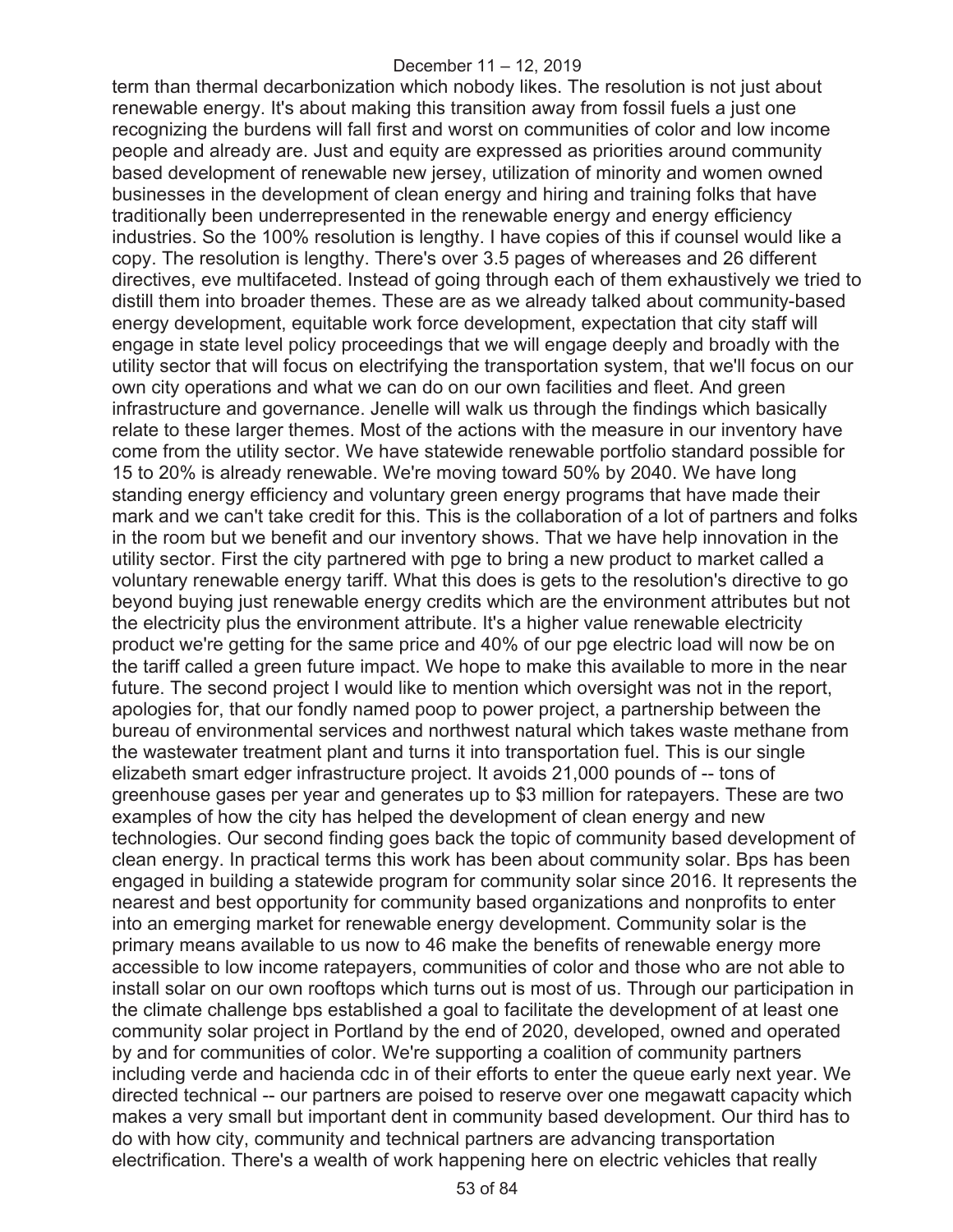term than thermal decarbonization which nobody likes. The resolution is not just about renewable energy. It's about making this transition away from fossil fuels a just one recognizing the burdens will fall first and worst on communities of color and low income people and already are. Just and equity are expressed as priorities around community based development of renewable new jersey, utilization of minority and women owned businesses in the development of clean energy and hiring and training folks that have traditionally been underrepresented in the renewable energy and energy efficiency industries. So the 100% resolution is lengthy. I have copies of this if counsel would like a copy. The resolution is lengthy. There's over 3.5 pages of whereases and 26 different directives, eve multifaceted. Instead of going through each of them exhaustively we tried to distill them into broader themes. These are as we already talked about community-based energy development, equitable work force development, expectation that city staff will engage in state level policy proceedings that we will engage deeply and broadly with the utility sector that will focus on electrifying the transportation system, that we'll focus on our own city operations and what we can do on our own facilities and fleet. And green infrastructure and governance. Jenelle will walk us through the findings which basically relate to these larger themes. Most of the actions with the measure in our inventory have come from the utility sector. We have statewide renewable portfolio standard possible for 15 to 20% is already renewable. We're moving toward 50% by 2040. We have long standing energy efficiency and voluntary green energy programs that have made their mark and we can't take credit for this. This is the collaboration of a lot of partners and folks in the room but we benefit and our inventory shows. That we have help innovation in the utility sector. First the city partnered with pge to bring a new product to market called a voluntary renewable energy tariff. What this does is gets to the resolution's directive to go beyond buying just renewable energy credits which are the environment attributes but not the electricity plus the environment attribute. It's a higher value renewable electricity product we're getting for the same price and 40% of our pge electric load will now be on the tariff called a green future impact. We hope to make this available to more in the near future. The second project I would like to mention which oversight was not in the report, apologies for, that our fondly named poop to power project, a partnership between the bureau of environmental services and northwest natural which takes waste methane from the wastewater treatment plant and turns it into transportation fuel. This is our single elizabeth smart edger infrastructure project. It avoids 21,000 pounds of -- tons of greenhouse gases per year and generates up to $3 million for ratepayers. These are two examples of how the city has helped the development of clean energy and new technologies. Our second finding goes back the topic of community based development of clean energy. In practical terms this work has been about community solar. Bps has been engaged in building a statewide program for community solar since 2016. It represents the nearest and best opportunity for community based organizations and nonprofits to enter into an emerging market for renewable energy development. Community solar is the primary means available to us now to 46 make the benefits of renewable energy more accessible to low income ratepayers, communities of color and those who are not able to install solar on our own rooftops which turns out is most of us. Through our participation in the climate challenge bps established a goal to facilitate the development of at least one community solar project in Portland by the end of 2020, developed, owned and operated by and for communities of color. We're supporting a coalition of community partners including verde and hacienda cdc in of their efforts to enter the queue early next year. We directed technical -- our partners are poised to reserve over one megawatt capacity which makes a very small but important dent in community based development. Our third has to do with how city, community and technical partners are advancing transportation electrification. There's a wealth of work happening here on electric vehicles that really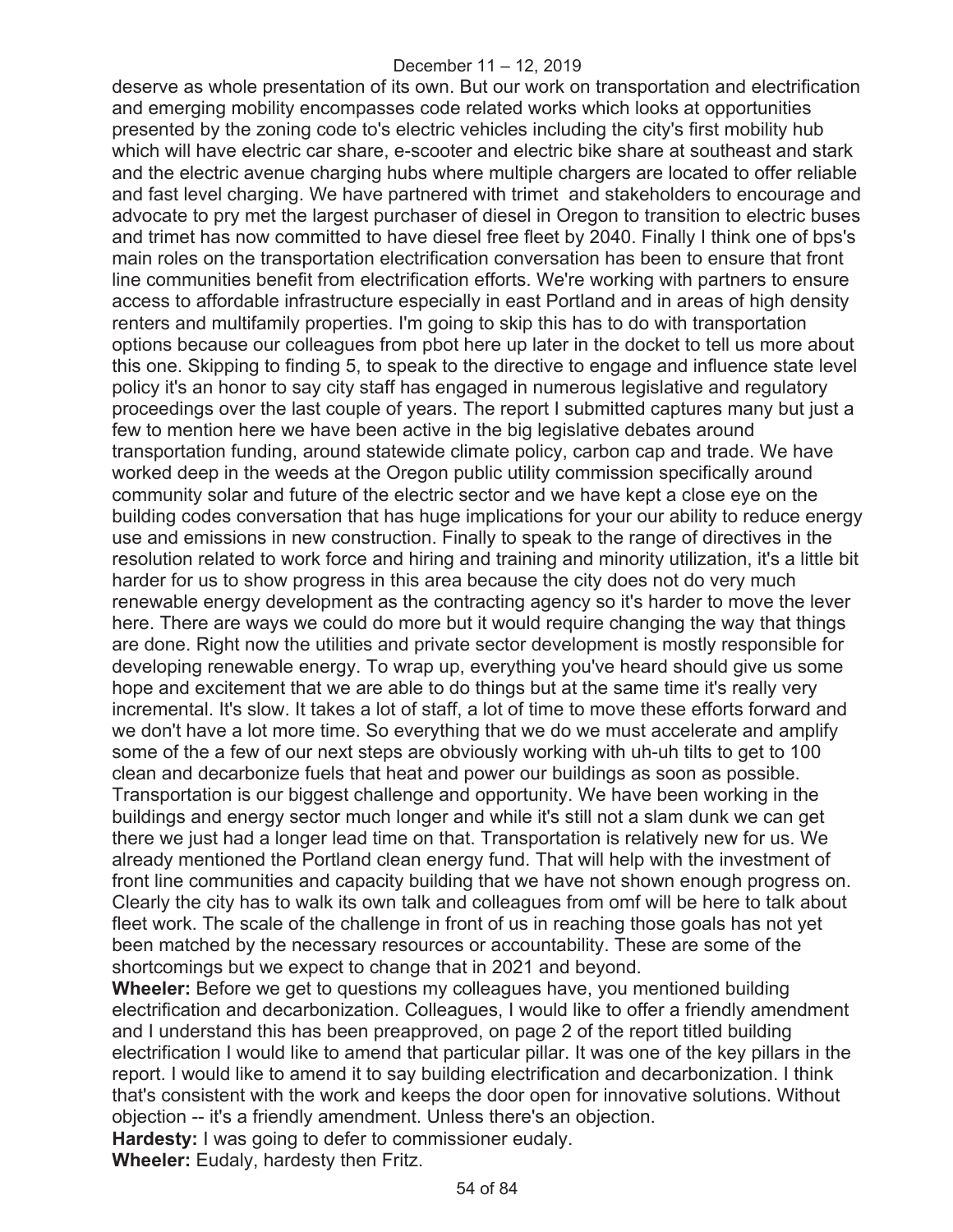deserve as whole presentation of its own. But our work on transportation and electrification and emerging mobility encompasses code related works which looks at opportunities presented by the zoning code to's electric vehicles including the city's first mobility hub which will have electric car share, e-scooter and electric bike share at southeast and stark and the electric avenue charging hubs where multiple chargers are located to offer reliable and fast level charging. We have partnered with trimet and stakeholders to encourage and advocate to pry met the largest purchaser of diesel in Oregon to transition to electric buses and trimet has now committed to have diesel free fleet by 2040. Finally I think one of bps's main roles on the transportation electrification conversation has been to ensure that front line communities benefit from electrification efforts. We're working with partners to ensure access to affordable infrastructure especially in east Portland and in areas of high density renters and multifamily properties. I'm going to skip this has to do with transportation options because our colleagues from pbot here up later in the docket to tell us more about this one. Skipping to finding 5, to speak to the directive to engage and influence state level policy it's an honor to say city staff has engaged in numerous legislative and regulatory proceedings over the last couple of years. The report I submitted captures many but just a few to mention here we have been active in the big legislative debates around transportation funding, around statewide climate policy, carbon cap and trade. We have worked deep in the weeds at the Oregon public utility commission specifically around community solar and future of the electric sector and we have kept a close eye on the building codes conversation that has huge implications for your our ability to reduce energy use and emissions in new construction. Finally to speak to the range of directives in the resolution related to work force and hiring and training and minority utilization, it's a little bit harder for us to show progress in this area because the city does not do very much renewable energy development as the contracting agency so it's harder to move the lever here. There are ways we could do more but it would require changing the way that things are done. Right now the utilities and private sector development is mostly responsible for developing renewable energy. To wrap up, everything you've heard should give us some hope and excitement that we are able to do things but at the same time it's really very incremental. It's slow. It takes a lot of staff, a lot of time to move these efforts forward and we don't have a lot more time. So everything that we do we must accelerate and amplify some of the a few of our next steps are obviously working with uh-uh tilts to get to 100 clean and decarbonize fuels that heat and power our buildings as soon as possible. Transportation is our biggest challenge and opportunity. We have been working in the buildings and energy sector much longer and while it's still not a slam dunk we can get there we just had a longer lead time on that. Transportation is relatively new for us. We already mentioned the Portland clean energy fund. That will help with the investment of front line communities and capacity building that we have not shown enough progress on. Clearly the city has to walk its own talk and colleagues from omf will be here to talk about fleet work. The scale of the challenge in front of us in reaching those goals has not yet been matched by the necessary resources or accountability. These are some of the shortcomings but we expect to change that in 2021 and beyond.

**Wheeler:** Before we get to questions my colleagues have, you mentioned building electrification and decarbonization. Colleagues, I would like to offer a friendly amendment and I understand this has been preapproved, on page 2 of the report titled building electrification I would like to amend that particular pillar. It was one of the key pillars in the report. I would like to amend it to say building electrification and decarbonization. I think that's consistent with the work and keeps the door open for innovative solutions. Without objection -- it's a friendly amendment. Unless there's an objection.

**Hardesty:** I was going to defer to commissioner eudaly.

**Wheeler:** Eudaly, hardesty then Fritz.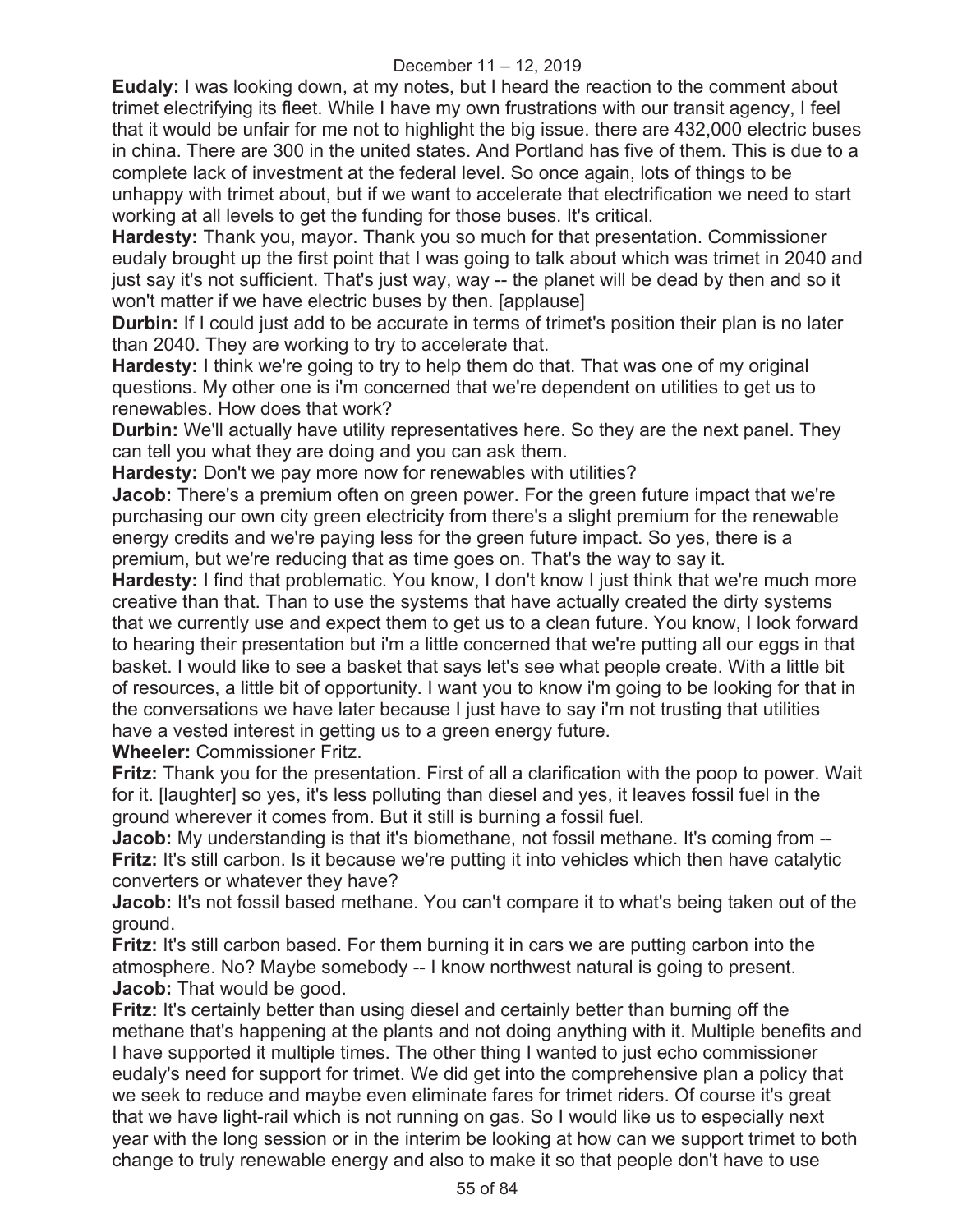**Eudaly:** I was looking down, at my notes, but I heard the reaction to the comment about trimet electrifying its fleet. While I have my own frustrations with our transit agency, I feel that it would be unfair for me not to highlight the big issue. there are 432,000 electric buses in china. There are 300 in the united states. And Portland has five of them. This is due to a complete lack of investment at the federal level. So once again, lots of things to be unhappy with trimet about, but if we want to accelerate that electrification we need to start working at all levels to get the funding for those buses. It's critical.

**Hardesty:** Thank you, mayor. Thank you so much for that presentation. Commissioner eudaly brought up the first point that I was going to talk about which was trimet in 2040 and just say it's not sufficient. That's just way, way -- the planet will be dead by then and so it won't matter if we have electric buses by then. [applause]

**Durbin:** If I could just add to be accurate in terms of trimet's position their plan is no later than 2040. They are working to try to accelerate that.

**Hardesty:** I think we're going to try to help them do that. That was one of my original questions. My other one is i'm concerned that we're dependent on utilities to get us to renewables. How does that work?

**Durbin:** We'll actually have utility representatives here. So they are the next panel. They can tell you what they are doing and you can ask them.

**Hardesty:** Don't we pay more now for renewables with utilities?

**Jacob:** There's a premium often on green power. For the green future impact that we're purchasing our own city green electricity from there's a slight premium for the renewable energy credits and we're paying less for the green future impact. So yes, there is a premium, but we're reducing that as time goes on. That's the way to say it.

**Hardesty:** I find that problematic. You know, I don't know I just think that we're much more creative than that. Than to use the systems that have actually created the dirty systems that we currently use and expect them to get us to a clean future. You know, I look forward to hearing their presentation but i'm a little concerned that we're putting all our eggs in that basket. I would like to see a basket that says let's see what people create. With a little bit of resources, a little bit of opportunity. I want you to know i'm going to be looking for that in the conversations we have later because I just have to say i'm not trusting that utilities have a vested interest in getting us to a green energy future.

**Wheeler:** Commissioner Fritz.

**Fritz:** Thank you for the presentation. First of all a clarification with the poop to power. Wait for it. [laughter] so yes, it's less polluting than diesel and yes, it leaves fossil fuel in the ground wherever it comes from. But it still is burning a fossil fuel.

**Jacob:** My understanding is that it's biomethane, not fossil methane. It's coming from --

**Fritz:** It's still carbon. Is it because we're putting it into vehicles which then have catalytic converters or whatever they have?

**Jacob:** It's not fossil based methane. You can't compare it to what's being taken out of the ground.

**Fritz:** It's still carbon based. For them burning it in cars we are putting carbon into the atmosphere. No? Maybe somebody -- I know northwest natural is going to present.

**Jacob:** That would be good.

**Fritz:** It's certainly better than using diesel and certainly better than burning off the methane that's happening at the plants and not doing anything with it. Multiple benefits and I have supported it multiple times. The other thing I wanted to just echo commissioner eudaly's need for support for trimet. We did get into the comprehensive plan a policy that we seek to reduce and maybe even eliminate fares for trimet riders. Of course it's great that we have light-rail which is not running on gas. So I would like us to especially next year with the long session or in the interim be looking at how can we support trimet to both change to truly renewable energy and also to make it so that people don't have to use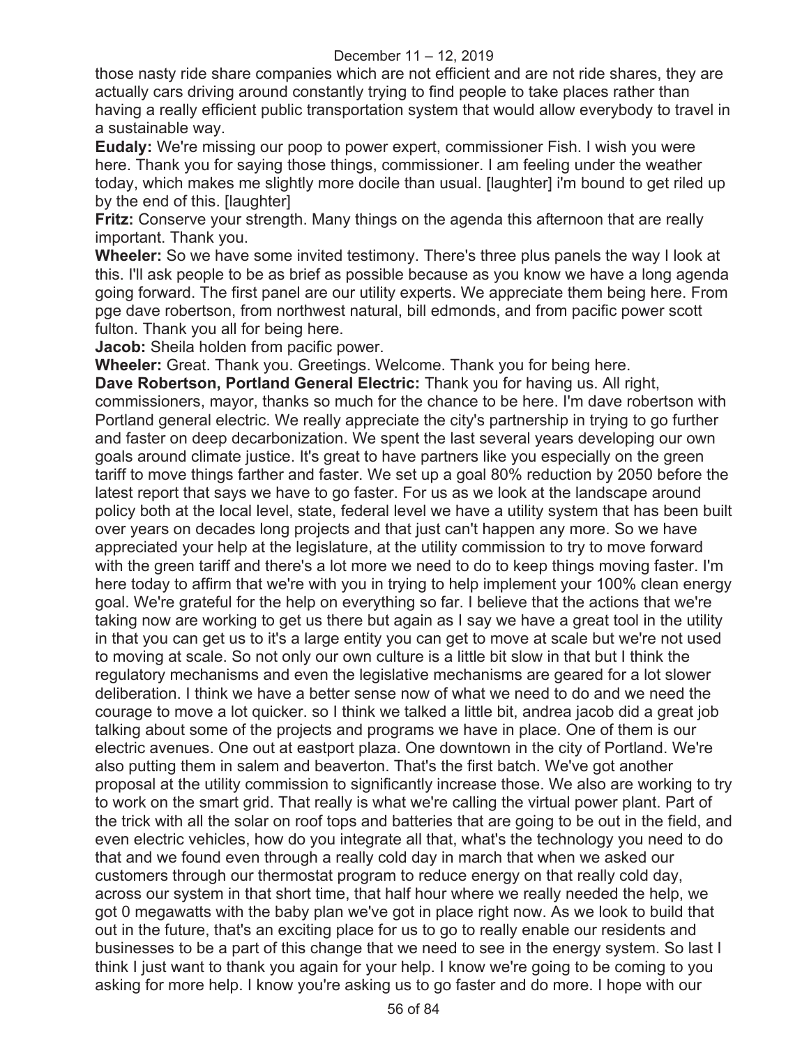those nasty ride share companies which are not efficient and are not ride shares, they are actually cars driving around constantly trying to find people to take places rather than having a really efficient public transportation system that would allow everybody to travel in a sustainable way.

**Eudaly:** We're missing our poop to power expert, commissioner Fish. I wish you were here. Thank you for saying those things, commissioner. I am feeling under the weather today, which makes me slightly more docile than usual. [laughter] i'm bound to get riled up by the end of this. [laughter]

**Fritz:** Conserve your strength. Many things on the agenda this afternoon that are really important. Thank you.

**Wheeler:** So we have some invited testimony. There's three plus panels the way I look at this. I'll ask people to be as brief as possible because as you know we have a long agenda going forward. The first panel are our utility experts. We appreciate them being here. From pge dave robertson, from northwest natural, bill edmonds, and from pacific power scott fulton. Thank you all for being here.

**Jacob:** Sheila holden from pacific power.

**Wheeler:** Great. Thank you. Greetings. Welcome. Thank you for being here.

**Dave Robertson, Portland General Electric:** Thank you for having us. All right, commissioners, mayor, thanks so much for the chance to be here. I'm dave robertson with Portland general electric. We really appreciate the city's partnership in trying to go further and faster on deep decarbonization. We spent the last several years developing our own goals around climate justice. It's great to have partners like you especially on the green tariff to move things farther and faster. We set up a goal 80% reduction by 2050 before the latest report that says we have to go faster. For us as we look at the landscape around policy both at the local level, state, federal level we have a utility system that has been built over years on decades long projects and that just can't happen any more. So we have appreciated your help at the legislature, at the utility commission to try to move forward with the green tariff and there's a lot more we need to do to keep things moving faster. I'm here today to affirm that we're with you in trying to help implement your 100% clean energy goal. We're grateful for the help on everything so far. I believe that the actions that we're taking now are working to get us there but again as I say we have a great tool in the utility in that you can get us to it's a large entity you can get to move at scale but we're not used to moving at scale. So not only our own culture is a little bit slow in that but I think the regulatory mechanisms and even the legislative mechanisms are geared for a lot slower deliberation. I think we have a better sense now of what we need to do and we need the courage to move a lot quicker. so I think we talked a little bit, andrea jacob did a great job talking about some of the projects and programs we have in place. One of them is our electric avenues. One out at eastport plaza. One downtown in the city of Portland. We're also putting them in salem and beaverton. That's the first batch. We've got another proposal at the utility commission to significantly increase those. We also are working to try to work on the smart grid. That really is what we're calling the virtual power plant. Part of the trick with all the solar on roof tops and batteries that are going to be out in the field, and even electric vehicles, how do you integrate all that, what's the technology you need to do that and we found even through a really cold day in march that when we asked our customers through our thermostat program to reduce energy on that really cold day, across our system in that short time, that half hour where we really needed the help, we got 0 megawatts with the baby plan we've got in place right now. As we look to build that out in the future, that's an exciting place for us to go to really enable our residents and businesses to be a part of this change that we need to see in the energy system. So last I think I just want to thank you again for your help. I know we're going to be coming to you asking for more help. I know you're asking us to go faster and do more. I hope with our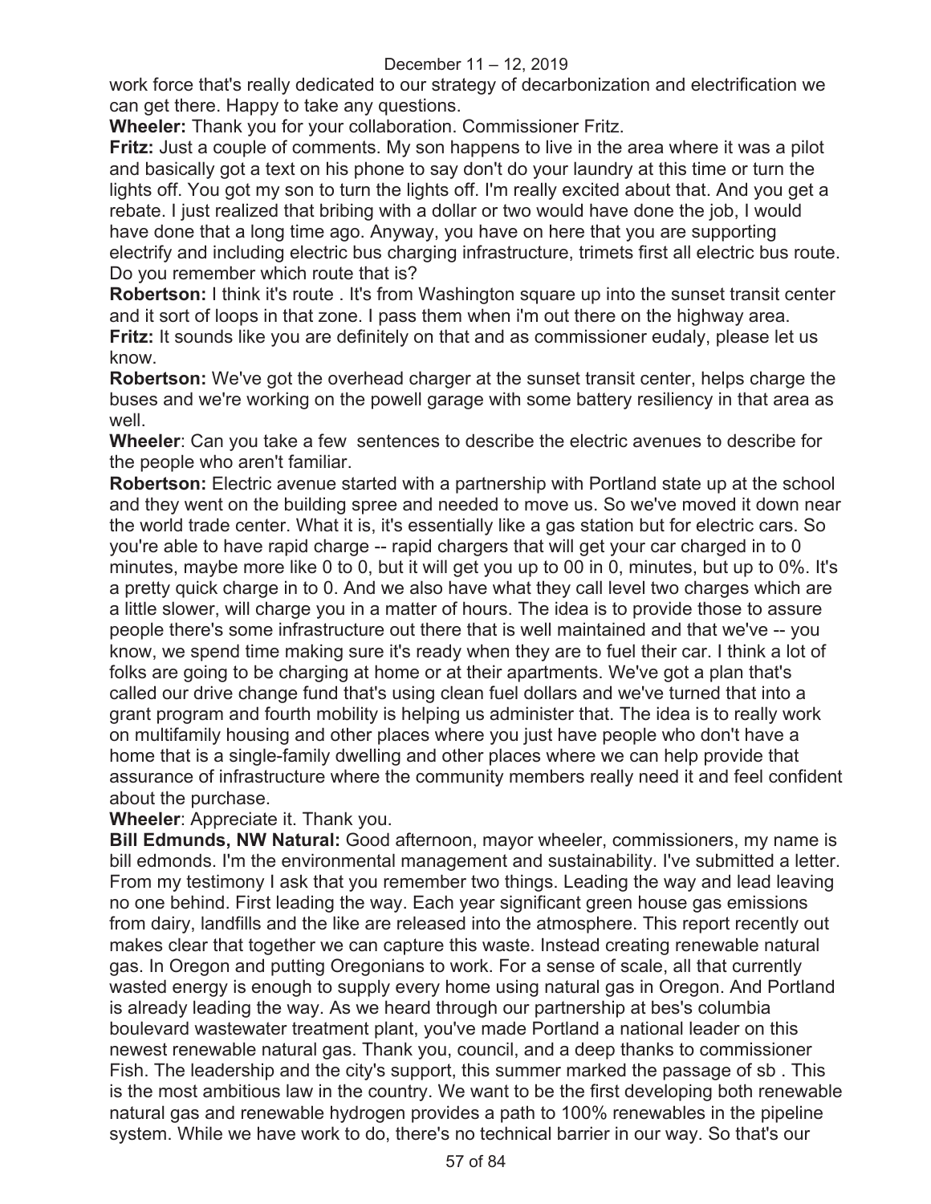work force that's really dedicated to our strategy of decarbonization and electrification we can get there. Happy to take any questions.

**Wheeler:** Thank you for your collaboration. Commissioner Fritz.

**Fritz:** Just a couple of comments. My son happens to live in the area where it was a pilot and basically got a text on his phone to say don't do your laundry at this time or turn the lights off. You got my son to turn the lights off. I'm really excited about that. And you get a rebate. I just realized that bribing with a dollar or two would have done the job, I would have done that a long time ago. Anyway, you have on here that you are supporting electrify and including electric bus charging infrastructure, trimets first all electric bus route. Do you remember which route that is?

**Robertson:** I think it's route . It's from Washington square up into the sunset transit center and it sort of loops in that zone. I pass them when i'm out there on the highway area.

**Fritz:** It sounds like you are definitely on that and as commissioner eudaly, please let us know.

**Robertson:** We've got the overhead charger at the sunset transit center, helps charge the buses and we're working on the powell garage with some battery resiliency in that area as well.

**Wheeler**: Can you take a few sentences to describe the electric avenues to describe for the people who aren't familiar.

**Robertson:** Electric avenue started with a partnership with Portland state up at the school and they went on the building spree and needed to move us. So we've moved it down near the world trade center. What it is, it's essentially like a gas station but for electric cars. So you're able to have rapid charge -- rapid chargers that will get your car charged in to 0 minutes, maybe more like 0 to 0, but it will get you up to 00 in 0, minutes, but up to 0%. It's a pretty quick charge in to 0. And we also have what they call level two charges which are a little slower, will charge you in a matter of hours. The idea is to provide those to assure people there's some infrastructure out there that is well maintained and that we've -- you know, we spend time making sure it's ready when they are to fuel their car. I think a lot of folks are going to be charging at home or at their apartments. We've got a plan that's called our drive change fund that's using clean fuel dollars and we've turned that into a grant program and fourth mobility is helping us administer that. The idea is to really work on multifamily housing and other places where you just have people who don't have a home that is a single-family dwelling and other places where we can help provide that assurance of infrastructure where the community members really need it and feel confident about the purchase.

**Wheeler**: Appreciate it. Thank you.

**Bill Edmunds, NW Natural:** Good afternoon, mayor wheeler, commissioners, my name is bill edmonds. I'm the environmental management and sustainability. I've submitted a letter. From my testimony I ask that you remember two things. Leading the way and lead leaving no one behind. First leading the way. Each year significant green house gas emissions from dairy, landfills and the like are released into the atmosphere. This report recently out makes clear that together we can capture this waste. Instead creating renewable natural gas. In Oregon and putting Oregonians to work. For a sense of scale, all that currently wasted energy is enough to supply every home using natural gas in Oregon. And Portland is already leading the way. As we heard through our partnership at bes's columbia boulevard wastewater treatment plant, you've made Portland a national leader on this newest renewable natural gas. Thank you, council, and a deep thanks to commissioner Fish. The leadership and the city's support, this summer marked the passage of sb . This is the most ambitious law in the country. We want to be the first developing both renewable natural gas and renewable hydrogen provides a path to 100% renewables in the pipeline system. While we have work to do, there's no technical barrier in our way. So that's our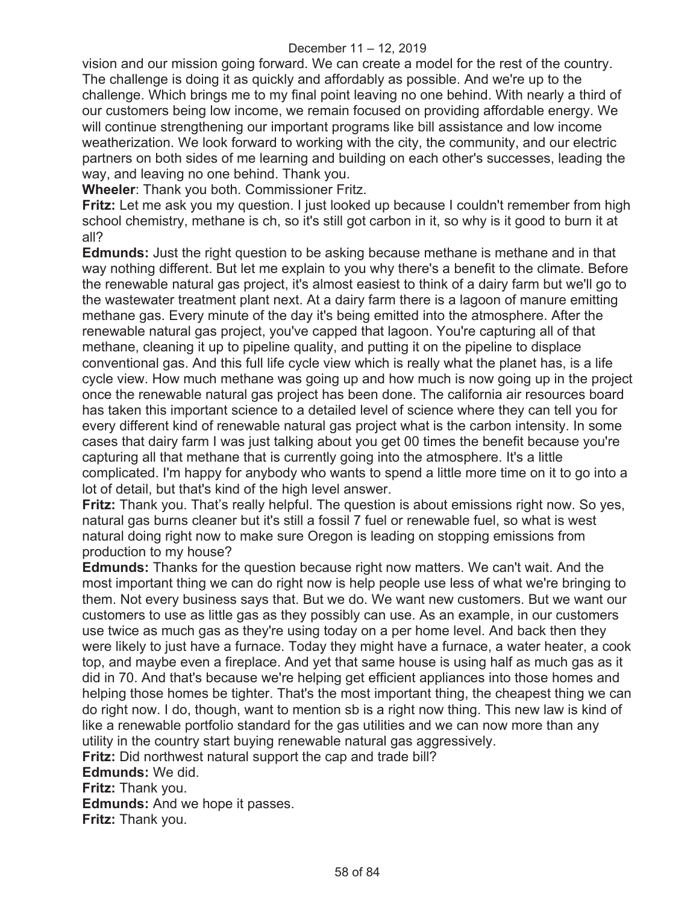vision and our mission going forward. We can create a model for the rest of the country. The challenge is doing it as quickly and affordably as possible. And we're up to the challenge. Which brings me to my final point leaving no one behind. With nearly a third of our customers being low income, we remain focused on providing affordable energy. We will continue strengthening our important programs like bill assistance and low income weatherization. We look forward to working with the city, the community, and our electric partners on both sides of me learning and building on each other's successes, leading the way, and leaving no one behind. Thank you.

**Wheeler**: Thank you both. Commissioner Fritz.

**Fritz:** Let me ask you my question. I just looked up because I couldn't remember from high school chemistry, methane is ch, so it's still got carbon in it, so why is it good to burn it at all?

**Edmunds:** Just the right question to be asking because methane is methane and in that way nothing different. But let me explain to you why there's a benefit to the climate. Before the renewable natural gas project, it's almost easiest to think of a dairy farm but we'll go to the wastewater treatment plant next. At a dairy farm there is a lagoon of manure emitting methane gas. Every minute of the day it's being emitted into the atmosphere. After the renewable natural gas project, you've capped that lagoon. You're capturing all of that methane, cleaning it up to pipeline quality, and putting it on the pipeline to displace conventional gas. And this full life cycle view which is really what the planet has, is a life cycle view. How much methane was going up and how much is now going up in the project once the renewable natural gas project has been done. The california air resources board has taken this important science to a detailed level of science where they can tell you for every different kind of renewable natural gas project what is the carbon intensity. In some cases that dairy farm I was just talking about you get 00 times the benefit because you're capturing all that methane that is currently going into the atmosphere. It's a little complicated. I'm happy for anybody who wants to spend a little more time on it to go into a lot of detail, but that's kind of the high level answer.

**Fritz:** Thank you. That's really helpful. The question is about emissions right now. So yes, natural gas burns cleaner but it's still a fossil 7 fuel or renewable fuel, so what is west natural doing right now to make sure Oregon is leading on stopping emissions from production to my house?

**Edmunds:** Thanks for the question because right now matters. We can't wait. And the most important thing we can do right now is help people use less of what we're bringing to them. Not every business says that. But we do. We want new customers. But we want our customers to use as little gas as they possibly can use. As an example, in our customers use twice as much gas as they're using today on a per home level. And back then they were likely to just have a furnace. Today they might have a furnace, a water heater, a cook top, and maybe even a fireplace. And yet that same house is using half as much gas as it did in 70. And that's because we're helping get efficient appliances into those homes and helping those homes be tighter. That's the most important thing, the cheapest thing we can do right now. I do, though, want to mention sb is a right now thing. This new law is kind of like a renewable portfolio standard for the gas utilities and we can now more than any utility in the country start buying renewable natural gas aggressively.

**Fritz:** Did northwest natural support the cap and trade bill?

**Edmunds:** We did.

**Fritz:** Thank you.

**Edmunds:** And we hope it passes.

**Fritz:** Thank you.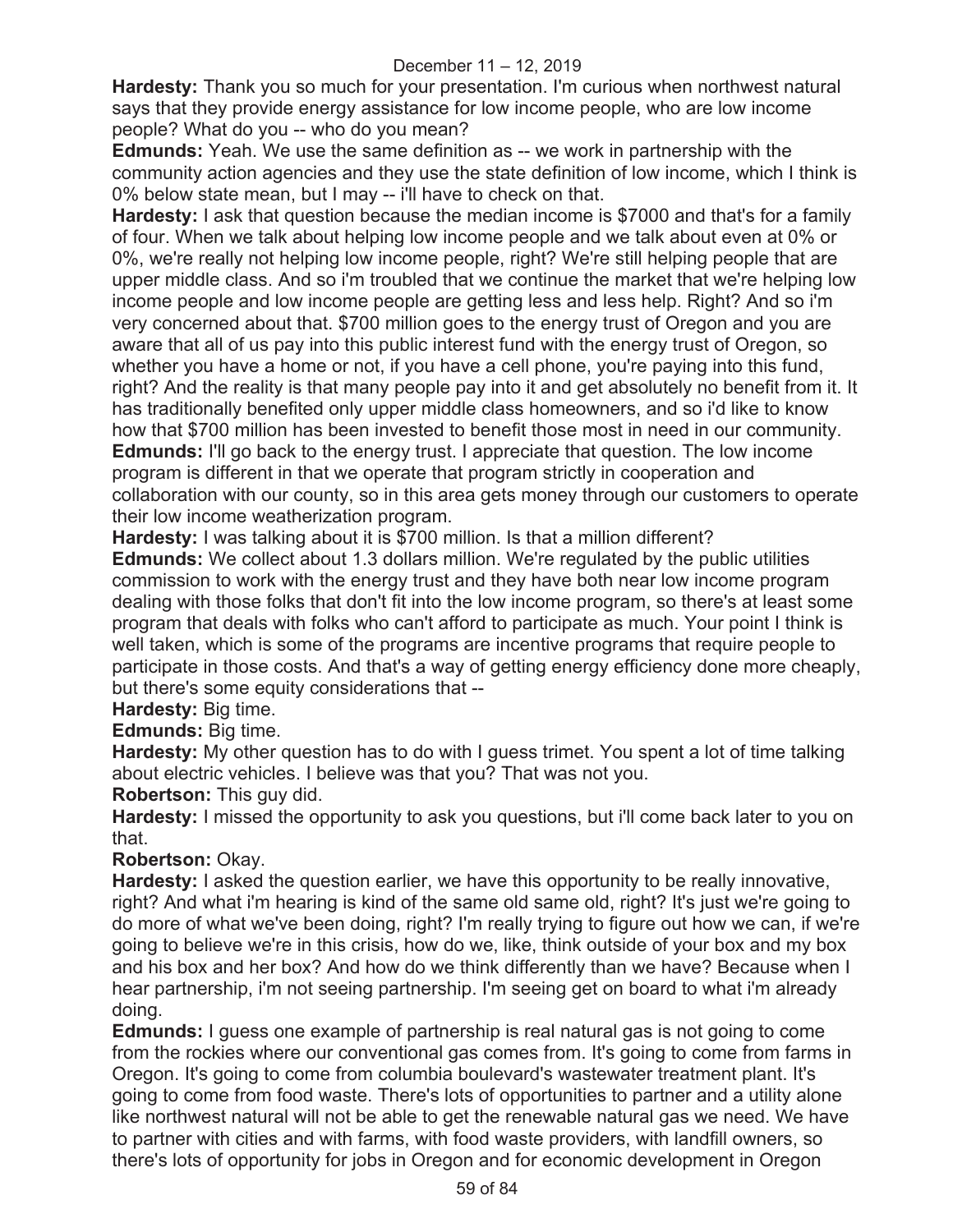**Hardesty:** Thank you so much for your presentation. I'm curious when northwest natural says that they provide energy assistance for low income people, who are low income people? What do you -- who do you mean?

**Edmunds:** Yeah. We use the same definition as -- we work in partnership with the community action agencies and they use the state definition of low income, which I think is 0% below state mean, but I may -- i'll have to check on that.

**Hardesty:** I ask that question because the median income is $7000 and that's for a family of four. When we talk about helping low income people and we talk about even at 0% or 0%, we're really not helping low income people, right? We're still helping people that are upper middle class. And so i'm troubled that we continue the market that we're helping low income people and low income people are getting less and less help. Right? And so i'm very concerned about that. $700 million goes to the energy trust of Oregon and you are aware that all of us pay into this public interest fund with the energy trust of Oregon, so whether you have a home or not, if you have a cell phone, you're paying into this fund, right? And the reality is that many people pay into it and get absolutely no benefit from it. It has traditionally benefited only upper middle class homeowners, and so i'd like to know how that $700 million has been invested to benefit those most in need in our community.

**Edmunds:** I'll go back to the energy trust. I appreciate that question. The low income program is different in that we operate that program strictly in cooperation and collaboration with our county, so in this area gets money through our customers to operate their low income weatherization program.

**Hardesty:** I was talking about it is $700 million. Is that a million different?

**Edmunds:** We collect about 1.3 dollars million. We're regulated by the public utilities commission to work with the energy trust and they have both near low income program dealing with those folks that don't fit into the low income program, so there's at least some program that deals with folks who can't afford to participate as much. Your point I think is well taken, which is some of the programs are incentive programs that require people to participate in those costs. And that's a way of getting energy efficiency done more cheaply, but there's some equity considerations that --

**Hardesty:** Big time.

**Edmunds:** Big time.

**Hardesty:** My other question has to do with I guess trimet. You spent a lot of time talking about electric vehicles. I believe was that you? That was not you.

**Robertson:** This guy did.

**Hardesty:** I missed the opportunity to ask you questions, but i'll come back later to you on that.

**Robertson:** Okay.

**Hardesty:** I asked the question earlier, we have this opportunity to be really innovative, right? And what i'm hearing is kind of the same old same old, right? It's just we're going to do more of what we've been doing, right? I'm really trying to figure out how we can, if we're going to believe we're in this crisis, how do we, like, think outside of your box and my box and his box and her box? And how do we think differently than we have? Because when I hear partnership, i'm not seeing partnership. I'm seeing get on board to what i'm already doing.

**Edmunds:** I guess one example of partnership is real natural gas is not going to come from the rockies where our conventional gas comes from. It's going to come from farms in Oregon. It's going to come from columbia boulevard's wastewater treatment plant. It's going to come from food waste. There's lots of opportunities to partner and a utility alone like northwest natural will not be able to get the renewable natural gas we need. We have to partner with cities and with farms, with food waste providers, with landfill owners, so there's lots of opportunity for jobs in Oregon and for economic development in Oregon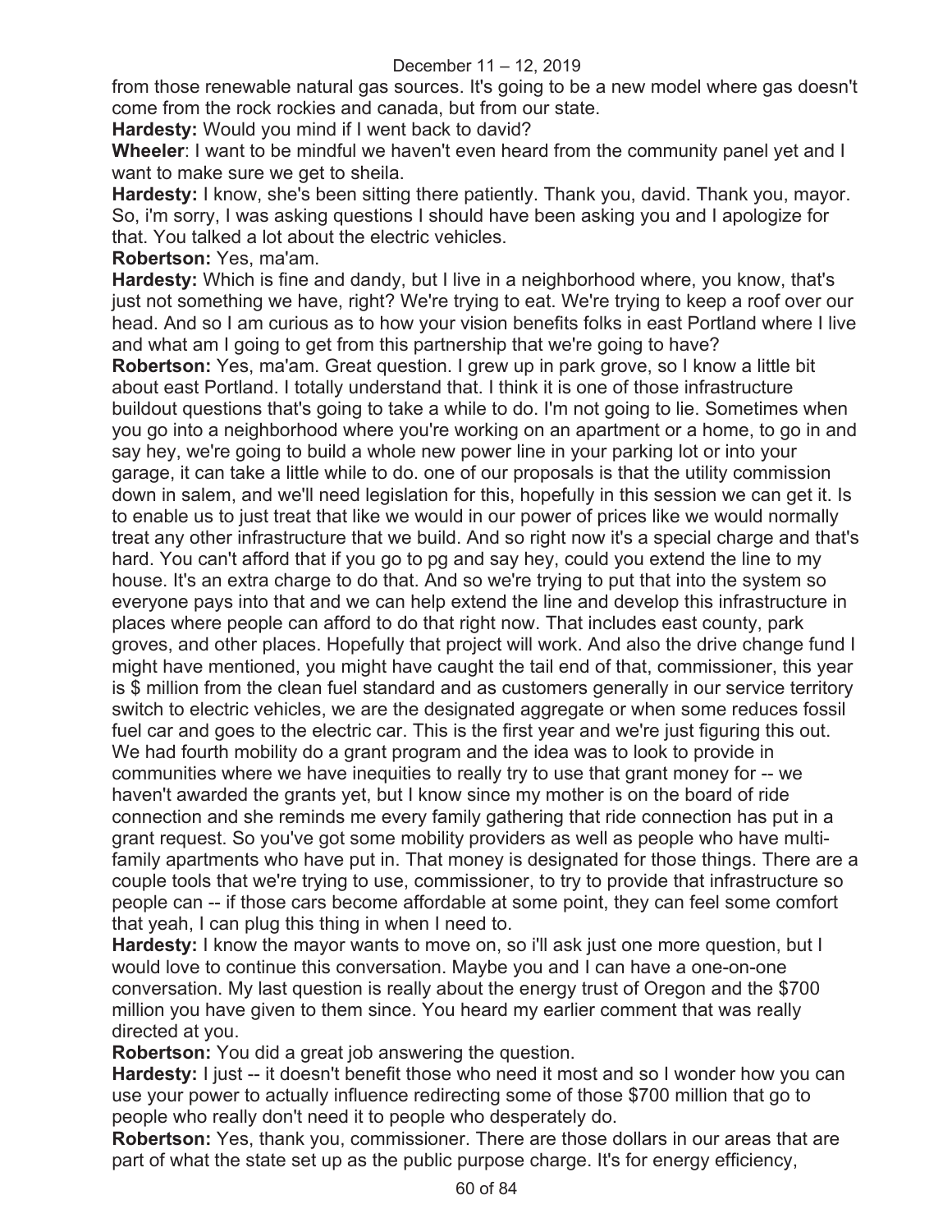from those renewable natural gas sources. It's going to be a new model where gas doesn't come from the rock rockies and canada, but from our state.

**Hardesty:** Would you mind if I went back to david?

**Wheeler**: I want to be mindful we haven't even heard from the community panel yet and I want to make sure we get to sheila.

**Hardesty:** I know, she's been sitting there patiently. Thank you, david. Thank you, mayor. So, i'm sorry, I was asking questions I should have been asking you and I apologize for that. You talked a lot about the electric vehicles.

**Robertson:** Yes, ma'am.

**Hardesty:** Which is fine and dandy, but I live in a neighborhood where, you know, that's just not something we have, right? We're trying to eat. We're trying to keep a roof over our head. And so I am curious as to how your vision benefits folks in east Portland where I live and what am I going to get from this partnership that we're going to have?

**Robertson:** Yes, ma'am. Great question. I grew up in park grove, so I know a little bit about east Portland. I totally understand that. I think it is one of those infrastructure buildout questions that's going to take a while to do. I'm not going to lie. Sometimes when you go into a neighborhood where you're working on an apartment or a home, to go in and say hey, we're going to build a whole new power line in your parking lot or into your garage, it can take a little while to do. one of our proposals is that the utility commission down in salem, and we'll need legislation for this, hopefully in this session we can get it. Is to enable us to just treat that like we would in our power of prices like we would normally treat any other infrastructure that we build. And so right now it's a special charge and that's hard. You can't afford that if you go to pg and say hey, could you extend the line to my house. It's an extra charge to do that. And so we're trying to put that into the system so everyone pays into that and we can help extend the line and develop this infrastructure in places where people can afford to do that right now. That includes east county, park groves, and other places. Hopefully that project will work. And also the drive change fund I might have mentioned, you might have caught the tail end of that, commissioner, this year is $ million from the clean fuel standard and as customers generally in our service territory switch to electric vehicles, we are the designated aggregate or when some reduces fossil fuel car and goes to the electric car. This is the first year and we're just figuring this out. We had fourth mobility do a grant program and the idea was to look to provide in communities where we have inequities to really try to use that grant money for -- we haven't awarded the grants yet, but I know since my mother is on the board of ride connection and she reminds me every family gathering that ride connection has put in a grant request. So you've got some mobility providers as well as people who have multi-family apartments who have put in. That money is designated for those things. There are a couple tools that we're trying to use, commissioner, to try to provide that infrastructure so people can -- if those cars become affordable at some point, they can feel some comfort that yeah, I can plug this thing in when I need to.

**Hardesty:** I know the mayor wants to move on, so i'll ask just one more question, but I would love to continue this conversation. Maybe you and I can have a one-on-one conversation. My last question is really about the energy trust of Oregon and the $700 million you have given to them since. You heard my earlier comment that was really directed at you.

**Robertson:** You did a great job answering the question.

**Hardesty:** I just -- it doesn't benefit those who need it most and so I wonder how you can use your power to actually influence redirecting some of those $700 million that go to people who really don't need it to people who desperately do.

**Robertson:** Yes, thank you, commissioner. There are those dollars in our areas that are part of what the state set up as the public purpose charge. It's for energy efficiency,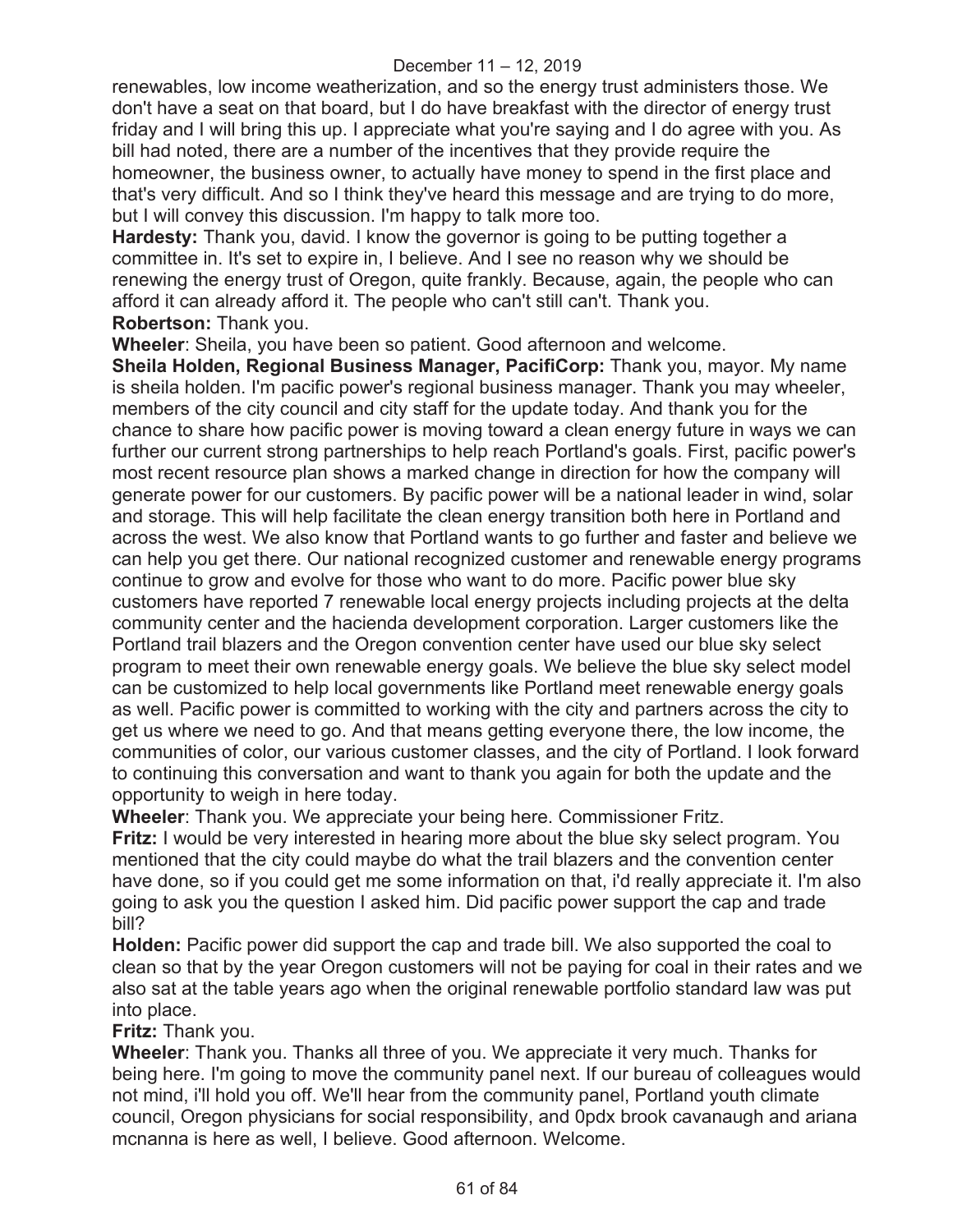renewables, low income weatherization, and so the energy trust administers those. We don't have a seat on that board, but I do have breakfast with the director of energy trust friday and I will bring this up. I appreciate what you're saying and I do agree with you. As bill had noted, there are a number of the incentives that they provide require the homeowner, the business owner, to actually have money to spend in the first place and that's very difficult. And so I think they've heard this message and are trying to do more, but I will convey this discussion. I'm happy to talk more too.

**Hardesty:** Thank you, david. I know the governor is going to be putting together a committee in. It's set to expire in, I believe. And I see no reason why we should be renewing the energy trust of Oregon, quite frankly. Because, again, the people who can afford it can already afford it. The people who can't still can't. Thank you.

**Robertson:** Thank you.

**Wheeler**: Sheila, you have been so patient. Good afternoon and welcome.

**Sheila Holden, Regional Business Manager, PacifiCorp:** Thank you, mayor. My name is sheila holden. I'm pacific power's regional business manager. Thank you may wheeler, members of the city council and city staff for the update today. And thank you for the chance to share how pacific power is moving toward a clean energy future in ways we can further our current strong partnerships to help reach Portland's goals. First, pacific power's most recent resource plan shows a marked change in direction for how the company will generate power for our customers. By pacific power will be a national leader in wind, solar and storage. This will help facilitate the clean energy transition both here in Portland and across the west. We also know that Portland wants to go further and faster and believe we can help you get there. Our national recognized customer and renewable energy programs continue to grow and evolve for those who want to do more. Pacific power blue sky customers have reported 7 renewable local energy projects including projects at the delta community center and the hacienda development corporation. Larger customers like the Portland trail blazers and the Oregon convention center have used our blue sky select program to meet their own renewable energy goals. We believe the blue sky select model can be customized to help local governments like Portland meet renewable energy goals as well. Pacific power is committed to working with the city and partners across the city to get us where we need to go. And that means getting everyone there, the low income, the communities of color, our various customer classes, and the city of Portland. I look forward to continuing this conversation and want to thank you again for both the update and the opportunity to weigh in here today.

**Wheeler**: Thank you. We appreciate your being here. Commissioner Fritz.

**Fritz:** I would be very interested in hearing more about the blue sky select program. You mentioned that the city could maybe do what the trail blazers and the convention center have done, so if you could get me some information on that, i'd really appreciate it. I'm also going to ask you the question I asked him. Did pacific power support the cap and trade bill?

**Holden:** Pacific power did support the cap and trade bill. We also supported the coal to clean so that by the year Oregon customers will not be paying for coal in their rates and we also sat at the table years ago when the original renewable portfolio standard law was put into place.

**Fritz:** Thank you.

**Wheeler**: Thank you. Thanks all three of you. We appreciate it very much. Thanks for being here. I'm going to move the community panel next. If our bureau of colleagues would not mind, i'll hold you off. We'll hear from the community panel, Portland youth climate council, Oregon physicians for social responsibility, and 0pdx brook cavanaugh and ariana mcnanna is here as well, I believe. Good afternoon. Welcome.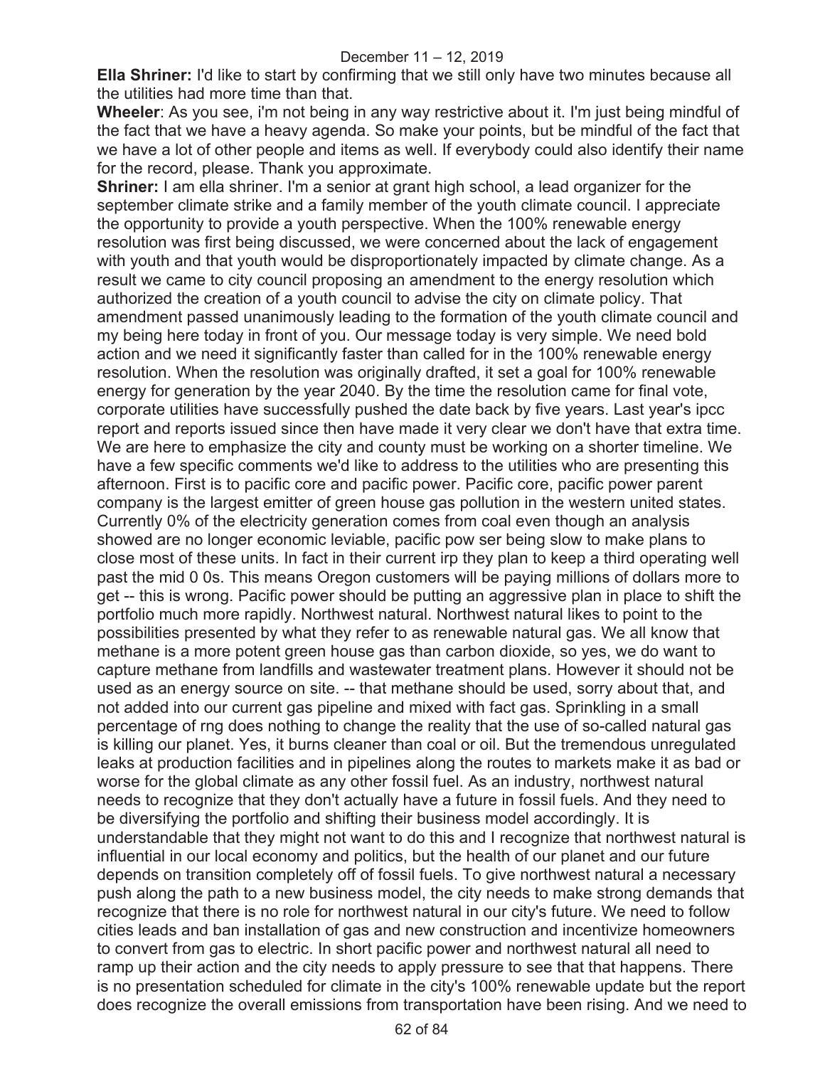**Ella Shriner:** I'd like to start by confirming that we still only have two minutes because all the utilities had more time than that.

**Wheeler**: As you see, i'm not being in any way restrictive about it. I'm just being mindful of the fact that we have a heavy agenda. So make your points, but be mindful of the fact that we have a lot of other people and items as well. If everybody could also identify their name for the record, please. Thank you approximate.

**Shriner:** I am ella shriner. I'm a senior at grant high school, a lead organizer for the september climate strike and a family member of the youth climate council. I appreciate the opportunity to provide a youth perspective. When the 100% renewable energy resolution was first being discussed, we were concerned about the lack of engagement with youth and that youth would be disproportionately impacted by climate change. As a result we came to city council proposing an amendment to the energy resolution which authorized the creation of a youth council to advise the city on climate policy. That amendment passed unanimously leading to the formation of the youth climate council and my being here today in front of you. Our message today is very simple. We need bold action and we need it significantly faster than called for in the 100% renewable energy resolution. When the resolution was originally drafted, it set a goal for 100% renewable energy for generation by the year 2040. By the time the resolution came for final vote, corporate utilities have successfully pushed the date back by five years. Last year's ipcc report and reports issued since then have made it very clear we don't have that extra time. We are here to emphasize the city and county must be working on a shorter timeline. We have a few specific comments we'd like to address to the utilities who are presenting this afternoon. First is to pacific core and pacific power. Pacific core, pacific power parent company is the largest emitter of green house gas pollution in the western united states. Currently 0% of the electricity generation comes from coal even though an analysis showed are no longer economic leviable, pacific pow ser being slow to make plans to close most of these units. In fact in their current irp they plan to keep a third operating well past the mid 0 0s. This means Oregon customers will be paying millions of dollars more to get -- this is wrong. Pacific power should be putting an aggressive plan in place to shift the portfolio much more rapidly. Northwest natural. Northwest natural likes to point to the possibilities presented by what they refer to as renewable natural gas. We all know that methane is a more potent green house gas than carbon dioxide, so yes, we do want to capture methane from landfills and wastewater treatment plans. However it should not be used as an energy source on site. -- that methane should be used, sorry about that, and not added into our current gas pipeline and mixed with fact gas. Sprinkling in a small percentage of rng does nothing to change the reality that the use of so-called natural gas is killing our planet. Yes, it burns cleaner than coal or oil. But the tremendous unregulated leaks at production facilities and in pipelines along the routes to markets make it as bad or worse for the global climate as any other fossil fuel. As an industry, northwest natural needs to recognize that they don't actually have a future in fossil fuels. And they need to be diversifying the portfolio and shifting their business model accordingly. It is understandable that they might not want to do this and I recognize that northwest natural is influential in our local economy and politics, but the health of our planet and our future depends on transition completely off of fossil fuels. To give northwest natural a necessary push along the path to a new business model, the city needs to make strong demands that recognize that there is no role for northwest natural in our city's future. We need to follow cities leads and ban installation of gas and new construction and incentivize homeowners to convert from gas to electric. In short pacific power and northwest natural all need to ramp up their action and the city needs to apply pressure to see that that happens. There is no presentation scheduled for climate in the city's 100% renewable update but the report does recognize the overall emissions from transportation have been rising. And we need to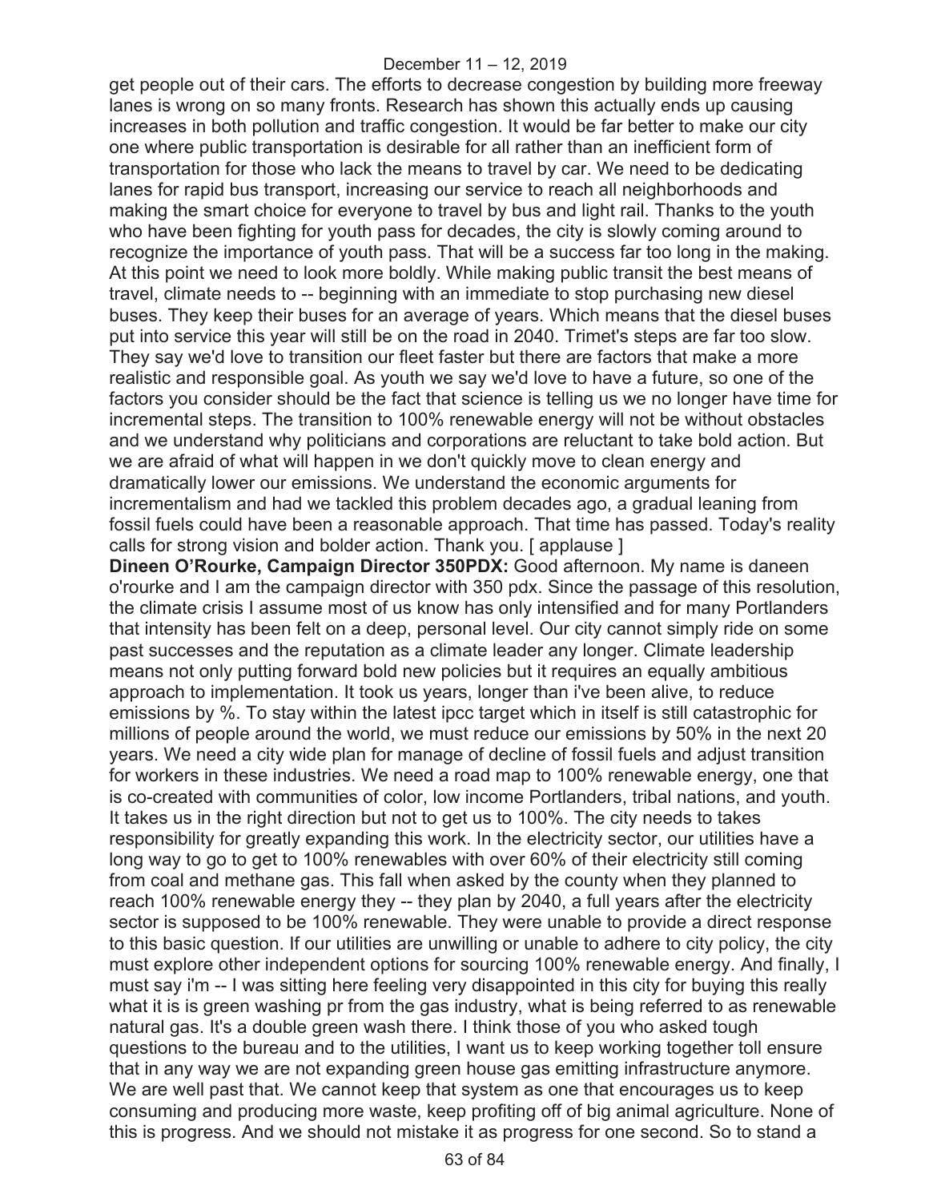get people out of their cars. The efforts to decrease congestion by building more freeway lanes is wrong on so many fronts. Research has shown this actually ends up causing increases in both pollution and traffic congestion. It would be far better to make our city one where public transportation is desirable for all rather than an inefficient form of transportation for those who lack the means to travel by car. We need to be dedicating lanes for rapid bus transport, increasing our service to reach all neighborhoods and making the smart choice for everyone to travel by bus and light rail. Thanks to the youth who have been fighting for youth pass for decades, the city is slowly coming around to recognize the importance of youth pass. That will be a success far too long in the making. At this point we need to look more boldly. While making public transit the best means of travel, climate needs to -- beginning with an immediate to stop purchasing new diesel buses. They keep their buses for an average of years. Which means that the diesel buses put into service this year will still be on the road in 2040. Trimet's steps are far too slow. They say we'd love to transition our fleet faster but there are factors that make a more realistic and responsible goal. As youth we say we'd love to have a future, so one of the factors you consider should be the fact that science is telling us we no longer have time for incremental steps. The transition to 100% renewable energy will not be without obstacles and we understand why politicians and corporations are reluctant to take bold action. But we are afraid of what will happen in we don't quickly move to clean energy and dramatically lower our emissions. We understand the economic arguments for incrementalism and had we tackled this problem decades ago, a gradual leaning from fossil fuels could have been a reasonable approach. That time has passed. Today's reality calls for strong vision and bolder action. Thank you. [ applause ]

**Dineen O'Rourke, Campaign Director 350PDX:** Good afternoon. My name is daneen o'rourke and I am the campaign director with 350 pdx. Since the passage of this resolution, the climate crisis I assume most of us know has only intensified and for many Portlanders that intensity has been felt on a deep, personal level. Our city cannot simply ride on some past successes and the reputation as a climate leader any longer. Climate leadership means not only putting forward bold new policies but it requires an equally ambitious approach to implementation. It took us years, longer than i've been alive, to reduce emissions by %. To stay within the latest ipcc target which in itself is still catastrophic for millions of people around the world, we must reduce our emissions by 50% in the next 20 years. We need a city wide plan for manage of decline of fossil fuels and adjust transition for workers in these industries. We need a road map to 100% renewable energy, one that is co-created with communities of color, low income Portlanders, tribal nations, and youth. It takes us in the right direction but not to get us to 100%. The city needs to takes responsibility for greatly expanding this work. In the electricity sector, our utilities have a long way to go to get to 100% renewables with over 60% of their electricity still coming from coal and methane gas. This fall when asked by the county when they planned to reach 100% renewable energy they -- they plan by 2040, a full years after the electricity sector is supposed to be 100% renewable. They were unable to provide a direct response to this basic question. If our utilities are unwilling or unable to adhere to city policy, the city must explore other independent options for sourcing 100% renewable energy. And finally, I must say i'm -- I was sitting here feeling very disappointed in this city for buying this really what it is is green washing pr from the gas industry, what is being referred to as renewable natural gas. It's a double green wash there. I think those of you who asked tough questions to the bureau and to the utilities, I want us to keep working together toll ensure that in any way we are not expanding green house gas emitting infrastructure anymore. We are well past that. We cannot keep that system as one that encourages us to keep consuming and producing more waste, keep profiting off of big animal agriculture. None of this is progress. And we should not mistake it as progress for one second. So to stand a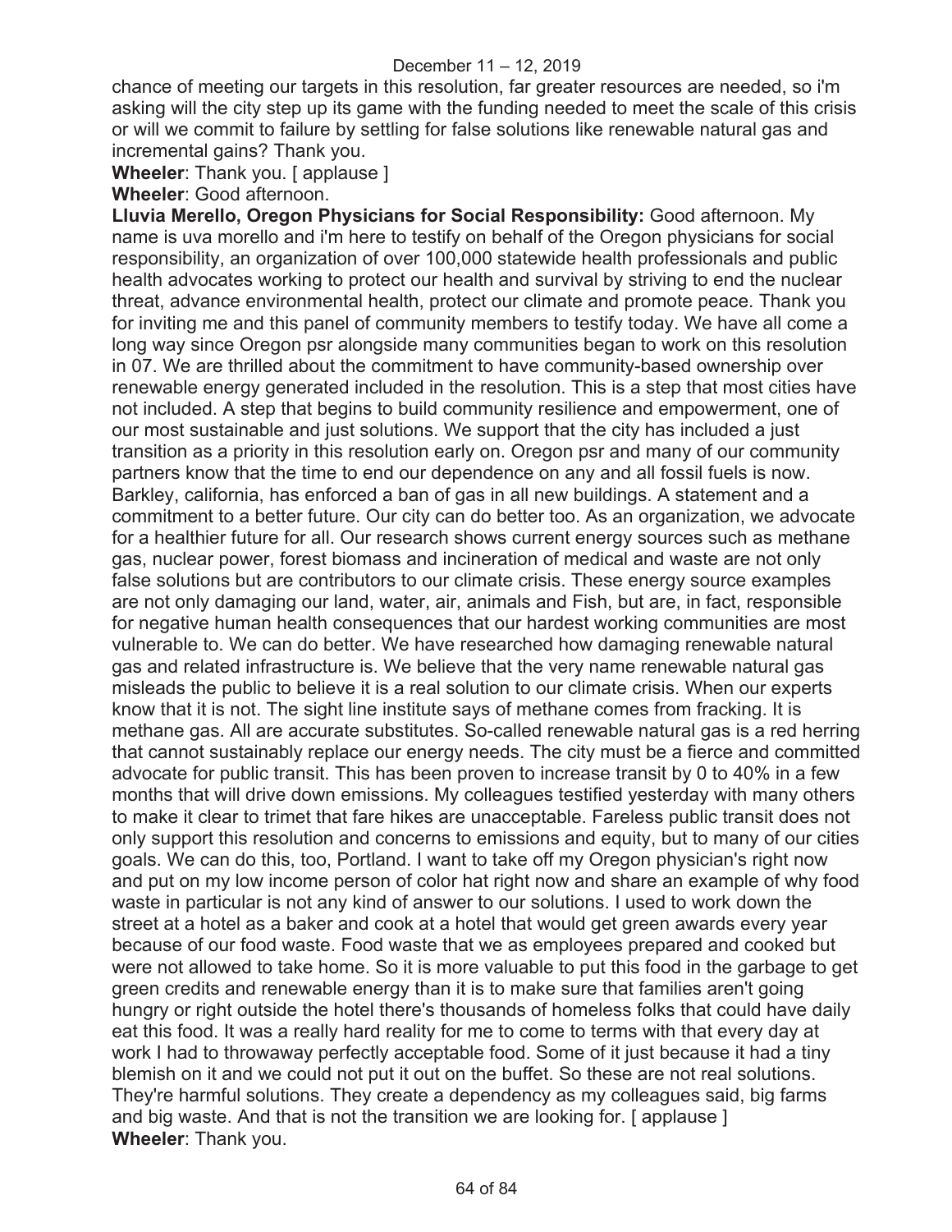chance of meeting our targets in this resolution, far greater resources are needed, so i'm asking will the city step up its game with the funding needed to meet the scale of this crisis or will we commit to failure by settling for false solutions like renewable natural gas and incremental gains? Thank you.

**Wheeler**: Thank you. [ applause ]

**Wheeler**: Good afternoon.

**Lluvia Merello, Oregon Physicians for Social Responsibility:** Good afternoon. My name is uva morello and i'm here to testify on behalf of the Oregon physicians for social responsibility, an organization of over 100,000 statewide health professionals and public health advocates working to protect our health and survival by striving to end the nuclear threat, advance environmental health, protect our climate and promote peace. Thank you for inviting me and this panel of community members to testify today. We have all come a long way since Oregon psr alongside many communities began to work on this resolution in 07. We are thrilled about the commitment to have community-based ownership over renewable energy generated included in the resolution. This is a step that most cities have not included. A step that begins to build community resilience and empowerment, one of our most sustainable and just solutions. We support that the city has included a just transition as a priority in this resolution early on. Oregon psr and many of our community partners know that the time to end our dependence on any and all fossil fuels is now. Barkley, california, has enforced a ban of gas in all new buildings. A statement and a commitment to a better future. Our city can do better too. As an organization, we advocate for a healthier future for all. Our research shows current energy sources such as methane gas, nuclear power, forest biomass and incineration of medical and waste are not only false solutions but are contributors to our climate crisis. These energy source examples are not only damaging our land, water, air, animals and Fish, but are, in fact, responsible for negative human health consequences that our hardest working communities are most vulnerable to. We can do better. We have researched how damaging renewable natural gas and related infrastructure is. We believe that the very name renewable natural gas misleads the public to believe it is a real solution to our climate crisis. When our experts know that it is not. The sight line institute says of methane comes from fracking. It is methane gas. All are accurate substitutes. So-called renewable natural gas is a red herring that cannot sustainably replace our energy needs. The city must be a fierce and committed advocate for public transit. This has been proven to increase transit by 0 to 40% in a few months that will drive down emissions. My colleagues testified yesterday with many others to make it clear to trimet that fare hikes are unacceptable. Fareless public transit does not only support this resolution and concerns to emissions and equity, but to many of our cities goals. We can do this, too, Portland. I want to take off my Oregon physician's right now and put on my low income person of color hat right now and share an example of why food waste in particular is not any kind of answer to our solutions. I used to work down the street at a hotel as a baker and cook at a hotel that would get green awards every year because of our food waste. Food waste that we as employees prepared and cooked but were not allowed to take home. So it is more valuable to put this food in the garbage to get green credits and renewable energy than it is to make sure that families aren't going hungry or right outside the hotel there's thousands of homeless folks that could have daily eat this food. It was a really hard reality for me to come to terms with that every day at work I had to throwaway perfectly acceptable food. Some of it just because it had a tiny blemish on it and we could not put it out on the buffet. So these are not real solutions. They're harmful solutions. They create a dependency as my colleagues said, big farms and big waste. And that is not the transition we are looking for. [ applause ]

**Wheeler**: Thank you.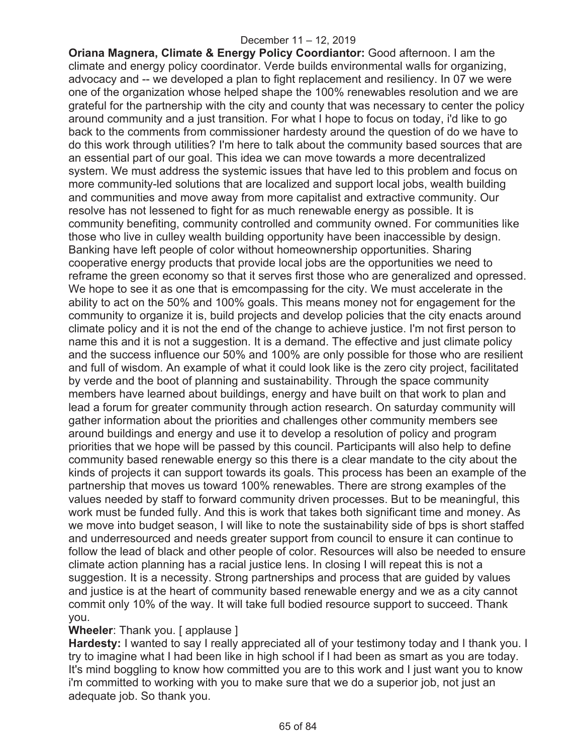**Oriana Magnera, Climate & Energy Policy Coordiantor:** Good afternoon. I am the climate and energy policy coordinator. Verde builds environmental walls for organizing, advocacy and -- we developed a plan to fight replacement and resiliency. In 07 we were one of the organization whose helped shape the 100% renewables resolution and we are grateful for the partnership with the city and county that was necessary to center the policy around community and a just transition. For what I hope to focus on today, i'd like to go back to the comments from commissioner hardesty around the question of do we have to do this work through utilities? I'm here to talk about the community based sources that are an essential part of our goal. This idea we can move towards a more decentralized system. We must address the systemic issues that have led to this problem and focus on more community-led solutions that are localized and support local jobs, wealth building and communities and move away from more capitalist and extractive community. Our resolve has not lessened to fight for as much renewable energy as possible. It is community benefiting, community controlled and community owned. For communities like those who live in culley wealth building opportunity have been inaccessible by design. Banking have left people of color without homeownership opportunities. Sharing cooperative energy products that provide local jobs are the opportunities we need to reframe the green economy so that it serves first those who are generalized and opressed. We hope to see it as one that is emcompassing for the city. We must accelerate in the ability to act on the 50% and 100% goals. This means money not for engagement for the community to organize it is, build projects and develop policies that the city enacts around climate policy and it is not the end of the change to achieve justice. I'm not first person to name this and it is not a suggestion. It is a demand. The effective and just climate policy and the success influence our 50% and 100% are only possible for those who are resilient and full of wisdom. An example of what it could look like is the zero city project, facilitated by verde and the boot of planning and sustainability. Through the space community members have learned about buildings, energy and have built on that work to plan and lead a forum for greater community through action research. On saturday community will gather information about the priorities and challenges other community members see around buildings and energy and use it to develop a resolution of policy and program priorities that we hope will be passed by this council. Participants will also help to define community based renewable energy so this there is a clear mandate to the city about the kinds of projects it can support towards its goals. This process has been an example of the partnership that moves us toward 100% renewables. There are strong examples of the values needed by staff to forward community driven processes. But to be meaningful, this work must be funded fully. And this is work that takes both significant time and money. As we move into budget season, I will like to note the sustainability side of bps is short staffed and underresourced and needs greater support from council to ensure it can continue to follow the lead of black and other people of color. Resources will also be needed to ensure climate action planning has a racial justice lens. In closing I will repeat this is not a suggestion. It is a necessity. Strong partnerships and process that are guided by values and justice is at the heart of community based renewable energy and we as a city cannot commit only 10% of the way. It will take full bodied resource support to succeed. Thank you.

**Wheeler**: Thank you. [ applause ]

**Hardesty:** I wanted to say I really appreciated all of your testimony today and I thank you. I try to imagine what I had been like in high school if I had been as smart as you are today. It's mind boggling to know how committed you are to this work and I just want you to know i'm committed to working with you to make sure that we do a superior job, not just an adequate job. So thank you.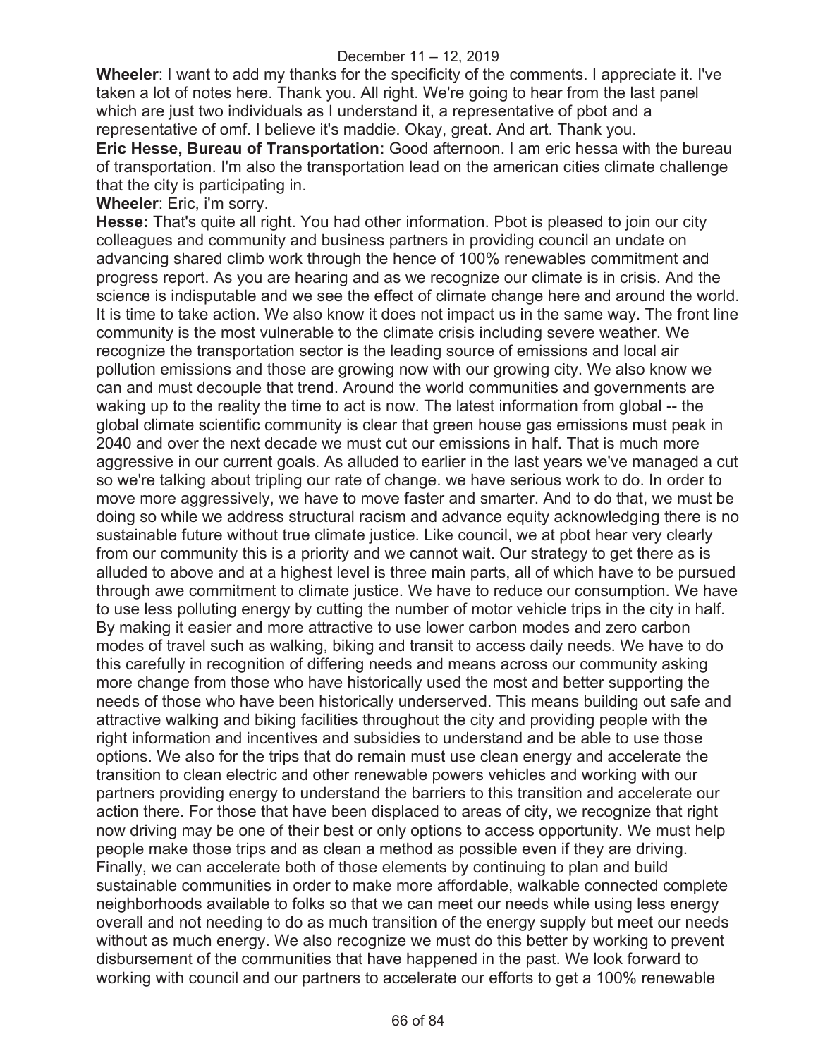**Wheeler**: I want to add my thanks for the specificity of the comments. I appreciate it. I've taken a lot of notes here. Thank you. All right. We're going to hear from the last panel which are just two individuals as I understand it, a representative of pbot and a representative of omf. I believe it's maddie. Okay, great. And art. Thank you.

**Eric Hesse, Bureau of Transportation:** Good afternoon. I am eric hessa with the bureau of transportation. I'm also the transportation lead on the american cities climate challenge that the city is participating in.

**Wheeler**: Eric, i'm sorry.

**Hesse:** That's quite all right. You had other information. Pbot is pleased to join our city colleagues and community and business partners in providing council an undate on advancing shared climb work through the hence of 100% renewables commitment and progress report. As you are hearing and as we recognize our climate is in crisis. And the science is indisputable and we see the effect of climate change here and around the world. It is time to take action. We also know it does not impact us in the same way. The front line community is the most vulnerable to the climate crisis including severe weather. We recognize the transportation sector is the leading source of emissions and local air pollution emissions and those are growing now with our growing city. We also know we can and must decouple that trend. Around the world communities and governments are waking up to the reality the time to act is now. The latest information from global -- the global climate scientific community is clear that green house gas emissions must peak in 2040 and over the next decade we must cut our emissions in half. That is much more aggressive in our current goals. As alluded to earlier in the last years we've managed a cut so we're talking about tripling our rate of change. we have serious work to do. In order to move more aggressively, we have to move faster and smarter. And to do that, we must be doing so while we address structural racism and advance equity acknowledging there is no sustainable future without true climate justice. Like council, we at pbot hear very clearly from our community this is a priority and we cannot wait. Our strategy to get there as is alluded to above and at a highest level is three main parts, all of which have to be pursued through awe commitment to climate justice. We have to reduce our consumption. We have to use less polluting energy by cutting the number of motor vehicle trips in the city in half. By making it easier and more attractive to use lower carbon modes and zero carbon modes of travel such as walking, biking and transit to access daily needs. We have to do this carefully in recognition of differing needs and means across our community asking more change from those who have historically used the most and better supporting the needs of those who have been historically underserved. This means building out safe and attractive walking and biking facilities throughout the city and providing people with the right information and incentives and subsidies to understand and be able to use those options. We also for the trips that do remain must use clean energy and accelerate the transition to clean electric and other renewable powers vehicles and working with our partners providing energy to understand the barriers to this transition and accelerate our action there. For those that have been displaced to areas of city, we recognize that right now driving may be one of their best or only options to access opportunity. We must help people make those trips and as clean a method as possible even if they are driving. Finally, we can accelerate both of those elements by continuing to plan and build sustainable communities in order to make more affordable, walkable connected complete neighborhoods available to folks so that we can meet our needs while using less energy overall and not needing to do as much transition of the energy supply but meet our needs without as much energy. We also recognize we must do this better by working to prevent disbursement of the communities that have happened in the past. We look forward to working with council and our partners to accelerate our efforts to get a 100% renewable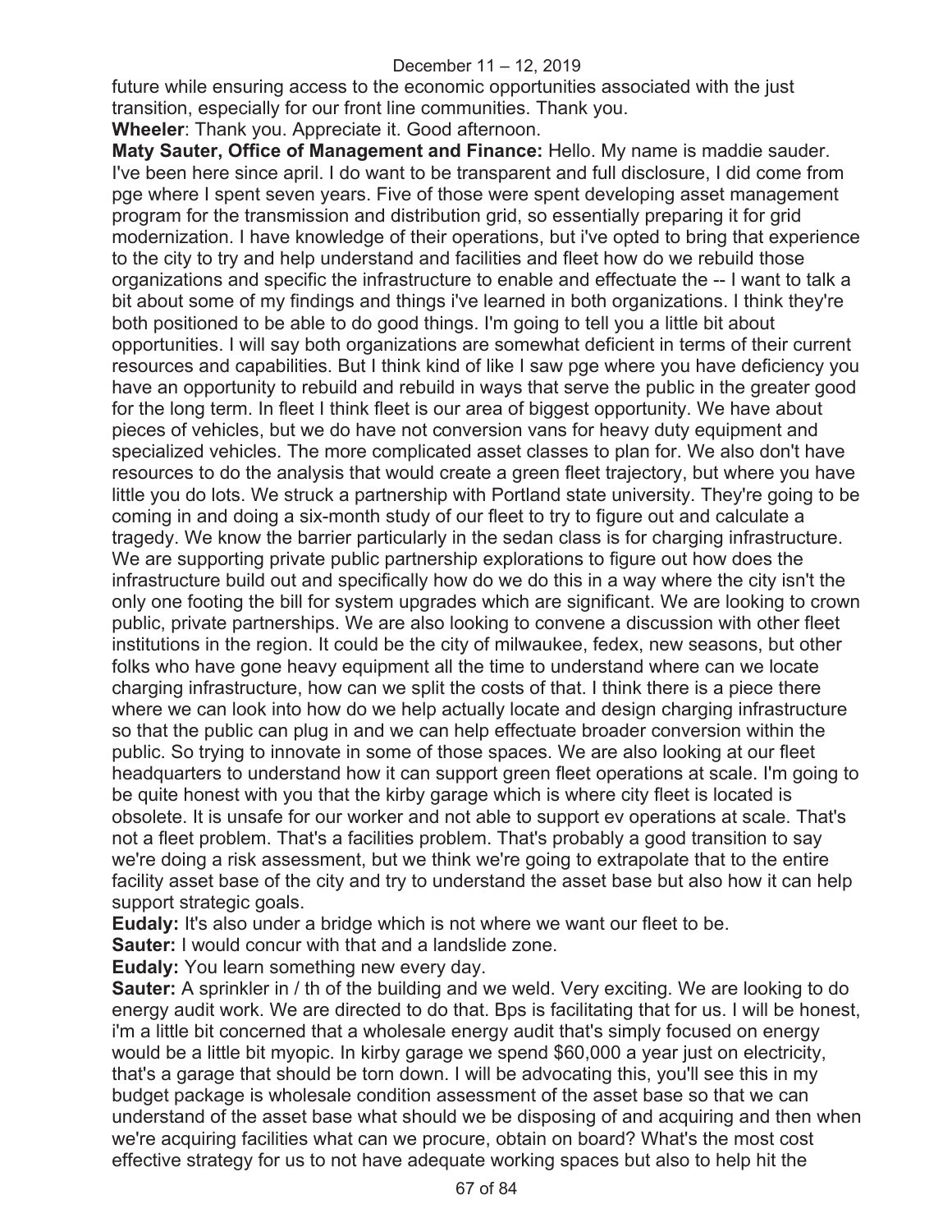future while ensuring access to the economic opportunities associated with the just transition, especially for our front line communities. Thank you.

**Wheeler**: Thank you. Appreciate it. Good afternoon.

**Maty Sauter, Office of Management and Finance:** Hello. My name is maddie sauder. I've been here since april. I do want to be transparent and full disclosure, I did come from pge where I spent seven years. Five of those were spent developing asset management program for the transmission and distribution grid, so essentially preparing it for grid modernization. I have knowledge of their operations, but i've opted to bring that experience to the city to try and help understand and facilities and fleet how do we rebuild those organizations and specific the infrastructure to enable and effectuate the -- I want to talk a bit about some of my findings and things i've learned in both organizations. I think they're both positioned to be able to do good things. I'm going to tell you a little bit about opportunities. I will say both organizations are somewhat deficient in terms of their current resources and capabilities. But I think kind of like I saw pge where you have deficiency you have an opportunity to rebuild and rebuild in ways that serve the public in the greater good for the long term. In fleet I think fleet is our area of biggest opportunity. We have about pieces of vehicles, but we do have not conversion vans for heavy duty equipment and specialized vehicles. The more complicated asset classes to plan for. We also don't have resources to do the analysis that would create a green fleet trajectory, but where you have little you do lots. We struck a partnership with Portland state university. They're going to be coming in and doing a six-month study of our fleet to try to figure out and calculate a tragedy. We know the barrier particularly in the sedan class is for charging infrastructure. We are supporting private public partnership explorations to figure out how does the infrastructure build out and specifically how do we do this in a way where the city isn't the only one footing the bill for system upgrades which are significant. We are looking to crown public, private partnerships. We are also looking to convene a discussion with other fleet institutions in the region. It could be the city of milwaukee, fedex, new seasons, but other folks who have gone heavy equipment all the time to understand where can we locate charging infrastructure, how can we split the costs of that. I think there is a piece there where we can look into how do we help actually locate and design charging infrastructure so that the public can plug in and we can help effectuate broader conversion within the public. So trying to innovate in some of those spaces. We are also looking at our fleet headquarters to understand how it can support green fleet operations at scale. I'm going to be quite honest with you that the kirby garage which is where city fleet is located is obsolete. It is unsafe for our worker and not able to support ev operations at scale. That's not a fleet problem. That's a facilities problem. That's probably a good transition to say we're doing a risk assessment, but we think we're going to extrapolate that to the entire facility asset base of the city and try to understand the asset base but also how it can help support strategic goals.

**Eudaly:** It's also under a bridge which is not where we want our fleet to be.

**Sauter:** I would concur with that and a landslide zone.

**Eudaly:** You learn something new every day.

**Sauter:** A sprinkler in / th of the building and we weld. Very exciting. We are looking to do energy audit work. We are directed to do that. Bps is facilitating that for us. I will be honest, i'm a little bit concerned that a wholesale energy audit that's simply focused on energy would be a little bit myopic. In kirby garage we spend $60,000 a year just on electricity, that's a garage that should be torn down. I will be advocating this, you'll see this in my budget package is wholesale condition assessment of the asset base so that we can understand of the asset base what should we be disposing of and acquiring and then when we're acquiring facilities what can we procure, obtain on board? What's the most cost effective strategy for us to not have adequate working spaces but also to help hit the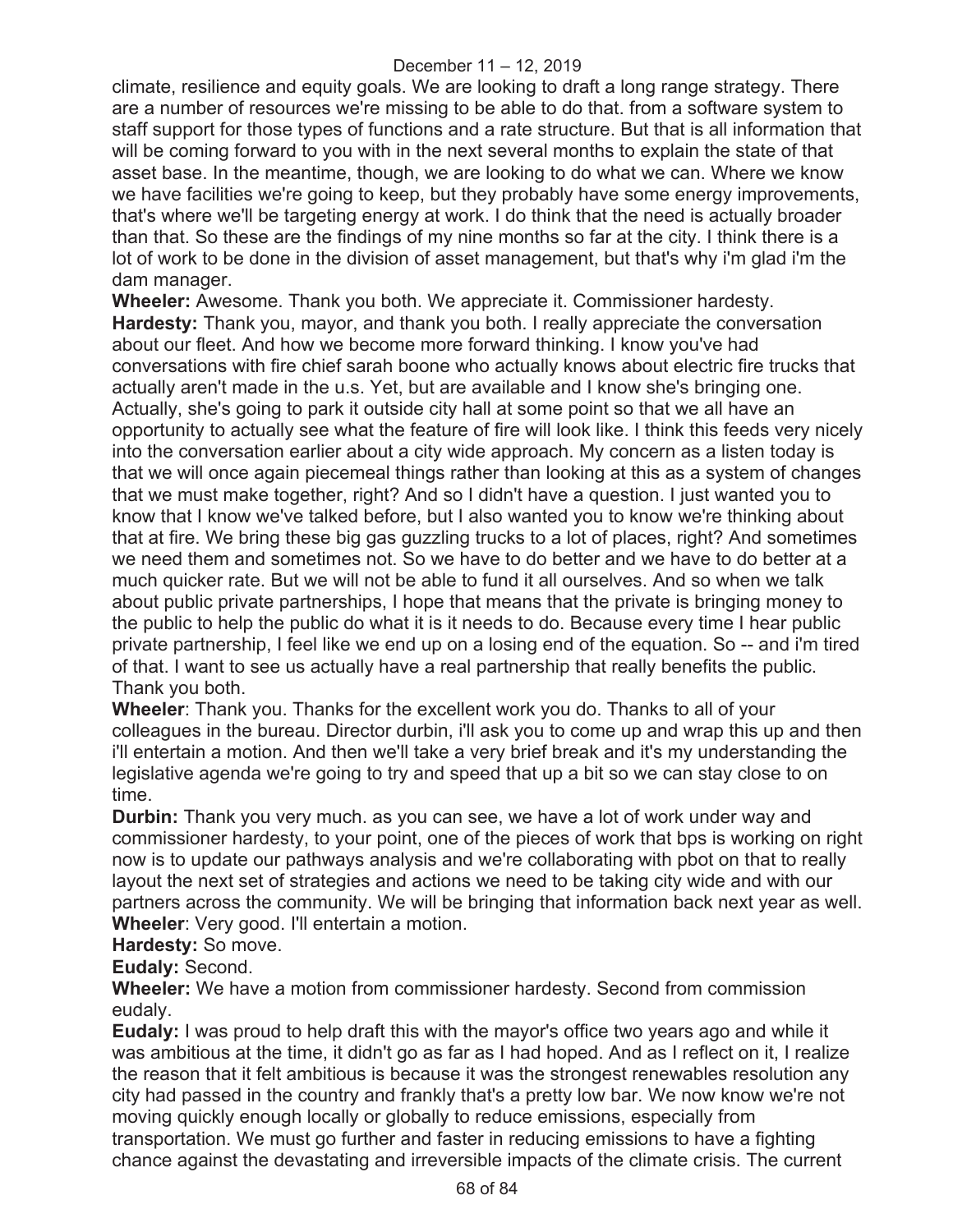climate, resilience and equity goals. We are looking to draft a long range strategy. There are a number of resources we're missing to be able to do that. from a software system to staff support for those types of functions and a rate structure. But that is all information that will be coming forward to you with in the next several months to explain the state of that asset base. In the meantime, though, we are looking to do what we can. Where we know we have facilities we're going to keep, but they probably have some energy improvements, that's where we'll be targeting energy at work. I do think that the need is actually broader than that. So these are the findings of my nine months so far at the city. I think there is a lot of work to be done in the division of asset management, but that's why i'm glad i'm the dam manager.

**Wheeler:** Awesome. Thank you both. We appreciate it. Commissioner hardesty.

**Hardesty:** Thank you, mayor, and thank you both. I really appreciate the conversation about our fleet. And how we become more forward thinking. I know you've had conversations with fire chief sarah boone who actually knows about electric fire trucks that actually aren't made in the u.s. Yet, but are available and I know she's bringing one. Actually, she's going to park it outside city hall at some point so that we all have an opportunity to actually see what the feature of fire will look like. I think this feeds very nicely into the conversation earlier about a city wide approach. My concern as a listen today is that we will once again piecemeal things rather than looking at this as a system of changes that we must make together, right? And so I didn't have a question. I just wanted you to know that I know we've talked before, but I also wanted you to know we're thinking about that at fire. We bring these big gas guzzling trucks to a lot of places, right? And sometimes we need them and sometimes not. So we have to do better and we have to do better at a much quicker rate. But we will not be able to fund it all ourselves. And so when we talk about public private partnerships, I hope that means that the private is bringing money to the public to help the public do what it is it needs to do. Because every time I hear public private partnership, I feel like we end up on a losing end of the equation. So -- and i'm tired of that. I want to see us actually have a real partnership that really benefits the public. Thank you both.

**Wheeler**: Thank you. Thanks for the excellent work you do. Thanks to all of your colleagues in the bureau. Director durbin, i'll ask you to come up and wrap this up and then i'll entertain a motion. And then we'll take a very brief break and it's my understanding the legislative agenda we're going to try and speed that up a bit so we can stay close to on time.

**Durbin:** Thank you very much. as you can see, we have a lot of work under way and commissioner hardesty, to your point, one of the pieces of work that bps is working on right now is to update our pathways analysis and we're collaborating with pbot on that to really layout the next set of strategies and actions we need to be taking city wide and with our partners across the community. We will be bringing that information back next year as well.

**Wheeler**: Very good. I'll entertain a motion.

**Hardesty:** So move.

**Eudaly:** Second.

**Wheeler:** We have a motion from commissioner hardesty. Second from commission eudaly.

**Eudaly:** I was proud to help draft this with the mayor's office two years ago and while it was ambitious at the time, it didn't go as far as I had hoped. And as I reflect on it, I realize the reason that it felt ambitious is because it was the strongest renewables resolution any city had passed in the country and frankly that's a pretty low bar. We now know we're not moving quickly enough locally or globally to reduce emissions, especially from transportation. We must go further and faster in reducing emissions to have a fighting chance against the devastating and irreversible impacts of the climate crisis. The current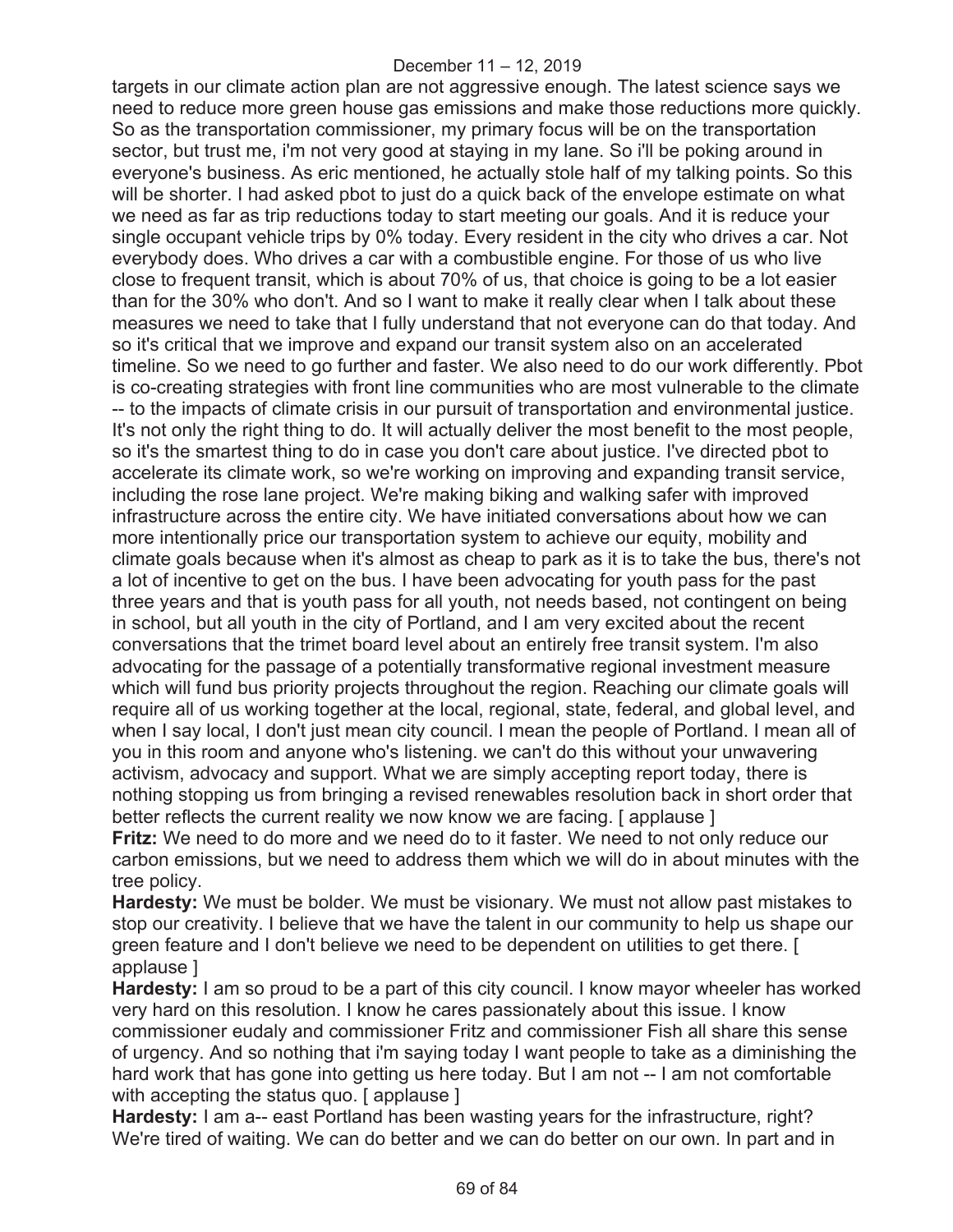targets in our climate action plan are not aggressive enough. The latest science says we need to reduce more green house gas emissions and make those reductions more quickly. So as the transportation commissioner, my primary focus will be on the transportation sector, but trust me, i'm not very good at staying in my lane. So i'll be poking around in everyone's business. As eric mentioned, he actually stole half of my talking points. So this will be shorter. I had asked pbot to just do a quick back of the envelope estimate on what we need as far as trip reductions today to start meeting our goals. And it is reduce your single occupant vehicle trips by 0% today. Every resident in the city who drives a car. Not everybody does. Who drives a car with a combustible engine. For those of us who live close to frequent transit, which is about 70% of us, that choice is going to be a lot easier than for the 30% who don't. And so I want to make it really clear when I talk about these measures we need to take that I fully understand that not everyone can do that today. And so it's critical that we improve and expand our transit system also on an accelerated timeline. So we need to go further and faster. We also need to do our work differently. Pbot is co-creating strategies with front line communities who are most vulnerable to the climate -- to the impacts of climate crisis in our pursuit of transportation and environmental justice. It's not only the right thing to do. It will actually deliver the most benefit to the most people, so it's the smartest thing to do in case you don't care about justice. I've directed pbot to accelerate its climate work, so we're working on improving and expanding transit service, including the rose lane project. We're making biking and walking safer with improved infrastructure across the entire city. We have initiated conversations about how we can more intentionally price our transportation system to achieve our equity, mobility and climate goals because when it's almost as cheap to park as it is to take the bus, there's not a lot of incentive to get on the bus. I have been advocating for youth pass for the past three years and that is youth pass for all youth, not needs based, not contingent on being in school, but all youth in the city of Portland, and I am very excited about the recent conversations that the trimet board level about an entirely free transit system. I'm also advocating for the passage of a potentially transformative regional investment measure which will fund bus priority projects throughout the region. Reaching our climate goals will require all of us working together at the local, regional, state, federal, and global level, and when I say local, I don't just mean city council. I mean the people of Portland. I mean all of you in this room and anyone who's listening. we can't do this without your unwavering activism, advocacy and support. What we are simply accepting report today, there is nothing stopping us from bringing a revised renewables resolution back in short order that better reflects the current reality we now know we are facing. [ applause ]

**Fritz:** We need to do more and we need do to it faster. We need to not only reduce our carbon emissions, but we need to address them which we will do in about minutes with the tree policy.

**Hardesty:** We must be bolder. We must be visionary. We must not allow past mistakes to stop our creativity. I believe that we have the talent in our community to help us shape our green feature and I don't believe we need to be dependent on utilities to get there. [ applause ]

**Hardesty:** I am so proud to be a part of this city council. I know mayor wheeler has worked very hard on this resolution. I know he cares passionately about this issue. I know commissioner eudaly and commissioner Fritz and commissioner Fish all share this sense of urgency. And so nothing that i'm saying today I want people to take as a diminishing the hard work that has gone into getting us here today. But I am not -- I am not comfortable with accepting the status quo. [ applause ]

**Hardesty:** I am a-- east Portland has been wasting years for the infrastructure, right? We're tired of waiting. We can do better and we can do better on our own. In part and in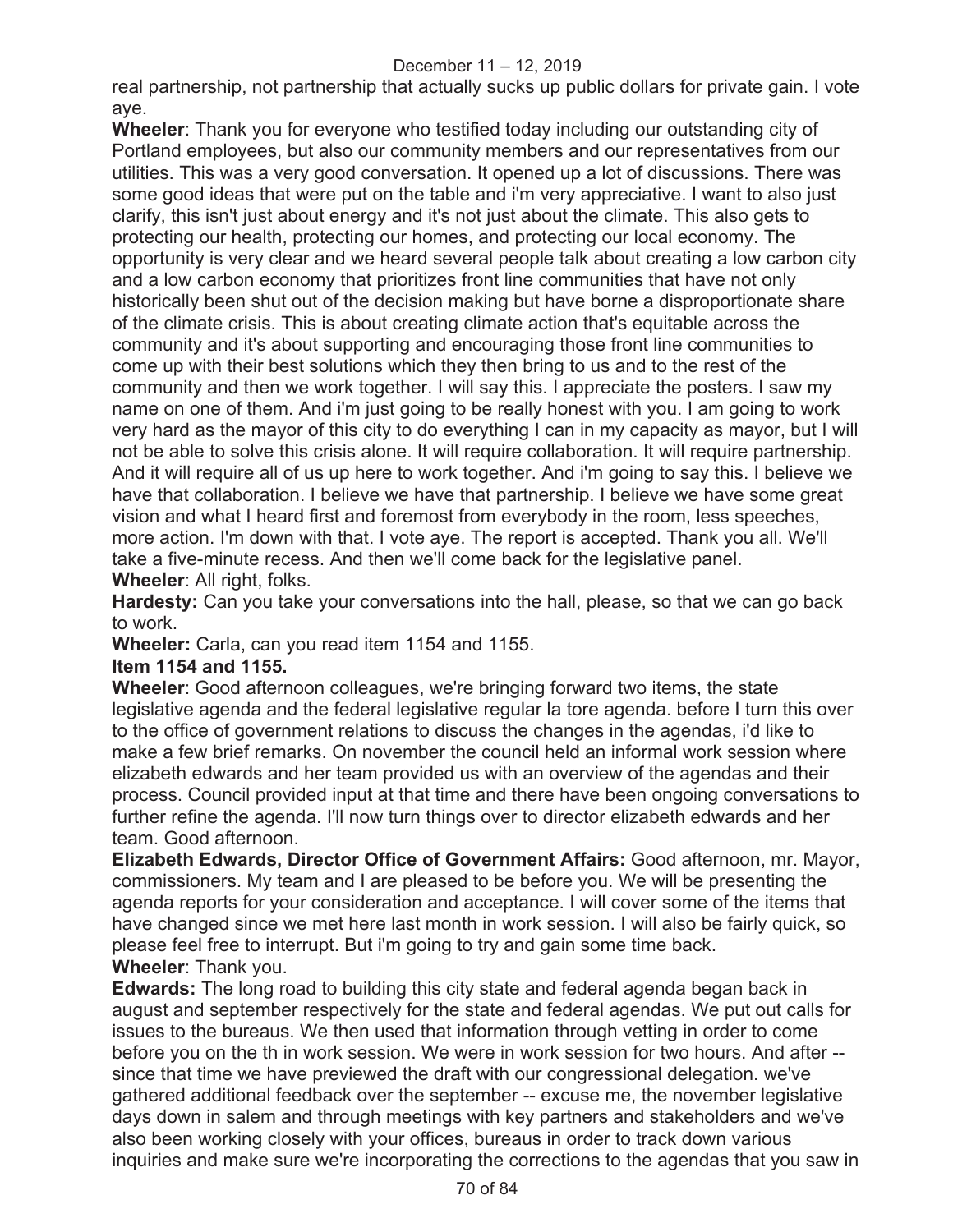real partnership, not partnership that actually sucks up public dollars for private gain. I vote aye.

**Wheeler**: Thank you for everyone who testified today including our outstanding city of Portland employees, but also our community members and our representatives from our utilities. This was a very good conversation. It opened up a lot of discussions. There was some good ideas that were put on the table and i'm very appreciative. I want to also just clarify, this isn't just about energy and it's not just about the climate. This also gets to protecting our health, protecting our homes, and protecting our local economy. The opportunity is very clear and we heard several people talk about creating a low carbon city and a low carbon economy that prioritizes front line communities that have not only historically been shut out of the decision making but have borne a disproportionate share of the climate crisis. This is about creating climate action that's equitable across the community and it's about supporting and encouraging those front line communities to come up with their best solutions which they then bring to us and to the rest of the community and then we work together. I will say this. I appreciate the posters. I saw my name on one of them. And i'm just going to be really honest with you. I am going to work very hard as the mayor of this city to do everything I can in my capacity as mayor, but I will not be able to solve this crisis alone. It will require collaboration. It will require partnership. And it will require all of us up here to work together. And i'm going to say this. I believe we have that collaboration. I believe we have that partnership. I believe we have some great vision and what I heard first and foremost from everybody in the room, less speeches, more action. I'm down with that. I vote aye. The report is accepted. Thank you all. We'll take a five-minute recess. And then we'll come back for the legislative panel.

**Wheeler**: All right, folks.

**Hardesty:** Can you take your conversations into the hall, please, so that we can go back to work.

**Wheeler:** Carla, can you read item 1154 and 1155.

**Item 1154 and 1155.**

**Wheeler**: Good afternoon colleagues, we're bringing forward two items, the state legislative agenda and the federal legislative regular la tore agenda. before I turn this over to the office of government relations to discuss the changes in the agendas, i'd like to make a few brief remarks. On november the council held an informal work session where elizabeth edwards and her team provided us with an overview of the agendas and their process. Council provided input at that time and there have been ongoing conversations to further refine the agenda. I'll now turn things over to director elizabeth edwards and her team. Good afternoon.

**Elizabeth Edwards, Director Office of Government Affairs:** Good afternoon, mr. Mayor, commissioners. My team and I are pleased to be before you. We will be presenting the agenda reports for your consideration and acceptance. I will cover some of the items that have changed since we met here last month in work session. I will also be fairly quick, so please feel free to interrupt. But i'm going to try and gain some time back.

**Wheeler**: Thank you.

**Edwards:** The long road to building this city state and federal agenda began back in august and september respectively for the state and federal agendas. We put out calls for issues to the bureaus. We then used that information through vetting in order to come before you on the th in work session. We were in work session for two hours. And after -- since that time we have previewed the draft with our congressional delegation. we've gathered additional feedback over the september -- excuse me, the november legislative days down in salem and through meetings with key partners and stakeholders and we've also been working closely with your offices, bureaus in order to track down various inquiries and make sure we're incorporating the corrections to the agendas that you saw in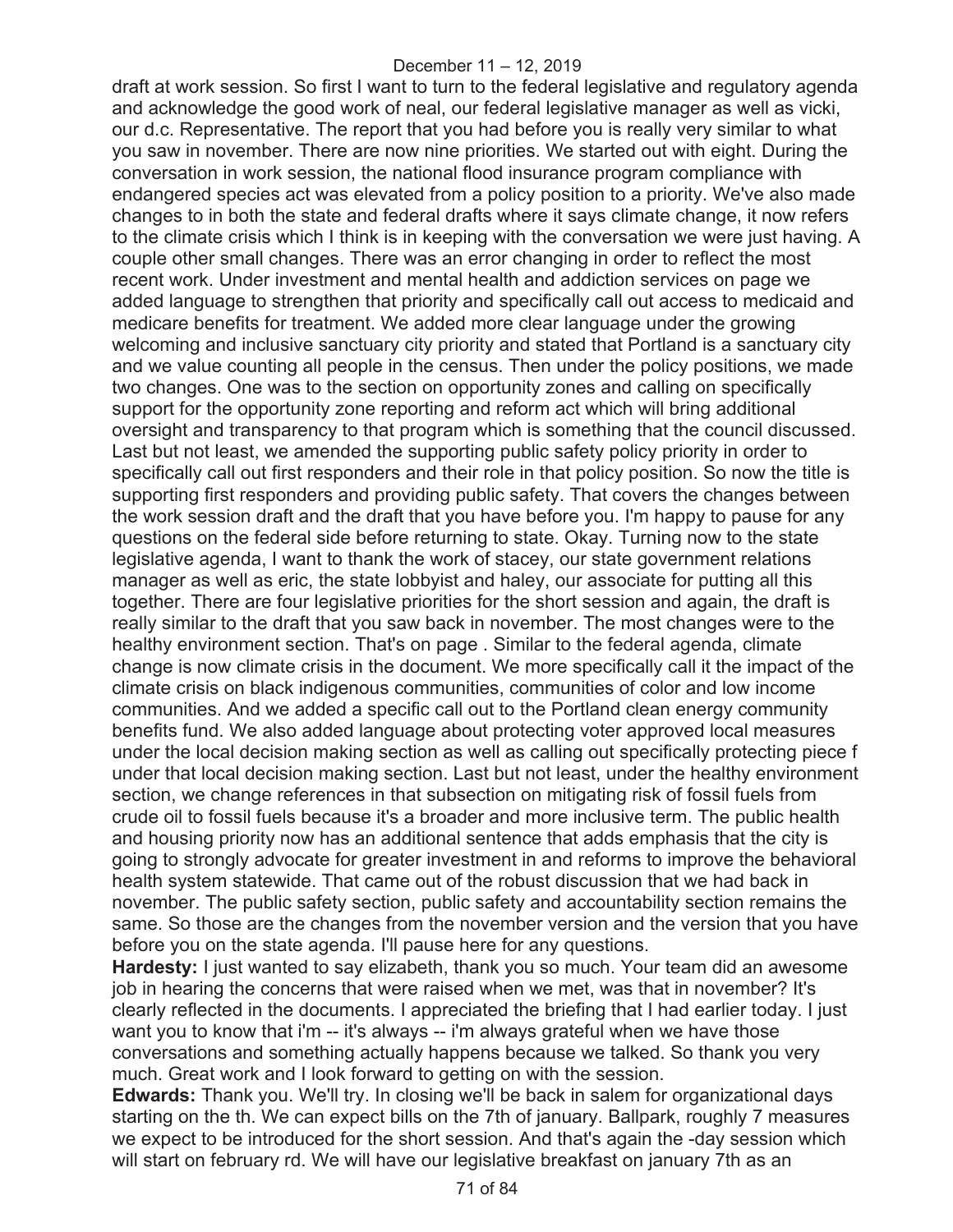draft at work session. So first I want to turn to the federal legislative and regulatory agenda and acknowledge the good work of neal, our federal legislative manager as well as vicki, our d.c. Representative. The report that you had before you is really very similar to what you saw in november. There are now nine priorities. We started out with eight. During the conversation in work session, the national flood insurance program compliance with endangered species act was elevated from a policy position to a priority. We've also made changes to in both the state and federal drafts where it says climate change, it now refers to the climate crisis which I think is in keeping with the conversation we were just having. A couple other small changes. There was an error changing in order to reflect the most recent work. Under investment and mental health and addiction services on page we added language to strengthen that priority and specifically call out access to medicaid and medicare benefits for treatment. We added more clear language under the growing welcoming and inclusive sanctuary city priority and stated that Portland is a sanctuary city and we value counting all people in the census. Then under the policy positions, we made two changes. One was to the section on opportunity zones and calling on specifically support for the opportunity zone reporting and reform act which will bring additional oversight and transparency to that program which is something that the council discussed. Last but not least, we amended the supporting public safety policy priority in order to specifically call out first responders and their role in that policy position. So now the title is supporting first responders and providing public safety. That covers the changes between the work session draft and the draft that you have before you. I'm happy to pause for any questions on the federal side before returning to state. Okay. Turning now to the state legislative agenda, I want to thank the work of stacey, our state government relations manager as well as eric, the state lobbyist and haley, our associate for putting all this together. There are four legislative priorities for the short session and again, the draft is really similar to the draft that you saw back in november. The most changes were to the healthy environment section. That's on page . Similar to the federal agenda, climate change is now climate crisis in the document. We more specifically call it the impact of the climate crisis on black indigenous communities, communities of color and low income communities. And we added a specific call out to the Portland clean energy community benefits fund. We also added language about protecting voter approved local measures under the local decision making section as well as calling out specifically protecting piece f under that local decision making section. Last but not least, under the healthy environment section, we change references in that subsection on mitigating risk of fossil fuels from crude oil to fossil fuels because it's a broader and more inclusive term. The public health and housing priority now has an additional sentence that adds emphasis that the city is going to strongly advocate for greater investment in and reforms to improve the behavioral health system statewide. That came out of the robust discussion that we had back in november. The public safety section, public safety and accountability section remains the same. So those are the changes from the november version and the version that you have before you on the state agenda. I'll pause here for any questions.

**Hardesty:** I just wanted to say elizabeth, thank you so much. Your team did an awesome job in hearing the concerns that were raised when we met, was that in november? It's clearly reflected in the documents. I appreciated the briefing that I had earlier today. I just want you to know that i'm -- it's always -- i'm always grateful when we have those conversations and something actually happens because we talked. So thank you very much. Great work and I look forward to getting on with the session.

**Edwards:** Thank you. We'll try. In closing we'll be back in salem for organizational days starting on the th. We can expect bills on the 7th of january. Ballpark, roughly 7 measures we expect to be introduced for the short session. And that's again the -day session which will start on february rd. We will have our legislative breakfast on january 7th as an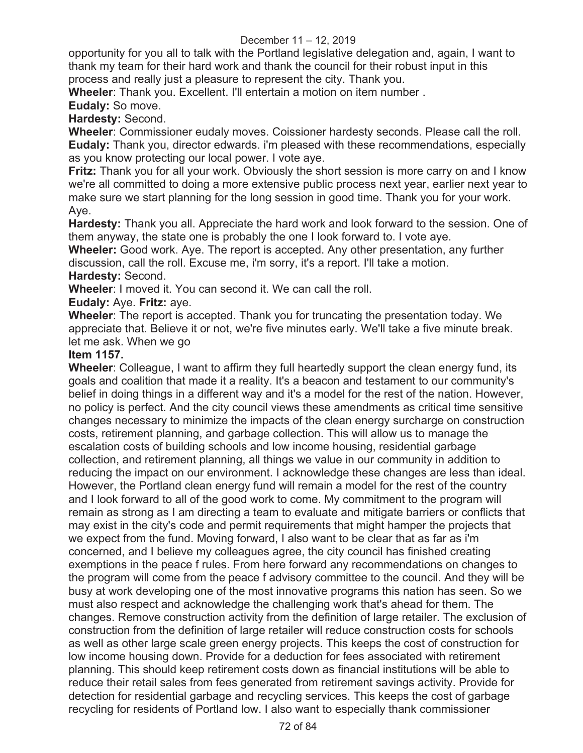opportunity for you all to talk with the Portland legislative delegation and, again, I want to thank my team for their hard work and thank the council for their robust input in this process and really just a pleasure to represent the city. Thank you.

**Wheeler**: Thank you. Excellent. I'll entertain a motion on item number .

**Eudaly:** So move.

**Hardesty:** Second.

**Wheeler**: Commissioner eudaly moves. Coissioner hardesty seconds. Please call the roll.

**Eudaly:** Thank you, director edwards. i'm pleased with these recommendations, especially as you know protecting our local power. I vote aye.

**Fritz:** Thank you for all your work. Obviously the short session is more carry on and I know we're all committed to doing a more extensive public process next year, earlier next year to make sure we start planning for the long session in good time. Thank you for your work. Aye.

**Hardesty:** Thank you all. Appreciate the hard work and look forward to the session. One of them anyway, the state one is probably the one I look forward to. I vote aye.

**Wheeler:** Good work. Aye. The report is accepted. Any other presentation, any further discussion, call the roll. Excuse me, i'm sorry, it's a report. I'll take a motion.

**Hardesty:** Second.

**Wheeler**: I moved it. You can second it. We can call the roll.

**Eudaly:** Aye. **Fritz:** aye.

**Wheeler**: The report is accepted. Thank you for truncating the presentation today. We appreciate that. Believe it or not, we're five minutes early. We'll take a five minute break. let me ask. When we go

**Item 1157.**

**Wheeler**: Colleague, I want to affirm they full heartedly support the clean energy fund, its goals and coalition that made it a reality. It's a beacon and testament to our community's belief in doing things in a different way and it's a model for the rest of the nation. However, no policy is perfect. And the city council views these amendments as critical time sensitive changes necessary to minimize the impacts of the clean energy surcharge on construction costs, retirement planning, and garbage collection. This will allow us to manage the escalation costs of building schools and low income housing, residential garbage collection, and retirement planning, all things we value in our community in addition to reducing the impact on our environment. I acknowledge these changes are less than ideal. However, the Portland clean energy fund will remain a model for the rest of the country and I look forward to all of the good work to come. My commitment to the program will remain as strong as I am directing a team to evaluate and mitigate barriers or conflicts that may exist in the city's code and permit requirements that might hamper the projects that we expect from the fund. Moving forward, I also want to be clear that as far as i'm concerned, and I believe my colleagues agree, the city council has finished creating exemptions in the peace f rules. From here forward any recommendations on changes to the program will come from the peace f advisory committee to the council. And they will be busy at work developing one of the most innovative programs this nation has seen. So we must also respect and acknowledge the challenging work that's ahead for them. The changes. Remove construction activity from the definition of large retailer. The exclusion of construction from the definition of large retailer will reduce construction costs for schools as well as other large scale green energy projects. This keeps the cost of construction for low income housing down. Provide for a deduction for fees associated with retirement planning. This should keep retirement costs down as financial institutions will be able to reduce their retail sales from fees generated from retirement savings activity. Provide for detection for residential garbage and recycling services. This keeps the cost of garbage recycling for residents of Portland low. I also want to especially thank commissioner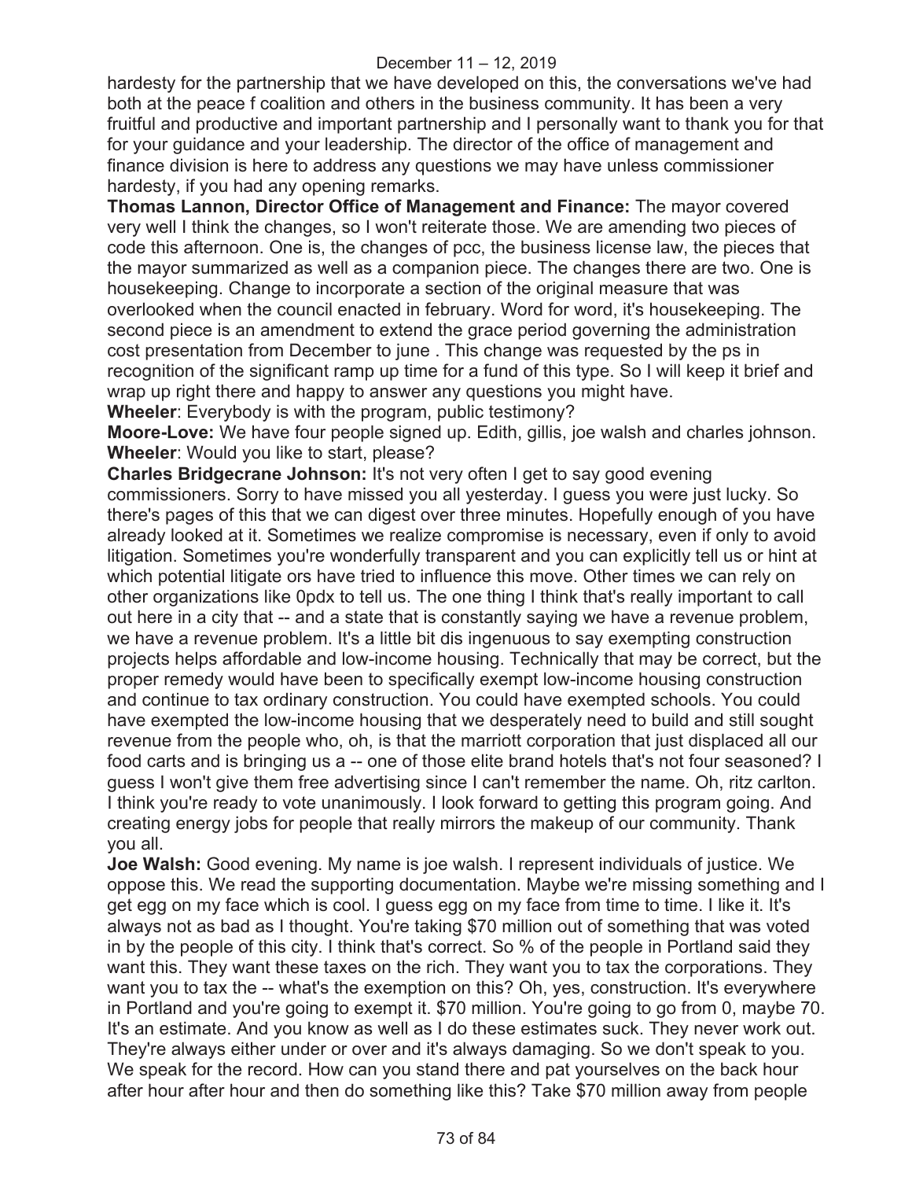hardesty for the partnership that we have developed on this, the conversations we've had both at the peace f coalition and others in the business community. It has been a very fruitful and productive and important partnership and I personally want to thank you for that for your guidance and your leadership. The director of the office of management and finance division is here to address any questions we may have unless commissioner hardesty, if you had any opening remarks.

**Thomas Lannon, Director Office of Management and Finance:** The mayor covered very well I think the changes, so I won't reiterate those. We are amending two pieces of code this afternoon. One is, the changes of pcc, the business license law, the pieces that the mayor summarized as well as a companion piece. The changes there are two. One is housekeeping. Change to incorporate a section of the original measure that was overlooked when the council enacted in february. Word for word, it's housekeeping. The second piece is an amendment to extend the grace period governing the administration cost presentation from December to june . This change was requested by the ps in recognition of the significant ramp up time for a fund of this type. So I will keep it brief and wrap up right there and happy to answer any questions you might have.

**Wheeler**: Everybody is with the program, public testimony?

**Moore-Love:** We have four people signed up. Edith, gillis, joe walsh and charles johnson.

**Wheeler**: Would you like to start, please?

**Charles Bridgecrane Johnson:** It's not very often I get to say good evening commissioners. Sorry to have missed you all yesterday. I guess you were just lucky. So there's pages of this that we can digest over three minutes. Hopefully enough of you have already looked at it. Sometimes we realize compromise is necessary, even if only to avoid litigation. Sometimes you're wonderfully transparent and you can explicitly tell us or hint at which potential litigate ors have tried to influence this move. Other times we can rely on other organizations like 0pdx to tell us. The one thing I think that's really important to call out here in a city that -- and a state that is constantly saying we have a revenue problem, we have a revenue problem. It's a little bit dis ingenuous to say exempting construction projects helps affordable and low-income housing. Technically that may be correct, but the proper remedy would have been to specifically exempt low-income housing construction and continue to tax ordinary construction. You could have exempted schools. You could have exempted the low-income housing that we desperately need to build and still sought revenue from the people who, oh, is that the marriott corporation that just displaced all our food carts and is bringing us a -- one of those elite brand hotels that's not four seasoned? I guess I won't give them free advertising since I can't remember the name. Oh, ritz carlton. I think you're ready to vote unanimously. I look forward to getting this program going. And creating energy jobs for people that really mirrors the makeup of our community. Thank you all.

**Joe Walsh:** Good evening. My name is joe walsh. I represent individuals of justice. We oppose this. We read the supporting documentation. Maybe we're missing something and I get egg on my face which is cool. I guess egg on my face from time to time. I like it. It's always not as bad as I thought. You're taking $70 million out of something that was voted in by the people of this city. I think that's correct. So % of the people in Portland said they want this. They want these taxes on the rich. They want you to tax the corporations. They want you to tax the -- what's the exemption on this? Oh, yes, construction. It's everywhere in Portland and you're going to exempt it. $70 million. You're going to go from 0, maybe 70. It's an estimate. And you know as well as I do these estimates suck. They never work out. They're always either under or over and it's always damaging. So we don't speak to you. We speak for the record. How can you stand there and pat yourselves on the back hour after hour after hour and then do something like this? Take $70 million away from people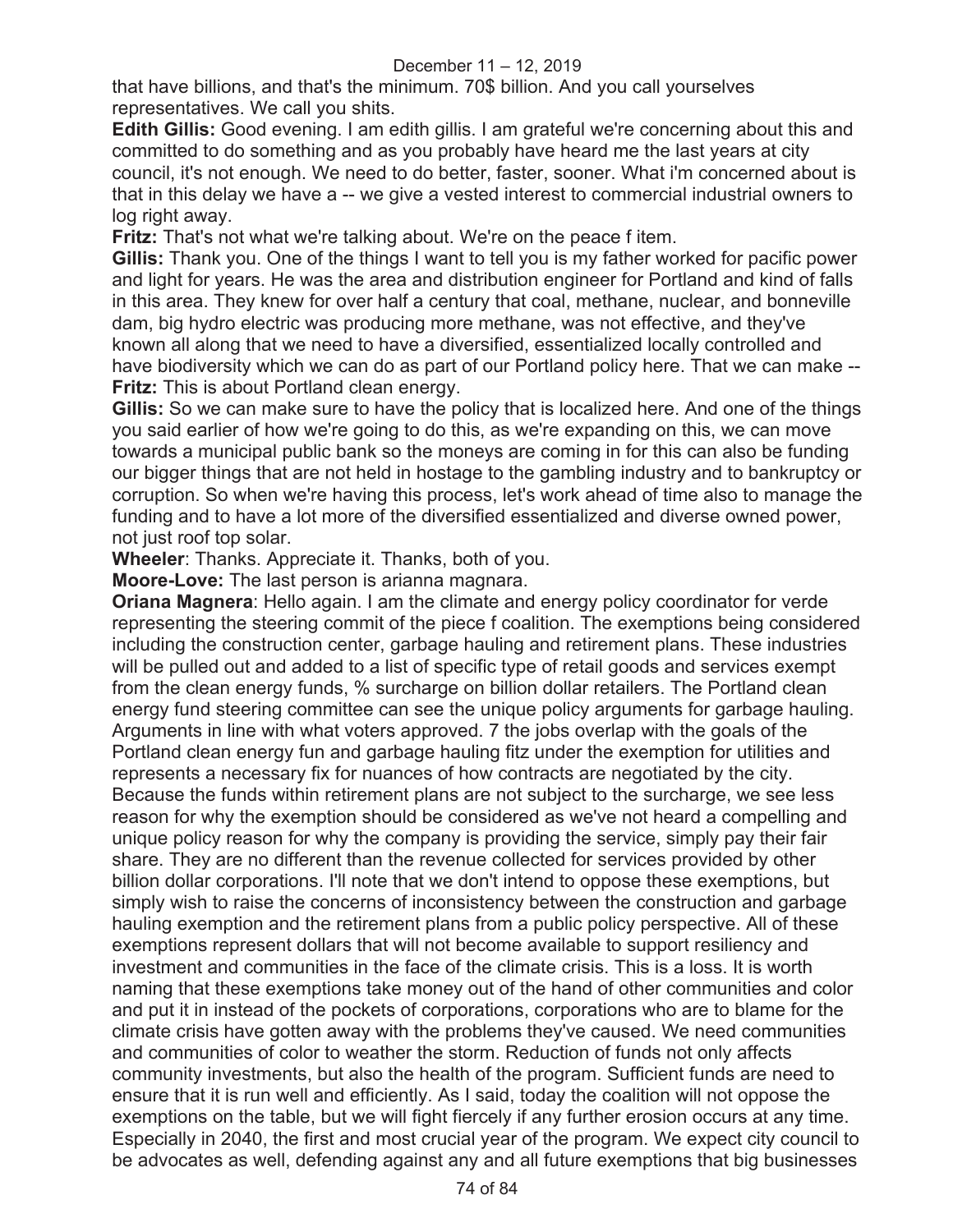that have billions, and that's the minimum. 70$ billion. And you call yourselves representatives. We call you shits.

**Edith Gillis:** Good evening. I am edith gillis. I am grateful we're concerning about this and committed to do something and as you probably have heard me the last years at city council, it's not enough. We need to do better, faster, sooner. What i'm concerned about is that in this delay we have a -- we give a vested interest to commercial industrial owners to log right away.

**Fritz:** That's not what we're talking about. We're on the peace f item.

**Gillis:** Thank you. One of the things I want to tell you is my father worked for pacific power and light for years. He was the area and distribution engineer for Portland and kind of falls in this area. They knew for over half a century that coal, methane, nuclear, and bonneville dam, big hydro electric was producing more methane, was not effective, and they've known all along that we need to have a diversified, essentialized locally controlled and have biodiversity which we can do as part of our Portland policy here. That we can make --

**Fritz:** This is about Portland clean energy.

**Gillis:** So we can make sure to have the policy that is localized here. And one of the things you said earlier of how we're going to do this, as we're expanding on this, we can move towards a municipal public bank so the moneys are coming in for this can also be funding our bigger things that are not held in hostage to the gambling industry and to bankruptcy or corruption. So when we're having this process, let's work ahead of time also to manage the funding and to have a lot more of the diversified essentialized and diverse owned power, not just roof top solar.

**Wheeler**: Thanks. Appreciate it. Thanks, both of you.

**Moore-Love:** The last person is arianna magnara.

**Oriana Magnera**: Hello again. I am the climate and energy policy coordinator for verde representing the steering commit of the piece f coalition. The exemptions being considered including the construction center, garbage hauling and retirement plans. These industries will be pulled out and added to a list of specific type of retail goods and services exempt from the clean energy funds, % surcharge on billion dollar retailers. The Portland clean energy fund steering committee can see the unique policy arguments for garbage hauling. Arguments in line with what voters approved. 7 the jobs overlap with the goals of the Portland clean energy fun and garbage hauling fitz under the exemption for utilities and represents a necessary fix for nuances of how contracts are negotiated by the city. Because the funds within retirement plans are not subject to the surcharge, we see less reason for why the exemption should be considered as we've not heard a compelling and unique policy reason for why the company is providing the service, simply pay their fair share. They are no different than the revenue collected for services provided by other billion dollar corporations. I'll note that we don't intend to oppose these exemptions, but simply wish to raise the concerns of inconsistency between the construction and garbage hauling exemption and the retirement plans from a public policy perspective. All of these exemptions represent dollars that will not become available to support resiliency and investment and communities in the face of the climate crisis. This is a loss. It is worth naming that these exemptions take money out of the hand of other communities and color and put it in instead of the pockets of corporations, corporations who are to blame for the climate crisis have gotten away with the problems they've caused. We need communities and communities of color to weather the storm. Reduction of funds not only affects community investments, but also the health of the program. Sufficient funds are need to ensure that it is run well and efficiently. As I said, today the coalition will not oppose the exemptions on the table, but we will fight fiercely if any further erosion occurs at any time. Especially in 2040, the first and most crucial year of the program. We expect city council to be advocates as well, defending against any and all future exemptions that big businesses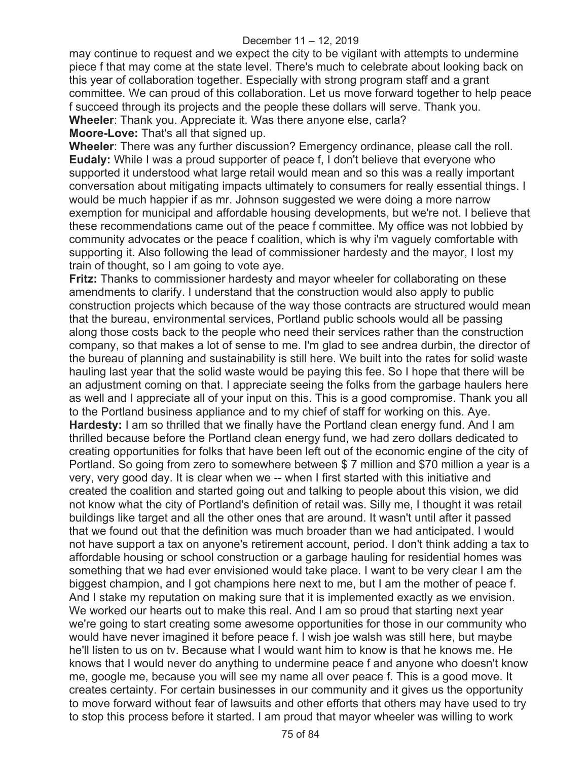may continue to request and we expect the city to be vigilant with attempts to undermine piece f that may come at the state level. There's much to celebrate about looking back on this year of collaboration together. Especially with strong program staff and a grant committee. We can proud of this collaboration. Let us move forward together to help peace f succeed through its projects and the people these dollars will serve. Thank you.

**Wheeler**: Thank you. Appreciate it. Was there anyone else, carla?

**Moore-Love:** That's all that signed up.

**Wheeler**: There was any further discussion? Emergency ordinance, please call the roll.

**Eudaly:** While I was a proud supporter of peace f, I don't believe that everyone who supported it understood what large retail would mean and so this was a really important conversation about mitigating impacts ultimately to consumers for really essential things. I would be much happier if as mr. Johnson suggested we were doing a more narrow exemption for municipal and affordable housing developments, but we're not. I believe that these recommendations came out of the peace f committee. My office was not lobbied by community advocates or the peace f coalition, which is why i'm vaguely comfortable with supporting it. Also following the lead of commissioner hardesty and the mayor, I lost my train of thought, so I am going to vote aye.

**Fritz:** Thanks to commissioner hardesty and mayor wheeler for collaborating on these amendments to clarify. I understand that the construction would also apply to public construction projects which because of the way those contracts are structured would mean that the bureau, environmental services, Portland public schools would all be passing along those costs back to the people who need their services rather than the construction company, so that makes a lot of sense to me. I'm glad to see andrea durbin, the director of the bureau of planning and sustainability is still here. We built into the rates for solid waste hauling last year that the solid waste would be paying this fee. So I hope that there will be an adjustment coming on that. I appreciate seeing the folks from the garbage haulers here as well and I appreciate all of your input on this. This is a good compromise. Thank you all to the Portland business appliance and to my chief of staff for working on this. Aye.

**Hardesty:** I am so thrilled that we finally have the Portland clean energy fund. And I am thrilled because before the Portland clean energy fund, we had zero dollars dedicated to creating opportunities for folks that have been left out of the economic engine of the city of Portland. So going from zero to somewhere between $ 7 million and $70 million a year is a very, very good day. It is clear when we -- when I first started with this initiative and created the coalition and started going out and talking to people about this vision, we did not know what the city of Portland's definition of retail was. Silly me, I thought it was retail buildings like target and all the other ones that are around. It wasn't until after it passed that we found out that the definition was much broader than we had anticipated. I would not have support a tax on anyone's retirement account, period. I don't think adding a tax to affordable housing or school construction or a garbage hauling for residential homes was something that we had ever envisioned would take place. I want to be very clear I am the biggest champion, and I got champions here next to me, but I am the mother of peace f. And I stake my reputation on making sure that it is implemented exactly as we envision. We worked our hearts out to make this real. And I am so proud that starting next year we're going to start creating some awesome opportunities for those in our community who would have never imagined it before peace f. I wish joe walsh was still here, but maybe he'll listen to us on tv. Because what I would want him to know is that he knows me. He knows that I would never do anything to undermine peace f and anyone who doesn't know me, google me, because you will see my name all over peace f. This is a good move. It creates certainty. For certain businesses in our community and it gives us the opportunity to move forward without fear of lawsuits and other efforts that others may have used to try to stop this process before it started. I am proud that mayor wheeler was willing to work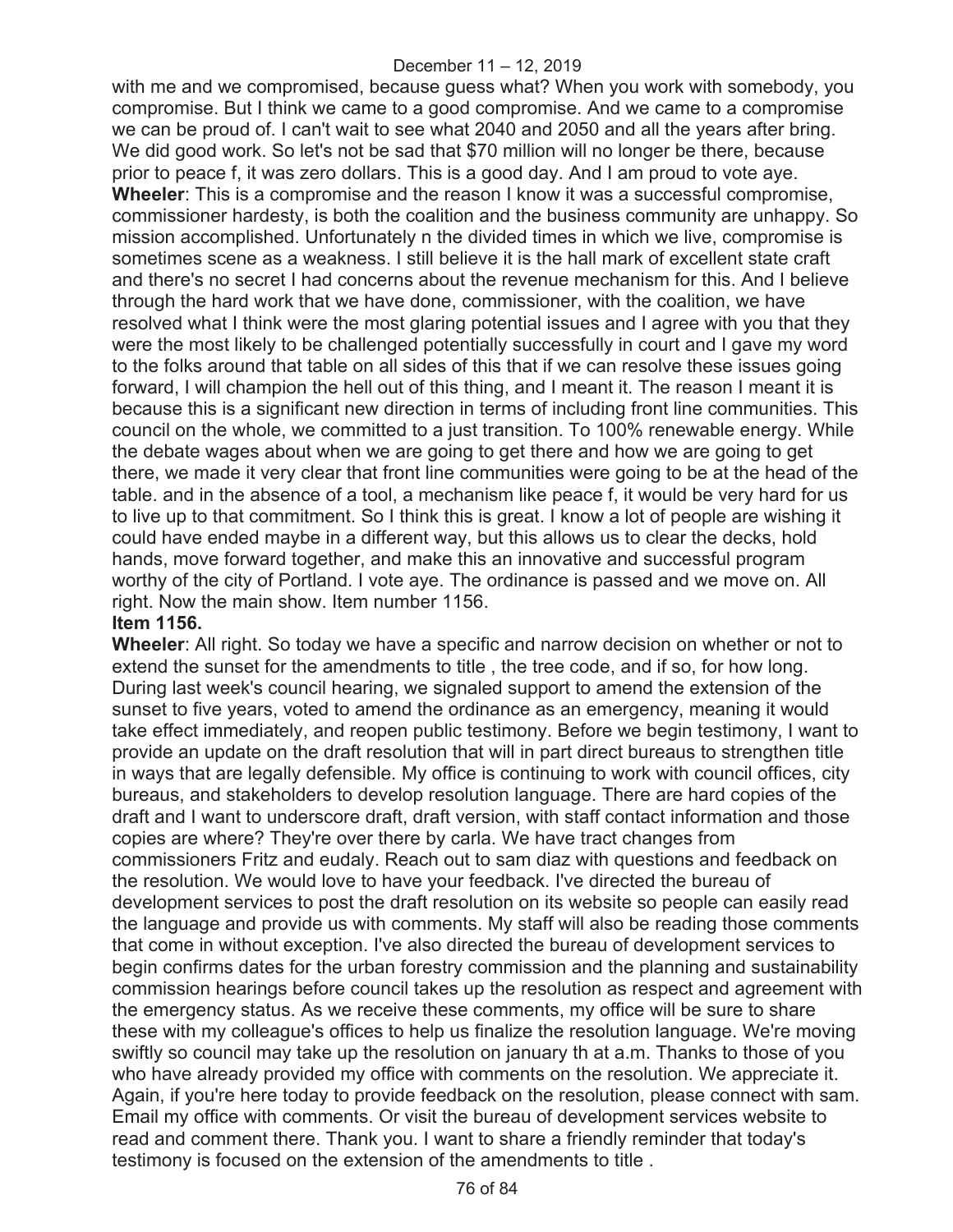with me and we compromised, because guess what? When you work with somebody, you compromise. But I think we came to a good compromise. And we came to a compromise we can be proud of. I can't wait to see what 2040 and 2050 and all the years after bring. We did good work. So let's not be sad that $70 million will no longer be there, because prior to peace f, it was zero dollars. This is a good day. And I am proud to vote aye.

**Wheeler**: This is a compromise and the reason I know it was a successful compromise, commissioner hardesty, is both the coalition and the business community are unhappy. So mission accomplished. Unfortunately n the divided times in which we live, compromise is sometimes scene as a weakness. I still believe it is the hall mark of excellent state craft and there's no secret I had concerns about the revenue mechanism for this. And I believe through the hard work that we have done, commissioner, with the coalition, we have resolved what I think were the most glaring potential issues and I agree with you that they were the most likely to be challenged potentially successfully in court and I gave my word to the folks around that table on all sides of this that if we can resolve these issues going forward, I will champion the hell out of this thing, and I meant it. The reason I meant it is because this is a significant new direction in terms of including front line communities. This council on the whole, we committed to a just transition. To 100% renewable energy. While the debate wages about when we are going to get there and how we are going to get there, we made it very clear that front line communities were going to be at the head of the table. and in the absence of a tool, a mechanism like peace f, it would be very hard for us to live up to that commitment. So I think this is great. I know a lot of people are wishing it could have ended maybe in a different way, but this allows us to clear the decks, hold hands, move forward together, and make this an innovative and successful program worthy of the city of Portland. I vote aye. The ordinance is passed and we move on. All right. Now the main show. Item number 1156.

**Item 1156.**

**Wheeler**: All right. So today we have a specific and narrow decision on whether or not to extend the sunset for the amendments to title , the tree code, and if so, for how long. During last week's council hearing, we signaled support to amend the extension of the sunset to five years, voted to amend the ordinance as an emergency, meaning it would take effect immediately, and reopen public testimony. Before we begin testimony, I want to provide an update on the draft resolution that will in part direct bureaus to strengthen title in ways that are legally defensible. My office is continuing to work with council offices, city bureaus, and stakeholders to develop resolution language. There are hard copies of the draft and I want to underscore draft, draft version, with staff contact information and those copies are where? They're over there by carla. We have tract changes from commissioners Fritz and eudaly. Reach out to sam diaz with questions and feedback on the resolution. We would love to have your feedback. I've directed the bureau of development services to post the draft resolution on its website so people can easily read the language and provide us with comments. My staff will also be reading those comments that come in without exception. I've also directed the bureau of development services to begin confirms dates for the urban forestry commission and the planning and sustainability commission hearings before council takes up the resolution as respect and agreement with the emergency status. As we receive these comments, my office will be sure to share these with my colleague's offices to help us finalize the resolution language. We're moving swiftly so council may take up the resolution on january th at a.m. Thanks to those of you who have already provided my office with comments on the resolution. We appreciate it. Again, if you're here today to provide feedback on the resolution, please connect with sam. Email my office with comments. Or visit the bureau of development services website to read and comment there. Thank you. I want to share a friendly reminder that today's testimony is focused on the extension of the amendments to title .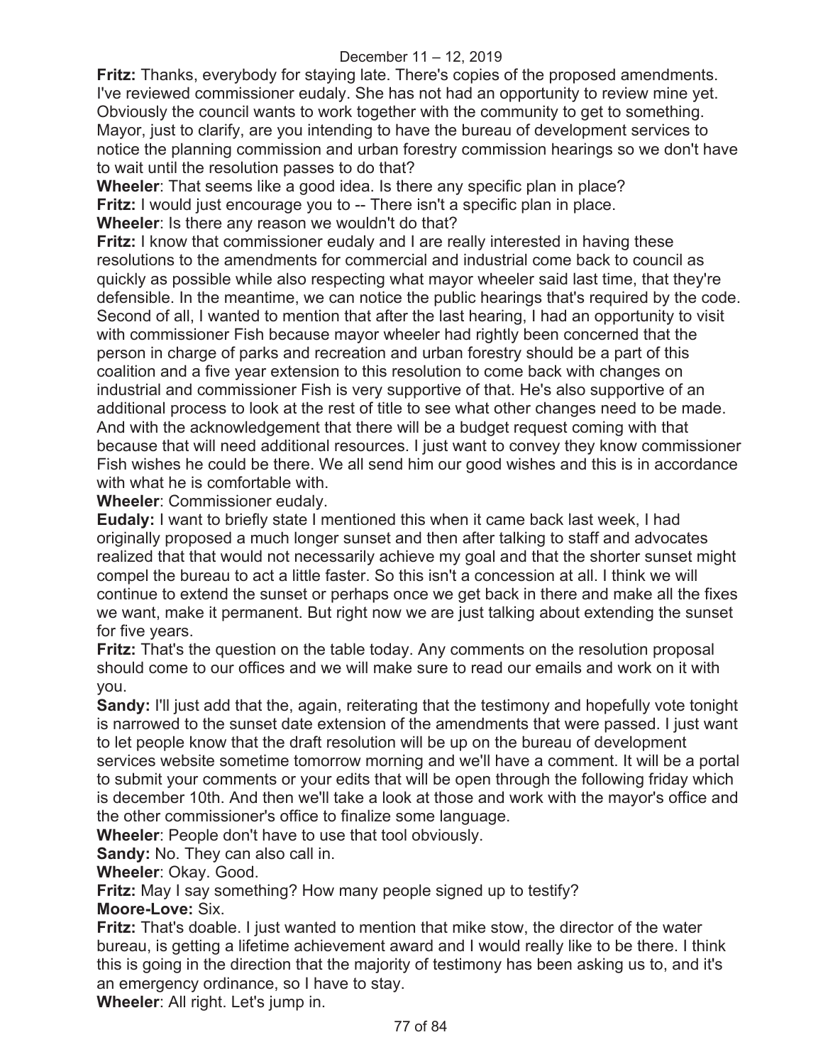**Fritz:** Thanks, everybody for staying late. There's copies of the proposed amendments. I've reviewed commissioner eudaly. She has not had an opportunity to review mine yet. Obviously the council wants to work together with the community to get to something. Mayor, just to clarify, are you intending to have the bureau of development services to notice the planning commission and urban forestry commission hearings so we don't have to wait until the resolution passes to do that?

**Wheeler**: That seems like a good idea. Is there any specific plan in place?

**Fritz:** I would just encourage you to -- There isn't a specific plan in place.

**Wheeler**: Is there any reason we wouldn't do that?

**Fritz:** I know that commissioner eudaly and I are really interested in having these resolutions to the amendments for commercial and industrial come back to council as quickly as possible while also respecting what mayor wheeler said last time, that they're defensible. In the meantime, we can notice the public hearings that's required by the code. Second of all, I wanted to mention that after the last hearing, I had an opportunity to visit with commissioner Fish because mayor wheeler had rightly been concerned that the person in charge of parks and recreation and urban forestry should be a part of this coalition and a five year extension to this resolution to come back with changes on industrial and commissioner Fish is very supportive of that. He's also supportive of an additional process to look at the rest of title to see what other changes need to be made. And with the acknowledgement that there will be a budget request coming with that because that will need additional resources. I just want to convey they know commissioner Fish wishes he could be there. We all send him our good wishes and this is in accordance with what he is comfortable with.

**Wheeler**: Commissioner eudaly.

**Eudaly:** I want to briefly state I mentioned this when it came back last week, I had originally proposed a much longer sunset and then after talking to staff and advocates realized that that would not necessarily achieve my goal and that the shorter sunset might compel the bureau to act a little faster. So this isn't a concession at all. I think we will continue to extend the sunset or perhaps once we get back in there and make all the fixes we want, make it permanent. But right now we are just talking about extending the sunset for five years.

**Fritz:** That's the question on the table today. Any comments on the resolution proposal should come to our offices and we will make sure to read our emails and work on it with you.

**Sandy:** I'll just add that the, again, reiterating that the testimony and hopefully vote tonight is narrowed to the sunset date extension of the amendments that were passed. I just want to let people know that the draft resolution will be up on the bureau of development services website sometime tomorrow morning and we'll have a comment. It will be a portal to submit your comments or your edits that will be open through the following friday which is december 10th. And then we'll take a look at those and work with the mayor's office and the other commissioner's office to finalize some language.

**Wheeler**: People don't have to use that tool obviously.

**Sandy:** No. They can also call in.

**Wheeler**: Okay. Good.

**Fritz:** May I say something? How many people signed up to testify?

**Moore-Love:** Six.

**Fritz:** That's doable. I just wanted to mention that mike stow, the director of the water bureau, is getting a lifetime achievement award and I would really like to be there. I think this is going in the direction that the majority of testimony has been asking us to, and it's an emergency ordinance, so I have to stay.

**Wheeler**: All right. Let's jump in.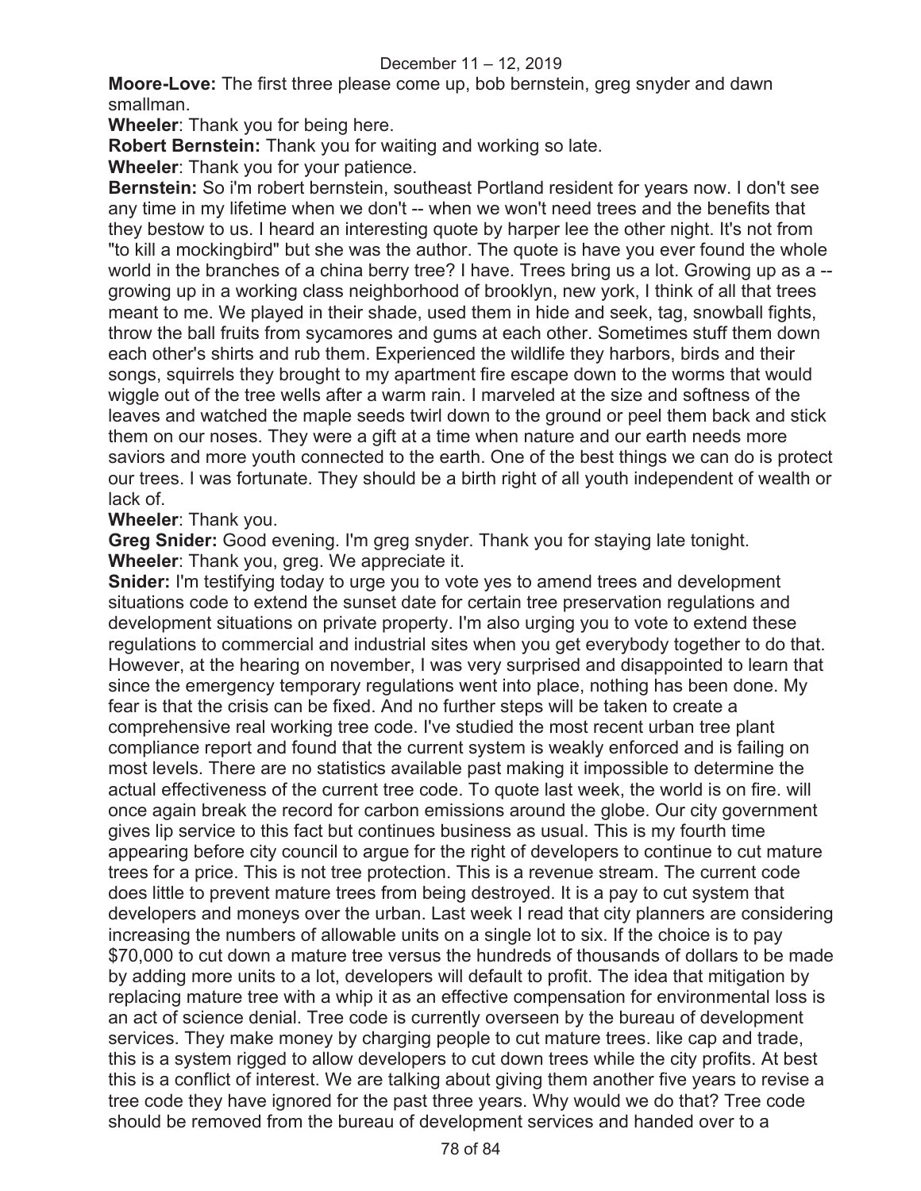**Moore-Love:** The first three please come up, bob bernstein, greg snyder and dawn smallman.

**Wheeler**: Thank you for being here.

**Robert Bernstein:** Thank you for waiting and working so late.

**Wheeler**: Thank you for your patience.

**Bernstein:** So i'm robert bernstein, southeast Portland resident for years now. I don't see any time in my lifetime when we don't -- when we won't need trees and the benefits that they bestow to us. I heard an interesting quote by harper lee the other night. It's not from "to kill a mockingbird" but she was the author. The quote is have you ever found the whole world in the branches of a china berry tree? I have. Trees bring us a lot. Growing up as a -- growing up in a working class neighborhood of brooklyn, new york, I think of all that trees meant to me. We played in their shade, used them in hide and seek, tag, snowball fights, throw the ball fruits from sycamores and gums at each other. Sometimes stuff them down each other's shirts and rub them. Experienced the wildlife they harbors, birds and their songs, squirrels they brought to my apartment fire escape down to the worms that would wiggle out of the tree wells after a warm rain. I marveled at the size and softness of the leaves and watched the maple seeds twirl down to the ground or peel them back and stick them on our noses. They were a gift at a time when nature and our earth needs more saviors and more youth connected to the earth. One of the best things we can do is protect our trees. I was fortunate. They should be a birth right of all youth independent of wealth or lack of.

**Wheeler**: Thank you.

**Greg Snider:** Good evening. I'm greg snyder. Thank you for staying late tonight.

**Wheeler**: Thank you, greg. We appreciate it.

**Snider:** I'm testifying today to urge you to vote yes to amend trees and development situations code to extend the sunset date for certain tree preservation regulations and development situations on private property. I'm also urging you to vote to extend these regulations to commercial and industrial sites when you get everybody together to do that. However, at the hearing on november, I was very surprised and disappointed to learn that since the emergency temporary regulations went into place, nothing has been done. My fear is that the crisis can be fixed. And no further steps will be taken to create a comprehensive real working tree code. I've studied the most recent urban tree plant compliance report and found that the current system is weakly enforced and is failing on most levels. There are no statistics available past making it impossible to determine the actual effectiveness of the current tree code. To quote last week, the world is on fire. will once again break the record for carbon emissions around the globe. Our city government gives lip service to this fact but continues business as usual. This is my fourth time appearing before city council to argue for the right of developers to continue to cut mature trees for a price. This is not tree protection. This is a revenue stream. The current code does little to prevent mature trees from being destroyed. It is a pay to cut system that developers and moneys over the urban. Last week I read that city planners are considering increasing the numbers of allowable units on a single lot to six. If the choice is to pay $70,000 to cut down a mature tree versus the hundreds of thousands of dollars to be made by adding more units to a lot, developers will default to profit. The idea that mitigation by replacing mature tree with a whip it as an effective compensation for environmental loss is an act of science denial. Tree code is currently overseen by the bureau of development services. They make money by charging people to cut mature trees. like cap and trade, this is a system rigged to allow developers to cut down trees while the city profits. At best this is a conflict of interest. We are talking about giving them another five years to revise a tree code they have ignored for the past three years. Why would we do that? Tree code should be removed from the bureau of development services and handed over to a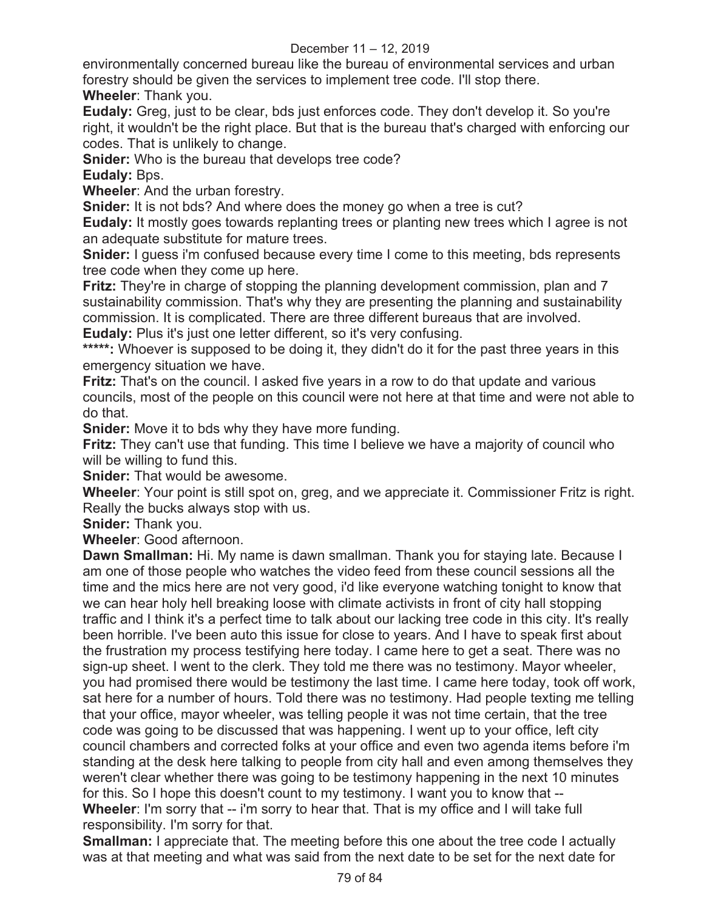environmentally concerned bureau like the bureau of environmental services and urban forestry should be given the services to implement tree code. I'll stop there.

**Wheeler**: Thank you.

**Eudaly:** Greg, just to be clear, bds just enforces code. They don't develop it. So you're right, it wouldn't be the right place. But that is the bureau that's charged with enforcing our codes. That is unlikely to change.

**Snider:** Who is the bureau that develops tree code?

**Eudaly:** Bps.

**Wheeler**: And the urban forestry.

**Snider:** It is not bds? And where does the money go when a tree is cut?

**Eudaly:** It mostly goes towards replanting trees or planting new trees which I agree is not an adequate substitute for mature trees.

**Snider:** I guess i'm confused because every time I come to this meeting, bds represents tree code when they come up here.

**Fritz:** They're in charge of stopping the planning development commission, plan and 7 sustainability commission. That's why they are presenting the planning and sustainability commission. It is complicated. There are three different bureaus that are involved.

**Eudaly:** Plus it's just one letter different, so it's very confusing.

**\*\*\*\*\*:** Whoever is supposed to be doing it, they didn't do it for the past three years in this emergency situation we have.

**Fritz:** That's on the council. I asked five years in a row to do that update and various councils, most of the people on this council were not here at that time and were not able to do that.

**Snider:** Move it to bds why they have more funding.

**Fritz:** They can't use that funding. This time I believe we have a majority of council who will be willing to fund this.

**Snider:** That would be awesome.

**Wheeler**: Your point is still spot on, greg, and we appreciate it. Commissioner Fritz is right. Really the bucks always stop with us.

**Snider:** Thank you.

**Wheeler**: Good afternoon.

**Dawn Smallman:** Hi. My name is dawn smallman. Thank you for staying late. Because I am one of those people who watches the video feed from these council sessions all the time and the mics here are not very good, i'd like everyone watching tonight to know that we can hear holy hell breaking loose with climate activists in front of city hall stopping traffic and I think it's a perfect time to talk about our lacking tree code in this city. It's really been horrible. I've been auto this issue for close to years. And I have to speak first about the frustration my process testifying here today. I came here to get a seat. There was no sign-up sheet. I went to the clerk. They told me there was no testimony. Mayor wheeler, you had promised there would be testimony the last time. I came here today, took off work, sat here for a number of hours. Told there was no testimony. Had people texting me telling that your office, mayor wheeler, was telling people it was not time certain, that the tree code was going to be discussed that was happening. I went up to your office, left city council chambers and corrected folks at your office and even two agenda items before i'm standing at the desk here talking to people from city hall and even among themselves they weren't clear whether there was going to be testimony happening in the next 10 minutes for this. So I hope this doesn't count to my testimony. I want you to know that --

**Wheeler**: I'm sorry that -- i'm sorry to hear that. That is my office and I will take full responsibility. I'm sorry for that.

**Smallman:** I appreciate that. The meeting before this one about the tree code I actually was at that meeting and what was said from the next date to be set for the next date for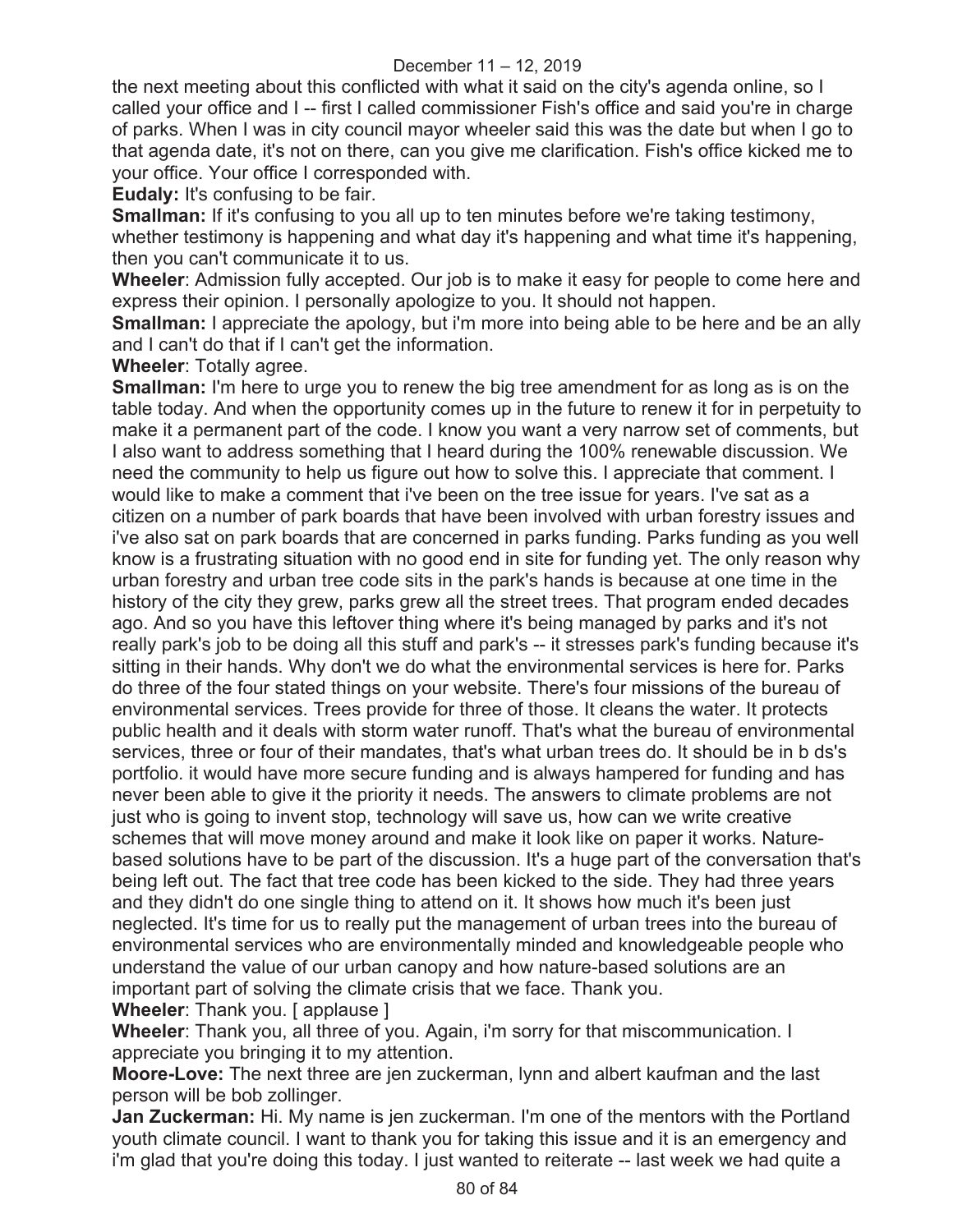the next meeting about this conflicted with what it said on the city's agenda online, so I called your office and I -- first I called commissioner Fish's office and said you're in charge of parks. When I was in city council mayor wheeler said this was the date but when I go to that agenda date, it's not on there, can you give me clarification. Fish's office kicked me to your office. Your office I corresponded with.

**Eudaly:** It's confusing to be fair.

**Smallman:** If it's confusing to you all up to ten minutes before we're taking testimony, whether testimony is happening and what day it's happening and what time it's happening, then you can't communicate it to us.

**Wheeler**: Admission fully accepted. Our job is to make it easy for people to come here and express their opinion. I personally apologize to you. It should not happen.

**Smallman:** I appreciate the apology, but i'm more into being able to be here and be an ally and I can't do that if I can't get the information.

**Wheeler**: Totally agree.

**Smallman:** I'm here to urge you to renew the big tree amendment for as long as is on the table today. And when the opportunity comes up in the future to renew it for in perpetuity to make it a permanent part of the code. I know you want a very narrow set of comments, but I also want to address something that I heard during the 100% renewable discussion. We need the community to help us figure out how to solve this. I appreciate that comment. I would like to make a comment that i've been on the tree issue for years. I've sat as a citizen on a number of park boards that have been involved with urban forestry issues and i've also sat on park boards that are concerned in parks funding. Parks funding as you well know is a frustrating situation with no good end in site for funding yet. The only reason why urban forestry and urban tree code sits in the park's hands is because at one time in the history of the city they grew, parks grew all the street trees. That program ended decades ago. And so you have this leftover thing where it's being managed by parks and it's not really park's job to be doing all this stuff and park's -- it stresses park's funding because it's sitting in their hands. Why don't we do what the environmental services is here for. Parks do three of the four stated things on your website. There's four missions of the bureau of environmental services. Trees provide for three of those. It cleans the water. It protects public health and it deals with storm water runoff. That's what the bureau of environmental services, three or four of their mandates, that's what urban trees do. It should be in b ds's portfolio. it would have more secure funding and is always hampered for funding and has never been able to give it the priority it needs. The answers to climate problems are not just who is going to invent stop, technology will save us, how can we write creative schemes that will move money around and make it look like on paper it works. Nature-based solutions have to be part of the discussion. It's a huge part of the conversation that's being left out. The fact that tree code has been kicked to the side. They had three years and they didn't do one single thing to attend on it. It shows how much it's been just neglected. It's time for us to really put the management of urban trees into the bureau of environmental services who are environmentally minded and knowledgeable people who understand the value of our urban canopy and how nature-based solutions are an important part of solving the climate crisis that we face. Thank you.

**Wheeler**: Thank you. [ applause ]

**Wheeler**: Thank you, all three of you. Again, i'm sorry for that miscommunication. I appreciate you bringing it to my attention.

**Moore-Love:** The next three are jen zuckerman, lynn and albert kaufman and the last person will be bob zollinger.

**Jan Zuckerman:** Hi. My name is jen zuckerman. I'm one of the mentors with the Portland youth climate council. I want to thank you for taking this issue and it is an emergency and i'm glad that you're doing this today. I just wanted to reiterate -- last week we had quite a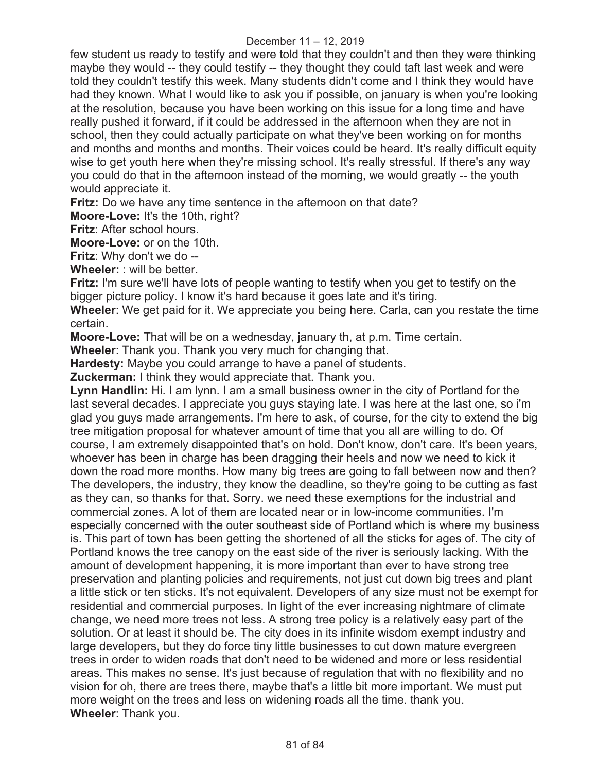few student us ready to testify and were told that they couldn't and then they were thinking maybe they would -- they could testify -- they thought they could taft last week and were told they couldn't testify this week. Many students didn't come and I think they would have had they known. What I would like to ask you if possible, on january is when you're looking at the resolution, because you have been working on this issue for a long time and have really pushed it forward, if it could be addressed in the afternoon when they are not in school, then they could actually participate on what they've been working on for months and months and months and months. Their voices could be heard. It's really difficult equity wise to get youth here when they're missing school. It's really stressful. If there's any way you could do that in the afternoon instead of the morning, we would greatly -- the youth would appreciate it.

**Fritz:** Do we have any time sentence in the afternoon on that date?

**Moore-Love:** It's the 10th, right?

**Fritz**: After school hours.

**Moore-Love:** or on the 10th.

**Fritz**: Why don't we do --

**Wheeler:** : will be better.

**Fritz:** I'm sure we'll have lots of people wanting to testify when you get to testify on the bigger picture policy. I know it's hard because it goes late and it's tiring.

**Wheeler**: We get paid for it. We appreciate you being here. Carla, can you restate the time certain.

**Moore-Love:** That will be on a wednesday, january th, at p.m. Time certain.

**Wheeler**: Thank you. Thank you very much for changing that.

**Hardesty:** Maybe you could arrange to have a panel of students.

**Zuckerman:** I think they would appreciate that. Thank you.

**Lynn Handlin:** Hi. I am lynn. I am a small business owner in the city of Portland for the last several decades. I appreciate you guys staying late. I was here at the last one, so i'm glad you guys made arrangements. I'm here to ask, of course, for the city to extend the big tree mitigation proposal for whatever amount of time that you all are willing to do. Of course, I am extremely disappointed that's on hold. Don't know, don't care. It's been years, whoever has been in charge has been dragging their heels and now we need to kick it down the road more months. How many big trees are going to fall between now and then? The developers, the industry, they know the deadline, so they're going to be cutting as fast as they can, so thanks for that. Sorry. we need these exemptions for the industrial and commercial zones. A lot of them are located near or in low-income communities. I'm especially concerned with the outer southeast side of Portland which is where my business is. This part of town has been getting the shortened of all the sticks for ages of. The city of Portland knows the tree canopy on the east side of the river is seriously lacking. With the amount of development happening, it is more important than ever to have strong tree preservation and planting policies and requirements, not just cut down big trees and plant a little stick or ten sticks. It's not equivalent. Developers of any size must not be exempt for residential and commercial purposes. In light of the ever increasing nightmare of climate change, we need more trees not less. A strong tree policy is a relatively easy part of the solution. Or at least it should be. The city does in its infinite wisdom exempt industry and large developers, but they do force tiny little businesses to cut down mature evergreen trees in order to widen roads that don't need to be widened and more or less residential areas. This makes no sense. It's just because of regulation that with no flexibility and no vision for oh, there are trees there, maybe that's a little bit more important. We must put more weight on the trees and less on widening roads all the time. thank you.

**Wheeler**: Thank you.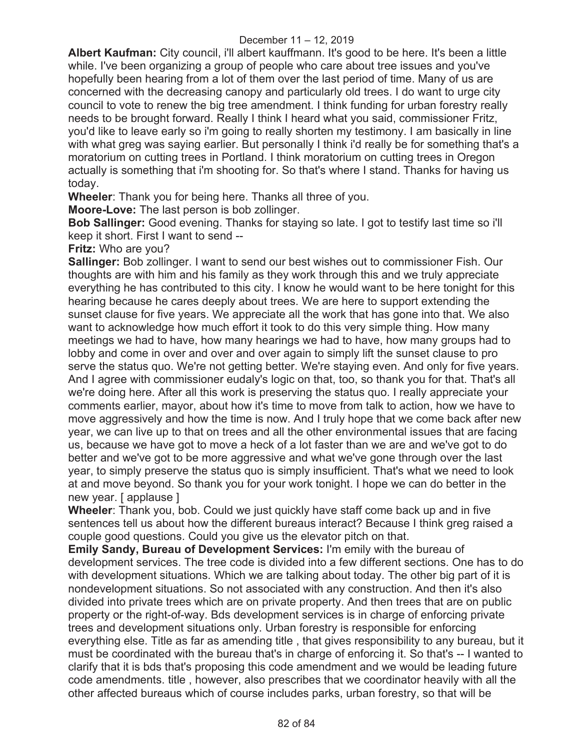**Albert Kaufman:** City council, i'll albert kauffmann. It's good to be here. It's been a little while. I've been organizing a group of people who care about tree issues and you've hopefully been hearing from a lot of them over the last period of time. Many of us are concerned with the decreasing canopy and particularly old trees. I do want to urge city council to vote to renew the big tree amendment. I think funding for urban forestry really needs to be brought forward. Really I think I heard what you said, commissioner Fritz, you'd like to leave early so i'm going to really shorten my testimony. I am basically in line with what greg was saying earlier. But personally I think i'd really be for something that's a moratorium on cutting trees in Portland. I think moratorium on cutting trees in Oregon actually is something that i'm shooting for. So that's where I stand. Thanks for having us today.

**Wheeler**: Thank you for being here. Thanks all three of you.

**Moore-Love:** The last person is bob zollinger.

**Bob Sallinger:** Good evening. Thanks for staying so late. I got to testify last time so i'll keep it short. First I want to send --

**Fritz:** Who are you?

**Sallinger:** Bob zollinger. I want to send our best wishes out to commissioner Fish. Our thoughts are with him and his family as they work through this and we truly appreciate everything he has contributed to this city. I know he would want to be here tonight for this hearing because he cares deeply about trees. We are here to support extending the sunset clause for five years. We appreciate all the work that has gone into that. We also want to acknowledge how much effort it took to do this very simple thing. How many meetings we had to have, how many hearings we had to have, how many groups had to lobby and come in over and over and over again to simply lift the sunset clause to pro serve the status quo. We're not getting better. We're staying even. And only for five years. And I agree with commissioner eudaly's logic on that, too, so thank you for that. That's all we're doing here. After all this work is preserving the status quo. I really appreciate your comments earlier, mayor, about how it's time to move from talk to action, how we have to move aggressively and how the time is now. And I truly hope that we come back after new year, we can live up to that on trees and all the other environmental issues that are facing us, because we have got to move a heck of a lot faster than we are and we've got to do better and we've got to be more aggressive and what we've gone through over the last year, to simply preserve the status quo is simply insufficient. That's what we need to look at and move beyond. So thank you for your work tonight. I hope we can do better in the new year. [ applause ]

**Wheeler**: Thank you, bob. Could we just quickly have staff come back up and in five sentences tell us about how the different bureaus interact? Because I think greg raised a couple good questions. Could you give us the elevator pitch on that.

**Emily Sandy, Bureau of Development Services:** I'm emily with the bureau of development services. The tree code is divided into a few different sections. One has to do with development situations. Which we are talking about today. The other big part of it is nondevelopment situations. So not associated with any construction. And then it's also divided into private trees which are on private property. And then trees that are on public property or the right-of-way. Bds development services is in charge of enforcing private trees and development situations only. Urban forestry is responsible for enforcing everything else. Title as far as amending title , that gives responsibility to any bureau, but it must be coordinated with the bureau that's in charge of enforcing it. So that's -- I wanted to clarify that it is bds that's proposing this code amendment and we would be leading future code amendments. title , however, also prescribes that we coordinator heavily with all the other affected bureaus which of course includes parks, urban forestry, so that will be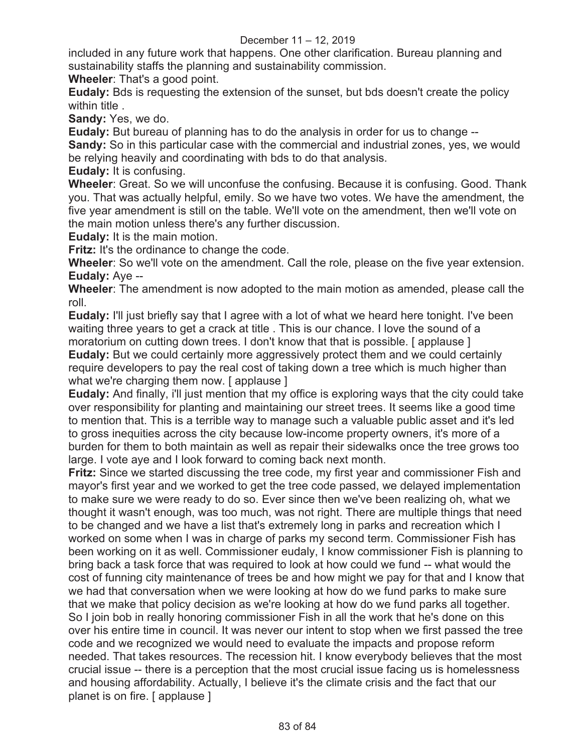included in any future work that happens. One other clarification. Bureau planning and sustainability staffs the planning and sustainability commission.

**Wheeler**: That's a good point.

**Eudaly:** Bds is requesting the extension of the sunset, but bds doesn't create the policy within title .

**Sandy:** Yes, we do.

**Eudaly:** But bureau of planning has to do the analysis in order for us to change --

**Sandy:** So in this particular case with the commercial and industrial zones, yes, we would be relying heavily and coordinating with bds to do that analysis.

**Eudaly:** It is confusing.

**Wheeler**: Great. So we will unconfuse the confusing. Because it is confusing. Good. Thank you. That was actually helpful, emily. So we have two votes. We have the amendment, the five year amendment is still on the table. We'll vote on the amendment, then we'll vote on the main motion unless there's any further discussion.

**Eudaly:** It is the main motion.

**Fritz:** It's the ordinance to change the code.

**Wheeler**: So we'll vote on the amendment. Call the role, please on the five year extension.

**Eudaly:** Aye --

**Wheeler**: The amendment is now adopted to the main motion as amended, please call the roll.

**Eudaly:** I'll just briefly say that I agree with a lot of what we heard here tonight. I've been waiting three years to get a crack at title . This is our chance. I love the sound of a moratorium on cutting down trees. I don't know that that is possible. [ applause ]

**Eudaly:** But we could certainly more aggressively protect them and we could certainly require developers to pay the real cost of taking down a tree which is much higher than what we're charging them now. [ applause ]

**Eudaly:** And finally, i'll just mention that my office is exploring ways that the city could take over responsibility for planting and maintaining our street trees. It seems like a good time to mention that. This is a terrible way to manage such a valuable public asset and it's led to gross inequities across the city because low-income property owners, it's more of a burden for them to both maintain as well as repair their sidewalks once the tree grows too large. I vote aye and I look forward to coming back next month.

**Fritz:** Since we started discussing the tree code, my first year and commissioner Fish and mayor's first year and we worked to get the tree code passed, we delayed implementation to make sure we were ready to do so. Ever since then we've been realizing oh, what we thought it wasn't enough, was too much, was not right. There are multiple things that need to be changed and we have a list that's extremely long in parks and recreation which I worked on some when I was in charge of parks my second term. Commissioner Fish has been working on it as well. Commissioner eudaly, I know commissioner Fish is planning to bring back a task force that was required to look at how could we fund -- what would the cost of funning city maintenance of trees be and how might we pay for that and I know that we had that conversation when we were looking at how do we fund parks to make sure that we make that policy decision as we're looking at how do we fund parks all together. So I join bob in really honoring commissioner Fish in all the work that he's done on this over his entire time in council. It was never our intent to stop when we first passed the tree code and we recognized we would need to evaluate the impacts and propose reform needed. That takes resources. The recession hit. I know everybody believes that the most crucial issue -- there is a perception that the most crucial issue facing us is homelessness and housing affordability. Actually, I believe it's the climate crisis and the fact that our planet is on fire. [ applause ]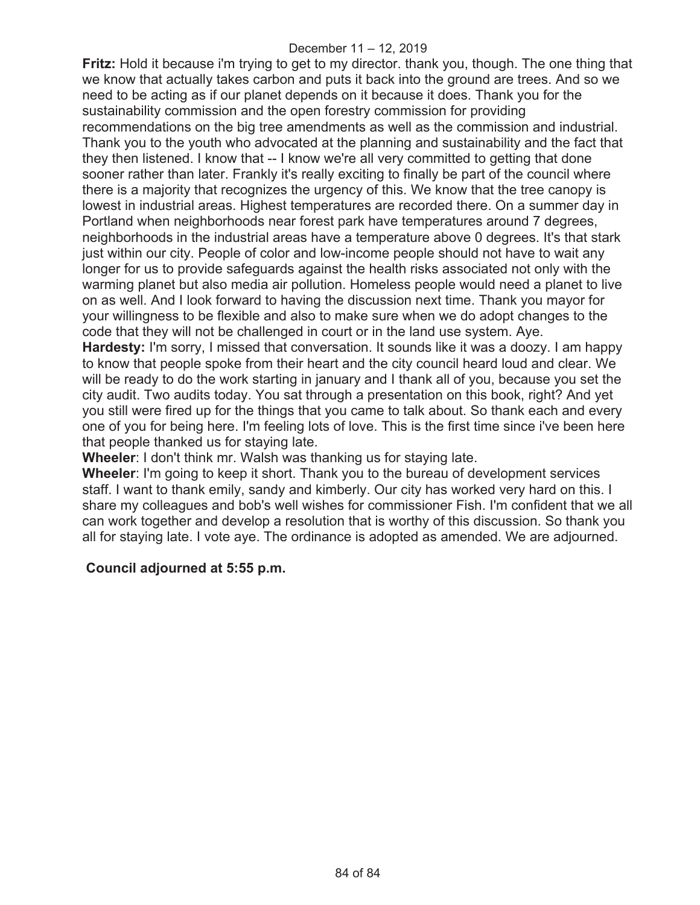**Fritz:** Hold it because i'm trying to get to my director. thank you, though. The one thing that we know that actually takes carbon and puts it back into the ground are trees. And so we need to be acting as if our planet depends on it because it does. Thank you for the sustainability commission and the open forestry commission for providing recommendations on the big tree amendments as well as the commission and industrial. Thank you to the youth who advocated at the planning and sustainability and the fact that they then listened. I know that -- I know we're all very committed to getting that done sooner rather than later. Frankly it's really exciting to finally be part of the council where there is a majority that recognizes the urgency of this. We know that the tree canopy is lowest in industrial areas. Highest temperatures are recorded there. On a summer day in Portland when neighborhoods near forest park have temperatures around 7 degrees, neighborhoods in the industrial areas have a temperature above 0 degrees. It's that stark just within our city. People of color and low-income people should not have to wait any longer for us to provide safeguards against the health risks associated not only with the warming planet but also media air pollution. Homeless people would need a planet to live on as well. And I look forward to having the discussion next time. Thank you mayor for your willingness to be flexible and also to make sure when we do adopt changes to the code that they will not be challenged in court or in the land use system. Aye.

**Hardesty:** I'm sorry, I missed that conversation. It sounds like it was a doozy. I am happy to know that people spoke from their heart and the city council heard loud and clear. We will be ready to do the work starting in january and I thank all of you, because you set the city audit. Two audits today. You sat through a presentation on this book, right? And yet you still were fired up for the things that you came to talk about. So thank each and every one of you for being here. I'm feeling lots of love. This is the first time since i've been here that people thanked us for staying late.

**Wheeler**: I don't think mr. Walsh was thanking us for staying late.

**Wheeler**: I'm going to keep it short. Thank you to the bureau of development services staff. I want to thank emily, sandy and kimberly. Our city has worked very hard on this. I share my colleagues and bob's well wishes for commissioner Fish. I'm confident that we all can work together and develop a resolution that is worthy of this discussion. So thank you all for staying late. I vote aye. The ordinance is adopted as amended. We are adjourned.

**Council adjourned at 5:55 p.m.**